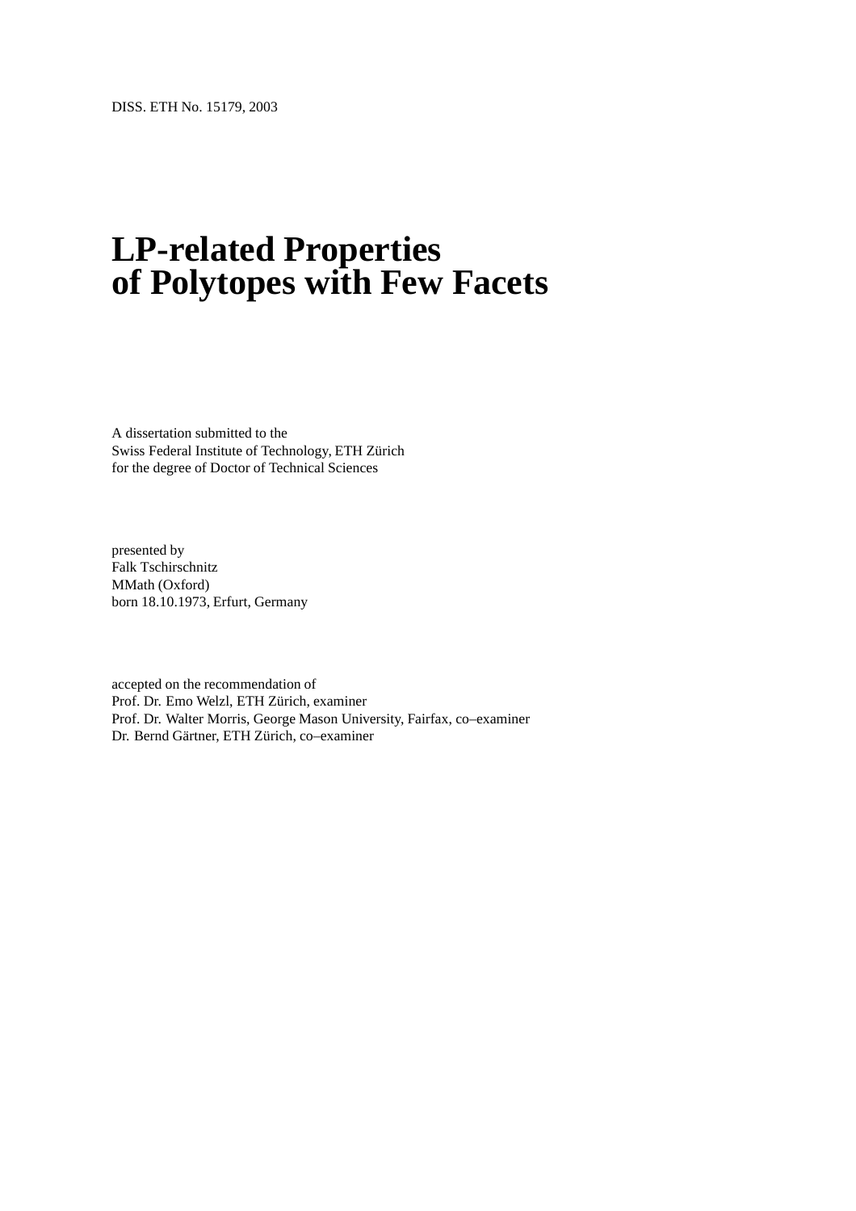DISS. ETH No. 15179, 2003

# LP-related Properties of Polytopes with Few Facets

A dissertation submitted to the
Swiss Federal Institute of Technology, ETH Zürich
for the degree of Doctor of Technical Sciences

presented by
Falk Tschirschnitz
MMath (Oxford)
born 18.10.1973, Erfurt, Germany

accepted on the recommendation of
Prof. Dr. Emo Welzl, ETH Zürich, examiner
Prof. Dr. Walter Morris, George Mason University, Fairfax, co–examiner
Dr. Bernd Gärtner, ETH Zürich, co–examiner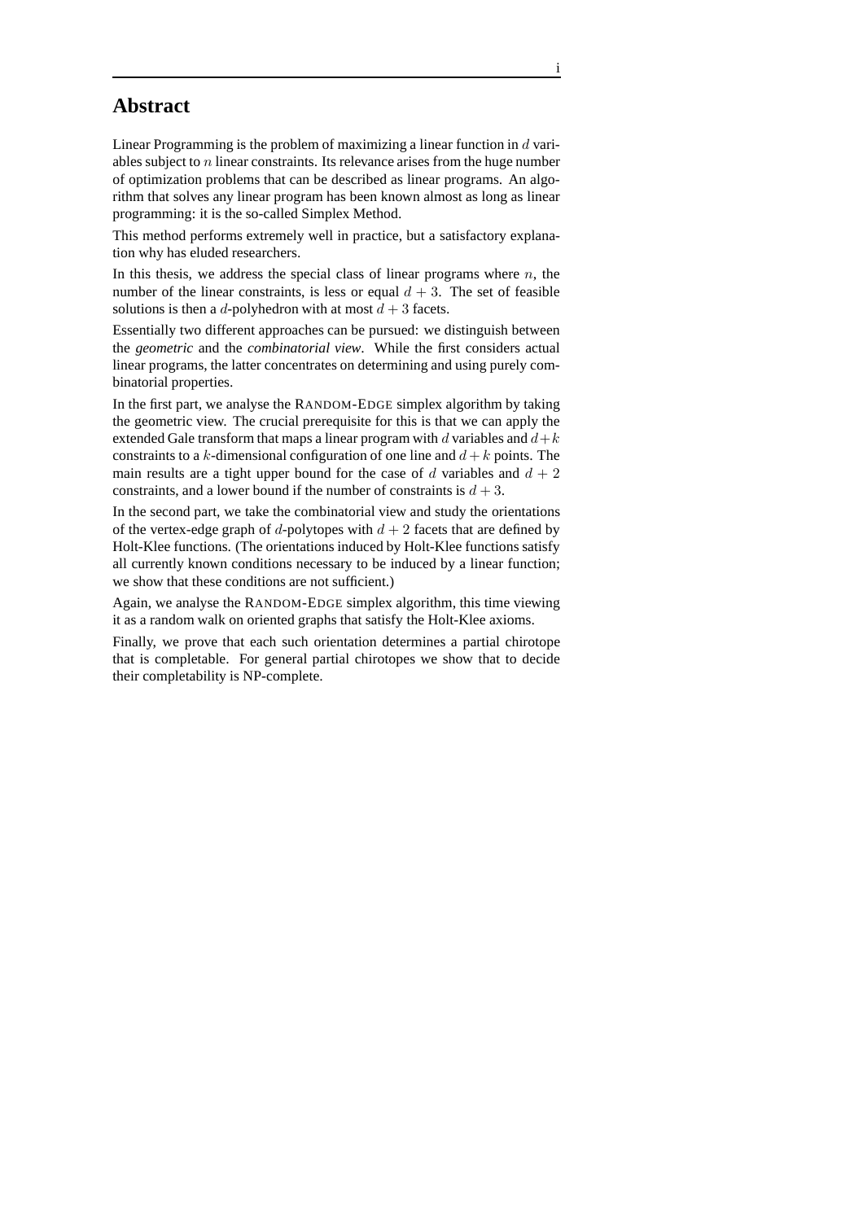# Abstract

Linear Programming is the problem of maximizing a linear function in $d$ variables subject to $n$ linear constraints. Its relevance arises from the huge number of optimization problems that can be described as linear programs. An algorithm that solves any linear program has been known almost as long as linear programming: it is the so-called Simplex Method.

This method performs extremely well in practice, but a satisfactory explanation why has eluded researchers.

In this thesis, we address the special class of linear programs where $n$, the number of the linear constraints, is less or equal $d + 3$. The set of feasible solutions is then a $d$-polyhedron with at most $d + 3$ facets.

Essentially two different approaches can be pursued: we distinguish between the *geometric* and the *combinatorial view*. While the first considers actual linear programs, the latter concentrates on determining and using purely combinatorial properties.

In the first part, we analyse the RANDOM-EDGE simplex algorithm by taking the geometric view. The crucial prerequisite for this is that we can apply the extended Gale transform that maps a linear program with $d$ variables and $d+k$ constraints to a $k$-dimensional configuration of one line and $d + k$ points. The main results are a tight upper bound for the case of $d$ variables and $d + 2$ constraints, and a lower bound if the number of constraints is $d + 3$.

In the second part, we take the combinatorial view and study the orientations of the vertex-edge graph of $d$-polytopes with $d + 2$ facets that are defined by Holt-Klee functions. (The orientations induced by Holt-Klee functions satisfy all currently known conditions necessary to be induced by a linear function; we show that these conditions are not sufficient.)

Again, we analyse the RANDOM-EDGE simplex algorithm, this time viewing it as a random walk on oriented graphs that satisfy the Holt-Klee axioms.

Finally, we prove that each such orientation determines a partial chirotope that is completable. For general partial chirotopes we show that to decide their completability is NP-complete.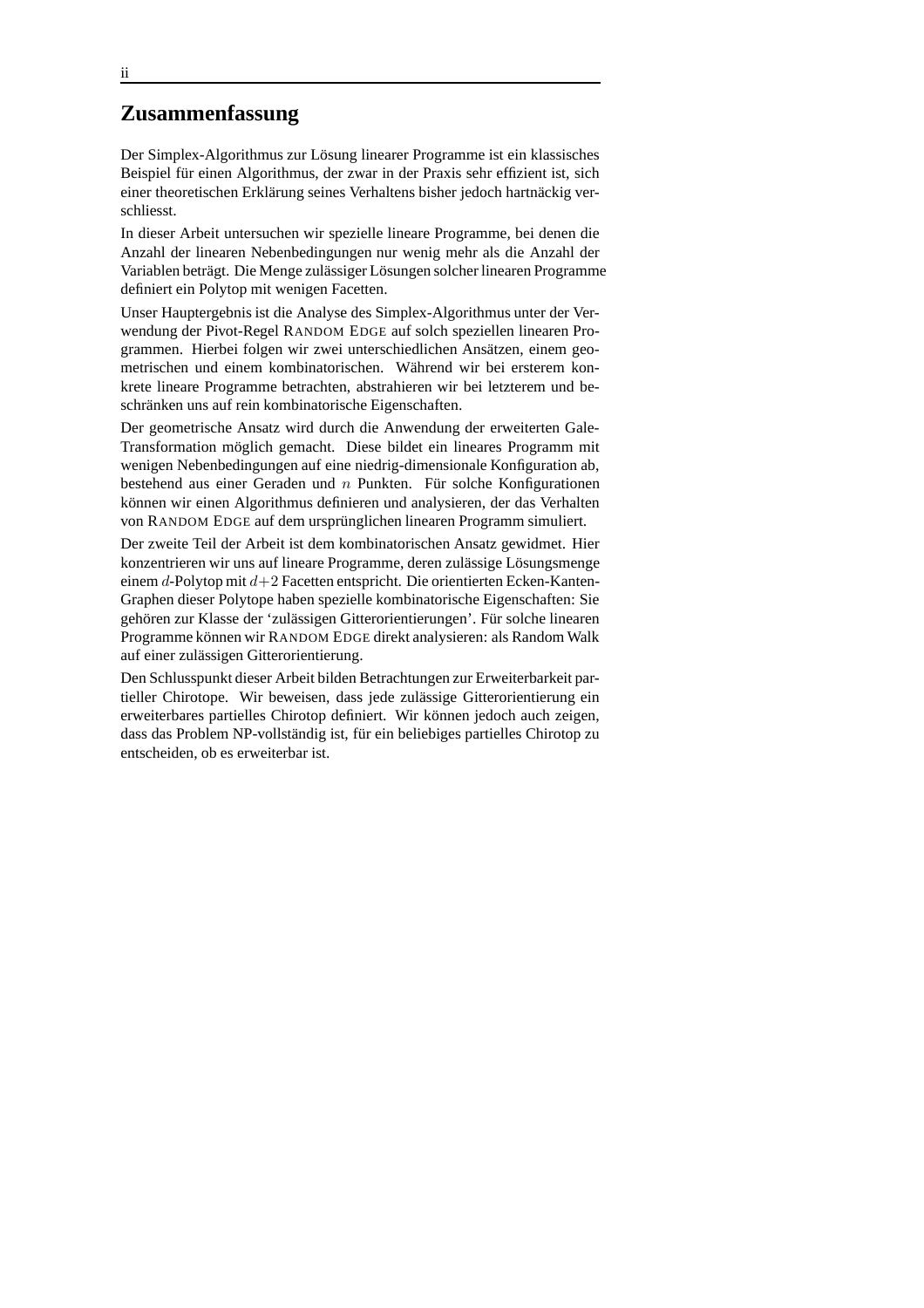## Zusammenfassung

Der Simplex-Algorithmus zur Lösung linearer Programme ist ein klassisches Beispiel für einen Algorithmus, der zwar in der Praxis sehr effizient ist, sich einer theoretischen Erklärung seines Verhaltens bisher jedoch hartnäckig verschliesst.

In dieser Arbeit untersuchen wir spezielle lineare Programme, bei denen die Anzahl der linearen Nebenbedingungen nur wenig mehr als die Anzahl der Variablen beträgt. Die Menge zulässiger Lösungen solcher linearen Programme definiert ein Polytop mit wenigen Facetten.

Unser Hauptergebnis ist die Analyse des Simplex-Algorithmus unter der Verwendung der Pivot-Regel RANDOM EDGE auf solch speziellen linearen Programmen. Hierbei folgen wir zwei unterschiedlichen Ansätzen, einem geometrischen und einem kombinatorischen. Während wir bei ersterem konkrete lineare Programme betrachten, abstrahieren wir bei letzterem und beschränken uns auf rein kombinatorische Eigenschaften.

Der geometrische Ansatz wird durch die Anwendung der erweiterten Gale-Transformation möglich gemacht. Diese bildet ein lineares Programm mit wenigen Nebenbedingungen auf eine niedrig-dimensionale Konfiguration ab, bestehend aus einer Geraden und $n$ Punkten. Für solche Konfigurationen können wir einen Algorithmus definieren und analysieren, der das Verhalten von RANDOM EDGE auf dem ursprünglichen linearen Programm simuliert.

Der zweite Teil der Arbeit ist dem kombinatorischen Ansatz gewidmet. Hier konzentrieren wir uns auf lineare Programme, deren zulässige Lösungsmenge einem $d$-Polytop mit $d+2$ Facetten entspricht. Die orientierten Ecken-Kanten-Graphen dieser Polytope haben spezielle kombinatorische Eigenschaften: Sie gehören zur Klasse der 'zulässigen Gitterorientierungen'. Für solche linearen Programme können wir RANDOM EDGE direkt analysieren: als Random Walk auf einer zulässigen Gitterorientierung.

Den Schlusspunkt dieser Arbeit bilden Betrachtungen zur Erweiterbarkeit partieller Chirotope. Wir beweisen, dass jede zulässige Gitterorientierung ein erweiterbares partielles Chirotop definiert. Wir können jedoch auch zeigen, dass das Problem NP-vollständig ist, für ein beliebiges partielles Chirotop zu entscheiden, ob es erweiterbar ist.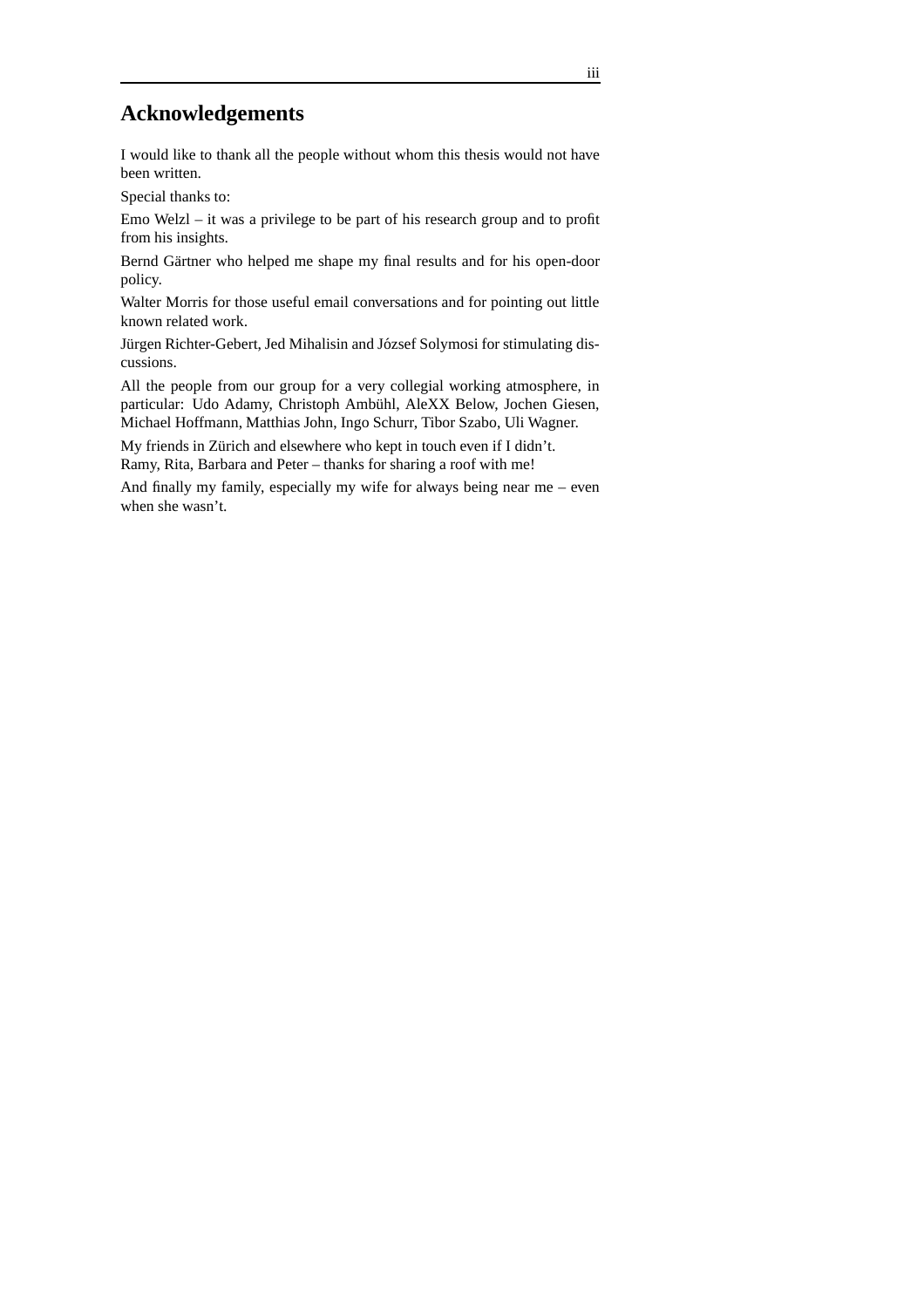# Acknowledgements

I would like to thank all the people without whom this thesis would not have been written.

Special thanks to:

Emo Welzl – it was a privilege to be part of his research group and to profit from his insights.

Bernd Gärtner who helped me shape my final results and for his open-door policy.

Walter Morris for those useful email conversations and for pointing out little known related work.

Jürgen Richter-Gebert, Jed Mihalisin and József Solymosi for stimulating discussions.

All the people from our group for a very collegial working atmosphere, in particular: Udo Adamy, Christoph Ambühl, AleXX Below, Jochen Giesen, Michael Hoffmann, Matthias John, Ingo Schurr, Tibor Szabo, Uli Wagner.

My friends in Zürich and elsewhere who kept in touch even if I didn't.
Ramy, Rita, Barbara and Peter – thanks for sharing a roof with me!

And finally my family, especially my wife for always being near me – even when she wasn't.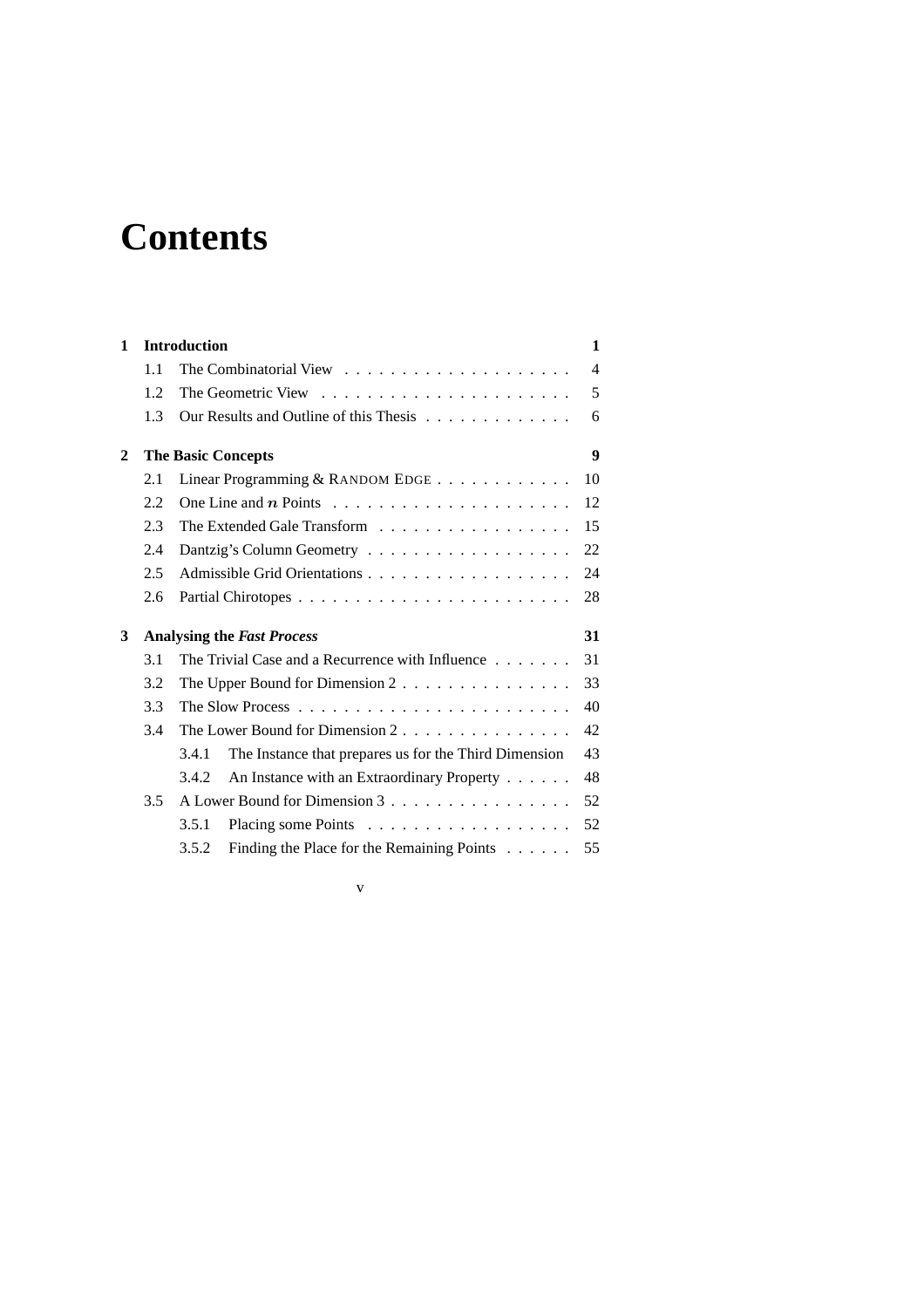# Contents

**1 Introduction** **1**

- 1.1 The Combinatorial View . . . . . . . . . . . . . . . . . . . . 4
- 1.2 The Geometric View . . . . . . . . . . . . . . . . . . . . . . 5
- 1.3 Our Results and Outline of this Thesis . . . . . . . . . . . . . 6

**2 The Basic Concepts** **9**

- 2.1 Linear Programming & RANDOM EDGE . . . . . . . . . . . . 10
- 2.2 One Line and $n$ Points . . . . . . . . . . . . . . . . . . . . . 12
- 2.3 The Extended Gale Transform . . . . . . . . . . . . . . . . . 15
- 2.4 Dantzig's Column Geometry . . . . . . . . . . . . . . . . . . 22
- 2.5 Admissible Grid Orientations . . . . . . . . . . . . . . . . . . 24
- 2.6 Partial Chirotopes . . . . . . . . . . . . . . . . . . . . . . . . 28

**3 Analysing the *Fast Process*** **31**

- 3.1 The Trivial Case and a Recurrence with Influence . . . . . . . 31
- 3.2 The Upper Bound for Dimension 2 . . . . . . . . . . . . . . . 33
- 3.3 The Slow Process . . . . . . . . . . . . . . . . . . . . . . . . 40
- 3.4 The Lower Bound for Dimension 2 . . . . . . . . . . . . . . . 42
  - 3.4.1 The Instance that prepares us for the Third Dimension 43
  - 3.4.2 An Instance with an Extraordinary Property . . . . . . 48
- 3.5 A Lower Bound for Dimension 3 . . . . . . . . . . . . . . . . 52
  - 3.5.1 Placing some Points . . . . . . . . . . . . . . . . . . 52
  - 3.5.2 Finding the Place for the Remaining Points . . . . . . 55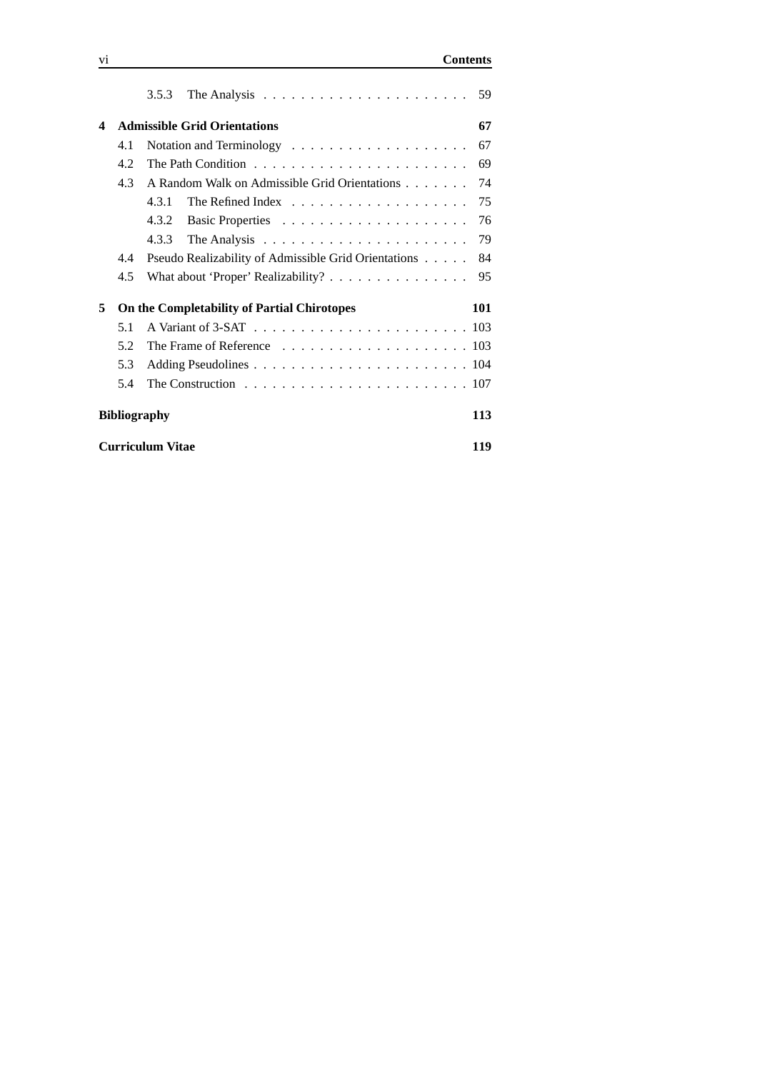3.5.3 The Analysis . . . . . . . . . . . . . . . . . . . . . . 59

**4 Admissible Grid Orientations** **67**

4.1 Notation and Terminology . . . . . . . . . . . . . . . . . . . 67

4.2 The Path Condition . . . . . . . . . . . . . . . . . . . . . . . 69

4.3 A Random Walk on Admissible Grid Orientations . . . . . . . 74

4.3.1 The Refined Index . . . . . . . . . . . . . . . . . . . 75

4.3.2 Basic Properties . . . . . . . . . . . . . . . . . . . . 76

4.3.3 The Analysis . . . . . . . . . . . . . . . . . . . . . . 79

4.4 Pseudo Realizability of Admissible Grid Orientations . . . . . 84

4.5 What about 'Proper' Realizability? . . . . . . . . . . . . . . . 95

**5 On the Completability of Partial Chirotopes** **101**

5.1 A Variant of 3-SAT . . . . . . . . . . . . . . . . . . . . . . . 103

5.2 The Frame of Reference . . . . . . . . . . . . . . . . . . . . 103

5.3 Adding Pseudolines . . . . . . . . . . . . . . . . . . . . . . . 104

5.4 The Construction . . . . . . . . . . . . . . . . . . . . . . . . 107

**Bibliography** **113**

**Curriculum Vitae** **119**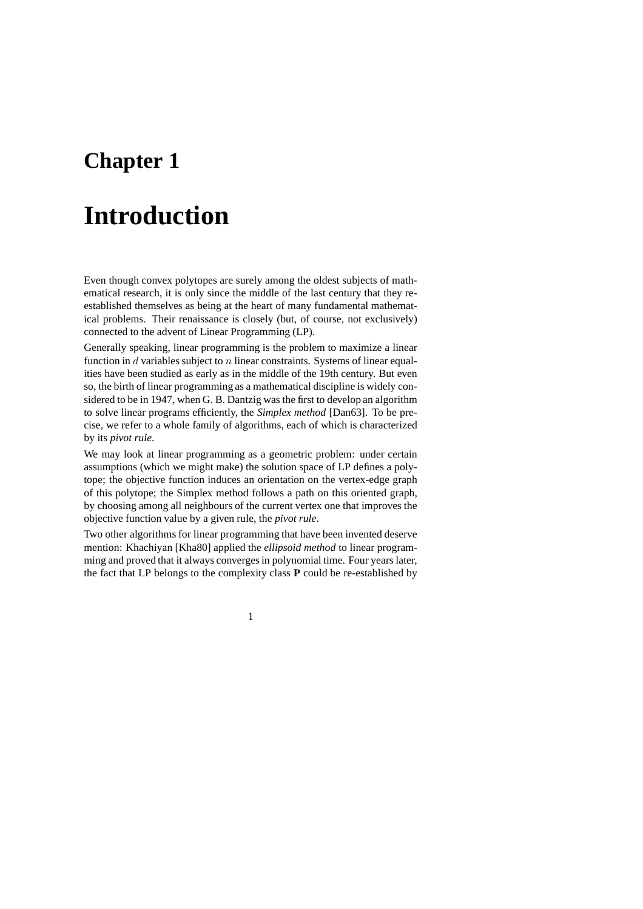# Chapter 1

# Introduction

Even though convex polytopes are surely among the oldest subjects of mathematical research, it is only since the middle of the last century that they re-established themselves as being at the heart of many fundamental mathematical problems. Their renaissance is closely (but, of course, not exclusively) connected to the advent of Linear Programming (LP).

Generally speaking, linear programming is the problem to maximize a linear function in $d$ variables subject to $n$ linear constraints. Systems of linear equalities have been studied as early as in the middle of the 19th century. But even so, the birth of linear programming as a mathematical discipline is widely considered to be in 1947, when G. B. Dantzig was the first to develop an algorithm to solve linear programs efficiently, the *Simplex method* [Dan63]. To be precise, we refer to a whole family of algorithms, each of which is characterized by its *pivot rule*.

We may look at linear programming as a geometric problem: under certain assumptions (which we might make) the solution space of LP defines a polytope; the objective function induces an orientation on the vertex-edge graph of this polytope; the Simplex method follows a path on this oriented graph, by choosing among all neighbours of the current vertex one that improves the objective function value by a given rule, the *pivot rule*.

Two other algorithms for linear programming that have been invented deserve mention: Khachiyan [Kha80] applied the *ellipsoid method* to linear programming and proved that it always converges in polynomial time. Four years later, the fact that LP belongs to the complexity class **P** could be re-established by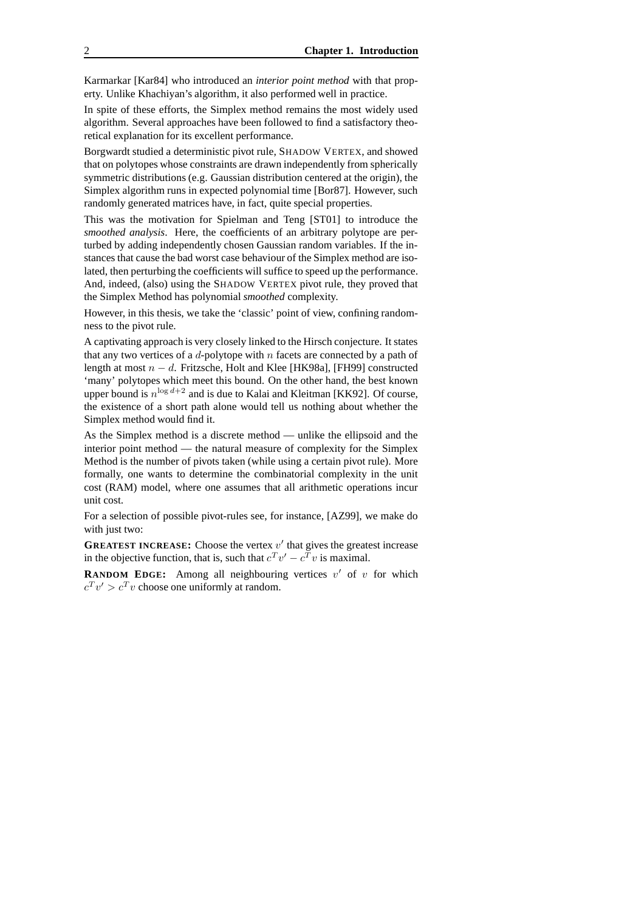Karmarkar [Kar84] who introduced an *interior point method* with that property. Unlike Khachiyan's algorithm, it also performed well in practice.

In spite of these efforts, the Simplex method remains the most widely used algorithm. Several approaches have been followed to find a satisfactory theoretical explanation for its excellent performance.

Borgwardt studied a deterministic pivot rule, SHADOW VERTEX, and showed that on polytopes whose constraints are drawn independently from spherically symmetric distributions (e.g. Gaussian distribution centered at the origin), the Simplex algorithm runs in expected polynomial time [Bor87]. However, such randomly generated matrices have, in fact, quite special properties.

This was the motivation for Spielman and Teng [ST01] to introduce the *smoothed analysis*. Here, the coefficients of an arbitrary polytope are perturbed by adding independently chosen Gaussian random variables. If the instances that cause the bad worst case behaviour of the Simplex method are isolated, then perturbing the coefficients will suffice to speed up the performance. And, indeed, (also) using the SHADOW VERTEX pivot rule, they proved that the Simplex Method has polynomial *smoothed* complexity.

However, in this thesis, we take the 'classic' point of view, confining randomness to the pivot rule.

A captivating approach is very closely linked to the Hirsch conjecture. It states that any two vertices of a $d$-polytope with $n$ facets are connected by a path of length at most $n - d$. Fritzsche, Holt and Klee [HK98a], [FH99] constructed 'many' polytopes which meet this bound. On the other hand, the best known upper bound is $n^{\log d+2}$ and is due to Kalai and Kleitman [KK92]. Of course, the existence of a short path alone would tell us nothing about whether the Simplex method would find it.

As the Simplex method is a discrete method — unlike the ellipsoid and the interior point method — the natural measure of complexity for the Simplex Method is the number of pivots taken (while using a certain pivot rule). More formally, one wants to determine the combinatorial complexity in the unit cost (RAM) model, where one assumes that all arithmetic operations incur unit cost.

For a selection of possible pivot-rules see, for instance, [AZ99], we make do with just two:

**GREATEST INCREASE:** Choose the vertex $v'$ that gives the greatest increase in the objective function, that is, such that $c^T v' - c^T v$ is maximal.

**RANDOM EDGE:** Among all neighbouring vertices $v'$ of $v$ for which $c^T v' > c^T v$ choose one uniformly at random.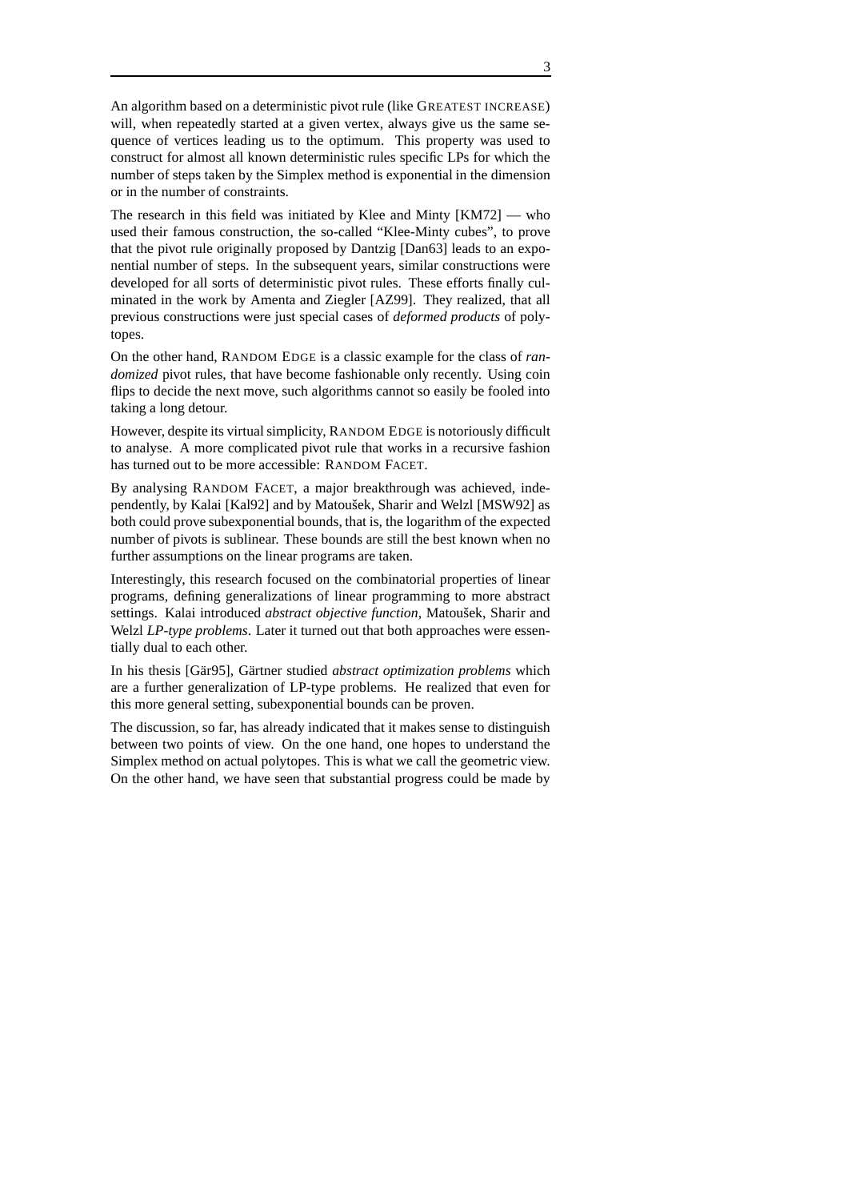An algorithm based on a deterministic pivot rule (like GREATEST INCREASE) will, when repeatedly started at a given vertex, always give us the same sequence of vertices leading us to the optimum. This property was used to construct for almost all known deterministic rules specific LPs for which the number of steps taken by the Simplex method is exponential in the dimension or in the number of constraints.

The research in this field was initiated by Klee and Minty [KM72] — who used their famous construction, the so-called "Klee-Minty cubes", to prove that the pivot rule originally proposed by Dantzig [Dan63] leads to an exponential number of steps. In the subsequent years, similar constructions were developed for all sorts of deterministic pivot rules. These efforts finally culminated in the work by Amenta and Ziegler [AZ99]. They realized, that all previous constructions were just special cases of *deformed products* of polytopes.

On the other hand, RANDOM EDGE is a classic example for the class of *randomized* pivot rules, that have become fashionable only recently. Using coin flips to decide the next move, such algorithms cannot so easily be fooled into taking a long detour.

However, despite its virtual simplicity, RANDOM EDGE is notoriously difficult to analyse. A more complicated pivot rule that works in a recursive fashion has turned out to be more accessible: RANDOM FACET.

By analysing RANDOM FACET, a major breakthrough was achieved, independently, by Kalai [Kal92] and by Matoušek, Sharir and Welzl [MSW92] as both could prove subexponential bounds, that is, the logarithm of the expected number of pivots is sublinear. These bounds are still the best known when no further assumptions on the linear programs are taken.

Interestingly, this research focused on the combinatorial properties of linear programs, defining generalizations of linear programming to more abstract settings. Kalai introduced *abstract objective function*, Matoušek, Sharir and Welzl *LP-type problems*. Later it turned out that both approaches were essentially dual to each other.

In his thesis [Gär95], Gärtner studied *abstract optimization problems* which are a further generalization of LP-type problems. He realized that even for this more general setting, subexponential bounds can be proven.

The discussion, so far, has already indicated that it makes sense to distinguish between two points of view. On the one hand, one hopes to understand the Simplex method on actual polytopes. This is what we call the geometric view. On the other hand, we have seen that substantial progress could be made by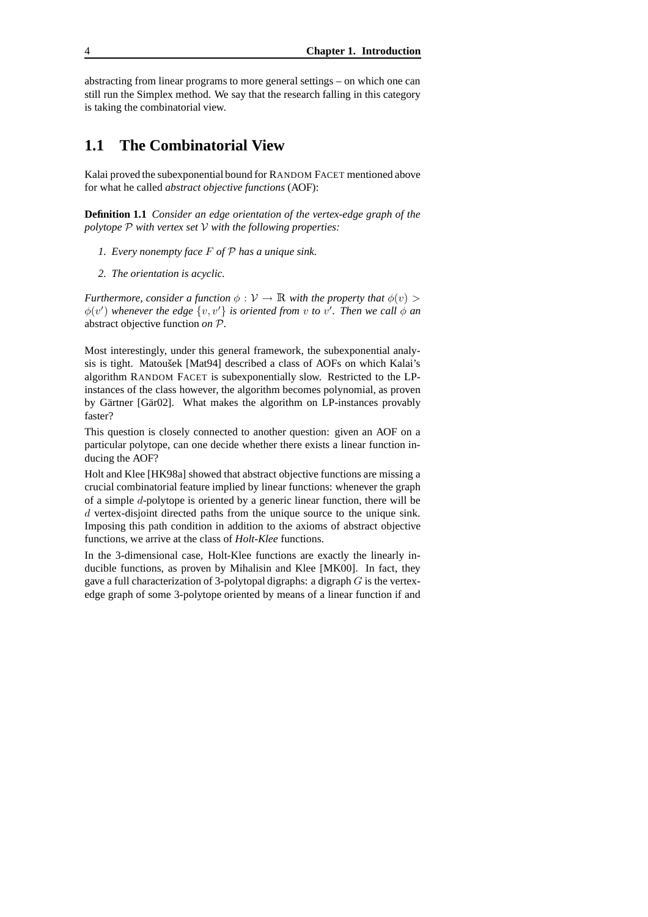abstracting from linear programs to more general settings – on which one can still run the Simplex method. We say that the research falling in this category is taking the combinatorial view.

## 1.1 The Combinatorial View

Kalai proved the subexponential bound for RANDOM FACET mentioned above for what he called *abstract objective functions* (AOF):

**Definition 1.1** *Consider an edge orientation of the vertex-edge graph of the polytope $\mathcal{P}$ with vertex set $\mathcal{V}$ with the following properties:*

1. *Every nonempty face $F$ of $\mathcal{P}$ has a unique sink.*
2. *The orientation is acyclic.*

*Furthermore, consider a function $\phi : \mathcal{V} \to \mathbb{R}$ with the property that $\phi(v) > \phi(v')$ whenever the edge $\{v, v'\}$ is oriented from $v$ to $v'$. Then we call $\phi$ an* abstract objective function *on $\mathcal{P}$.*

Most interestingly, under this general framework, the subexponential analysis is tight. Matoušek [Mat94] described a class of AOFs on which Kalai's algorithm RANDOM FACET is subexponentially slow. Restricted to the LP-instances of the class however, the algorithm becomes polynomial, as proven by Gärtner [Gär02]. What makes the algorithm on LP-instances provably faster?

This question is closely connected to another question: given an AOF on a particular polytope, can one decide whether there exists a linear function inducing the AOF?

Holt and Klee [HK98a] showed that abstract objective functions are missing a crucial combinatorial feature implied by linear functions: whenever the graph of a simple $d$-polytope is oriented by a generic linear function, there will be $d$ vertex-disjoint directed paths from the unique source to the unique sink. Imposing this path condition in addition to the axioms of abstract objective functions, we arrive at the class of *Holt-Klee* functions.

In the 3-dimensional case, Holt-Klee functions are exactly the linearly inducible functions, as proven by Mihalisin and Klee [MK00]. In fact, they gave a full characterization of 3-polytopal digraphs: a digraph $G$ is the vertex-edge graph of some 3-polytope oriented by means of a linear function if and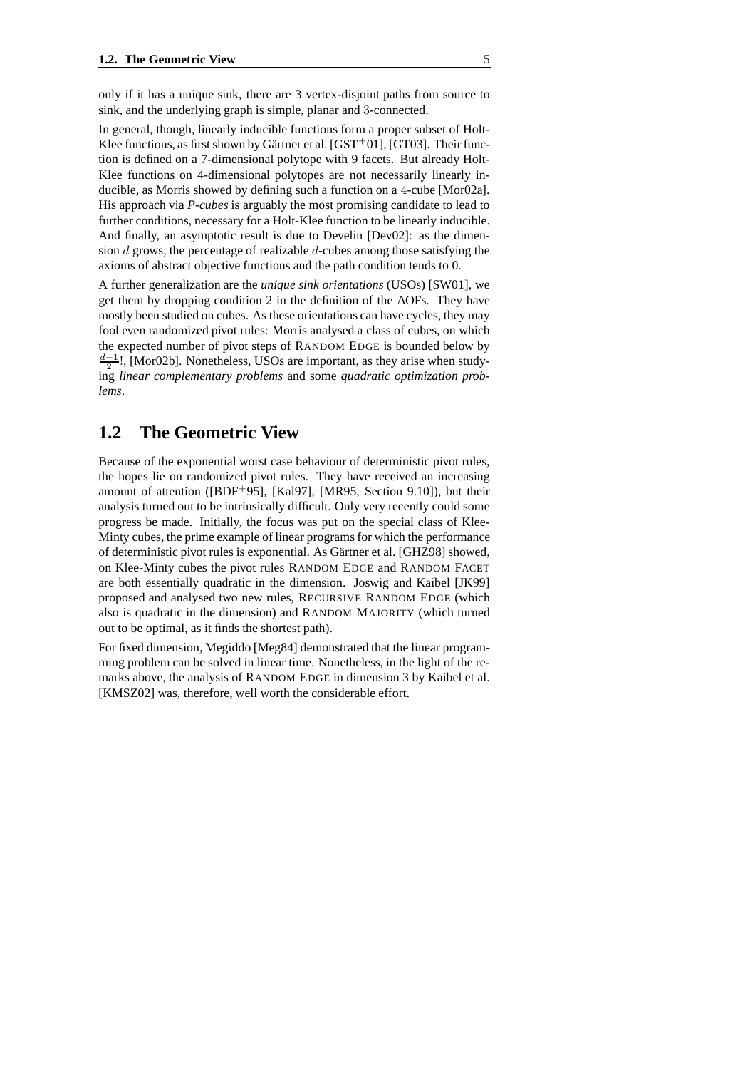only if it has a unique sink, there are 3 vertex-disjoint paths from source to sink, and the underlying graph is simple, planar and 3-connected.

In general, though, linearly inducible functions form a proper subset of Holt-Klee functions, as first shown by Gärtner et al. [GST+01], [GT03]. Their function is defined on a 7-dimensional polytope with 9 facets. But already Holt-Klee functions on 4-dimensional polytopes are not necessarily linearly inducible, as Morris showed by defining such a function on a 4-cube [Mor02a]. His approach via *P-cubes* is arguably the most promising candidate to lead to further conditions, necessary for a Holt-Klee function to be linearly inducible. And finally, an asymptotic result is due to Develin [Dev02]: as the dimension $d$ grows, the percentage of realizable $d$-cubes among those satisfying the axioms of abstract objective functions and the path condition tends to 0.

A further generalization are the *unique sink orientations* (USOs) [SW01], we get them by dropping condition 2 in the definition of the AOFs. They have mostly been studied on cubes. As these orientations can have cycles, they may fool even randomized pivot rules: Morris analysed a class of cubes, on which the expected number of pivot steps of RANDOM EDGE is bounded below by $\frac{d-1}{2}!$, [Mor02b]. Nonetheless, USOs are important, as they arise when studying *linear complementary problems* and some *quadratic optimization problems*.

## 1.2 The Geometric View

Because of the exponential worst case behaviour of deterministic pivot rules, the hopes lie on randomized pivot rules. They have received an increasing amount of attention ([BDF+95], [Kal97], [MR95, Section 9.10]), but their analysis turned out to be intrinsically difficult. Only very recently could some progress be made. Initially, the focus was put on the special class of Klee-Minty cubes, the prime example of linear programs for which the performance of deterministic pivot rules is exponential. As Gärtner et al. [GHZ98] showed, on Klee-Minty cubes the pivot rules RANDOM EDGE and RANDOM FACET are both essentially quadratic in the dimension. Joswig and Kaibel [JK99] proposed and analysed two new rules, RECURSIVE RANDOM EDGE (which also is quadratic in the dimension) and RANDOM MAJORITY (which turned out to be optimal, as it finds the shortest path).

For fixed dimension, Megiddo [Meg84] demonstrated that the linear programming problem can be solved in linear time. Nonetheless, in the light of the remarks above, the analysis of RANDOM EDGE in dimension 3 by Kaibel et al. [KMSZ02] was, therefore, well worth the considerable effort.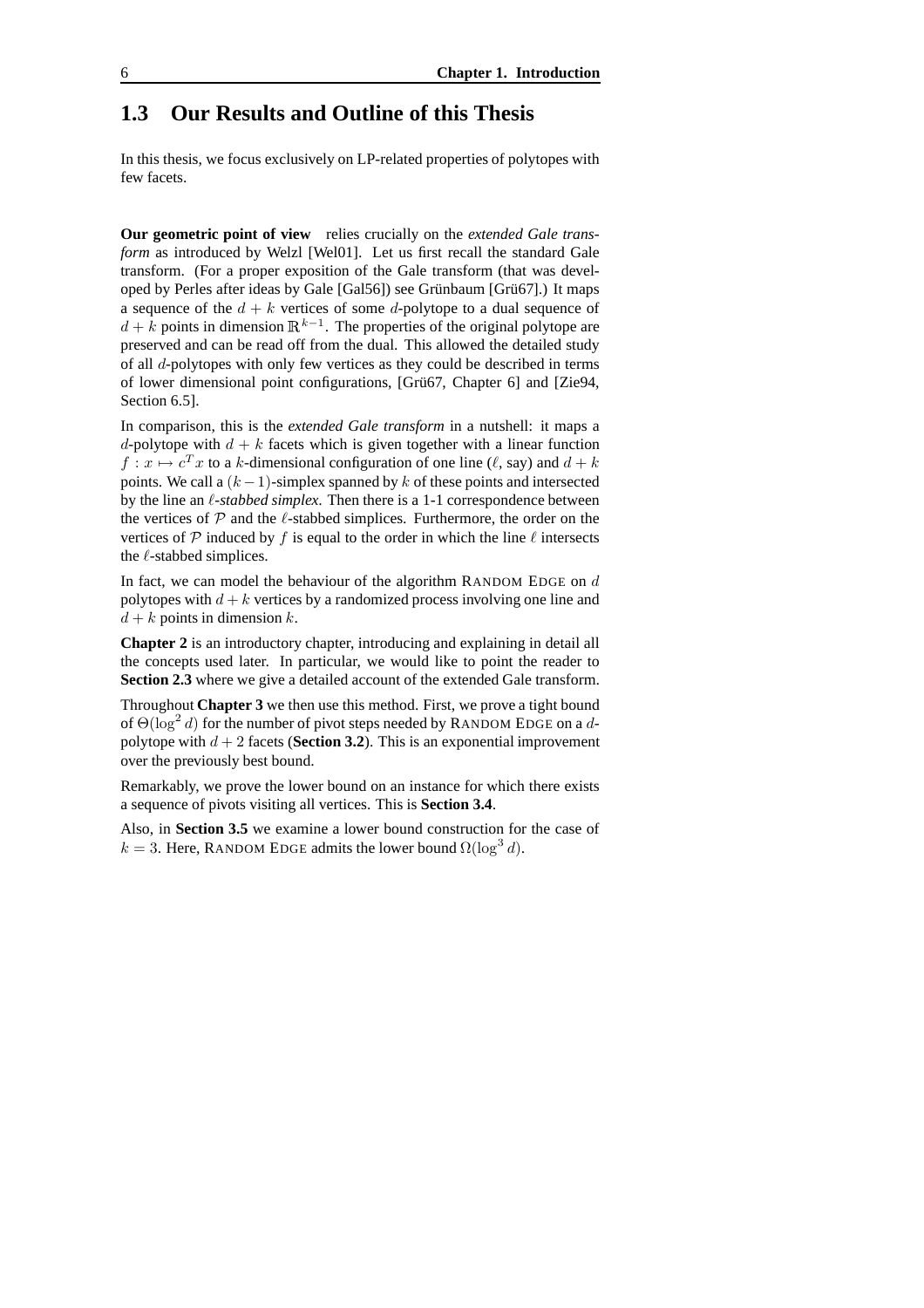## 1.3 Our Results and Outline of this Thesis

In this thesis, we focus exclusively on LP-related properties of polytopes with few facets.

**Our geometric point of view** relies crucially on the *extended Gale transform* as introduced by Welzl [Wel01]. Let us first recall the standard Gale transform. (For a proper exposition of the Gale transform (that was developed by Perles after ideas by Gale [Gal56]) see Grünbaum [Grü67].) It maps a sequence of the $d + k$ vertices of some $d$-polytope to a dual sequence of $d + k$ points in dimension $\mathbb{R}^{k-1}$. The properties of the original polytope are preserved and can be read off from the dual. This allowed the detailed study of all $d$-polytopes with only few vertices as they could be described in terms of lower dimensional point configurations, [Grü67, Chapter 6] and [Zie94, Section 6.5].

In comparison, this is the *extended Gale transform* in a nutshell: it maps a $d$-polytope with $d + k$ facets which is given together with a linear function $f : x \mapsto c^T x$ to a $k$-dimensional configuration of one line ($\ell$, say) and $d + k$ points. We call a $(k-1)$-simplex spanned by $k$ of these points and intersected by the line an *$\ell$-stabbed simplex*. Then there is a 1-1 correspondence between the vertices of $\mathcal{P}$ and the $\ell$-stabbed simplices. Furthermore, the order on the vertices of $\mathcal{P}$ induced by $f$ is equal to the order in which the line $\ell$ intersects the $\ell$-stabbed simplices.

In fact, we can model the behaviour of the algorithm RANDOM EDGE on $d$ polytopes with $d + k$ vertices by a randomized process involving one line and $d + k$ points in dimension $k$.

**Chapter 2** is an introductory chapter, introducing and explaining in detail all the concepts used later. In particular, we would like to point the reader to **Section 2.3** where we give a detailed account of the extended Gale transform.

Throughout **Chapter 3** we then use this method. First, we prove a tight bound of $\Theta(\log^2 d)$ for the number of pivot steps needed by RANDOM EDGE on a $d$-polytope with $d + 2$ facets (**Section 3.2**). This is an exponential improvement over the previously best bound.

Remarkably, we prove the lower bound on an instance for which there exists a sequence of pivots visiting all vertices. This is **Section 3.4**.

Also, in **Section 3.5** we examine a lower bound construction for the case of $k = 3$. Here, RANDOM EDGE admits the lower bound $\Omega(\log^3 d)$.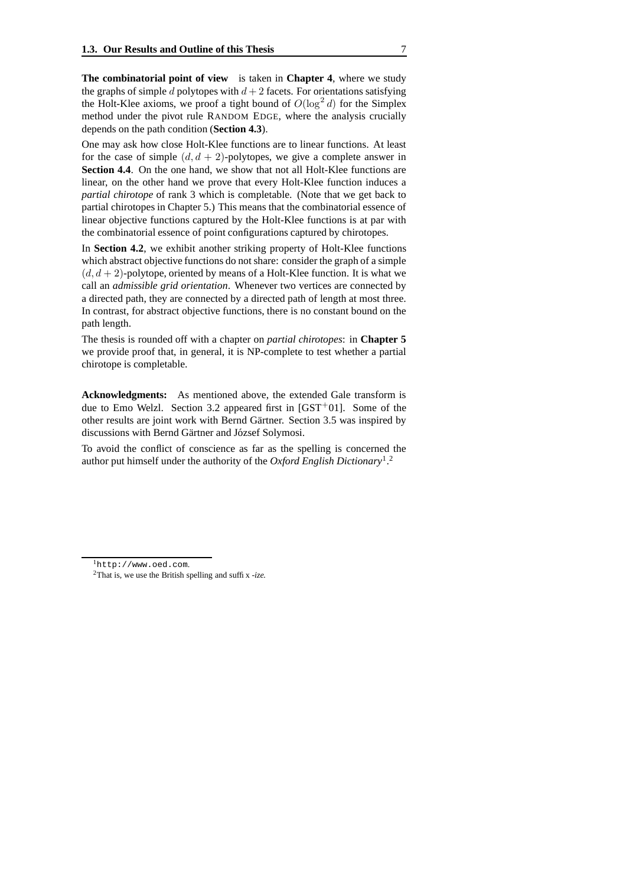**The combinatorial point of view** is taken in **Chapter 4**, where we study the graphs of simple $d$ polytopes with $d+2$ facets. For orientations satisfying the Holt-Klee axioms, we proof a tight bound of $O(\log^2 d)$ for the Simplex method under the pivot rule RANDOM EDGE, where the analysis crucially depends on the path condition (**Section 4.3**).

One may ask how close Holt-Klee functions are to linear functions. At least for the case of simple $(d, d+2)$-polytopes, we give a complete answer in **Section 4.4**. On the one hand, we show that not all Holt-Klee functions are linear, on the other hand we prove that every Holt-Klee function induces a *partial chirotope* of rank 3 which is completable. (Note that we get back to partial chirotopes in Chapter 5.) This means that the combinatorial essence of linear objective functions captured by the Holt-Klee functions is at par with the combinatorial essence of point configurations captured by chirotopes.

In **Section 4.2**, we exhibit another striking property of Holt-Klee functions which abstract objective functions do not share: consider the graph of a simple $(d, d+2)$-polytope, oriented by means of a Holt-Klee function. It is what we call an *admissible grid orientation*. Whenever two vertices are connected by a directed path, they are connected by a directed path of length at most three. In contrast, for abstract objective functions, there is no constant bound on the path length.

The thesis is rounded off with a chapter on *partial chirotopes*: in **Chapter 5** we provide proof that, in general, it is NP-complete to test whether a partial chirotope is completable.

**Acknowledgments:** As mentioned above, the extended Gale transform is due to Emo Welzl. Section 3.2 appeared first in [GST+01]. Some of the other results are joint work with Bernd Gärtner. Section 3.5 was inspired by discussions with Bernd Gärtner and József Solymosi.

To avoid the conflict of conscience as far as the spelling is concerned the author put himself under the authority of the *Oxford English Dictionary*[1].[2]

---

[1] http://www.oed.com.

[2] That is, we use the British spelling and suffix *-ize*.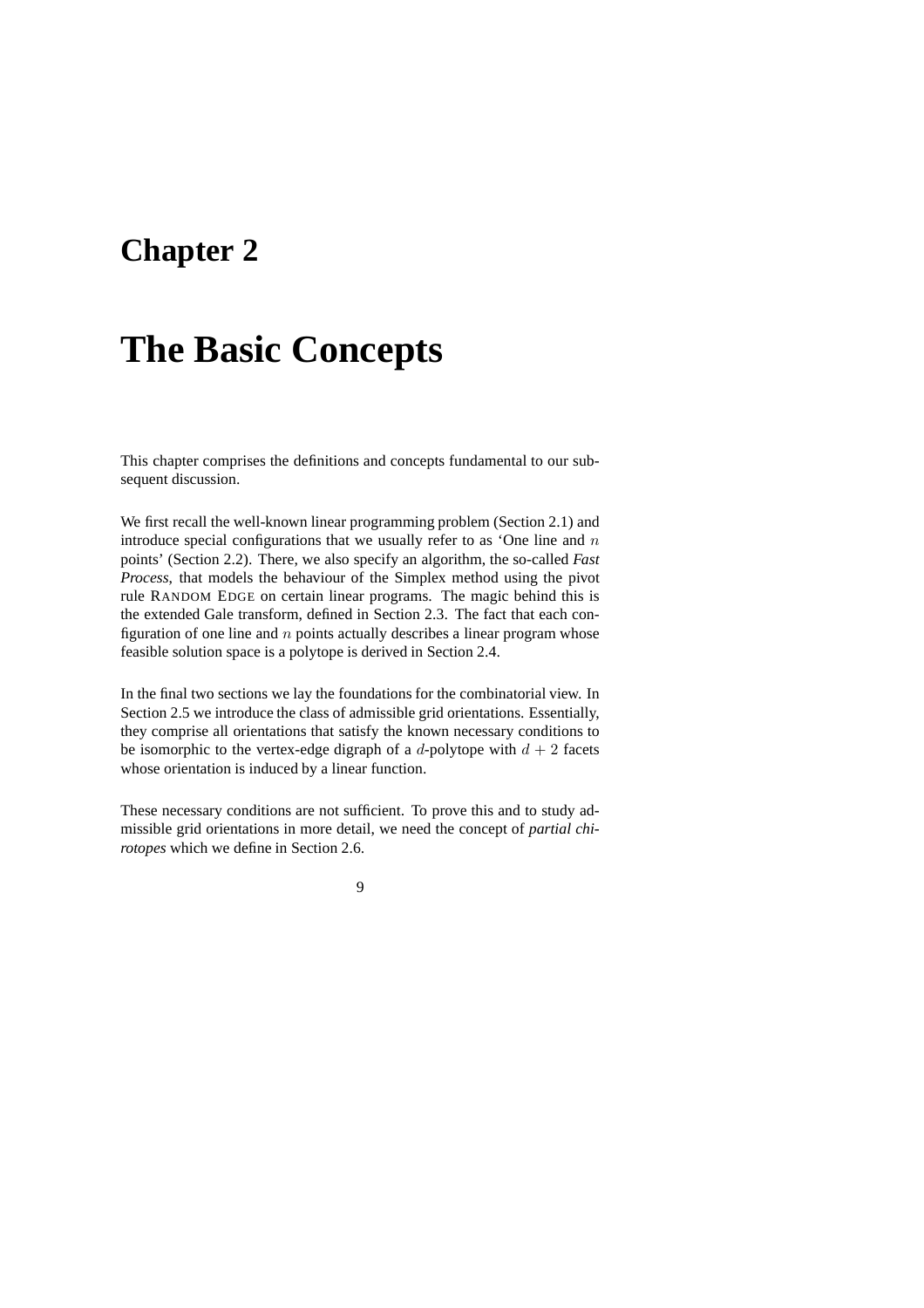# Chapter 2

# The Basic Concepts

This chapter comprises the definitions and concepts fundamental to our subsequent discussion.

We first recall the well-known linear programming problem (Section 2.1) and introduce special configurations that we usually refer to as 'One line and $n$ points' (Section 2.2). There, we also specify an algorithm, the so-called *Fast Process*, that models the behaviour of the Simplex method using the pivot rule RANDOM EDGE on certain linear programs. The magic behind this is the extended Gale transform, defined in Section 2.3. The fact that each configuration of one line and $n$ points actually describes a linear program whose feasible solution space is a polytope is derived in Section 2.4.

In the final two sections we lay the foundations for the combinatorial view. In Section 2.5 we introduce the class of admissible grid orientations. Essentially, they comprise all orientations that satisfy the known necessary conditions to be isomorphic to the vertex-edge digraph of a $d$-polytope with $d + 2$ facets whose orientation is induced by a linear function.

These necessary conditions are not sufficient. To prove this and to study admissible grid orientations in more detail, we need the concept of *partial chirotopes* which we define in Section 2.6.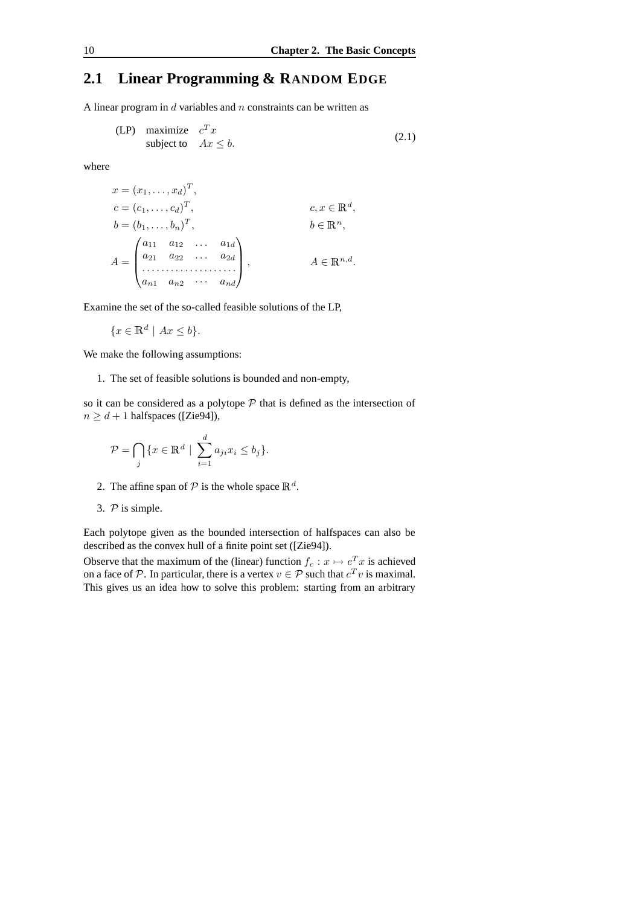## 2.1 Linear Programming & RANDOM EDGE

A linear program in $d$ variables and $n$ constraints can be written as

$$
\begin{array}{lll}
\text{(LP)} & \text{maximize} & c^T x \\
& \text{subject to} & Ax \leq b.
\end{array}
\tag{2.1}
$$

where

$$
\begin{aligned}
x &= (x_1, \ldots, x_d)^T, & & \\
c &= (c_1, \ldots, c_d)^T, & & c, x \in \mathbb{R}^d, \\
b &= (b_1, \ldots, b_n)^T, & & b \in \mathbb{R}^n, \\
A &= \begin{pmatrix} a_{11} & a_{12} & \ldots & a_{1d} \\ a_{21} & a_{22} & \ldots & a_{2d} \\ \ldots & \ldots & \ldots & \ldots \\ a_{n1} & a_{n2} & \cdots & a_{nd} \end{pmatrix}, & & A \in \mathbb{R}^{n,d}.
\end{aligned}
$$

Examine the set of the so-called feasible solutions of the LP,

$$\{x \in \mathbb{R}^d \mid Ax \leq b\}.$$

We make the following assumptions:

1. The set of feasible solutions is bounded and non-empty,

so it can be considered as a polytope $\mathcal{P}$ that is defined as the intersection of $n \geq d+1$ halfspaces ([Zie94]),

$$\mathcal{P} = \bigcap_j \{x \in \mathbb{R}^d \mid \sum_{i=1}^{d} a_{ji} x_i \leq b_j\}.$$

2. The affine span of $\mathcal{P}$ is the whole space $\mathbb{R}^d$.
3. $\mathcal{P}$ is simple.

Each polytope given as the bounded intersection of halfspaces can also be described as the convex hull of a finite point set ([Zie94]).

Observe that the maximum of the (linear) function $f_c : x \mapsto c^T x$ is achieved on a face of $\mathcal{P}$. In particular, there is a vertex $v \in \mathcal{P}$ such that $c^T v$ is maximal. This gives us an idea how to solve this problem: starting from an arbitrary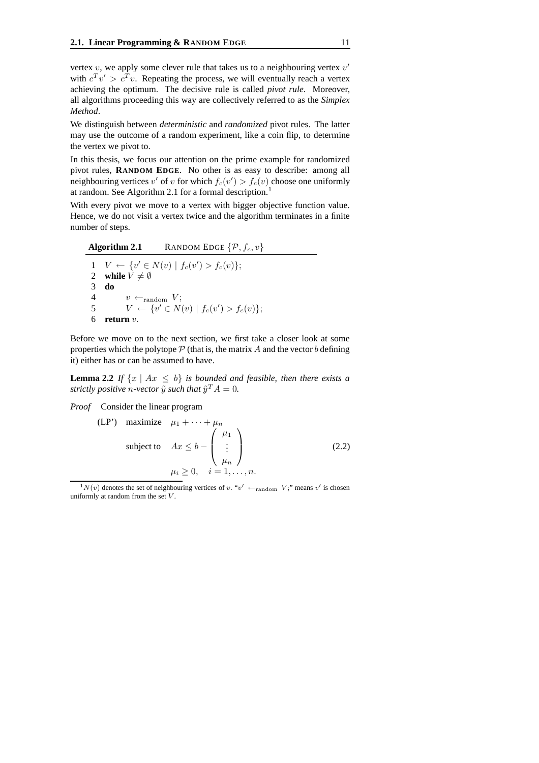vertex $v$, we apply some clever rule that takes us to a neighbouring vertex $v'$ with $c^T v' > c^T v$. Repeating the process, we will eventually reach a vertex achieving the optimum. The decisive rule is called *pivot rule*. Moreover, all algorithms proceeding this way are collectively referred to as the *Simplex Method*.

We distinguish between *deterministic* and *randomized* pivot rules. The latter may use the outcome of a random experiment, like a coin flip, to determine the vertex we pivot to.

In this thesis, we focus our attention on the prime example for randomized pivot rules, **RANDOM EDGE**. No other is as easy to describe: among all neighbouring vertices $v'$ of $v$ for which $f_c(v') > f_c(v)$ choose one uniformly at random. See Algorithm 2.1 for a formal description.[1]

With every pivot we move to a vertex with bigger objective function value. Hence, we do not visit a vertex twice and the algorithm terminates in a finite number of steps.

**Algorithm 2.1** RANDOM EDGE $\{\mathcal{P}, f_c, v\}$

1 $V \leftarrow \{v' \in N(v) \mid f_c(v') > f_c(v)\}$;
2 **while** $V \neq \emptyset$
3 **do**
4 $\quad v \leftarrow_{\text{random}} V$;
5 $\quad V \leftarrow \{v' \in N(v) \mid f_c(v') > f_c(v)\}$;
6 **return** $v$.

Before we move on to the next section, we first take a closer look at some properties which the polytope $\mathcal{P}$ (that is, the matrix $A$ and the vector $b$ defining it) either has or can be assumed to have.

**Lemma 2.2** *If $\{x \mid Ax \leq b\}$ is bounded and feasible, then there exists a strictly positive $n$-vector $\tilde{y}$ such that $\tilde{y}^T A = 0$.*

*Proof* Consider the linear program

$$
\begin{array}{lll}
\text{(LP')} & \text{maximize} & \mu_1 + \cdots + \mu_n \\
& \text{subject to} & Ax \leq b - \begin{pmatrix} \mu_1 \\ \vdots \\ \mu_n \end{pmatrix} \\
& & \mu_i \geq 0, \quad i = 1, \ldots, n.
\end{array}
\tag{2.2}
$$

[1] $N(v)$ denotes the set of neighbouring vertices of $v$. "$v' \leftarrow_{\text{random}} V$;" means $v'$ is chosen uniformly at random from the set $V$.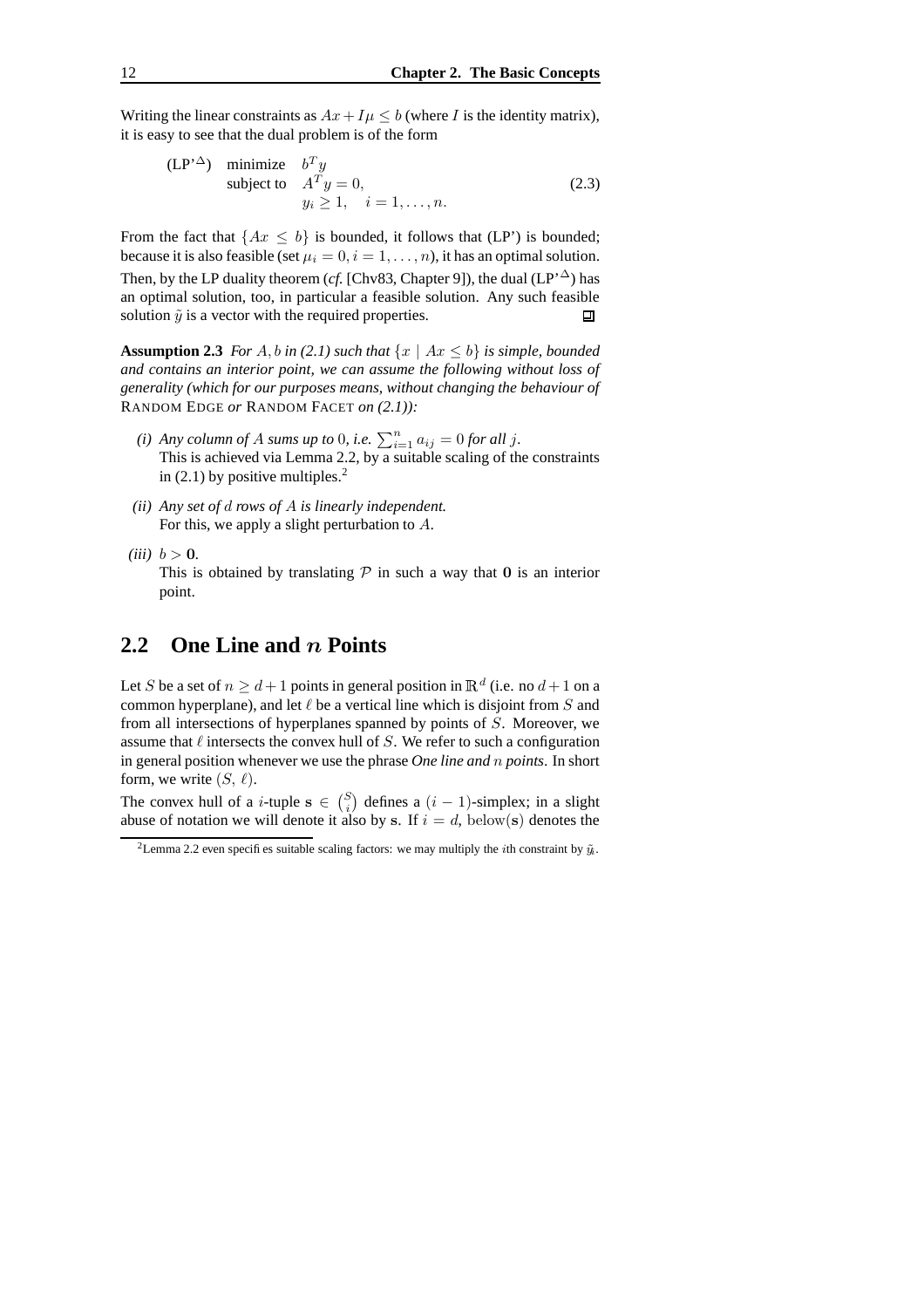Writing the linear constraints as $Ax + I\mu \leq b$ (where $I$ is the identity matrix), it is easy to see that the dual problem is of the form

$$
\begin{array}{lll}
(\text{LP'}^{\Delta}) & \text{minimize} & b^T y \\
& \text{subject to} & A^T y = 0, \\
& & y_i \geq 1, \quad i = 1, \ldots, n.
\end{array}
\tag{2.3}
$$

From the fact that $\{Ax \leq b\}$ is bounded, it follows that (LP') is bounded; because it is also feasible (set $\mu_i = 0, i = 1, \ldots, n$), it has an optimal solution. Then, by the LP duality theorem (*cf.* [Chv83, Chapter 9]), the dual (LP'$^{\Delta}$) has an optimal solution, too, in particular a feasible solution. Any such feasible solution $\tilde{y}$ is a vector with the required properties. ◻

**Assumption 2.3** *For $A, b$ in (2.1) such that $\{x \mid Ax \leq b\}$ is simple, bounded and contains an interior point, we can assume the following without loss of generality (which for our purposes means, without changing the behaviour of* RANDOM EDGE *or* RANDOM FACET *on (2.1)):*

- *(i) Any column of $A$ sums up to 0, i.e. $\sum_{i=1}^{n} a_{ij} = 0$ for all $j$.*
  This is achieved via Lemma 2.2, by a suitable scaling of the constraints in (2.1) by positive multiples.[2]
- *(ii) Any set of $d$ rows of $A$ is linearly independent.*
  For this, we apply a slight perturbation to $A$.
- *(iii) $b > \mathbf{0}$.*
  This is obtained by translating $\mathcal{P}$ in such a way that $\mathbf{0}$ is an interior point.

## 2.2 One Line and $n$ Points

Let $S$ be a set of $n \geq d+1$ points in general position in $\mathbb{R}^d$ (i.e. no $d+1$ on a common hyperplane), and let $\ell$ be a vertical line which is disjoint from $S$ and from all intersections of hyperplanes spanned by points of $S$. Moreover, we assume that $\ell$ intersects the convex hull of $S$. We refer to such a configuration in general position whenever we use the phrase *One line and $n$ points*. In short form, we write $(S, \ell)$.

The convex hull of a $i$-tuple $\mathbf{s} \in \binom{S}{i}$ defines a $(i-1)$-simplex; in a slight abuse of notation we will denote it also by $\mathbf{s}$. If $i = d$, $\text{below}(\mathbf{s})$ denotes the

[2] Lemma 2.2 even specifies suitable scaling factors: we may multiply the $i$th constraint by $\tilde{y}_i$.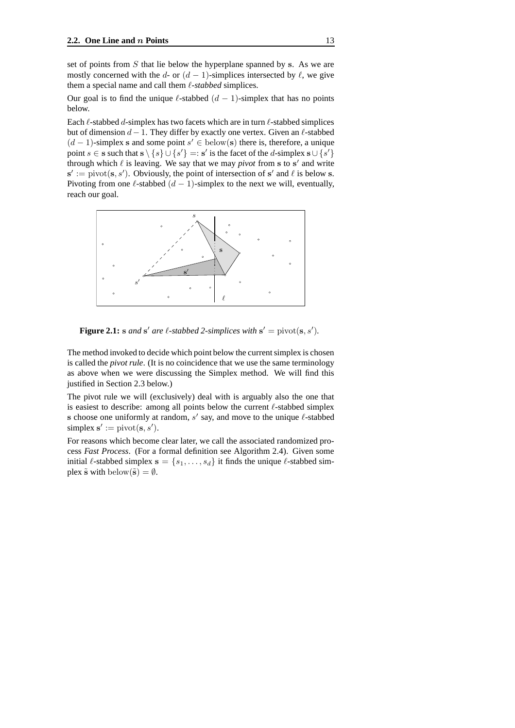set of points from $S$ that lie below the hyperplane spanned by $\mathbf{s}$. As we are mostly concerned with the $d$- or $(d-1)$-simplices intersected by $\ell$, we give them a special name and call them $\ell$-*stabbed* simplices.

Our goal is to find the unique $\ell$-stabbed $(d-1)$-simplex that has no points below.

Each $\ell$-stabbed $d$-simplex has two facets which are in turn $\ell$-stabbed simplices but of dimension $d-1$. They differ by exactly one vertex. Given an $\ell$-stabbed $(d-1)$-simplex $\mathbf{s}$ and some point $s' \in \mathrm{below}(\mathbf{s})$ there is, therefore, a unique point $s \in \mathbf{s}$ such that $\mathbf{s} \setminus \{s\} \cup \{s'\} =: \mathbf{s}'$ is the facet of the $d$-simplex $\mathbf{s} \cup \{s'\}$ through which $\ell$ is leaving. We say that we may *pivot* from $\mathbf{s}$ to $\mathbf{s}'$ and write $\mathbf{s}' := \mathrm{pivot}(\mathbf{s}, s')$. Obviously, the point of intersection of $\mathbf{s}'$ and $\ell$ is below $\mathbf{s}$. Pivoting from one $\ell$-stabbed $(d-1)$-simplex to the next we will, eventually, reach our goal.

**Figure 2.1:** $\mathbf{s}$ *and* $\mathbf{s}'$ *are* $\ell$*-stabbed 2-simplices with* $\mathbf{s}' = \mathrm{pivot}(\mathbf{s}, s')$.

The method invoked to decide which point below the current simplex is chosen is called the *pivot rule*. (It is no coincidence that we use the same terminology as above when we were discussing the Simplex method. We will find this justified in Section 2.3 below.)

The pivot rule we will (exclusively) deal with is arguably also the one that is easiest to describe: among all points below the current $\ell$-stabbed simplex $\mathbf{s}$ choose one uniformly at random, $s'$ say, and move to the unique $\ell$-stabbed simplex $\mathbf{s}' := \mathrm{pivot}(\mathbf{s}, s')$.

For reasons which become clear later, we call the associated randomized process *Fast Process*. (For a formal definition see Algorithm 2.4). Given some initial $\ell$-stabbed simplex $\mathbf{s} = \{s_1, \ldots, s_d\}$ it finds the unique $\ell$-stabbed simplex $\tilde{\mathbf{s}}$ with $\mathrm{below}(\tilde{\mathbf{s}}) = \emptyset$.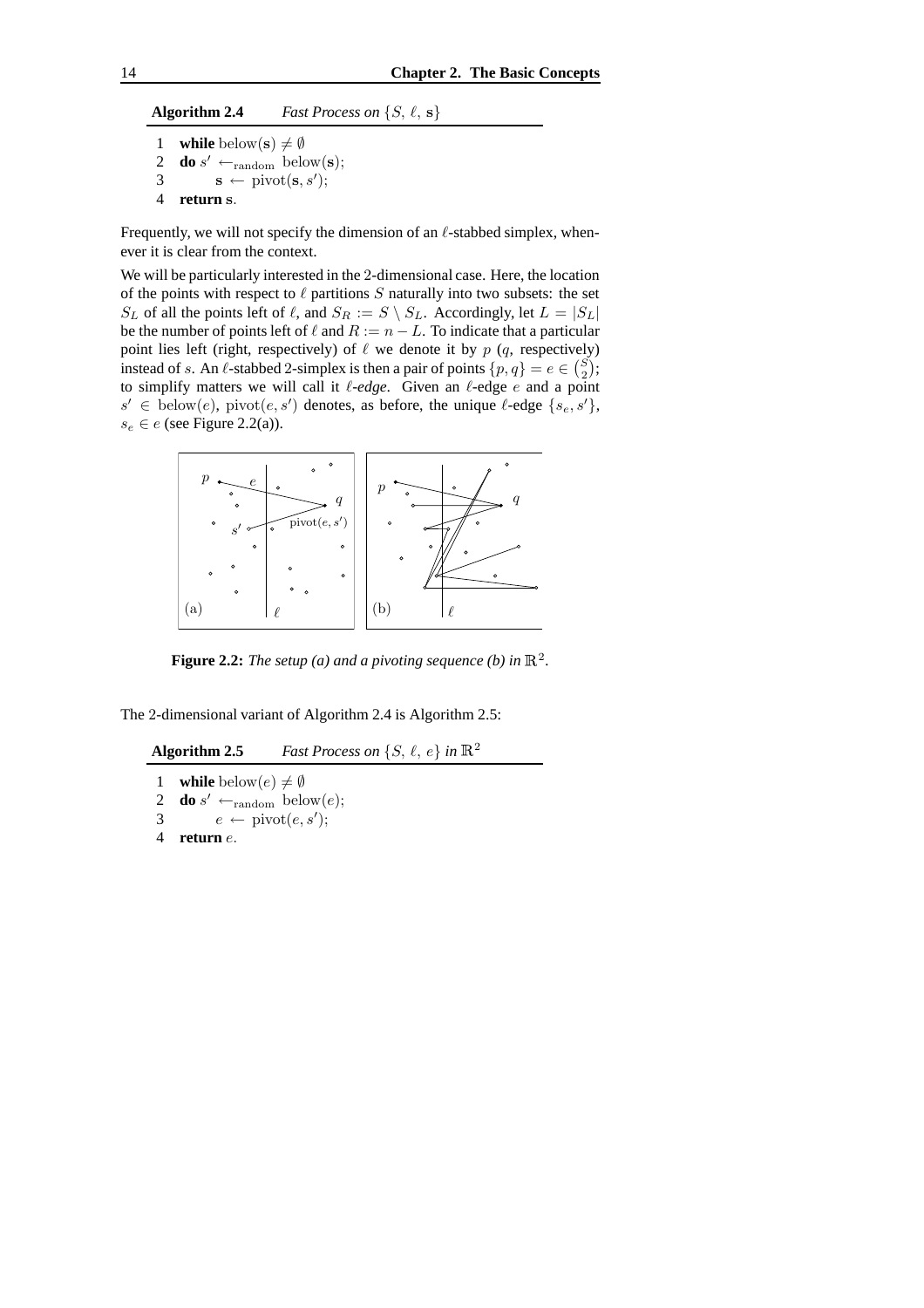**Algorithm 2.4** *Fast Process on* $\{S, \ell, \mathbf{s}\}$

```
1  while below(s) ≠ ∅
2  do s' ←random below(s);
3        s ← pivot(s, s');
4  return s.
```

Frequently, we will not specify the dimension of an $\ell$-stabbed simplex, whenever it is clear from the context.

We will be particularly interested in the 2-dimensional case. Here, the location of the points with respect to $\ell$ partitions $S$ naturally into two subsets: the set $S_L$ of all the points left of $\ell$, and $S_R := S \setminus S_L$. Accordingly, let $L = |S_L|$ be the number of points left of $\ell$ and $R := n - L$. To indicate that a particular point lies left (right, respectively) of $\ell$ we denote it by $p$ ($q$, respectively) instead of $s$. An $\ell$-stabbed 2-simplex is then a pair of points $\{p, q\} = e \in \binom{S}{2}$; to simplify matters we will call it *$\ell$-edge*. Given an $\ell$-edge $e$ and a point $s' \in \text{below}(e)$, $\text{pivot}(e, s')$ denotes, as before, the unique $\ell$-edge $\{s_e, s'\}$, $s_e \in e$ (see Figure 2.2(a)).

**Figure 2.2:** *The setup (a) and a pivoting sequence (b) in* $\mathbb{R}^2$.

The 2-dimensional variant of Algorithm 2.4 is Algorithm 2.5:

**Algorithm 2.5** *Fast Process on* $\{S, \ell, e\}$ *in* $\mathbb{R}^2$

```
1  while below(e) ≠ ∅
2  do s' ←random below(e);
3        e ← pivot(e, s');
4  return e.
```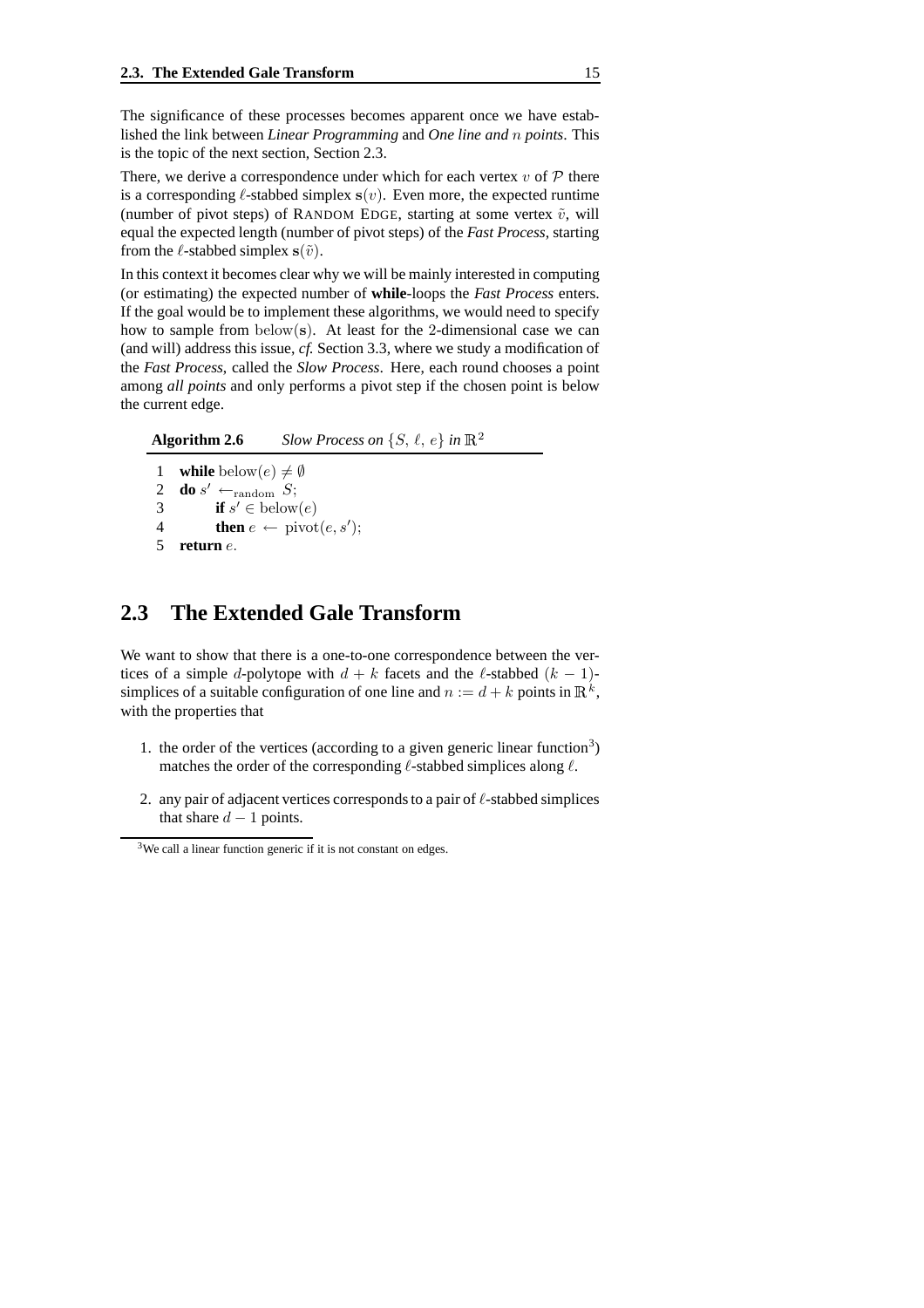The significance of these processes becomes apparent once we have established the link between *Linear Programming* and *One line and $n$ points*. This is the topic of the next section, Section 2.3.

There, we derive a correspondence under which for each vertex $v$ of $\mathcal{P}$ there is a corresponding $\ell$-stabbed simplex $\mathbf{s}(v)$. Even more, the expected runtime (number of pivot steps) of RANDOM EDGE, starting at some vertex $\tilde{v}$, will equal the expected length (number of pivot steps) of the *Fast Process*, starting from the $\ell$-stabbed simplex $\mathbf{s}(\tilde{v})$.

In this context it becomes clear why we will be mainly interested in computing (or estimating) the expected number of **while**-loops the *Fast Process* enters. If the goal would be to implement these algorithms, we would need to specify how to sample from $\mathrm{below}(\mathbf{s})$. At least for the 2-dimensional case we can (and will) address this issue, *cf.* Section 3.3, where we study a modification of the *Fast Process*, called the *Slow Process*. Here, each round chooses a point among *all points* and only performs a pivot step if the chosen point is below the current edge.

**Algorithm 2.6** *Slow Process on $\{S,\ \ell,\ e\}$ in $\mathbb{R}^2$*

```
1  while below(e) ≠ ∅
2  do s' ←random S;
3       if s' ∈ below(e)
4       then e ← pivot(e, s');
5  return e.
```

## 2.3 The Extended Gale Transform

We want to show that there is a one-to-one correspondence between the vertices of a simple $d$-polytope with $d+k$ facets and the $\ell$-stabbed $(k-1)$-simplices of a suitable configuration of one line and $n := d+k$ points in $\mathbb{R}^k$, with the properties that

1. the order of the vertices (according to a given generic linear function[3]) matches the order of the corresponding $\ell$-stabbed simplices along $\ell$.
2. any pair of adjacent vertices corresponds to a pair of $\ell$-stabbed simplices that share $d-1$ points.

[3] We call a linear function generic if it is not constant on edges.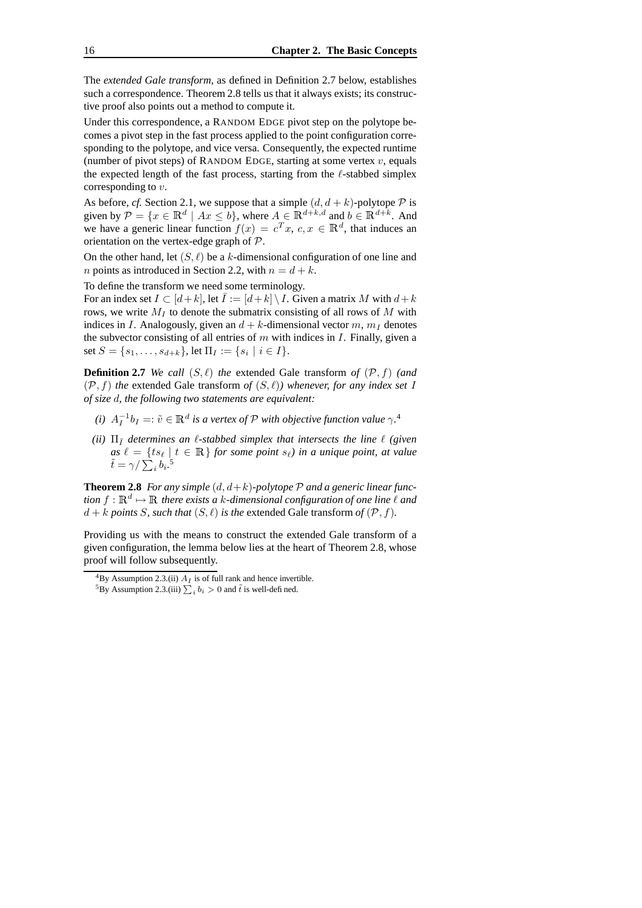The *extended Gale transform*, as defined in Definition 2.7 below, establishes such a correspondence. Theorem 2.8 tells us that it always exists; its constructive proof also points out a method to compute it.

Under this correspondence, a RANDOM EDGE pivot step on the polytope becomes a pivot step in the fast process applied to the point configuration corresponding to the polytope, and vice versa. Consequently, the expected runtime (number of pivot steps) of RANDOM EDGE, starting at some vertex $v$, equals the expected length of the fast process, starting from the $\ell$-stabbed simplex corresponding to $v$.

As before, *cf.* Section 2.1, we suppose that a simple $(d, d+k)$-polytope $\mathcal{P}$ is given by $\mathcal{P} = \{x \in \mathbb{R}^d \mid Ax \leq b\}$, where $A \in \mathbb{R}^{d+k,d}$ and $b \in \mathbb{R}^{d+k}$. And we have a generic linear function $f(x) = c^T x$, $c, x \in \mathbb{R}^d$, that induces an orientation on the vertex-edge graph of $\mathcal{P}$.

On the other hand, let $(S, \ell)$ be a $k$-dimensional configuration of one line and $n$ points as introduced in Section 2.2, with $n = d + k$.

To define the transform we need some terminology.

For an index set $I \subset [d+k]$, let $\bar{I} := [d+k] \setminus I$. Given a matrix $M$ with $d+k$ rows, we write $M_I$ to denote the submatrix consisting of all rows of $M$ with indices in $I$. Analogously, given an $d+k$-dimensional vector $m$, $m_I$ denotes the subvector consisting of all entries of $m$ with indices in $I$. Finally, given a set $S = \{s_1, \ldots, s_{d+k}\}$, let $\Pi_I := \{s_i \mid i \in I\}$.

**Definition 2.7** *We call $(S, \ell)$ the* extended Gale transform *of $(\mathcal{P}, f)$ (and $(\mathcal{P}, f)$ the* extended Gale transform *of $(S, \ell)$) whenever, for any index set $I$ of size $d$, the following two statements are equivalent:*

- *(i) $A_I^{-1} b_I =: \tilde{v} \in \mathbb{R}^d$ is a vertex of $\mathcal{P}$ with objective function value $\gamma$.*[4]
- *(ii) $\Pi_{\bar{I}}$ determines an $\ell$-stabbed simplex that intersects the line $\ell$ (given as $\ell = \{t s_\ell \mid t \in \mathbb{R}\}$ for some point $s_\ell$) in a unique point, at value $\tilde{t} = \gamma / \sum_i b_i$.*[5]

**Theorem 2.8** *For any simple $(d, d+k)$-polytope $\mathcal{P}$ and a generic linear function $f : \mathbb{R}^d \mapsto \mathbb{R}$ there exists a $k$-dimensional configuration of one line $\ell$ and $d+k$ points $S$, such that $(S, \ell)$ is the* extended Gale transform *of $(\mathcal{P}, f)$.*

Providing us with the means to construct the extended Gale transform of a given configuration, the lemma below lies at the heart of Theorem 2.8, whose proof will follow subsequently.

---

[4] By Assumption 2.3.(ii) $A_I$ is of full rank and hence invertible.

[5] By Assumption 2.3.(iii) $\sum_i b_i > 0$ and $\tilde{t}$ is well-defined.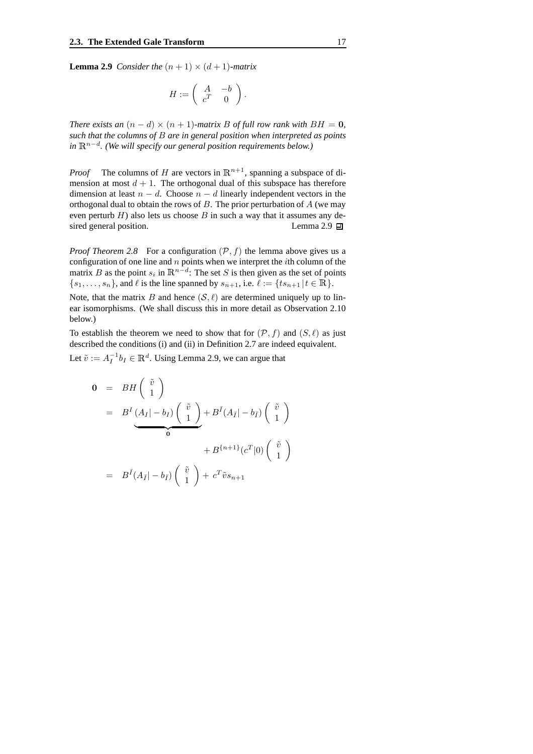**Lemma 2.9** *Consider the $(n+1) \times (d+1)$-matrix*

$$H := \begin{pmatrix} A & -b \\ c^T & 0 \end{pmatrix}.$$

*There exists an $(n-d) \times (n+1)$-matrix $B$ of full row rank with $BH = \mathbf{0}$, such that the columns of $B$ are in general position when interpreted as points in $\mathbb{R}^{n-d}$. (We will specify our general position requirements below.)*

*Proof* The columns of $H$ are vectors in $\mathbb{R}^{n+1}$, spanning a subspace of dimension at most $d+1$. The orthogonal dual of this subspace has therefore dimension at least $n-d$. Choose $n-d$ linearly independent vectors in the orthogonal dual to obtain the rows of $B$. The prior perturbation of $A$ (we may even perturb $H$) also lets us choose $B$ in such a way that it assumes any desired general position. Lemma 2.9 ◻

*Proof Theorem 2.8* For a configuration $(\mathcal{P}, f)$ the lemma above gives us a configuration of one line and $n$ points when we interpret the $i$th column of the matrix $B$ as the point $s_i$ in $\mathbb{R}^{n-d}$: The set $S$ is then given as the set of points $\{s_1, \ldots, s_n\}$, and $\ell$ is the line spanned by $s_{n+1}$, i.e. $\ell := \{ts_{n+1} \,|\, t \in \mathbb{R}\}$.

Note, that the matrix $B$ and hence $(\mathcal{S}, \ell)$ are determined uniquely up to linear isomorphisms. (We shall discuss this in more detail as Observation 2.10 below.)

To establish the theorem we need to show that for $(\mathcal{P}, f)$ and $(S, \ell)$ as just described the conditions (i) and (ii) in Definition 2.7 are indeed equivalent.

Let $\tilde{v} := A_I^{-1} b_I \in \mathbb{R}^d$. Using Lemma 2.9, we can argue that

$$\begin{aligned}
\mathbf{0} &= BH \begin{pmatrix} \tilde{v} \\ 1 \end{pmatrix} \\
&= \underbrace{B^I (A_I | - b_I) \begin{pmatrix} \tilde{v} \\ 1 \end{pmatrix}}_{\mathbf{0}} + B^{\bar{I}} (A_{\bar{I}} | - b_{\bar{I}}) \begin{pmatrix} \tilde{v} \\ 1 \end{pmatrix} \\
&\qquad\qquad\qquad\qquad + B^{\{n+1\}} (c^T | 0) \begin{pmatrix} \tilde{v} \\ 1 \end{pmatrix} \\
&= B^{\bar{I}} (A_{\bar{I}} | - b_{\bar{I}}) \begin{pmatrix} \tilde{v} \\ 1 \end{pmatrix} + c^T \tilde{v} s_{n+1}
\end{aligned}$$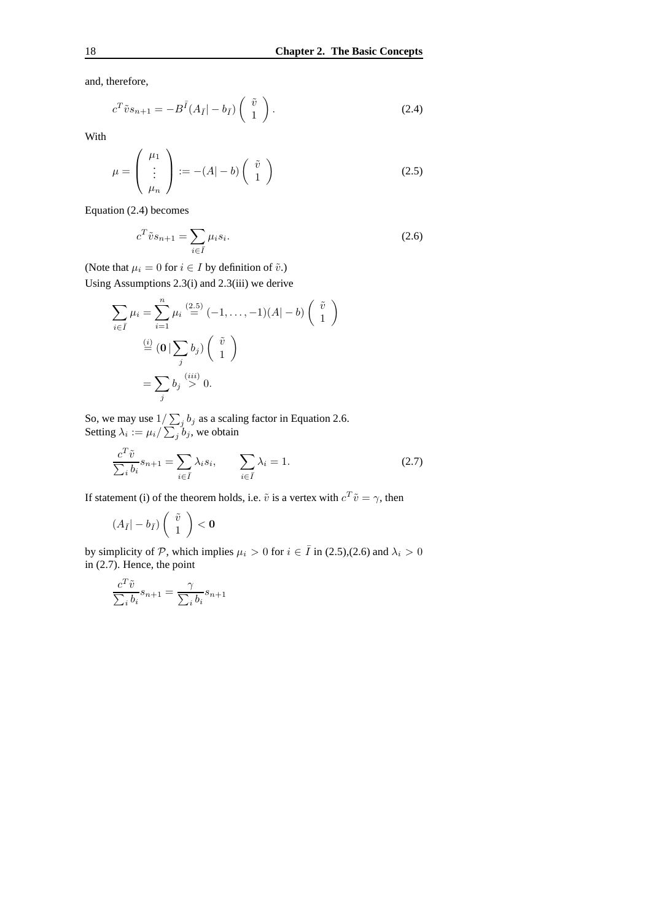and, therefore,

$$c^T \tilde{v} s_{n+1} = -B^{\bar{I}}(A_{\bar{I}}| - b_{\bar{I}}) \begin{pmatrix} \tilde{v} \\ 1 \end{pmatrix}. \tag{2.4}$$

With

$$\mu = \begin{pmatrix} \mu_1 \\ \vdots \\ \mu_n \end{pmatrix} := -(A| - b) \begin{pmatrix} \tilde{v} \\ 1 \end{pmatrix} \tag{2.5}$$

Equation (2.4) becomes

$$c^T \tilde{v} s_{n+1} = \sum_{i \in \bar{I}} \mu_i s_i. \tag{2.6}$$

(Note that $\mu_i = 0$ for $i \in I$ by definition of $\tilde{v}$.)
Using Assumptions 2.3(i) and 2.3(iii) we derive

$$\begin{aligned}
\sum_{i \in \bar{I}} \mu_i = \sum_{i=1}^{n} \mu_i &\overset{(2.5)}{=} (-1, \ldots, -1)(A| - b) \begin{pmatrix} \tilde{v} \\ 1 \end{pmatrix} \\
&\overset{(i)}{=} (\mathbf{0} \,|\, \sum_j b_j) \begin{pmatrix} \tilde{v} \\ 1 \end{pmatrix} \\
&= \sum_j b_j \overset{(iii)}{>} 0.
\end{aligned}$$

So, we may use $1/\sum_j b_j$ as a scaling factor in Equation 2.6.
Setting $\lambda_i := \mu_i / \sum_j b_j$, we obtain

$$\frac{c^T \tilde{v}}{\sum_i b_i} s_{n+1} = \sum_{i \in \bar{I}} \lambda_i s_i, \qquad \sum_{i \in \bar{I}} \lambda_i = 1. \tag{2.7}$$

If statement (i) of the theorem holds, i.e. $\tilde{v}$ is a vertex with $c^T \tilde{v} = \gamma$, then

$$(A_{\bar{I}}| - b_{\bar{I}}) \begin{pmatrix} \tilde{v} \\ 1 \end{pmatrix} < \mathbf{0}$$

by simplicity of $\mathcal{P}$, which implies $\mu_i > 0$ for $i \in \bar{I}$ in (2.5),(2.6) and $\lambda_i > 0$ in (2.7). Hence, the point

$$\frac{c^T \tilde{v}}{\sum_i b_i} s_{n+1} = \frac{\gamma}{\sum_i b_i} s_{n+1}$$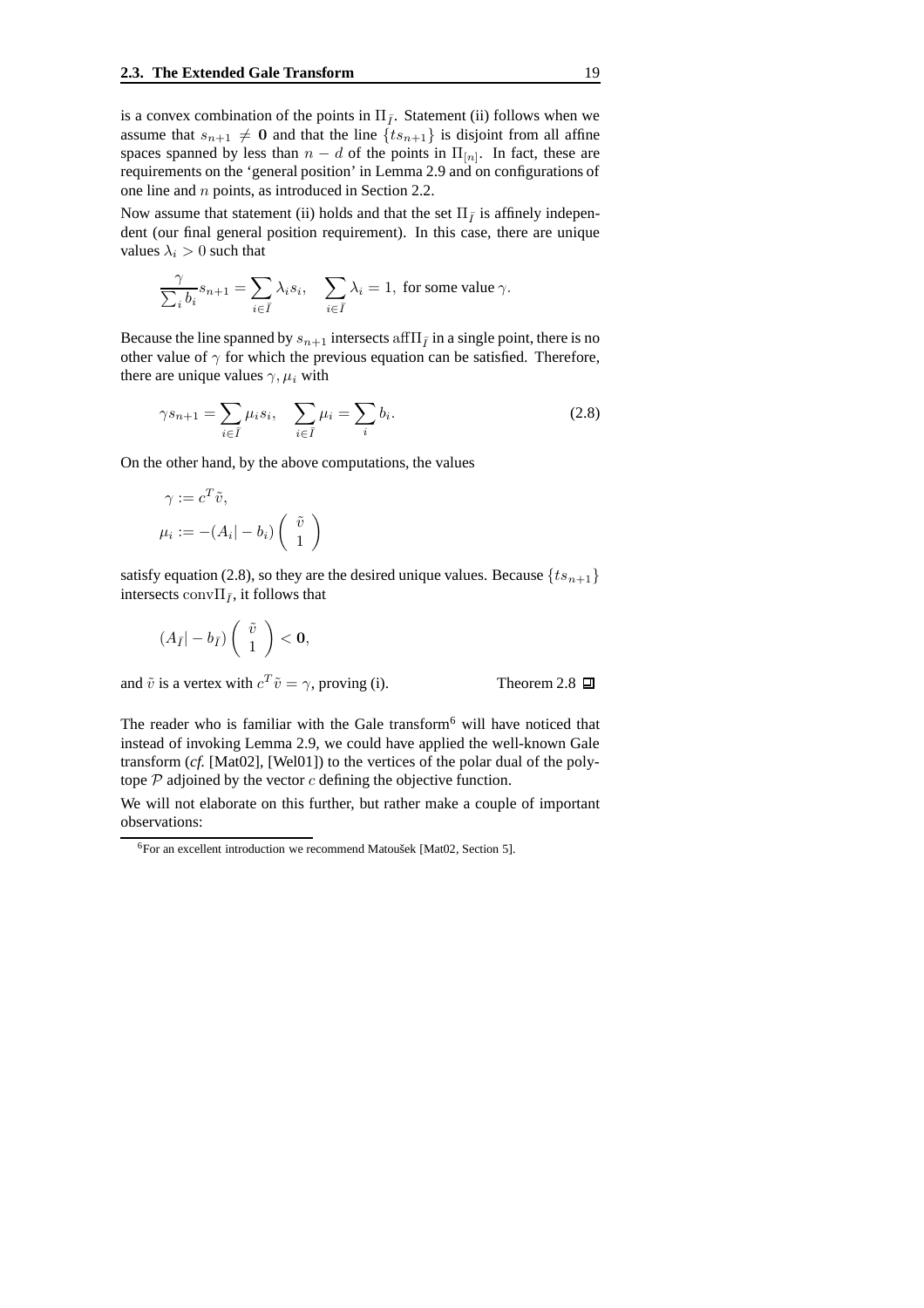is a convex combination of the points in $\Pi_{\bar{I}}$. Statement (ii) follows when we assume that $s_{n+1} \neq \mathbf{0}$ and that the line $\{ts_{n+1}\}$ is disjoint from all affine spaces spanned by less than $n-d$ of the points in $\Pi_{[n]}$. In fact, these are requirements on the 'general position' in Lemma 2.9 and on configurations of one line and $n$ points, as introduced in Section 2.2.

Now assume that statement (ii) holds and that the set $\Pi_{\bar{I}}$ is affinely independent (our final general position requirement). In this case, there are unique values $\lambda_i > 0$ such that

$$\frac{\gamma}{\sum_i b_i} s_{n+1} = \sum_{i \in \bar{I}} \lambda_i s_i, \quad \sum_{i \in \bar{I}} \lambda_i = 1, \text{ for some value } \gamma.$$

Because the line spanned by $s_{n+1}$ intersects $\operatorname{aff}\Pi_{\bar{I}}$ in a single point, there is no other value of $\gamma$ for which the previous equation can be satisfied. Therefore, there are unique values $\gamma, \mu_i$ with

$$\gamma s_{n+1} = \sum_{i \in \bar{I}} \mu_i s_i, \quad \sum_{i \in \bar{I}} \mu_i = \sum_i b_i. \tag{2.8}$$

On the other hand, by the above computations, the values

$$\begin{aligned} \gamma &:= c^T \tilde{v}, \\ \mu_i &:= -(A_i| - b_i) \begin{pmatrix} \tilde{v} \\ 1 \end{pmatrix} \end{aligned}$$

satisfy equation (2.8), so they are the desired unique values. Because $\{ts_{n+1}\}$ intersects $\operatorname{conv}\Pi_{\bar{I}}$, it follows that

$$(A_{\bar{I}}| - b_{\bar{I}}) \begin{pmatrix} \tilde{v} \\ 1 \end{pmatrix} < \mathbf{0},$$

and $\tilde{v}$ is a vertex with $c^T \tilde{v} = \gamma$, proving (i). Theorem 2.8 ◻

The reader who is familiar with the Gale transform[6] will have noticed that instead of invoking Lemma 2.9, we could have applied the well-known Gale transform (*cf.* [Mat02], [Wel01]) to the vertices of the polar dual of the polytope $\mathcal{P}$ adjoined by the vector $c$ defining the objective function.

We will not elaborate on this further, but rather make a couple of important observations:

[6]For an excellent introduction we recommend Matoušek [Mat02, Section 5].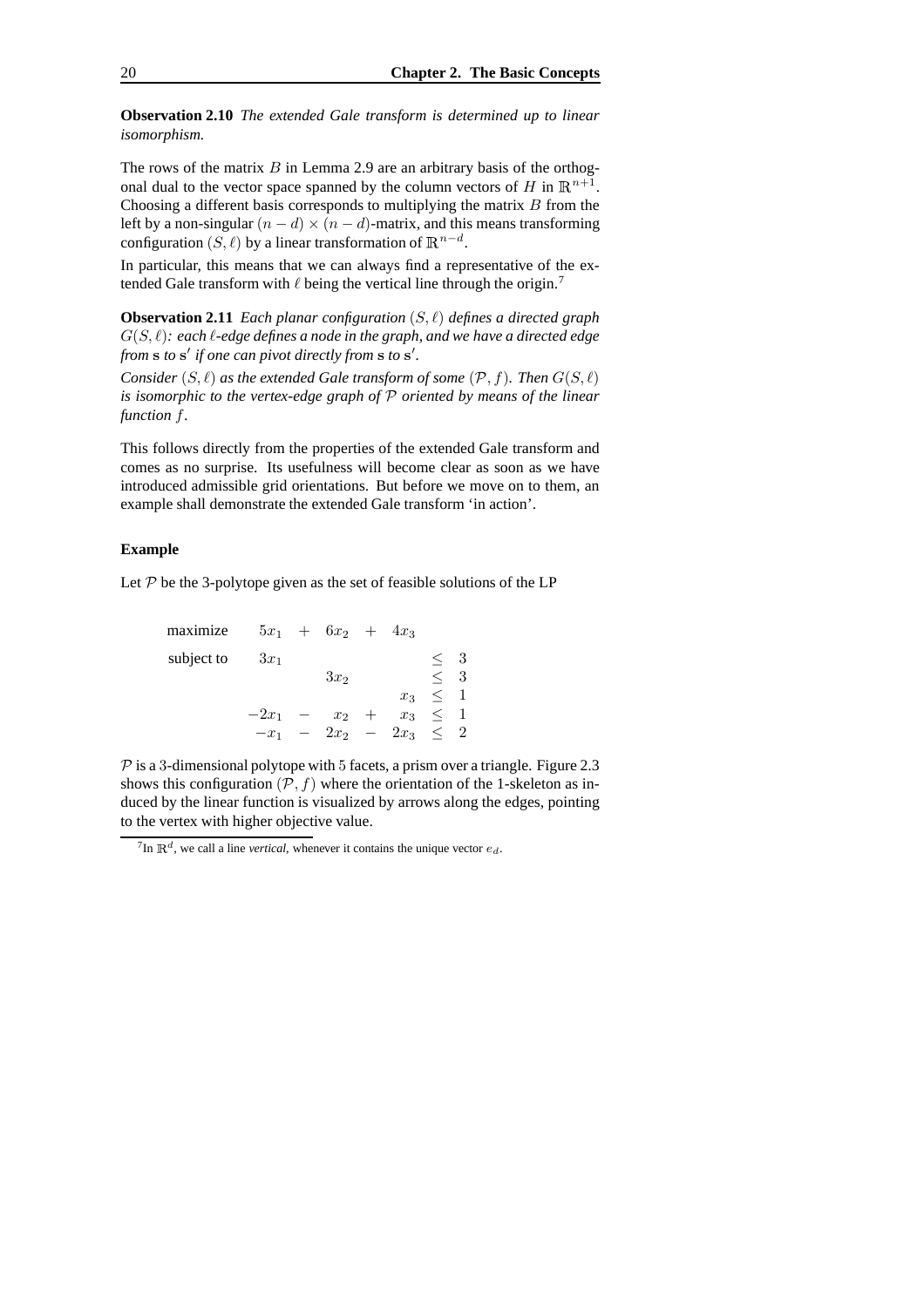**Observation 2.10** *The extended Gale transform is determined up to linear isomorphism.*

The rows of the matrix $B$ in Lemma 2.9 are an arbitrary basis of the orthogonal dual to the vector space spanned by the column vectors of $H$ in $\mathbb{R}^{n+1}$. Choosing a different basis corresponds to multiplying the matrix $B$ from the left by a non-singular $(n-d) \times (n-d)$-matrix, and this means transforming configuration $(S, \ell)$ by a linear transformation of $\mathbb{R}^{n-d}$.

In particular, this means that we can always find a representative of the extended Gale transform with $\ell$ being the vertical line through the origin.[7]

**Observation 2.11** *Each planar configuration $(S, \ell)$ defines a directed graph $G(S, \ell)$: each $\ell$-edge defines a node in the graph, and we have a directed edge from $\mathbf{s}$ to $\mathbf{s}'$ if one can pivot directly from $\mathbf{s}$ to $\mathbf{s}'$.*

*Consider $(S, \ell)$ as the extended Gale transform of some $(\mathcal{P}, f)$. Then $G(S, \ell)$ is isomorphic to the vertex-edge graph of $\mathcal{P}$ oriented by means of the linear function $f$.*

This follows directly from the properties of the extended Gale transform and comes as no surprise. Its usefulness will become clear as soon as we have introduced admissible grid orientations. But before we move on to them, an example shall demonstrate the extended Gale transform 'in action'.

### Example

Let $\mathcal{P}$ be the 3-polytope given as the set of feasible solutions of the LP

$$
\begin{array}{lrcrcrcl}
\text{maximize} & 5x_1 & + & 6x_2 & + & 4x_3 & & \\
\text{subject to} & 3x_1 & & & & & \leq & 3 \\
 & & & 3x_2 & & & \leq & 3 \\
 & & & & & x_3 & \leq & 1 \\
 & -2x_1 & - & x_2 & + & x_3 & \leq & 1 \\
 & -x_1 & - & 2x_2 & - & 2x_3 & \leq & 2
\end{array}
$$

$\mathcal{P}$ is a 3-dimensional polytope with 5 facets, a prism over a triangle. Figure 2.3 shows this configuration $(\mathcal{P}, f)$ where the orientation of the 1-skeleton as induced by the linear function is visualized by arrows along the edges, pointing to the vertex with higher objective value.

[7] In $\mathbb{R}^d$, we call a line *vertical*, whenever it contains the unique vector $e_d$.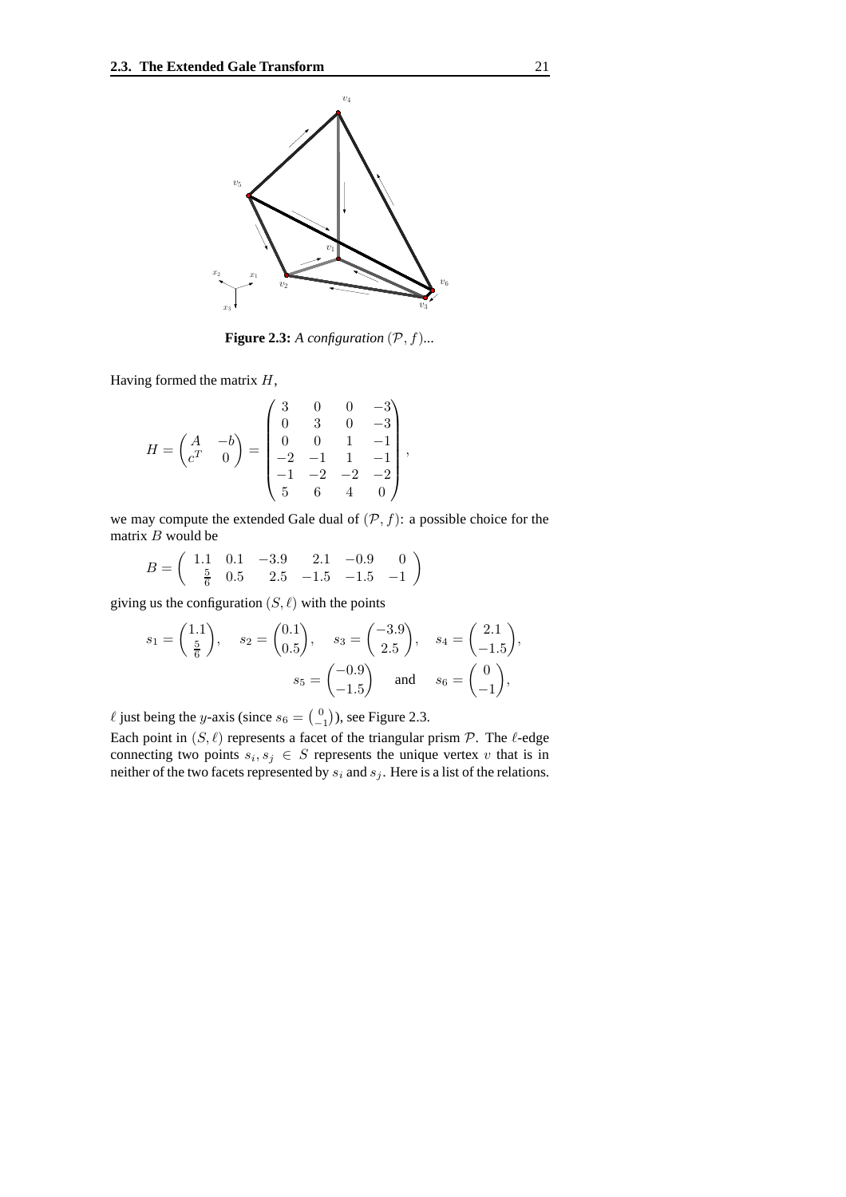**Figure 2.3:** *A configuration* $(\mathcal{P}, f)$...

Having formed the matrix $H$,

$$H = \begin{pmatrix} A & -b \\ c^T & 0 \end{pmatrix} = \begin{pmatrix} 3 & 0 & 0 & -3 \\ 0 & 3 & 0 & -3 \\ 0 & 0 & 1 & -1 \\ -2 & -1 & 1 & -1 \\ -1 & -2 & -2 & -2 \\ 5 & 6 & 4 & 0 \end{pmatrix},$$

we may compute the extended Gale dual of $(\mathcal{P}, f)$: a possible choice for the matrix $B$ would be

$$B = \begin{pmatrix} 1.1 & 0.1 & -3.9 & 2.1 & -0.9 & 0 \\ \frac{5}{6} & 0.5 & 2.5 & -1.5 & -1.5 & -1 \end{pmatrix}$$

giving us the configuration $(S, \ell)$ with the points

$$s_1 = \begin{pmatrix} 1.1 \\ \frac{5}{6} \end{pmatrix}, \quad s_2 = \begin{pmatrix} 0.1 \\ 0.5 \end{pmatrix}, \quad s_3 = \begin{pmatrix} -3.9 \\ 2.5 \end{pmatrix}, \quad s_4 = \begin{pmatrix} 2.1 \\ -1.5 \end{pmatrix},$$

$$s_5 = \begin{pmatrix} -0.9 \\ -1.5 \end{pmatrix} \quad \text{and} \quad s_6 = \begin{pmatrix} 0 \\ -1 \end{pmatrix},$$

$\ell$ just being the $y$-axis (since $s_6 = \binom{0}{-1}$), see Figure 2.3.

Each point in $(S, \ell)$ represents a facet of the triangular prism $\mathcal{P}$. The $\ell$-edge connecting two points $s_i, s_j \in S$ represents the unique vertex $v$ that is in neither of the two facets represented by $s_i$ and $s_j$. Here is a list of the relations.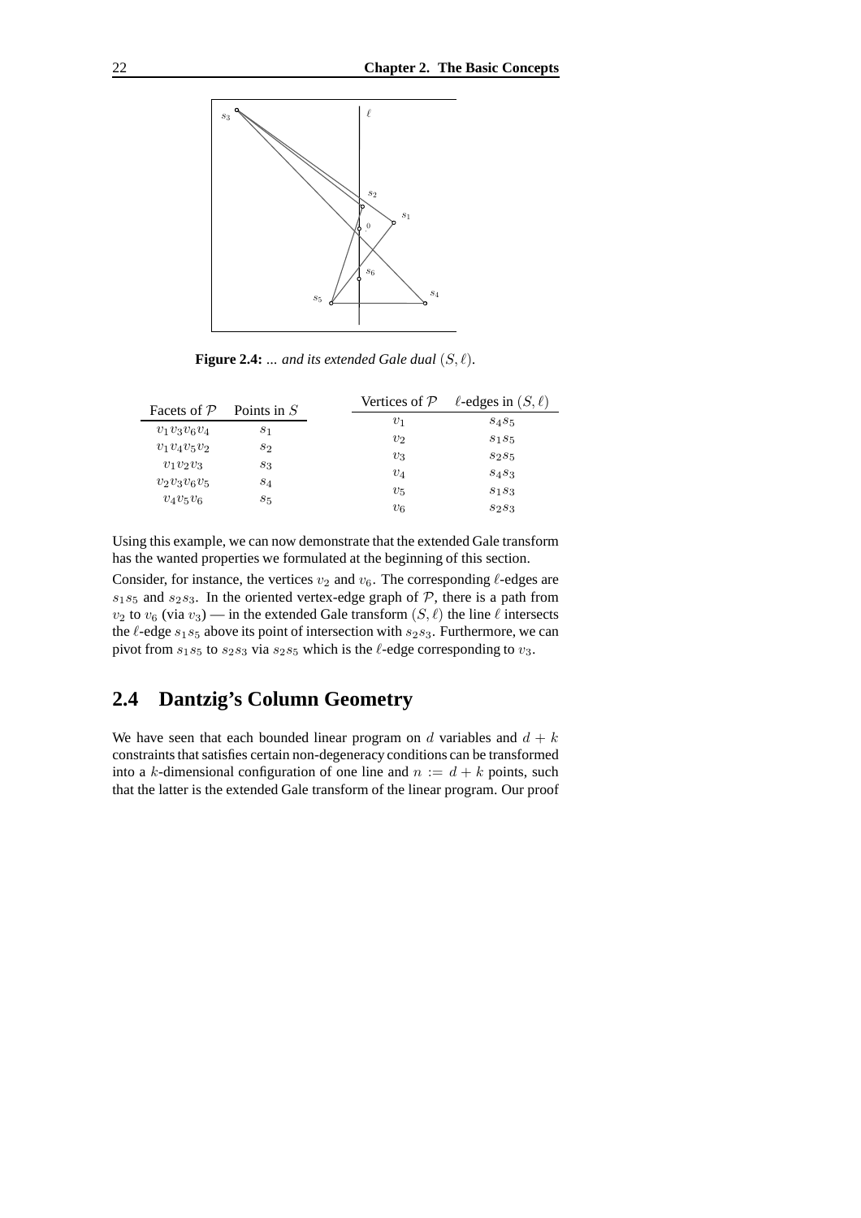**Figure 2.4:** *... and its extended Gale dual* $(S, \ell)$.

| Facets of $\mathcal{P}$ | Points in $S$ |
|---|---|
| $v_1v_3v_6v_4$ | $s_1$ |
| $v_1v_4v_5v_2$ | $s_2$ |
| $v_1v_2v_3$ | $s_3$ |
| $v_2v_3v_6v_5$ | $s_4$ |
| $v_4v_5v_6$ | $s_5$ |

| Vertices of $\mathcal{P}$ | $\ell$-edges in $(S, \ell)$ |
|---|---|
| $v_1$ | $s_4s_5$ |
| $v_2$ | $s_1s_5$ |
| $v_3$ | $s_2s_5$ |
| $v_4$ | $s_4s_3$ |
| $v_5$ | $s_1s_3$ |
| $v_6$ | $s_2s_3$ |

Using this example, we can now demonstrate that the extended Gale transform has the wanted properties we formulated at the beginning of this section.

Consider, for instance, the vertices $v_2$ and $v_6$. The corresponding $\ell$-edges are $s_1s_5$ and $s_2s_3$. In the oriented vertex-edge graph of $\mathcal{P}$, there is a path from $v_2$ to $v_6$ (via $v_3$) — in the extended Gale transform $(S, \ell)$ the line $\ell$ intersects the $\ell$-edge $s_1s_5$ above its point of intersection with $s_2s_3$. Furthermore, we can pivot from $s_1s_5$ to $s_2s_3$ via $s_2s_5$ which is the $\ell$-edge corresponding to $v_3$.

## 2.4 Dantzig's Column Geometry

We have seen that each bounded linear program on $d$ variables and $d + k$ constraints that satisfies certain non-degeneracy conditions can be transformed into a $k$-dimensional configuration of one line and $n := d + k$ points, such that the latter is the extended Gale transform of the linear program. Our proof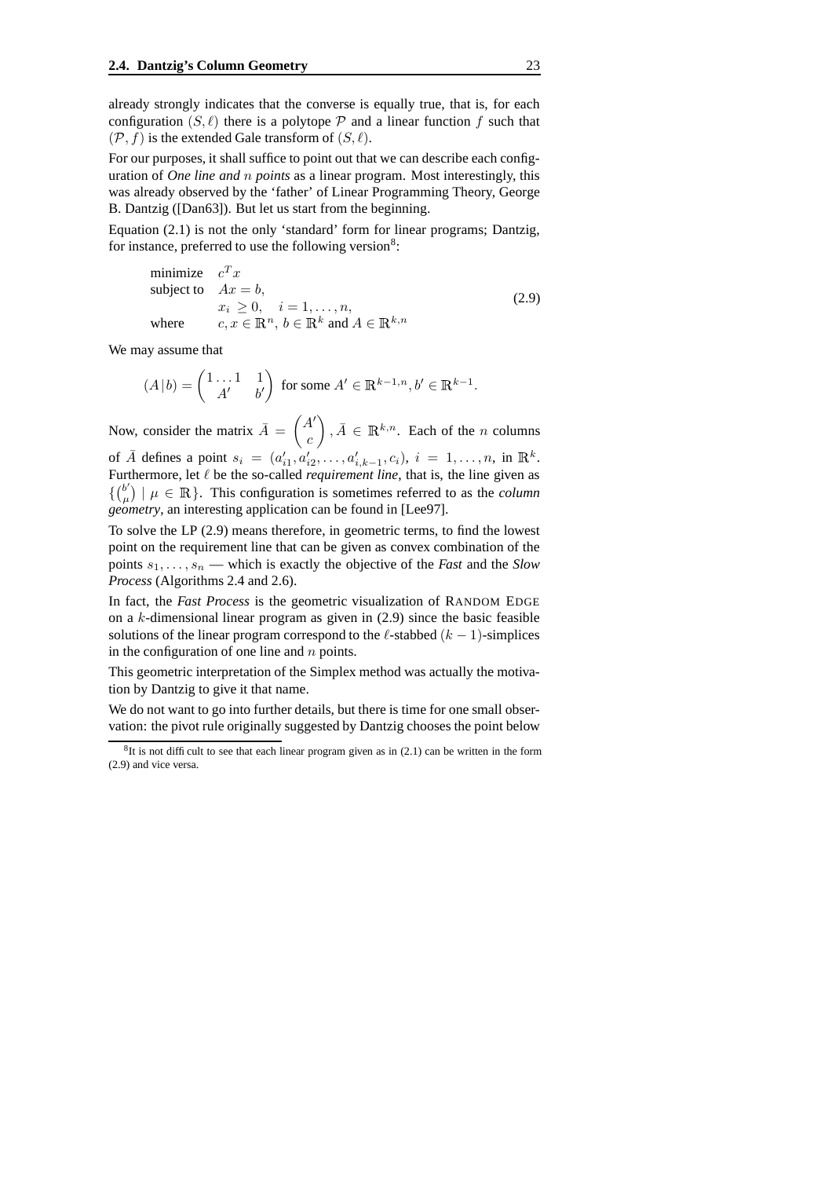already strongly indicates that the converse is equally true, that is, for each configuration $(S, \ell)$ there is a polytope $\mathcal{P}$ and a linear function $f$ such that $(\mathcal{P}, f)$ is the extended Gale transform of $(S, \ell)$.

For our purposes, it shall suffice to point out that we can describe each configuration of *One line and $n$ points* as a linear program. Most interestingly, this was already observed by the 'father' of Linear Programming Theory, George B. Dantzig ([Dan63]). But let us start from the beginning.

Equation (2.1) is not the only 'standard' form for linear programs; Dantzig, for instance, preferred to use the following version[8]:

$$
\begin{array}{ll}
\text{minimize} & c^T x \\
\text{subject to} & Ax = b, \\
& x_i \geq 0, \quad i = 1, \dots, n, \\
\text{where} & c, x \in \mathbb{R}^n,\ b \in \mathbb{R}^k \text{ and } A \in \mathbb{R}^{k,n}
\end{array}
\tag{2.9}
$$

We may assume that

$$
(A\,|\,b) = \begin{pmatrix} 1 \dots 1 & 1 \\ A' & b' \end{pmatrix} \text{ for some } A' \in \mathbb{R}^{k-1,n}, b' \in \mathbb{R}^{k-1}.
$$

Now, consider the matrix $\bar{A} = \begin{pmatrix} A' \\ c \end{pmatrix}$, $\bar{A} \in \mathbb{R}^{k,n}$. Each of the $n$ columns of $\bar{A}$ defines a point $s_i = (a'_{i1}, a'_{i2}, \dots, a'_{i,k-1}, c_i)$, $i = 1, \dots, n$, in $\mathbb{R}^k$. Furthermore, let $\ell$ be the so-called *requirement line*, that is, the line given as $\{\binom{b'}{\mu} \mid \mu \in \mathbb{R}\}$. This configuration is sometimes referred to as the *column geometry*, an interesting application can be found in [Lee97].

To solve the LP (2.9) means therefore, in geometric terms, to find the lowest point on the requirement line that can be given as convex combination of the points $s_1, \dots, s_n$ — which is exactly the objective of the *Fast* and the *Slow Process* (Algorithms 2.4 and 2.6).

In fact, the *Fast Process* is the geometric visualization of RANDOM EDGE on a $k$-dimensional linear program as given in (2.9) since the basic feasible solutions of the linear program correspond to the $\ell$-stabbed $(k-1)$-simplices in the configuration of one line and $n$ points.

This geometric interpretation of the Simplex method was actually the motivation by Dantzig to give it that name.

We do not want to go into further details, but there is time for one small observation: the pivot rule originally suggested by Dantzig chooses the point below

[8] It is not difficult to see that each linear program given as in (2.1) can be written in the form (2.9) and vice versa.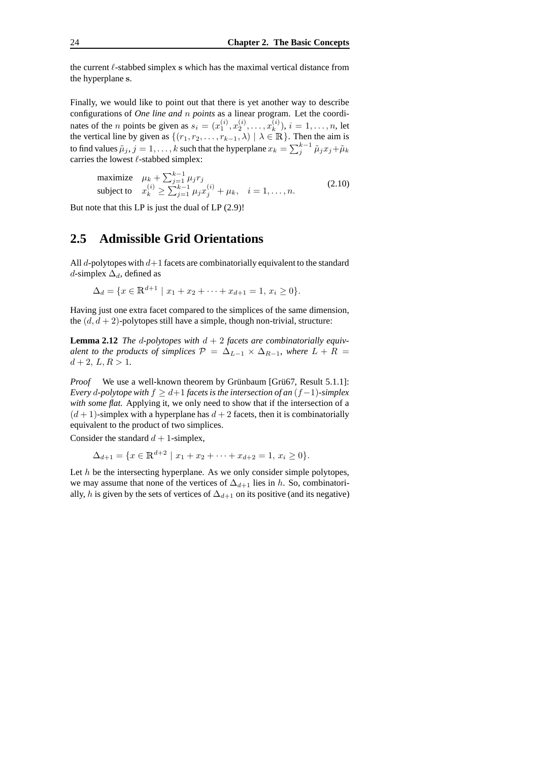the current $\ell$-stabbed simplex $\mathbf{s}$ which has the maximal vertical distance from the hyperplane $\mathbf{s}$.

Finally, we would like to point out that there is yet another way to describe configurations of *One line and $n$ points* as a linear program. Let the coordinates of the $n$ points be given as $s_i = (x_1^{(i)}, x_2^{(i)}, \ldots, x_k^{(i)})$, $i = 1, \ldots, n$, let the vertical line by given as $\{(r_1, r_2, \ldots, r_{k-1}, \lambda) \mid \lambda \in \mathbb{R}\}$. Then the aim is to find values $\tilde{\mu}_j$, $j = 1, \ldots, k$ such that the hyperplane $x_k = \sum_j^{k-1} \tilde{\mu}_j x_j + \tilde{\mu}_k$ carries the lowest $\ell$-stabbed simplex:

$$\begin{array}{ll} \text{maximize} & \mu_k + \sum_{j=1}^{k-1} \mu_j r_j \\ \text{subject to} & x_k^{(i)} \geq \sum_{j=1}^{k-1} \mu_j x_j^{(i)} + \mu_k, \quad i = 1, \ldots, n. \end{array} \tag{2.10}$$

But note that this LP is just the dual of LP (2.9)!

## 2.5 Admissible Grid Orientations

All $d$-polytopes with $d+1$ facets are combinatorially equivalent to the standard $d$-simplex $\Delta_d$, defined as

$$\Delta_d = \{x \in \mathbb{R}^{d+1} \mid x_1 + x_2 + \cdots + x_{d+1} = 1,\, x_i \geq 0\}.$$

Having just one extra facet compared to the simplices of the same dimension, the $(d, d+2)$-polytopes still have a simple, though non-trivial, structure:

**Lemma 2.12** *The $d$-polytopes with $d+2$ facets are combinatorially equivalent to the products of simplices $\mathcal{P} = \Delta_{L-1} \times \Delta_{R-1}$, where $L + R = d + 2$, $L, R > 1$.*

*Proof* We use a well-known theorem by Grünbaum [Grü67, Result 5.1.1]: *Every $d$-polytope with $f \geq d+1$ facets is the intersection of an $(f-1)$-simplex with some flat.* Applying it, we only need to show that if the intersection of a $(d+1)$-simplex with a hyperplane has $d+2$ facets, then it is combinatorially equivalent to the product of two simplices.

Consider the standard $d+1$-simplex,

$$\Delta_{d+1} = \{x \in \mathbb{R}^{d+2} \mid x_1 + x_2 + \cdots + x_{d+2} = 1,\, x_i \geq 0\}.$$

Let $h$ be the intersecting hyperplane. As we only consider simple polytopes, we may assume that none of the vertices of $\Delta_{d+1}$ lies in $h$. So, combinatorially, $h$ is given by the sets of vertices of $\Delta_{d+1}$ on its positive (and its negative)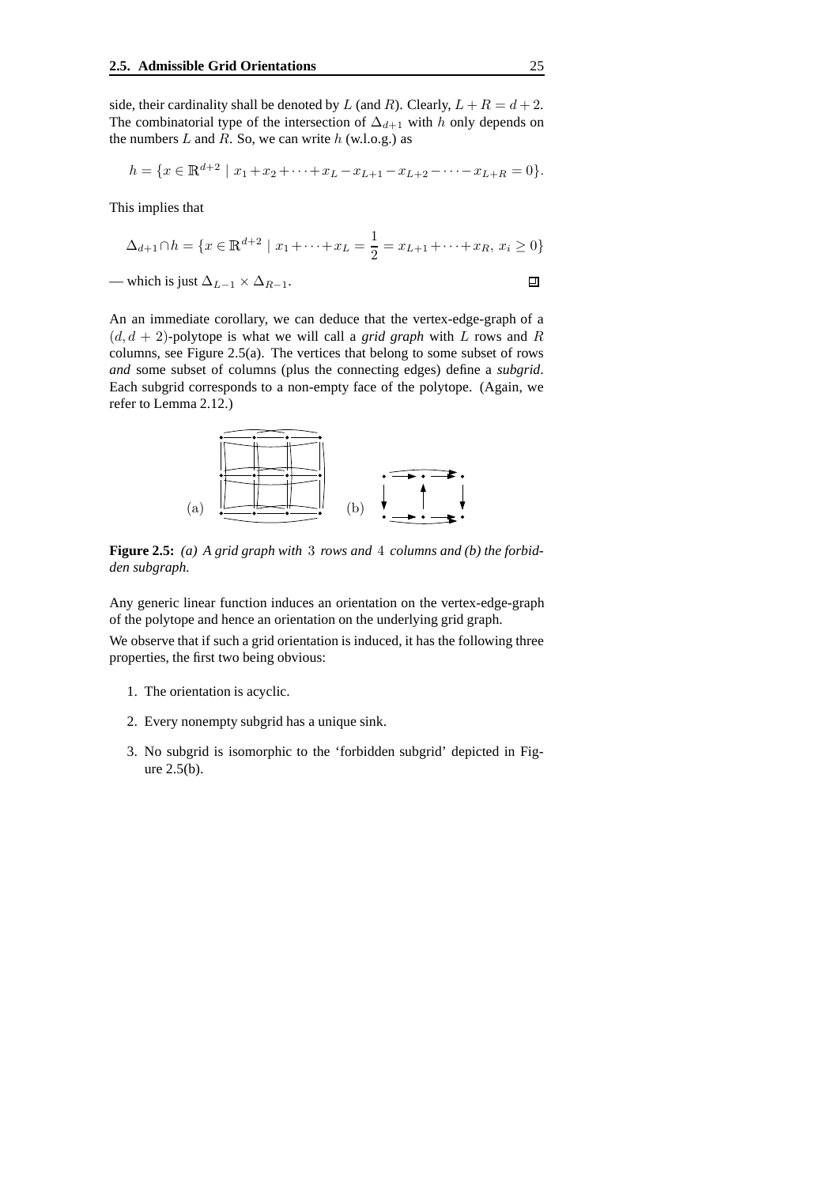side, their cardinality shall be denoted by $L$ (and $R$). Clearly, $L + R = d + 2$. The combinatorial type of the intersection of $\Delta_{d+1}$ with $h$ only depends on the numbers $L$ and $R$. So, we can write $h$ (w.l.o.g.) as

$$h = \{x \in \mathbb{R}^{d+2} \mid x_1 + x_2 + \cdots + x_L - x_{L+1} - x_{L+2} - \cdots - x_{L+R} = 0\}.$$

This implies that

$$\Delta_{d+1} \cap h = \{x \in \mathbb{R}^{d+2} \mid x_1 + \cdots + x_L = \frac{1}{2} = x_{L+1} + \cdots + x_R,\ x_i \geq 0\}$$

— which is just $\Delta_{L-1} \times \Delta_{R-1}$. □

An an immediate corollary, we can deduce that the vertex-edge-graph of a $(d, d+2)$-polytope is what we will call a ***grid graph*** with $L$ rows and $R$ columns, see Figure 2.5(a). The vertices that belong to some subset of rows ***and*** some subset of columns (plus the connecting edges) define a ***subgrid***. Each subgrid corresponds to a non-empty face of the polytope. (Again, we refer to Lemma 2.12.)

**Figure 2.5:** *(a) A grid graph with 3 rows and 4 columns and (b) the forbidden subgraph.*

Any generic linear function induces an orientation on the vertex-edge-graph of the polytope and hence an orientation on the underlying grid graph.

We observe that if such a grid orientation is induced, it has the following three properties, the first two being obvious:

1. The orientation is acyclic.
2. Every nonempty subgrid has a unique sink.
3. No subgrid is isomorphic to the 'forbidden subgrid' depicted in Figure 2.5(b).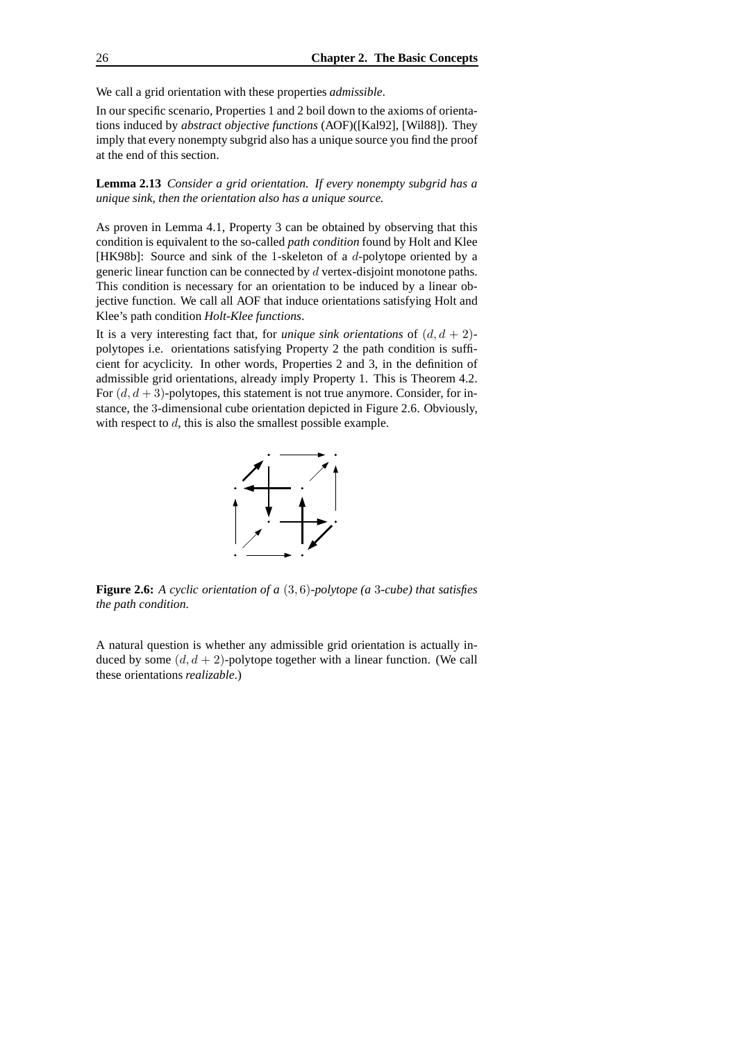We call a grid orientation with these properties *admissible*.

In our specific scenario, Properties 1 and 2 boil down to the axioms of orientations induced by *abstract objective functions* (AOF)([Kal92], [Wil88]). They imply that every nonempty subgrid also has a unique source you find the proof at the end of this section.

**Lemma 2.13** *Consider a grid orientation. If every nonempty subgrid has a unique sink, then the orientation also has a unique source.*

As proven in Lemma 4.1, Property 3 can be obtained by observing that this condition is equivalent to the so-called *path condition* found by Holt and Klee [HK98b]: Source and sink of the 1-skeleton of a $d$-polytope oriented by a generic linear function can be connected by $d$ vertex-disjoint monotone paths. This condition is necessary for an orientation to be induced by a linear objective function. We call all AOF that induce orientations satisfying Holt and Klee's path condition *Holt-Klee functions*.

It is a very interesting fact that, for *unique sink orientations* of $(d, d+2)$-polytopes i.e. orientations satisfying Property 2 the path condition is sufficient for acyclicity. In other words, Properties 2 and 3, in the definition of admissible grid orientations, already imply Property 1. This is Theorem 4.2. For $(d, d+3)$-polytopes, this statement is not true anymore. Consider, for instance, the 3-dimensional cube orientation depicted in Figure 2.6. Obviously, with respect to $d$, this is also the smallest possible example.

**Figure 2.6:** *A cyclic orientation of a $(3,6)$-polytope (a 3-cube) that satisfies the path condition.*

A natural question is whether any admissible grid orientation is actually induced by some $(d, d+2)$-polytope together with a linear function. (We call these orientations *realizable*.)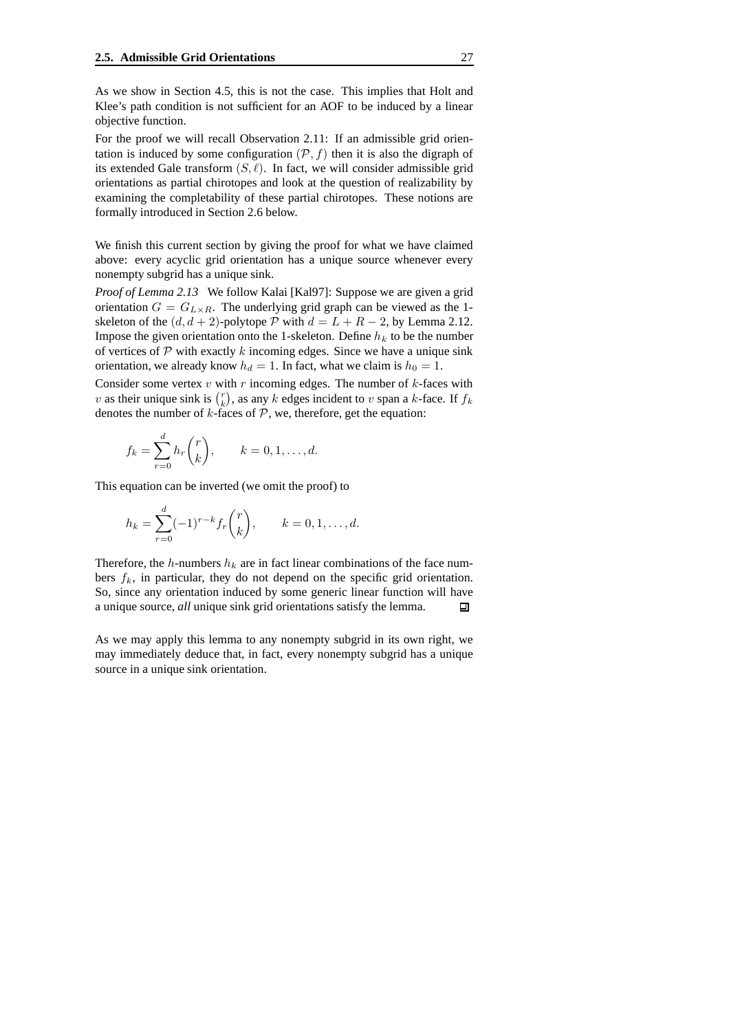As we show in Section 4.5, this is not the case. This implies that Holt and Klee's path condition is not sufficient for an AOF to be induced by a linear objective function.

For the proof we will recall Observation 2.11: If an admissible grid orientation is induced by some configuration $(\mathcal{P}, f)$ then it is also the digraph of its extended Gale transform $(S, \ell)$. In fact, we will consider admissible grid orientations as partial chirotopes and look at the question of realizability by examining the completability of these partial chirotopes. These notions are formally introduced in Section 2.6 below.

We finish this current section by giving the proof for what we have claimed above: every acyclic grid orientation has a unique source whenever every nonempty subgrid has a unique sink.

*Proof of Lemma 2.13* We follow Kalai [Kal97]: Suppose we are given a grid orientation $G = G_{L \times R}$. The underlying grid graph can be viewed as the 1-skeleton of the $(d, d+2)$-polytope $\mathcal{P}$ with $d = L + R - 2$, by Lemma 2.12. Impose the given orientation onto the 1-skeleton. Define $h_k$ to be the number of vertices of $\mathcal{P}$ with exactly $k$ incoming edges. Since we have a unique sink orientation, we already know $h_d = 1$. In fact, what we claim is $h_0 = 1$.

Consider some vertex $v$ with $r$ incoming edges. The number of $k$-faces with $v$ as their unique sink is $\binom{r}{k}$, as any $k$ edges incident to $v$ span a $k$-face. If $f_k$ denotes the number of $k$-faces of $\mathcal{P}$, we, therefore, get the equation:

$$f_k = \sum_{r=0}^{d} h_r \binom{r}{k}, \qquad k = 0, 1, \ldots, d.$$

This equation can be inverted (we omit the proof) to

$$h_k = \sum_{r=0}^{d} (-1)^{r-k} f_r \binom{r}{k}, \qquad k = 0, 1, \ldots, d.$$

Therefore, the $h$-numbers $h_k$ are in fact linear combinations of the face numbers $f_k$, in particular, they do not depend on the specific grid orientation. So, since any orientation induced by some generic linear function will have a unique source, *all* unique sink grid orientations satisfy the lemma. ◻

As we may apply this lemma to any nonempty subgrid in its own right, we may immediately deduce that, in fact, every nonempty subgrid has a unique source in a unique sink orientation.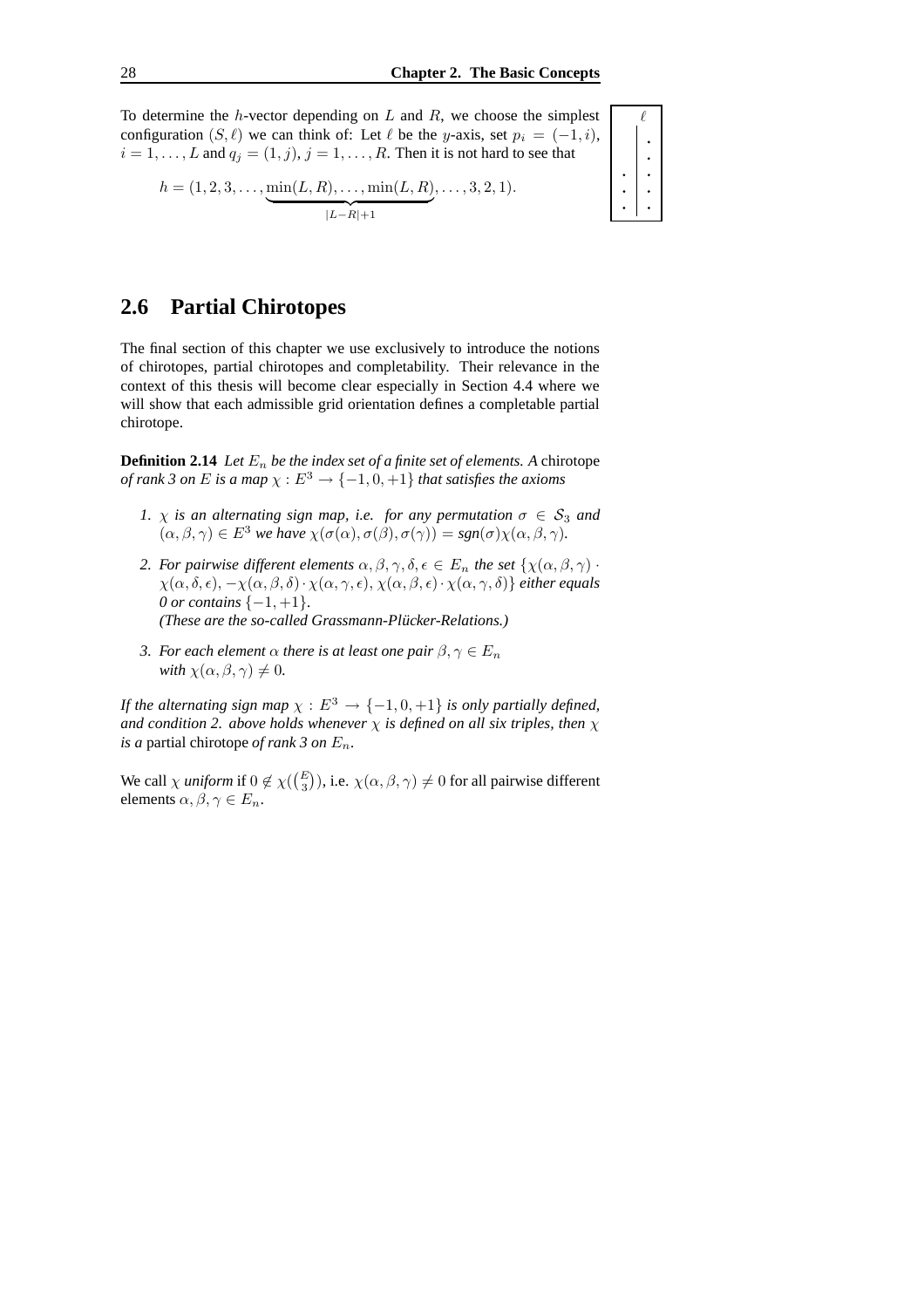To determine the $h$-vector depending on $L$ and $R$, we choose the simplest configuration $(S, \ell)$ we can think of: Let $\ell$ be the $y$-axis, set $p_i = (-1, i)$, $i = 1, \ldots, L$ and $q_j = (1, j)$, $j = 1, \ldots, R$. Then it is not hard to see that

$$h = (1, 2, 3, \ldots, \underbrace{\min(L, R), \ldots, \min(L, R)}_{|L-R|+1}, \ldots, 3, 2, 1).$$

## 2.6 Partial Chirotopes

The final section of this chapter we use exclusively to introduce the notions of chirotopes, partial chirotopes and completability. Their relevance in the context of this thesis will become clear especially in Section 4.4 where we will show that each admissible grid orientation defines a completable partial chirotope.

**Definition 2.14** *Let $E_n$ be the index set of a finite set of elements. A* chirotope *of rank 3 on $E$ is a map $\chi : E^3 \to \{-1, 0, +1\}$ that satisfies the axioms*

1. *$\chi$ is an alternating sign map, i.e. for any permutation $\sigma \in \mathcal{S}_3$ and $(\alpha, \beta, \gamma) \in E^3$ we have $\chi(\sigma(\alpha), \sigma(\beta), \sigma(\gamma)) = sgn(\sigma)\chi(\alpha, \beta, \gamma)$.*
2. *For pairwise different elements $\alpha, \beta, \gamma, \delta, \epsilon \in E_n$ the set $\{\chi(\alpha, \beta, \gamma) \cdot \chi(\alpha, \delta, \epsilon), -\chi(\alpha, \beta, \delta) \cdot \chi(\alpha, \gamma, \epsilon), \chi(\alpha, \beta, \epsilon) \cdot \chi(\alpha, \gamma, \delta)\}$ either equals 0 or contains $\{-1, +1\}$.*
   *(These are the so-called Grassmann-Plücker-Relations.)*
3. *For each element $\alpha$ there is at least one pair $\beta, \gamma \in E_n$ with $\chi(\alpha, \beta, \gamma) \neq 0$.*

*If the alternating sign map $\chi : E^3 \to \{-1, 0, +1\}$ is only partially defined, and condition 2. above holds whenever $\chi$ is defined on all six triples, then $\chi$ is a* partial chirotope *of rank 3 on $E_n$.*

We call $\chi$ *uniform* if $0 \notin \chi(\binom{E}{3})$, i.e. $\chi(\alpha, \beta, \gamma) \neq 0$ for all pairwise different elements $\alpha, \beta, \gamma \in E_n$.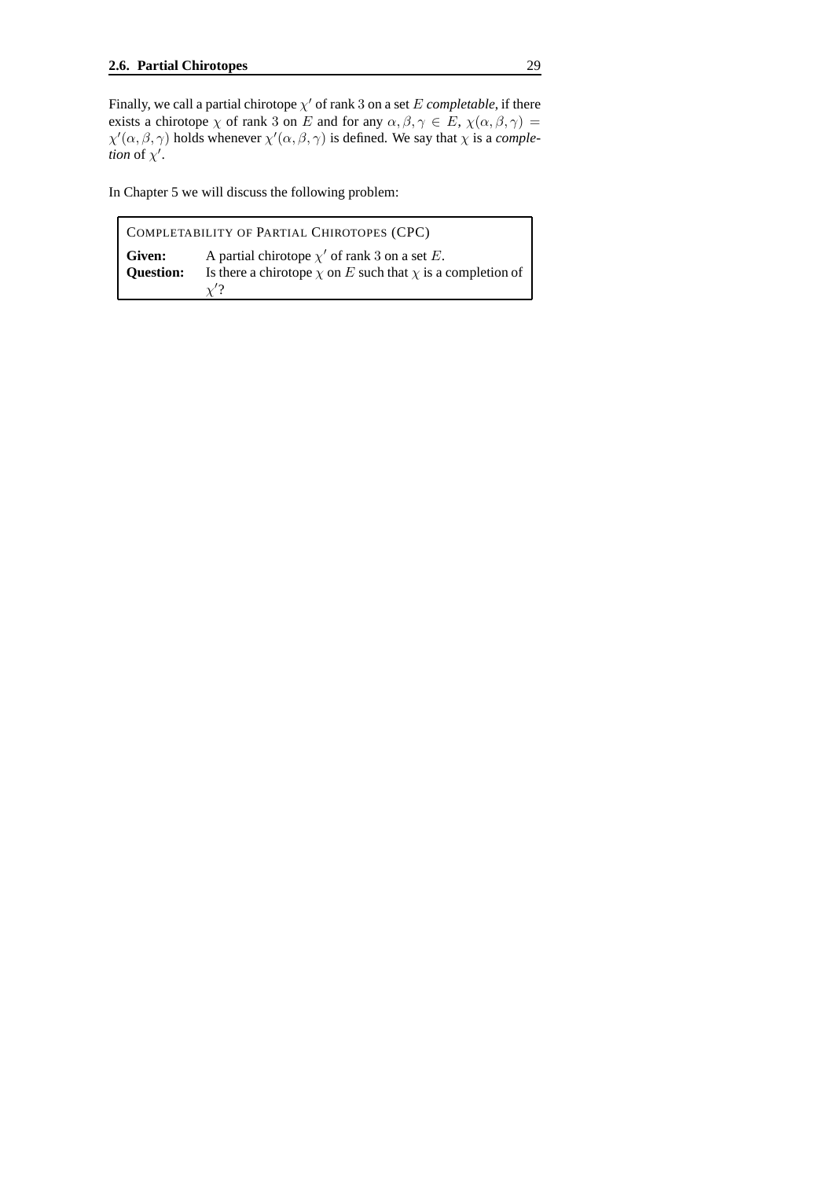Finally, we call a partial chirotope $\chi'$ of rank 3 on a set $E$ *completable*, if there exists a chirotope $\chi$ of rank 3 on $E$ and for any $\alpha, \beta, \gamma \in E$, $\chi(\alpha, \beta, \gamma) = \chi'(\alpha, \beta, \gamma)$ holds whenever $\chi'(\alpha, \beta, \gamma)$ is defined. We say that $\chi$ is a *completion* of $\chi'$.

In Chapter 5 we will discuss the following problem:

COMPLETABILITY OF PARTIAL CHIROTOPES (CPC)

**Given:** A partial chirotope $\chi'$ of rank 3 on a set $E$.
**Question:** Is there a chirotope $\chi$ on $E$ such that $\chi$ is a completion of $\chi'$?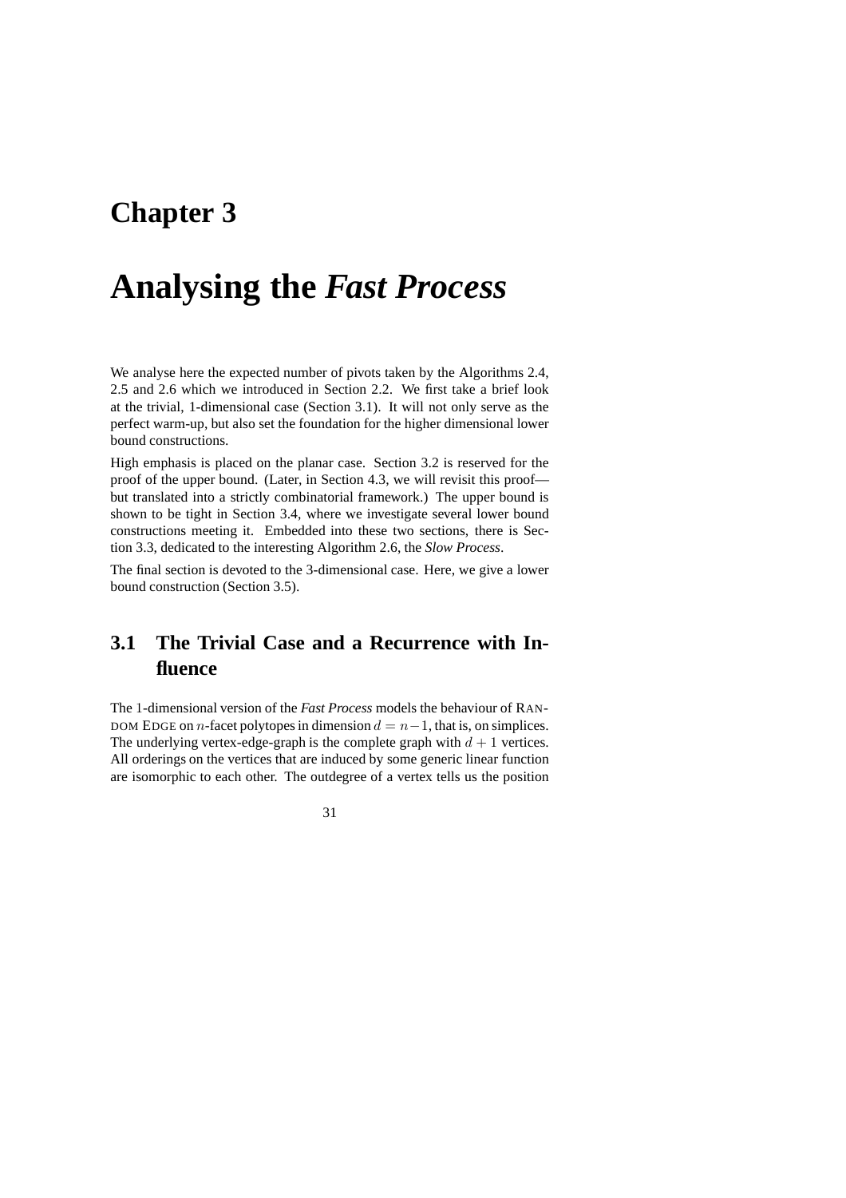# Chapter 3

# Analysing the *Fast Process*

We analyse here the expected number of pivots taken by the Algorithms 2.4, 2.5 and 2.6 which we introduced in Section 2.2. We first take a brief look at the trivial, 1-dimensional case (Section 3.1). It will not only serve as the perfect warm-up, but also set the foundation for the higher dimensional lower bound constructions.

High emphasis is placed on the planar case. Section 3.2 is reserved for the proof of the upper bound. (Later, in Section 4.3, we will revisit this proof—but translated into a strictly combinatorial framework.) The upper bound is shown to be tight in Section 3.4, where we investigate several lower bound constructions meeting it. Embedded into these two sections, there is Section 3.3, dedicated to the interesting Algorithm 2.6, the *Slow Process*.

The final section is devoted to the 3-dimensional case. Here, we give a lower bound construction (Section 3.5).

## 3.1 The Trivial Case and a Recurrence with Influence

The 1-dimensional version of the *Fast Process* models the behaviour of RANDOM EDGE on $n$-facet polytopes in dimension $d = n - 1$, that is, on simplices. The underlying vertex-edge-graph is the complete graph with $d + 1$ vertices. All orderings on the vertices that are induced by some generic linear function are isomorphic to each other. The outdegree of a vertex tells us the position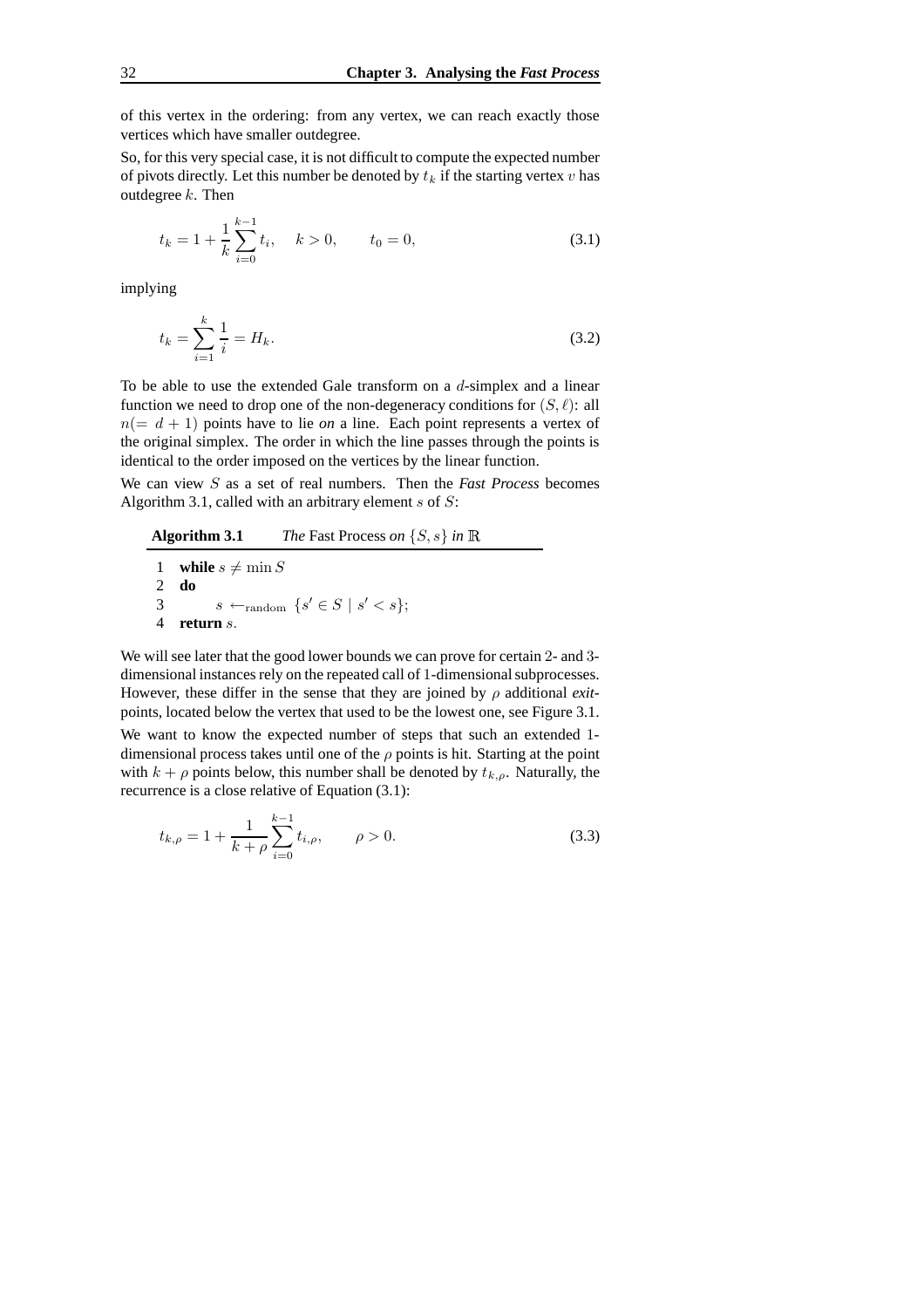of this vertex in the ordering: from any vertex, we can reach exactly those vertices which have smaller outdegree.

So, for this very special case, it is not difficult to compute the expected number of pivots directly. Let this number be denoted by $t_k$ if the starting vertex $v$ has outdegree $k$. Then

$$t_k = 1 + \frac{1}{k} \sum_{i=0}^{k-1} t_i, \quad k > 0, \qquad t_0 = 0, \tag{3.1}$$

implying

$$t_k = \sum_{i=1}^{k} \frac{1}{i} = H_k. \tag{3.2}$$

To be able to use the extended Gale transform on a $d$-simplex and a linear function we need to drop one of the non-degeneracy conditions for $(S, \ell)$: all $n(= d+1)$ points have to lie *on* a line. Each point represents a vertex of the original simplex. The order in which the line passes through the points is identical to the order imposed on the vertices by the linear function.

We can view $S$ as a set of real numbers. Then the *Fast Process* becomes Algorithm 3.1, called with an arbitrary element $s$ of $S$:

**Algorithm 3.1** *The* Fast Process *on* $\{S, s\}$ *in* $\mathbb{R}$

```
1  while s ≠ min S
2  do
3        s ←random {s' ∈ S | s' < s};
4  return s.
```

We will see later that the good lower bounds we can prove for certain 2- and 3-dimensional instances rely on the repeated call of 1-dimensional subprocesses. However, these differ in the sense that they are joined by $\rho$ additional *exit*-points, located below the vertex that used to be the lowest one, see Figure 3.1.

We want to know the expected number of steps that such an extended 1-dimensional process takes until one of the $\rho$ points is hit. Starting at the point with $k + \rho$ points below, this number shall be denoted by $t_{k,\rho}$. Naturally, the recurrence is a close relative of Equation (3.1):

$$t_{k,\rho} = 1 + \frac{1}{k+\rho} \sum_{i=0}^{k-1} t_{i,\rho}, \qquad \rho > 0. \tag{3.3}$$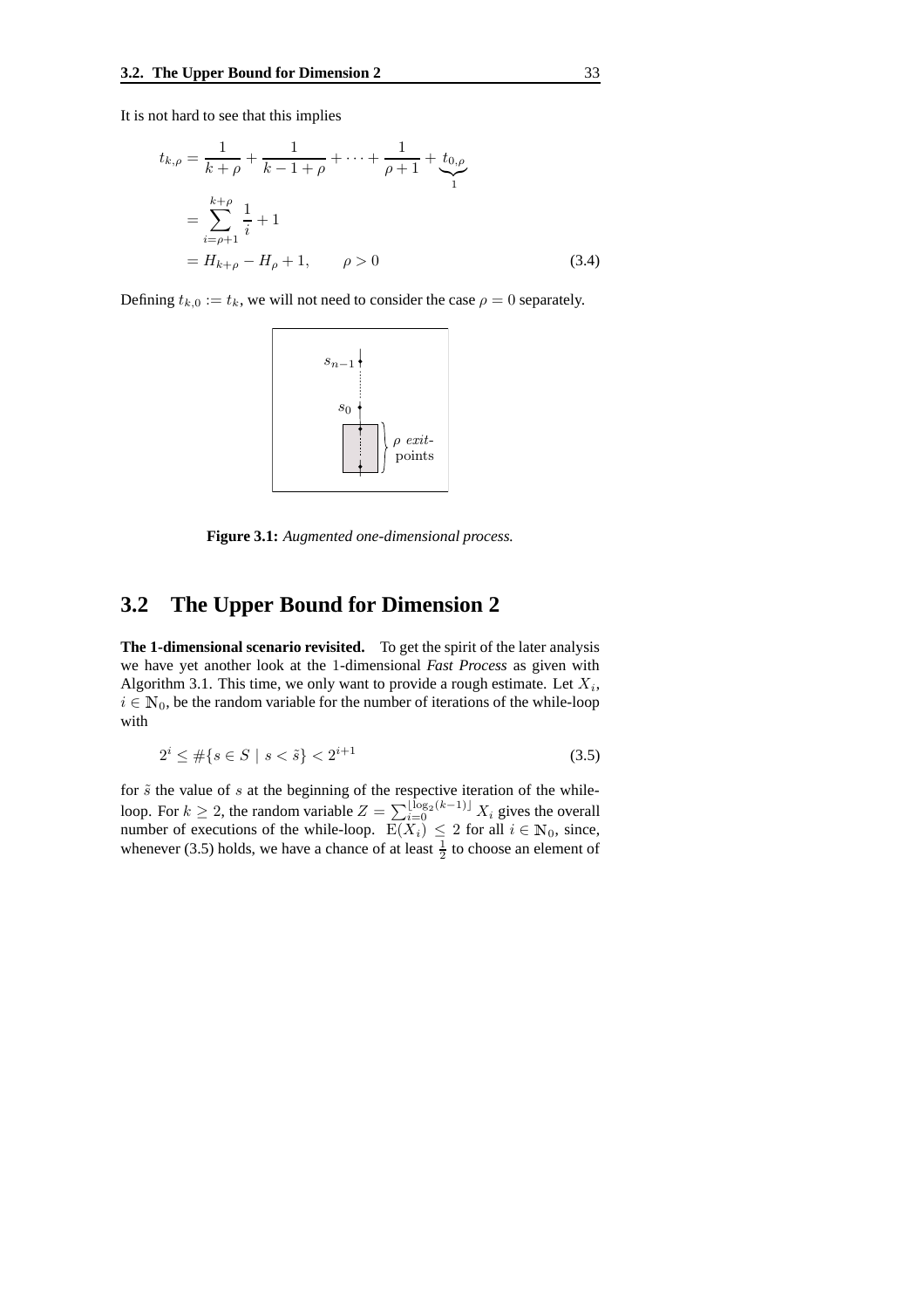It is not hard to see that this implies

$$
\begin{aligned}
t_{k,\rho} &= \frac{1}{k+\rho} + \frac{1}{k-1+\rho} + \cdots + \frac{1}{\rho+1} + \underbrace{t_{0,\rho}}_{1} \\
&= \sum_{i=\rho+1}^{k+\rho} \frac{1}{i} + 1 \\
&= H_{k+\rho} - H_{\rho} + 1, \qquad \rho > 0 \qquad (3.4)
\end{aligned}
$$

Defining $t_{k,0} := t_k$, we will not need to consider the case $\rho = 0$ separately.

**Figure 3.1:** *Augmented one-dimensional process.*

## 3.2 The Upper Bound for Dimension 2

**The 1-dimensional scenario revisited.** To get the spirit of the later analysis we have yet another look at the 1-dimensional *Fast Process* as given with Algorithm 3.1. This time, we only want to provide a rough estimate. Let $X_i$, $i \in \mathbb{N}_0$, be the random variable for the number of iterations of the while-loop with

$$
2^i \leq \#\{s \in S \mid s < \tilde{s}\} < 2^{i+1} \qquad (3.5)
$$

for $\tilde{s}$ the value of $s$ at the beginning of the respective iteration of the while-loop. For $k \geq 2$, the random variable $Z = \sum_{i=0}^{\lfloor \log_2(k-1) \rfloor} X_i$ gives the overall number of executions of the while-loop. $\mathrm{E}(X_i) \leq 2$ for all $i \in \mathbb{N}_0$, since, whenever (3.5) holds, we have a chance of at least $\frac{1}{2}$ to choose an element of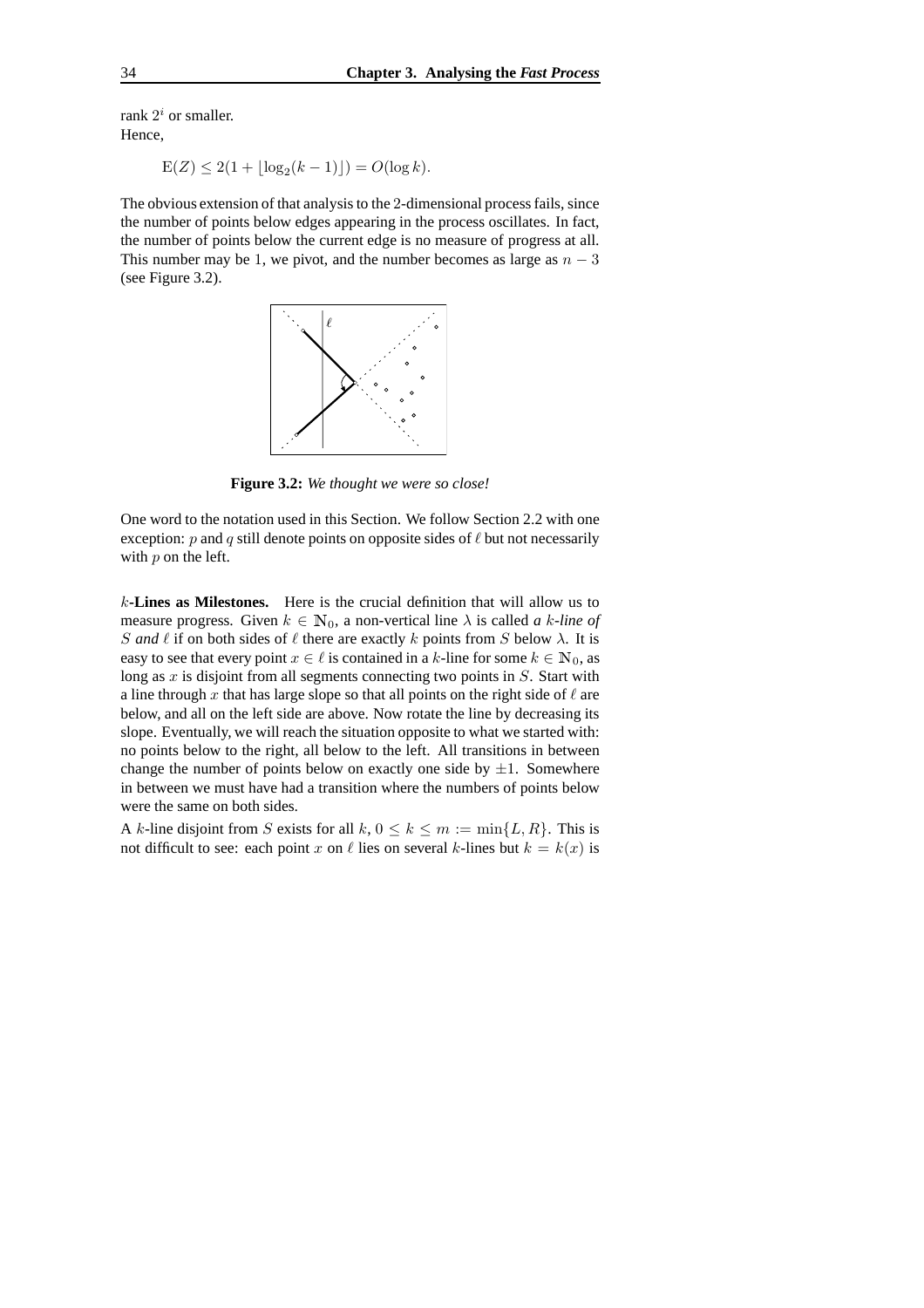rank $2^i$ or smaller.
Hence,

$$\mathrm{E}(Z) \le 2(1 + \lfloor \log_2(k-1) \rfloor) = O(\log k).$$

The obvious extension of that analysis to the 2-dimensional process fails, since the number of points below edges appearing in the process oscillates. In fact, the number of points below the current edge is no measure of progress at all. This number may be 1, we pivot, and the number becomes as large as $n-3$ (see Figure 3.2).

**Figure 3.2:** *We thought we were so close!*

One word to the notation used in this Section. We follow Section 2.2 with one exception: $p$ and $q$ still denote points on opposite sides of $\ell$ but not necessarily with $p$ on the left.

**$k$-Lines as Milestones.** Here is the crucial definition that will allow us to measure progress. Given $k \in \mathbb{N}_0$, a non-vertical line $\lambda$ is called *a $k$-line of $S$ and $\ell$* if on both sides of $\ell$ there are exactly $k$ points from $S$ below $\lambda$. It is easy to see that every point $x \in \ell$ is contained in a $k$-line for some $k \in \mathbb{N}_0$, as long as $x$ is disjoint from all segments connecting two points in $S$. Start with a line through $x$ that has large slope so that all points on the right side of $\ell$ are below, and all on the left side are above. Now rotate the line by decreasing its slope. Eventually, we will reach the situation opposite to what we started with: no points below to the right, all below to the left. All transitions in between change the number of points below on exactly one side by $\pm 1$. Somewhere in between we must have had a transition where the numbers of points below were the same on both sides.

A $k$-line disjoint from $S$ exists for all $k$, $0 \le k \le m := \min\{L, R\}$. This is not difficult to see: each point $x$ on $\ell$ lies on several $k$-lines but $k = k(x)$ is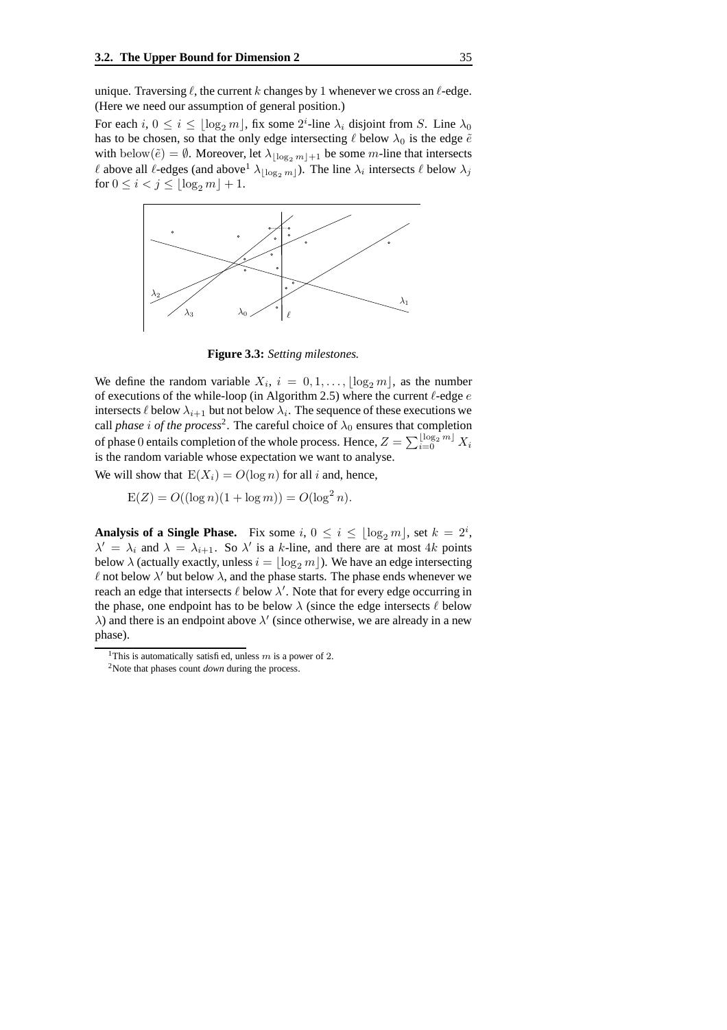unique. Traversing $\ell$, the current $k$ changes by 1 whenever we cross an $\ell$-edge. (Here we need our assumption of general position.)

For each $i$, $0 \leq i \leq \lfloor \log_2 m \rfloor$, fix some $2^i$-line $\lambda_i$ disjoint from $S$. Line $\lambda_0$ has to be chosen, so that the only edge intersecting $\ell$ below $\lambda_0$ is the edge $\tilde{e}$ with $\mathrm{below}(\tilde{e}) = \emptyset$. Moreover, let $\lambda_{\lfloor \log_2 m \rfloor + 1}$ be some $m$-line that intersects $\ell$ above all $\ell$-edges (and above[1] $\lambda_{\lfloor \log_2 m \rfloor}$). The line $\lambda_i$ intersects $\ell$ below $\lambda_j$ for $0 \leq i < j \leq \lfloor \log_2 m \rfloor + 1$.

**Figure 3.3:** *Setting milestones.*

We define the random variable $X_i$, $i = 0, 1, \ldots, \lfloor \log_2 m \rfloor$, as the number of executions of the while-loop (in Algorithm 2.5) where the current $\ell$-edge $e$ intersects $\ell$ below $\lambda_{i+1}$ but not below $\lambda_i$. The sequence of these executions we call *phase $i$ of the process*[2]. The careful choice of $\lambda_0$ ensures that completion of phase 0 entails completion of the whole process. Hence, $Z = \sum_{i=0}^{\lfloor \log_2 m \rfloor} X_i$ is the random variable whose expectation we want to analyse.

We will show that $\mathrm{E}(X_i) = O(\log n)$ for all $i$ and, hence,

$$\mathrm{E}(Z) = O((\log n)(1 + \log m)) = O(\log^2 n).$$

**Analysis of a Single Phase.** Fix some $i$, $0 \leq i \leq \lfloor \log_2 m \rfloor$, set $k = 2^i$, $\lambda' = \lambda_i$ and $\lambda = \lambda_{i+1}$. So $\lambda'$ is a $k$-line, and there are at most $4k$ points below $\lambda$ (actually exactly, unless $i = \lfloor \log_2 m \rfloor$). We have an edge intersecting $\ell$ not below $\lambda'$ but below $\lambda$, and the phase starts. The phase ends whenever we reach an edge that intersects $\ell$ below $\lambda'$. Note that for every edge occurring in the phase, one endpoint has to be below $\lambda$ (since the edge intersects $\ell$ below $\lambda$) and there is an endpoint above $\lambda'$ (since otherwise, we are already in a new phase).

[1] This is automatically satisfied, unless $m$ is a power of 2.

[2] Note that phases count *down* during the process.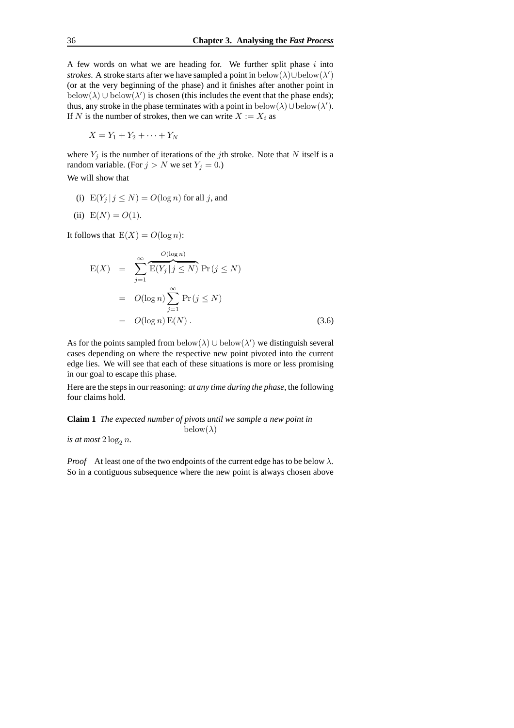A few words on what we are heading for. We further split phase $i$ into *strokes*. A stroke starts after we have sampled a point in $\mathrm{below}(\lambda) \cup \mathrm{below}(\lambda')$ (or at the very beginning of the phase) and it finishes after another point in $\mathrm{below}(\lambda) \cup \mathrm{below}(\lambda')$ is chosen (this includes the event that the phase ends); thus, any stroke in the phase terminates with a point in $\mathrm{below}(\lambda) \cup \mathrm{below}(\lambda')$. If $N$ is the number of strokes, then we can write $X := X_i$ as

$$X = Y_1 + Y_2 + \cdots + Y_N$$

where $Y_j$ is the number of iterations of the $j$th stroke. Note that $N$ itself is a random variable. (For $j > N$ we set $Y_j = 0$.)

We will show that

(i) $\mathrm{E}(Y_j \,|\, j \leq N) = O(\log n)$ for all $j$, and

(ii) $\mathrm{E}(N) = O(1)$.

It follows that $\mathrm{E}(X) = O(\log n)$:

$$\begin{aligned}
\mathrm{E}(X) &= \sum_{j=1}^{\infty} \overbrace{\mathrm{E}(Y_j \,|\, j \leq N)}^{O(\log n)} \Pr(j \leq N) \\
&= O(\log n) \sum_{j=1}^{\infty} \Pr(j \leq N) \\
&= O(\log n)\, \mathrm{E}(N)\,. 
\end{aligned} \tag{3.6}$$

As for the points sampled from $\mathrm{below}(\lambda) \cup \mathrm{below}(\lambda')$ we distinguish several cases depending on where the respective new point pivoted into the current edge lies. We will see that each of these situations is more or less promising in our goal to escape this phase.

Here are the steps in our reasoning: *at any time during the phase*, the following four claims hold.

**Claim 1** *The expected number of pivots until we sample a new point in* $\mathrm{below}(\lambda)$ *is at most* $2 \log_2 n$.

*Proof* At least one of the two endpoints of the current edge has to be below $\lambda$. So in a contiguous subsequence where the new point is always chosen above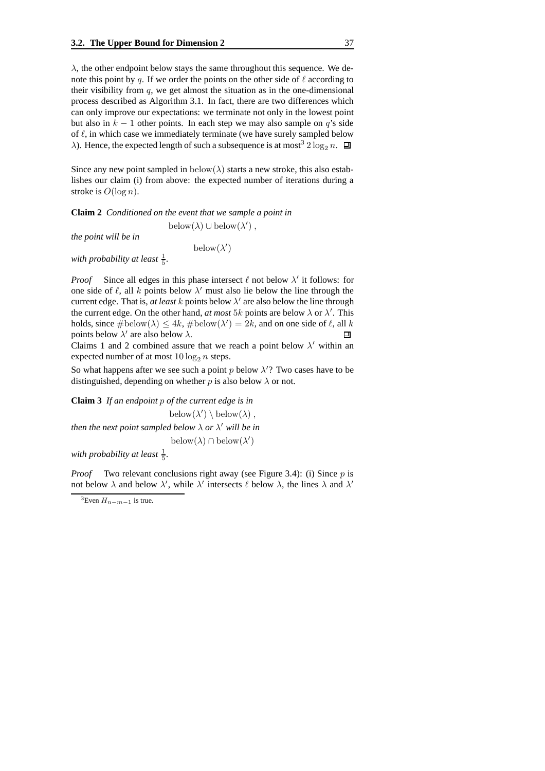$\lambda$, the other endpoint below stays the same throughout this sequence. We denote this point by $q$. If we order the points on the other side of $\ell$ according to their visibility from $q$, we get almost the situation as in the one-dimensional process described as Algorithm 3.1. In fact, there are two differences which can only improve our expectations: we terminate not only in the lowest point but also in $k-1$ other points. In each step we may also sample on $q$'s side of $\ell$, in which case we immediately terminate (we have surely sampled below $\lambda$). Hence, the expected length of such a subsequence is at most[3] $2 \log_2 n$. ◻

Since any new point sampled in $\text{below}(\lambda)$ starts a new stroke, this also establishes our claim (i) from above: the expected number of iterations during a stroke is $O(\log n)$.

**Claim 2** *Conditioned on the event that we sample a point in*

$$\text{below}(\lambda) \cup \text{below}(\lambda') \,,$$

*the point will be in*

$$\text{below}(\lambda')$$

*with probability at least $\frac{1}{5}$.*

*Proof* Since all edges in this phase intersect $\ell$ not below $\lambda'$ it follows: for one side of $\ell$, all $k$ points below $\lambda'$ must also lie below the line through the current edge. That is, *at least* $k$ points below $\lambda'$ are also below the line through the current edge. On the other hand, *at most* $5k$ points are below $\lambda$ or $\lambda'$. This holds, since $\#\text{below}(\lambda) \leq 4k$, $\#\text{below}(\lambda') = 2k$, and on one side of $\ell$, all $k$ points below $\lambda'$ are also below $\lambda$. ◻

Claims 1 and 2 combined assure that we reach a point below $\lambda'$ within an expected number of at most $10 \log_2 n$ steps.

So what happens after we see such a point $p$ below $\lambda'$? Two cases have to be distinguished, depending on whether $p$ is also below $\lambda$ or not.

**Claim 3** *If an endpoint $p$ of the current edge is in*

$$\text{below}(\lambda') \setminus \text{below}(\lambda) \,,$$

*then the next point sampled below $\lambda$ or $\lambda'$ will be in*

$$\text{below}(\lambda) \cap \text{below}(\lambda')$$

*with probability at least $\frac{1}{5}$.*

*Proof* Two relevant conclusions right away (see Figure 3.4): (i) Since $p$ is not below $\lambda$ and below $\lambda'$, while $\lambda'$ intersects $\ell$ below $\lambda$, the lines $\lambda$ and $\lambda'$

[3] Even $H_{n-m-1}$ is true.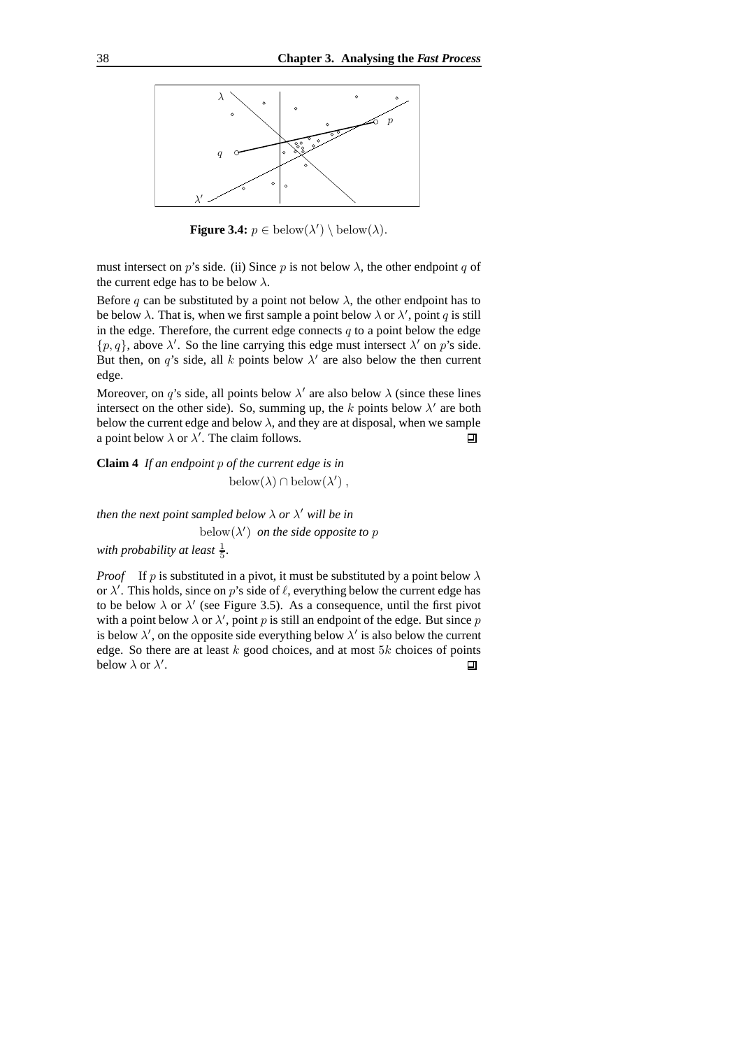**Figure 3.4:** $p \in \text{below}(\lambda') \setminus \text{below}(\lambda)$.

must intersect on $p$'s side. (ii) Since $p$ is not below $\lambda$, the other endpoint $q$ of the current edge has to be below $\lambda$.

Before $q$ can be substituted by a point not below $\lambda$, the other endpoint has to be below $\lambda$. That is, when we first sample a point below $\lambda$ or $\lambda'$, point $q$ is still in the edge. Therefore, the current edge connects $q$ to a point below the edge $\{p, q\}$, above $\lambda'$. So the line carrying this edge must intersect $\lambda'$ on $p$'s side. But then, on $q$'s side, all $k$ points below $\lambda'$ are also below the then current edge.

Moreover, on $q$'s side, all points below $\lambda'$ are also below $\lambda$ (since these lines intersect on the other side). So, summing up, the $k$ points below $\lambda'$ are both below the current edge and below $\lambda$, and they are at disposal, when we sample a point below $\lambda$ or $\lambda'$. The claim follows. ❑

**Claim 4** *If an endpoint $p$ of the current edge is in*

$$\text{below}(\lambda) \cap \text{below}(\lambda') \,,$$

*then the next point sampled below $\lambda$ or $\lambda'$ will be in*

$$\text{below}(\lambda') \text{ on the side opposite to } p$$

*with probability at least $\frac{1}{5}$.*

*Proof* If $p$ is substituted in a pivot, it must be substituted by a point below $\lambda$ or $\lambda'$. This holds, since on $p$'s side of $\ell$, everything below the current edge has to be below $\lambda$ or $\lambda'$ (see Figure 3.5). As a consequence, until the first pivot with a point below $\lambda$ or $\lambda'$, point $p$ is still an endpoint of the edge. But since $p$ is below $\lambda'$, on the opposite side everything below $\lambda'$ is also below the current edge. So there are at least $k$ good choices, and at most $5k$ choices of points below $\lambda$ or $\lambda'$. ❑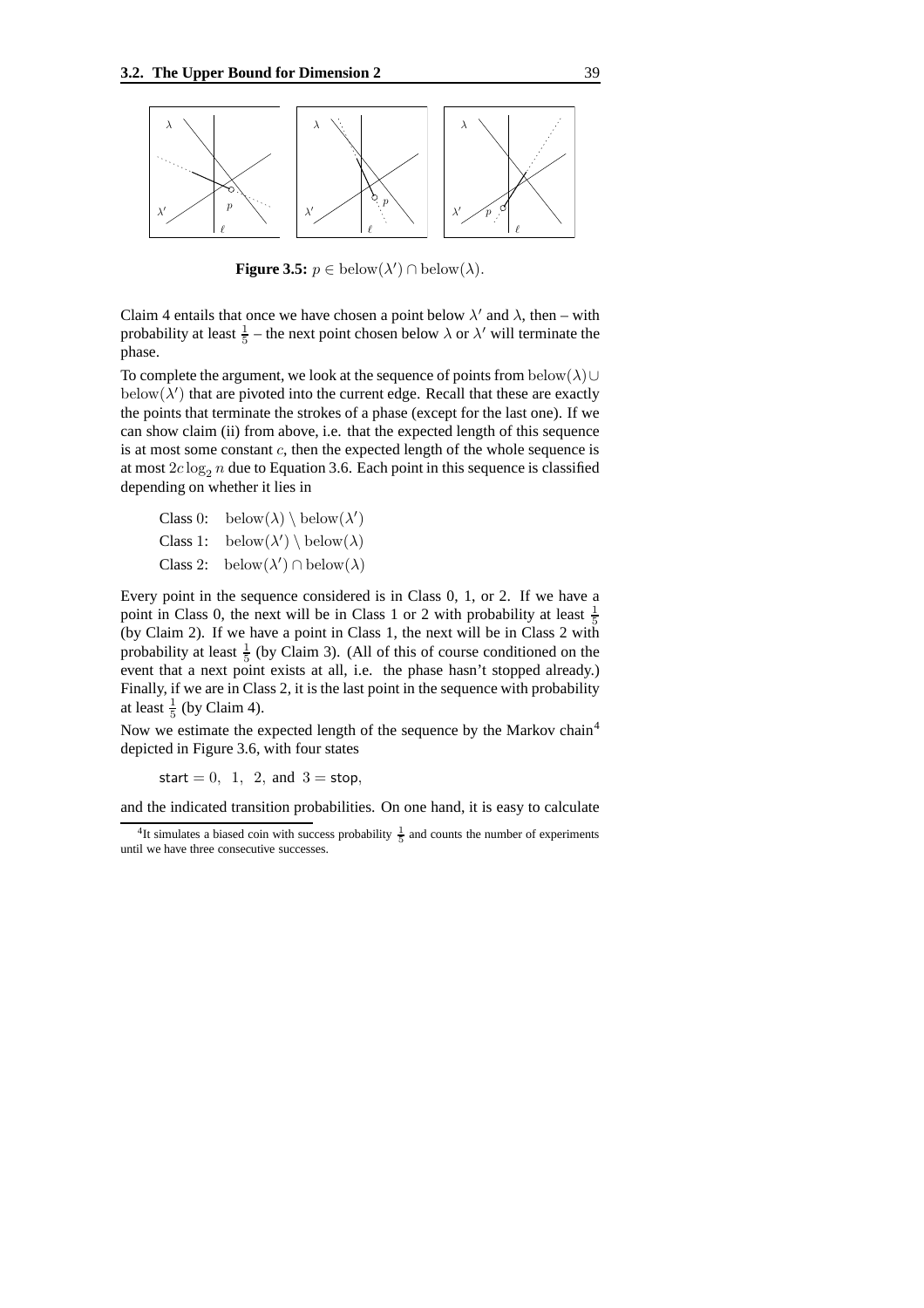**Figure 3.5:** $p \in \text{below}(\lambda') \cap \text{below}(\lambda)$.

Claim 4 entails that once we have chosen a point below $\lambda'$ and $\lambda$, then – with probability at least $\frac{1}{5}$ – the next point chosen below $\lambda$ or $\lambda'$ will terminate the phase.

To complete the argument, we look at the sequence of points from $\text{below}(\lambda) \cup \text{below}(\lambda')$ that are pivoted into the current edge. Recall that these are exactly the points that terminate the strokes of a phase (except for the last one). If we can show claim (ii) from above, i.e. that the expected length of this sequence is at most some constant $c$, then the expected length of the whole sequence is at most $2c \log_2 n$ due to Equation 3.6. Each point in this sequence is classified depending on whether it lies in

Class 0: $\text{below}(\lambda) \setminus \text{below}(\lambda')$

Class 1: $\text{below}(\lambda') \setminus \text{below}(\lambda)$

Class 2: $\text{below}(\lambda') \cap \text{below}(\lambda)$

Every point in the sequence considered is in Class 0, 1, or 2. If we have a point in Class 0, the next will be in Class 1 or 2 with probability at least $\frac{1}{5}$ (by Claim 2). If we have a point in Class 1, the next will be in Class 2 with probability at least $\frac{1}{5}$ (by Claim 3). (All of this of course conditioned on the event that a next point exists at all, i.e. the phase hasn't stopped already.) Finally, if we are in Class 2, it is the last point in the sequence with probability at least $\frac{1}{5}$ (by Claim 4).

Now we estimate the expected length of the sequence by the Markov chain[4] depicted in Figure 3.6, with four states

$\mathsf{start} = 0,\ 1,\ 2,\ \text{and}\ 3 = \mathsf{stop},$

and the indicated transition probabilities. On one hand, it is easy to calculate

[4] It simulates a biased coin with success probability $\frac{1}{5}$ and counts the number of experiments until we have three consecutive successes.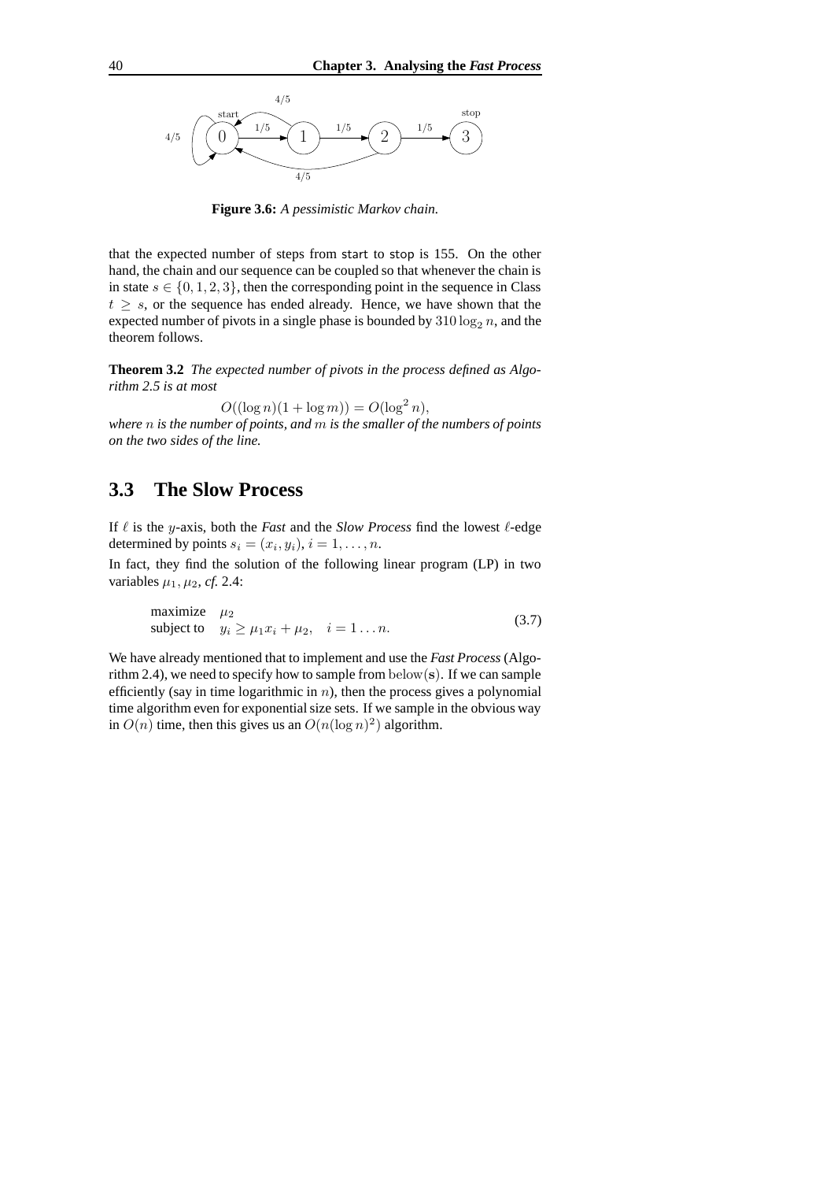Figure 3.6: *A pessimistic Markov chain.*

that the expected number of steps from start to stop is 155. On the other hand, the chain and our sequence can be coupled so that whenever the chain is in state $s \in \{0, 1, 2, 3\}$, then the corresponding point in the sequence in Class $t \geq s$, or the sequence has ended already. Hence, we have shown that the expected number of pivots in a single phase is bounded by $310 \log_2 n$, and the theorem follows.

**Theorem 3.2** *The expected number of pivots in the process defined as Algorithm 2.5 is at most*

$$O((\log n)(1 + \log m)) = O(\log^2 n),$$

*where $n$ is the number of points, and $m$ is the smaller of the numbers of points on the two sides of the line.*

## 3.3 The Slow Process

If $\ell$ is the $y$-axis, both the *Fast* and the *Slow Process* find the lowest $\ell$-edge determined by points $s_i = (x_i, y_i)$, $i = 1, \ldots, n$.

In fact, they find the solution of the following linear program (LP) in two variables $\mu_1, \mu_2$, *cf.* 2.4:

$$\begin{array}{ll} \text{maximize} & \mu_2 \\ \text{subject to} & y_i \geq \mu_1 x_i + \mu_2, \quad i = 1 \ldots n. \end{array} \tag{3.7}$$

We have already mentioned that to implement and use the *Fast Process* (Algorithm 2.4), we need to specify how to sample from $\text{below}(\mathbf{s})$. If we can sample efficiently (say in time logarithmic in $n$), then the process gives a polynomial time algorithm even for exponential size sets. If we sample in the obvious way in $O(n)$ time, then this gives us an $O(n(\log n)^2)$ algorithm.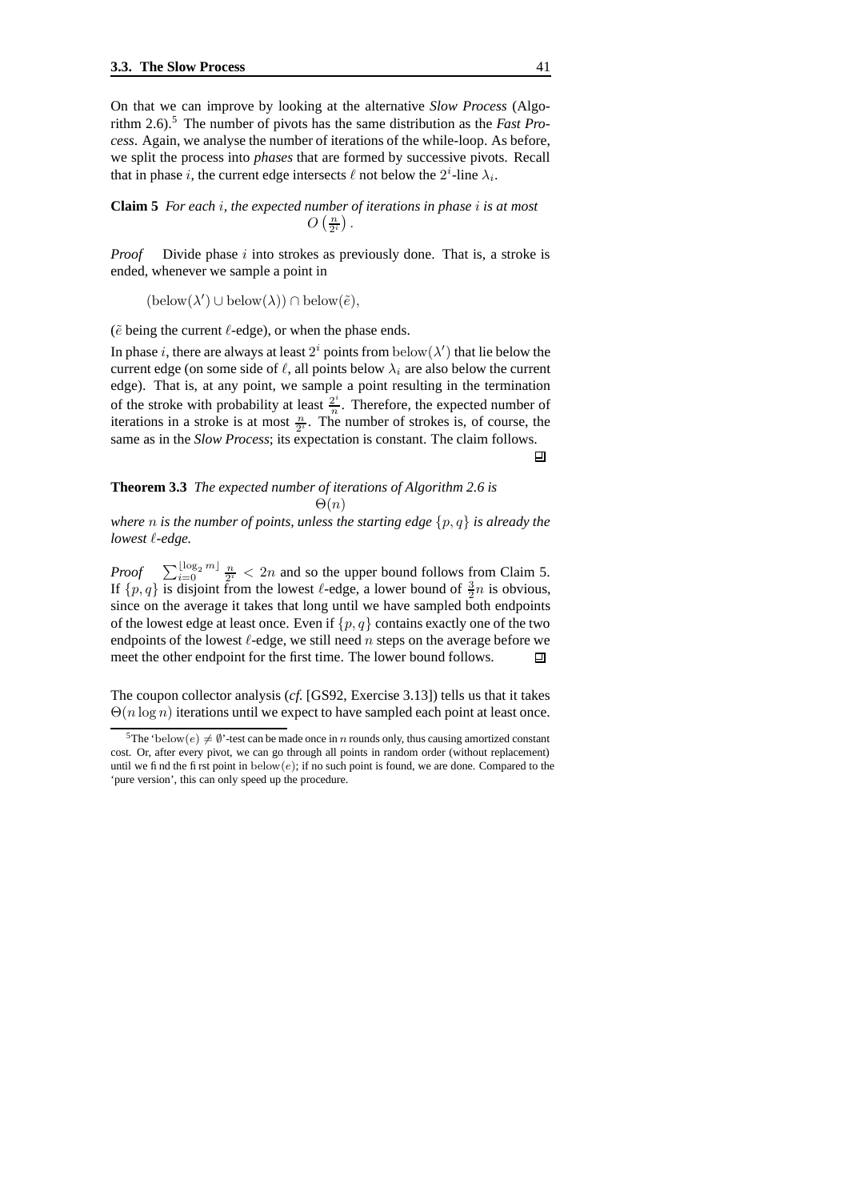On that we can improve by looking at the alternative *Slow Process* (Algorithm 2.6).[5] The number of pivots has the same distribution as the *Fast Process*. Again, we analyse the number of iterations of the while-loop. As before, we split the process into *phases* that are formed by successive pivots. Recall that in phase $i$, the current edge intersects $\ell$ not below the $2^i$-line $\lambda_i$.

**Claim 5** *For each $i$, the expected number of iterations in phase $i$ is at most*

$$O\left(\frac{n}{2^i}\right).$$

*Proof* Divide phase $i$ into strokes as previously done. That is, a stroke is ended, whenever we sample a point in

$$(\text{below}(\lambda') \cup \text{below}(\lambda)) \cap \text{below}(\tilde{e}),$$

($\tilde{e}$ being the current $\ell$-edge), or when the phase ends.

In phase $i$, there are always at least $2^i$ points from $\text{below}(\lambda')$ that lie below the current edge (on some side of $\ell$, all points below $\lambda_i$ are also below the current edge). That is, at any point, we sample a point resulting in the termination of the stroke with probability at least $\frac{2^i}{n}$. Therefore, the expected number of iterations in a stroke is at most $\frac{n}{2^i}$. The number of strokes is, of course, the same as in the *Slow Process*; its expectation is constant. The claim follows. □

**Theorem 3.3** *The expected number of iterations of Algorithm 2.6 is*

$$\Theta(n)$$

*where $n$ is the number of points, unless the starting edge $\{p, q\}$ is already the lowest $\ell$-edge.*

*Proof* $\sum_{i=0}^{\lfloor \log_2 m \rfloor} \frac{n}{2^i} < 2n$ and so the upper bound follows from Claim 5. If $\{p, q\}$ is disjoint from the lowest $\ell$-edge, a lower bound of $\frac{3}{2}n$ is obvious, since on the average it takes that long until we have sampled both endpoints of the lowest edge at least once. Even if $\{p, q\}$ contains exactly one of the two endpoints of the lowest $\ell$-edge, we still need $n$ steps on the average before we meet the other endpoint for the first time. The lower bound follows. □

The coupon collector analysis (*cf.* [GS92, Exercise 3.13]) tells us that it takes $\Theta(n \log n)$ iterations until we expect to have sampled each point at least once.

---

[5] The '$\text{below}(e) \neq \emptyset$'-test can be made once in $n$ rounds only, thus causing amortized constant cost. Or, after every pivot, we can go through all points in random order (without replacement) until we find the first point in $\text{below}(e)$; if no such point is found, we are done. Compared to the 'pure version', this can only speed up the procedure.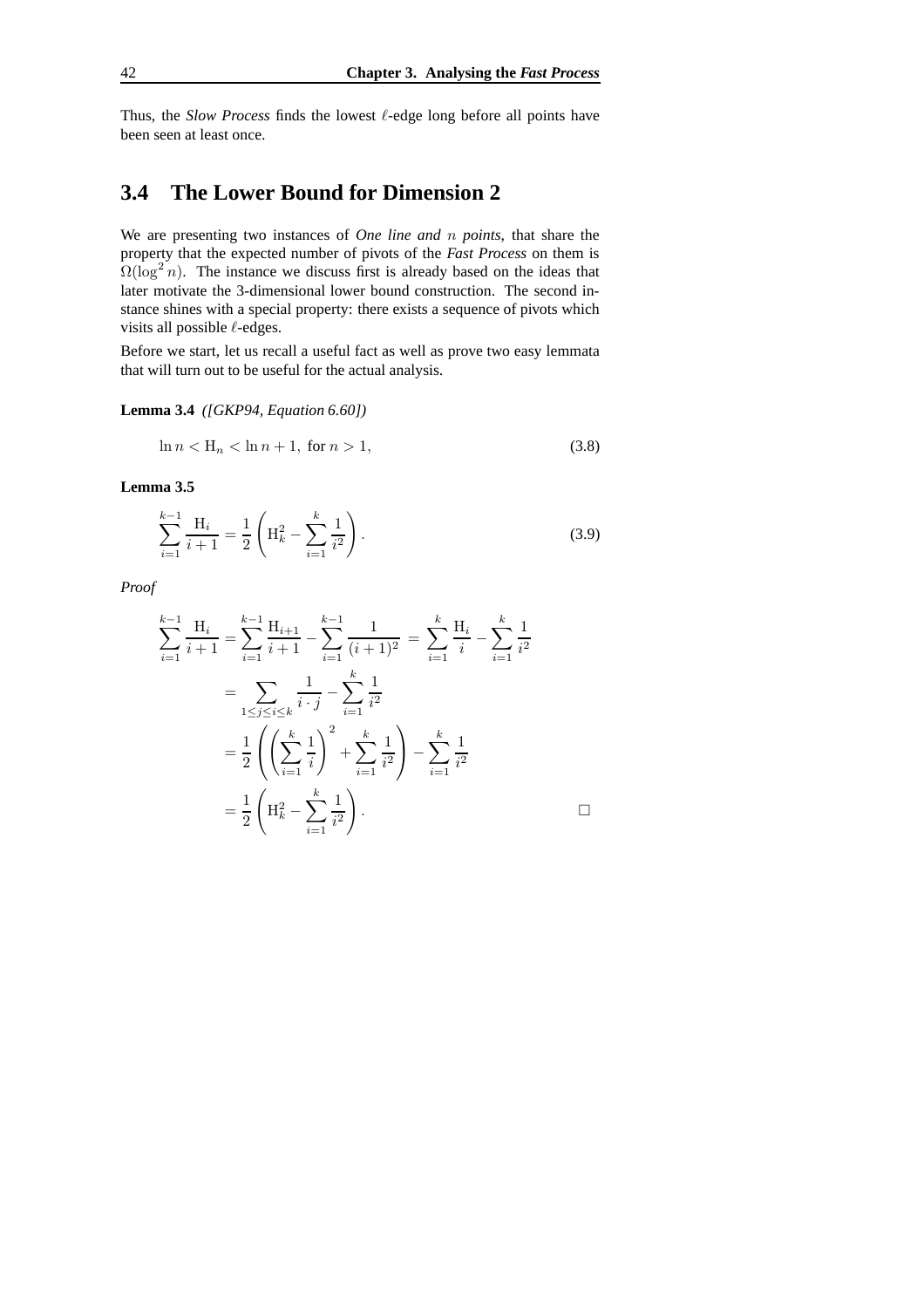Thus, the *Slow Process* finds the lowest $\ell$-edge long before all points have been seen at least once.

## 3.4 The Lower Bound for Dimension 2

We are presenting two instances of *One line and $n$ points*, that share the property that the expected number of pivots of the *Fast Process* on them is $\Omega(\log^2 n)$. The instance we discuss first is already based on the ideas that later motivate the 3-dimensional lower bound construction. The second instance shines with a special property: there exists a sequence of pivots which visits all possible $\ell$-edges.

Before we start, let us recall a useful fact as well as prove two easy lemmata that will turn out to be useful for the actual analysis.

**Lemma 3.4** *([GKP94, Equation 6.60])*

$$\ln n < \mathrm{H}_n < \ln n + 1, \text{ for } n > 1, \tag{3.8}$$

**Lemma 3.5**

$$\sum_{i=1}^{k-1} \frac{\mathrm{H}_i}{i+1} = \frac{1}{2}\left(\mathrm{H}_k^2 - \sum_{i=1}^{k} \frac{1}{i^2}\right). \tag{3.9}$$

*Proof*

$$\begin{aligned}
\sum_{i=1}^{k-1} \frac{\mathrm{H}_i}{i+1} &= \sum_{i=1}^{k-1} \frac{\mathrm{H}_{i+1}}{i+1} - \sum_{i=1}^{k-1} \frac{1}{(i+1)^2} = \sum_{i=1}^{k} \frac{\mathrm{H}_i}{i} - \sum_{i=1}^{k} \frac{1}{i^2} \\
&= \sum_{1 \le j \le i \le k} \frac{1}{i \cdot j} - \sum_{i=1}^{k} \frac{1}{i^2} \\
&= \frac{1}{2}\left(\left(\sum_{i=1}^{k} \frac{1}{i}\right)^2 + \sum_{i=1}^{k} \frac{1}{i^2}\right) - \sum_{i=1}^{k} \frac{1}{i^2} \\
&= \frac{1}{2}\left(\mathrm{H}_k^2 - \sum_{i=1}^{k} \frac{1}{i^2}\right).
\end{aligned}$$

□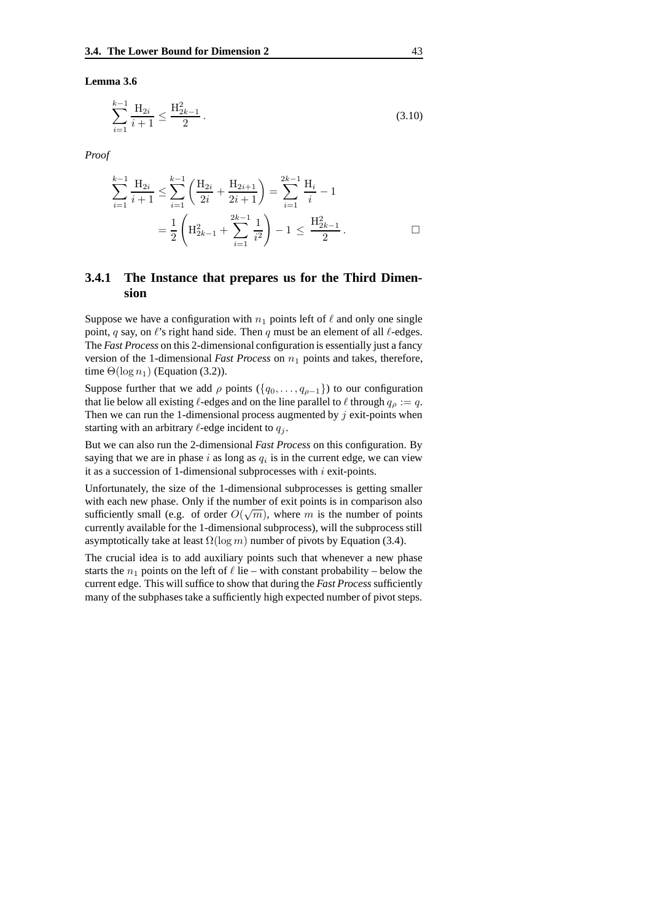**Lemma 3.6**

$$\sum_{i=1}^{k-1} \frac{\mathrm{H}_{2i}}{i+1} \leq \frac{\mathrm{H}_{2k-1}^2}{2}\,. \tag{3.10}$$

*Proof*

$$\sum_{i=1}^{k-1} \frac{\mathrm{H}_{2i}}{i+1} \leq \sum_{i=1}^{k-1} \left( \frac{\mathrm{H}_{2i}}{2i} + \frac{\mathrm{H}_{2i+1}}{2i+1} \right) = \sum_{i=1}^{2k-1} \frac{\mathrm{H}_i}{i} - 1$$

$$= \frac{1}{2} \left( \mathrm{H}_{2k-1}^2 + \sum_{i=1}^{2k-1} \frac{1}{i^2} \right) - 1 \;\leq\; \frac{\mathrm{H}_{2k-1}^2}{2}\,. \qquad \square$$

### 3.4.1 The Instance that prepares us for the Third Dimension

Suppose we have a configuration with $n_1$ points left of $\ell$ and only one single point, $q$ say, on $\ell$'s right hand side. Then $q$ must be an element of all $\ell$-edges. The *Fast Process* on this 2-dimensional configuration is essentially just a fancy version of the 1-dimensional *Fast Process* on $n_1$ points and takes, therefore, time $\Theta(\log n_1)$ (Equation (3.2)).

Suppose further that we add $\rho$ points ($\{q_0, \ldots, q_{\rho-1}\}$) to our configuration that lie below all existing $\ell$-edges and on the line parallel to $\ell$ through $q_\rho := q$. Then we can run the 1-dimensional process augmented by $j$ exit-points when starting with an arbitrary $\ell$-edge incident to $q_j$.

But we can also run the 2-dimensional *Fast Process* on this configuration. By saying that we are in phase $i$ as long as $q_i$ is in the current edge, we can view it as a succession of 1-dimensional subprocesses with $i$ exit-points.

Unfortunately, the size of the 1-dimensional subprocesses is getting smaller with each new phase. Only if the number of exit points is in comparison also sufficiently small (e.g. of order $O(\sqrt{m})$, where $m$ is the number of points currently available for the 1-dimensional subprocess), will the subprocess still asymptotically take at least $\Omega(\log m)$ number of pivots by Equation (3.4).

The crucial idea is to add auxiliary points such that whenever a new phase starts the $n_1$ points on the left of $\ell$ lie – with constant probability – below the current edge. This will suffice to show that during the *Fast Process* sufficiently many of the subphases take a sufficiently high expected number of pivot steps.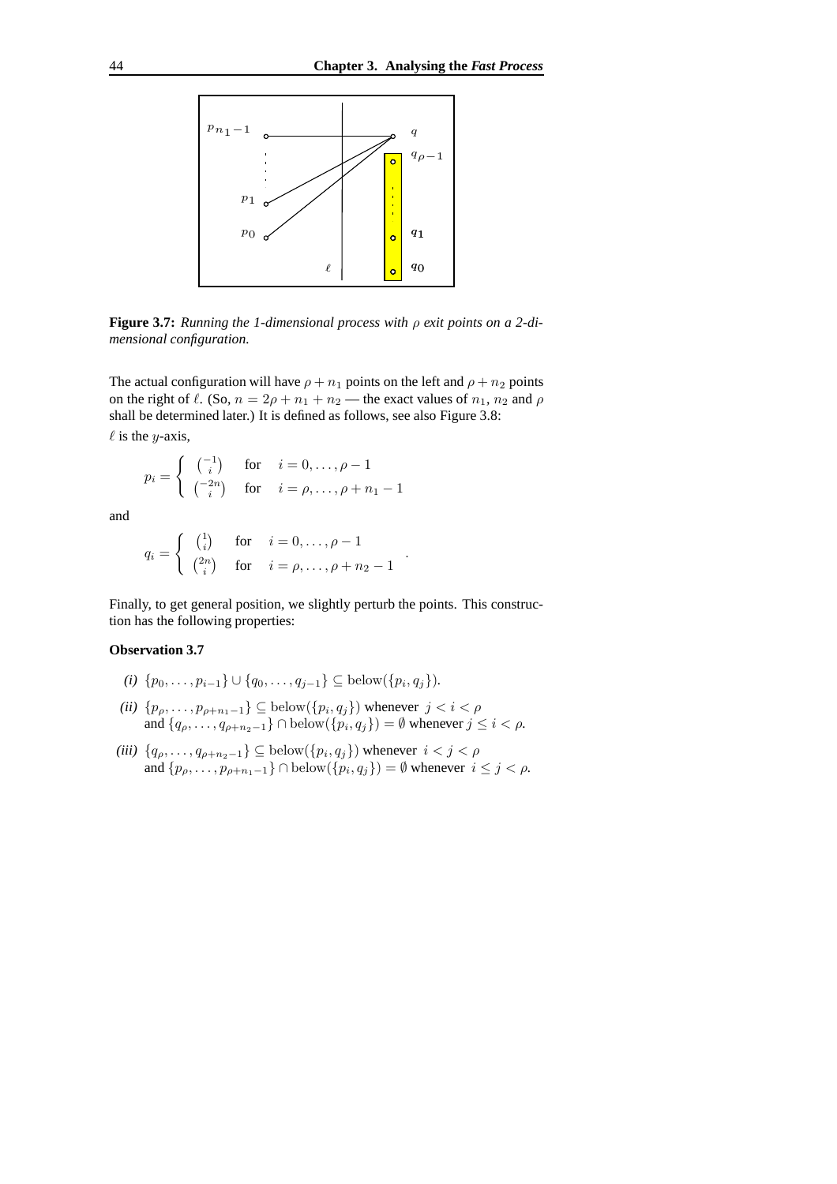**Figure 3.7:** *Running the 1-dimensional process with $\rho$ exit points on a 2-dimensional configuration.*

The actual configuration will have $\rho + n_1$ points on the left and $\rho + n_2$ points on the right of $\ell$. (So, $n = 2\rho + n_1 + n_2$ — the exact values of $n_1$, $n_2$ and $\rho$ shall be determined later.) It is defined as follows, see also Figure 3.8:

$\ell$ is the $y$-axis,

$$p_i = \begin{cases} \binom{-1}{i} & \text{for} \quad i = 0, \ldots, \rho - 1 \\ \binom{-2n}{i} & \text{for} \quad i = \rho, \ldots, \rho + n_1 - 1 \end{cases}$$

and

$$q_i = \begin{cases} \binom{1}{i} & \text{for} \quad i = 0, \ldots, \rho - 1 \\ \binom{2n}{i} & \text{for} \quad i = \rho, \ldots, \rho + n_2 - 1 \end{cases}.$$

Finally, to get general position, we slightly perturb the points. This construction has the following properties:

**Observation 3.7**

*(i)* $\{p_0, \ldots, p_{i-1}\} \cup \{q_0, \ldots, q_{j-1}\} \subseteq \text{below}(\{p_i, q_j\})$.

*(ii)* $\{p_\rho, \ldots, p_{\rho+n_1-1}\} \subseteq \text{below}(\{p_i, q_j\})$ whenever $j < i < \rho$ and $\{q_\rho, \ldots, q_{\rho+n_2-1}\} \cap \text{below}(\{p_i, q_j\}) = \emptyset$ whenever $j \le i < \rho$.

*(iii)* $\{q_\rho, \ldots, q_{\rho+n_2-1}\} \subseteq \text{below}(\{p_i, q_j\})$ whenever $i < j < \rho$ and $\{p_\rho, \ldots, p_{\rho+n_1-1}\} \cap \text{below}(\{p_i, q_j\}) = \emptyset$ whenever $i \le j < \rho$.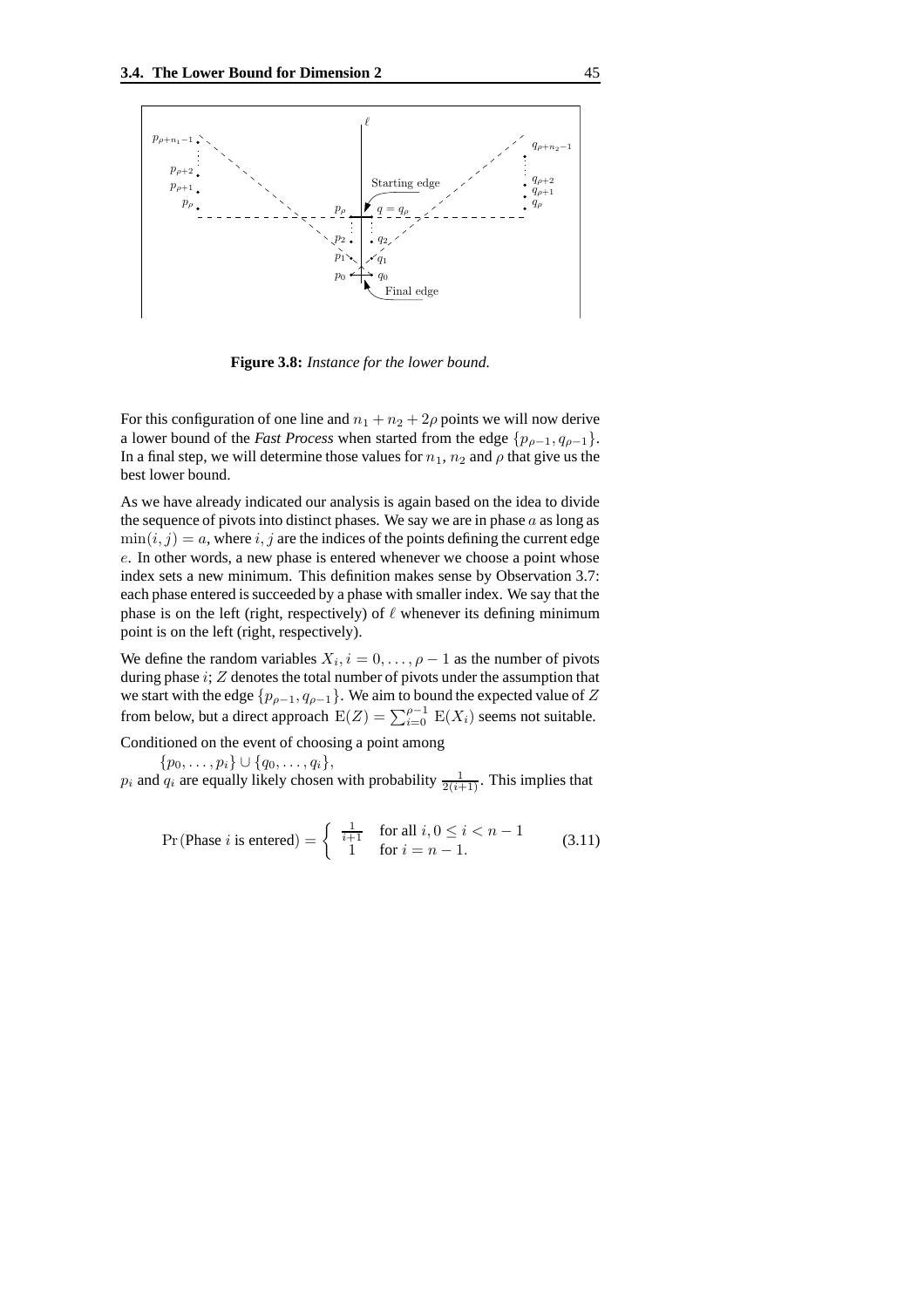**Figure 3.8:** *Instance for the lower bound.*

For this configuration of one line and $n_1 + n_2 + 2\rho$ points we will now derive a lower bound of the *Fast Process* when started from the edge $\{p_{\rho-1}, q_{\rho-1}\}$. In a final step, we will determine those values for $n_1$, $n_2$ and $\rho$ that give us the best lower bound.

As we have already indicated our analysis is again based on the idea to divide the sequence of pivots into distinct phases. We say we are in phase $a$ as long as $\min(i, j) = a$, where $i, j$ are the indices of the points defining the current edge $e$. In other words, a new phase is entered whenever we choose a point whose index sets a new minimum. This definition makes sense by Observation 3.7: each phase entered is succeeded by a phase with smaller index. We say that the phase is on the left (right, respectively) of $\ell$ whenever its defining minimum point is on the left (right, respectively).

We define the random variables $X_i, i = 0, \ldots, \rho - 1$ as the number of pivots during phase $i$; $Z$ denotes the total number of pivots under the assumption that we start with the edge $\{p_{\rho-1}, q_{\rho-1}\}$. We aim to bound the expected value of $Z$ from below, but a direct approach $\mathrm{E}(Z) = \sum_{i=0}^{\rho-1} \mathrm{E}(X_i)$ seems not suitable.

Conditioned on the event of choosing a point among

$\{p_0, \ldots, p_i\} \cup \{q_0, \ldots, q_i\}$,

$p_i$ and $q_i$ are equally likely chosen with probability $\frac{1}{2(i+1)}$. This implies that

$$\Pr(\text{Phase } i \text{ is entered}) = \begin{cases} \frac{1}{i+1} & \text{for all } i, 0 \leq i < n-1 \\ 1 & \text{for } i = n-1. \end{cases} \tag{3.11}$$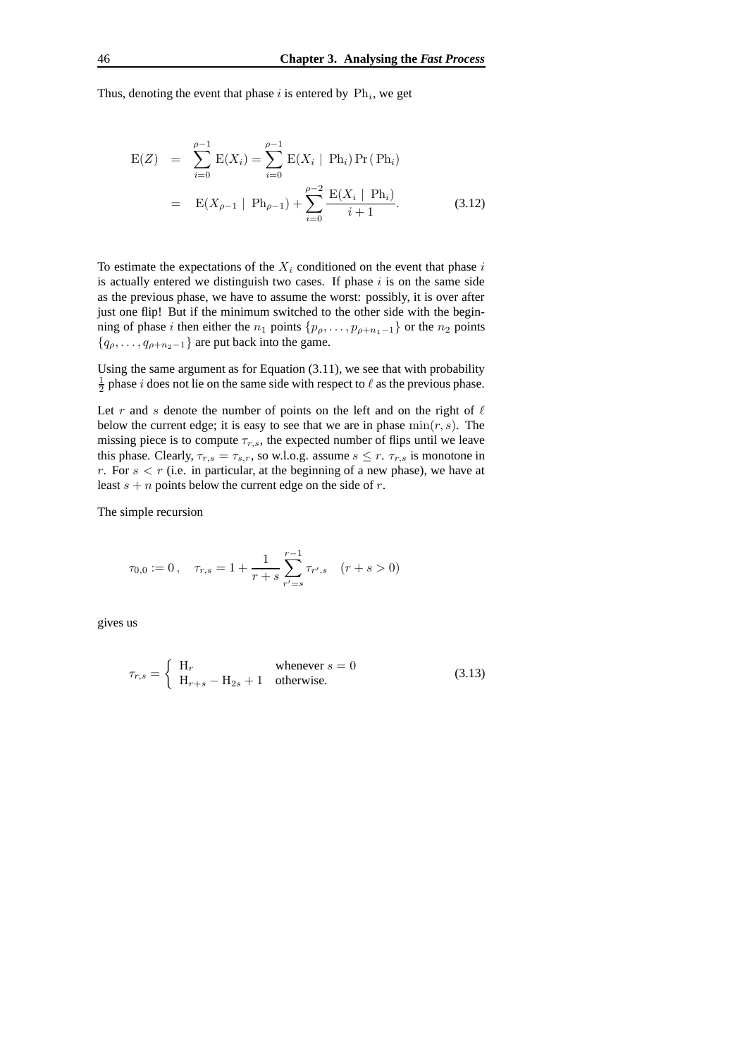Thus, denoting the event that phase $i$ is entered by $\mathrm{Ph}_i$, we get

$$
\begin{aligned}
\mathrm{E}(Z) &= \sum_{i=0}^{\rho-1} \mathrm{E}(X_i) = \sum_{i=0}^{\rho-1} \mathrm{E}(X_i \mid \mathrm{Ph}_i) \Pr(\mathrm{Ph}_i) \\
&= \mathrm{E}(X_{\rho-1} \mid \mathrm{Ph}_{\rho-1}) + \sum_{i=0}^{\rho-2} \frac{\mathrm{E}(X_i \mid \mathrm{Ph}_i)}{i+1}. \qquad (3.12)
\end{aligned}
$$

To estimate the expectations of the $X_i$ conditioned on the event that phase $i$ is actually entered we distinguish two cases. If phase $i$ is on the same side as the previous phase, we have to assume the worst: possibly, it is over after just one flip! But if the minimum switched to the other side with the beginning of phase $i$ then either the $n_1$ points $\{p_\rho, \ldots, p_{\rho+n_1-1}\}$ or the $n_2$ points $\{q_\rho, \ldots, q_{\rho+n_2-1}\}$ are put back into the game.

Using the same argument as for Equation (3.11), we see that with probability $\frac{1}{2}$ phase $i$ does not lie on the same side with respect to $\ell$ as the previous phase.

Let $r$ and $s$ denote the number of points on the left and on the right of $\ell$ below the current edge; it is easy to see that we are in phase $\min(r,s)$. The missing piece is to compute $\tau_{r,s}$, the expected number of flips until we leave this phase. Clearly, $\tau_{r,s} = \tau_{s,r}$, so w.l.o.g. assume $s \leq r$. $\tau_{r,s}$ is monotone in $r$. For $s < r$ (i.e. in particular, at the beginning of a new phase), we have at least $s + n$ points below the current edge on the side of $r$.

The simple recursion

$$
\tau_{0,0} := 0\,, \quad \tau_{r,s} = 1 + \frac{1}{r+s} \sum_{r'=s}^{r-1} \tau_{r',s} \quad (r+s > 0)
$$

gives us

$$
\tau_{r,s} = \begin{cases} \mathrm{H}_r & \text{whenever } s = 0 \\ \mathrm{H}_{r+s} - \mathrm{H}_{2s} + 1 & \text{otherwise.} \end{cases} \qquad (3.13)
$$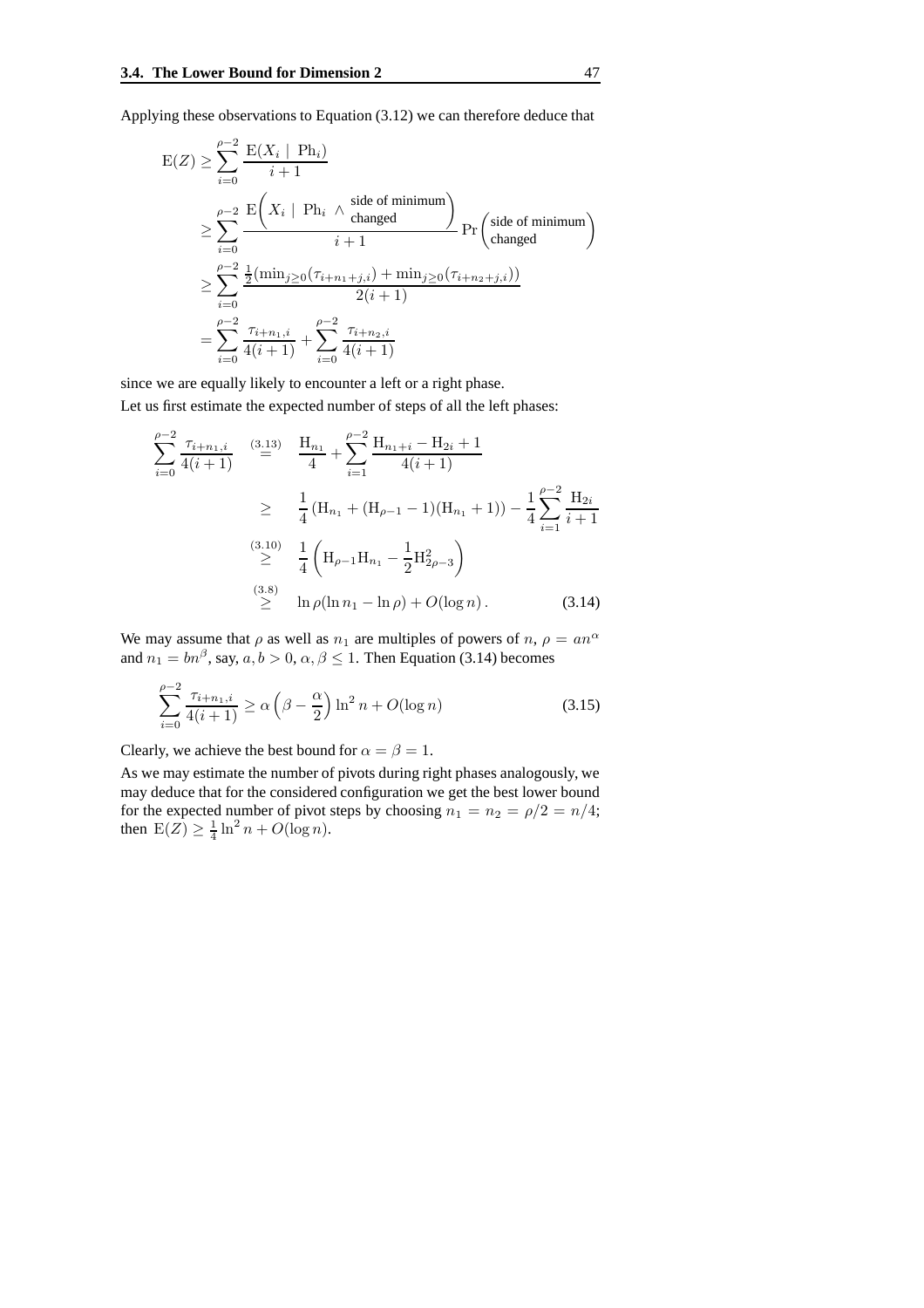Applying these observations to Equation (3.12) we can therefore deduce that

$$
\begin{aligned}
\mathrm{E}(Z) &\geq \sum_{i=0}^{\rho-2} \frac{\mathrm{E}(X_i \mid \mathrm{Ph}_i)}{i+1} \\
&\geq \sum_{i=0}^{\rho-2} \frac{\mathrm{E}\left(X_i \mid \mathrm{Ph}_i \wedge \begin{array}{c}\text{side of minimum}\\ \text{changed}\end{array}\right)}{i+1} \Pr\begin{pmatrix}\text{side of minimum}\\ \text{changed}\end{pmatrix} \\
&\geq \sum_{i=0}^{\rho-2} \frac{\frac{1}{2}(\min_{j\geq 0}(\tau_{i+n_1+j,i}) + \min_{j\geq 0}(\tau_{i+n_2+j,i}))}{2(i+1)} \\
&= \sum_{i=0}^{\rho-2} \frac{\tau_{i+n_1,i}}{4(i+1)} + \sum_{i=0}^{\rho-2} \frac{\tau_{i+n_2,i}}{4(i+1)}
\end{aligned}
$$

since we are equally likely to encounter a left or a right phase.

Let us first estimate the expected number of steps of all the left phases:

$$
\begin{aligned}
\sum_{i=0}^{\rho-2} \frac{\tau_{i+n_1,i}}{4(i+1)} &\overset{(3.13)}{=} \frac{\mathrm{H}_{n_1}}{4} + \sum_{i=1}^{\rho-2} \frac{\mathrm{H}_{n_1+i} - \mathrm{H}_{2i} + 1}{4(i+1)} \\
&\geq \frac{1}{4}\left(\mathrm{H}_{n_1} + (\mathrm{H}_{\rho-1} - 1)(\mathrm{H}_{n_1} + 1)\right) - \frac{1}{4}\sum_{i=1}^{\rho-2} \frac{\mathrm{H}_{2i}}{i+1} \\
&\overset{(3.10)}{\geq} \frac{1}{4}\left(\mathrm{H}_{\rho-1}\mathrm{H}_{n_1} - \frac{1}{2}\mathrm{H}_{2\rho-3}^2\right) \\
&\overset{(3.8)}{\geq} \ln\rho(\ln n_1 - \ln\rho) + O(\log n)\,. \qquad (3.14)
\end{aligned}
$$

We may assume that $\rho$ as well as $n_1$ are multiples of powers of $n$, $\rho = an^{\alpha}$ and $n_1 = bn^{\beta}$, say, $a, b > 0$, $\alpha, \beta \leq 1$. Then Equation (3.14) becomes

$$
\sum_{i=0}^{\rho-2} \frac{\tau_{i+n_1,i}}{4(i+1)} \geq \alpha\left(\beta - \frac{\alpha}{2}\right)\ln^2 n + O(\log n) \qquad (3.15)
$$

Clearly, we achieve the best bound for $\alpha = \beta = 1$.

As we may estimate the number of pivots during right phases analogously, we may deduce that for the considered configuration we get the best lower bound for the expected number of pivot steps by choosing $n_1 = n_2 = \rho/2 = n/4$; then $\mathrm{E}(Z) \geq \frac{1}{4}\ln^2 n + O(\log n)$.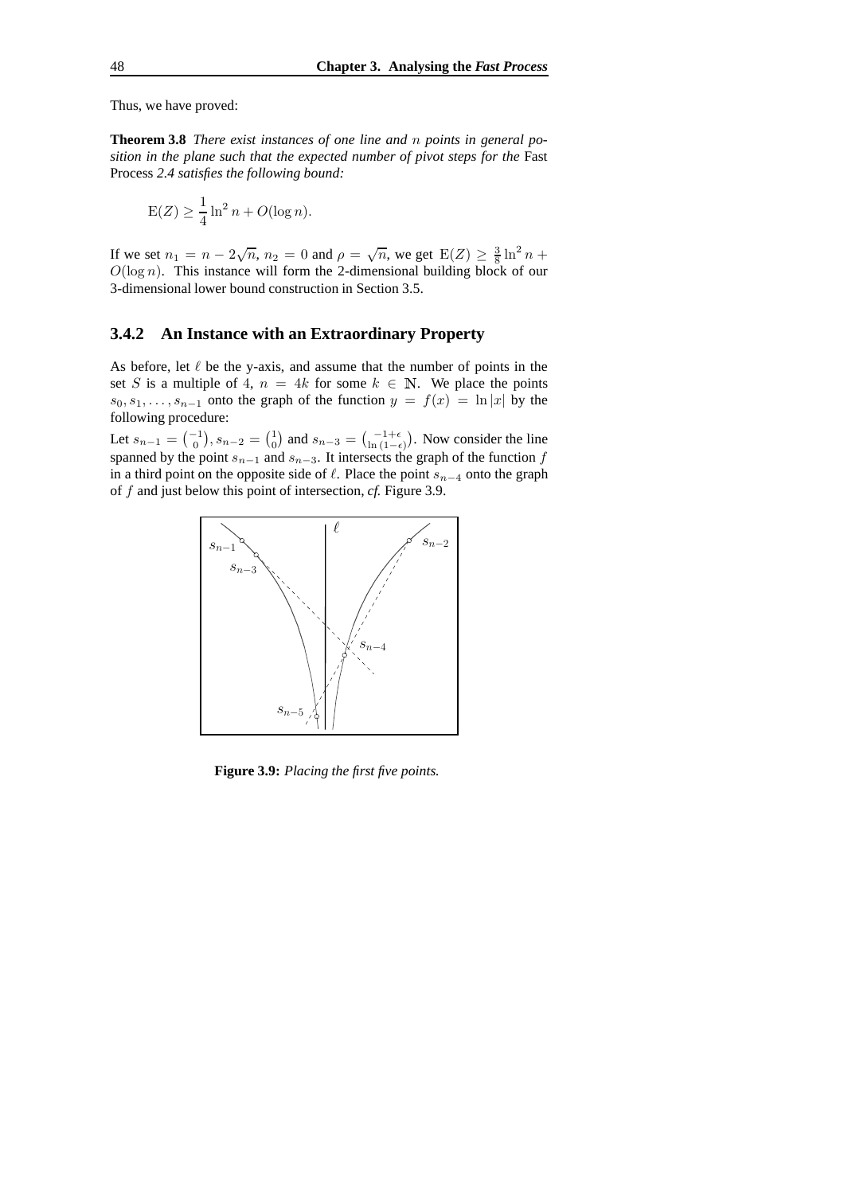Thus, we have proved:

**Theorem 3.8** *There exist instances of one line and $n$ points in general position in the plane such that the expected number of pivot steps for the* Fast Process *2.4 satisfies the following bound:*

$$\mathrm{E}(Z) \geq \frac{1}{4} \ln^2 n + O(\log n).$$

If we set $n_1 = n - 2\sqrt{n}$, $n_2 = 0$ and $\rho = \sqrt{n}$, we get $\mathrm{E}(Z) \geq \frac{3}{8} \ln^2 n + O(\log n)$. This instance will form the 2-dimensional building block of our 3-dimensional lower bound construction in Section 3.5.

### 3.4.2 An Instance with an Extraordinary Property

As before, let $\ell$ be the y-axis, and assume that the number of points in the set $S$ is a multiple of 4, $n = 4k$ for some $k \in \mathbb{N}$. We place the points $s_0, s_1, \ldots, s_{n-1}$ onto the graph of the function $y = f(x) = \ln|x|$ by the following procedure:

Let $s_{n-1} = \binom{-1}{0}$, $s_{n-2} = \binom{1}{0}$ and $s_{n-3} = \binom{-1+\epsilon}{\ln(1-\epsilon)}$. Now consider the line spanned by the point $s_{n-1}$ and $s_{n-3}$. It intersects the graph of the function $f$ in a third point on the opposite side of $\ell$. Place the point $s_{n-4}$ onto the graph of $f$ and just below this point of intersection, *cf.* Figure 3.9.

**Figure 3.9:** *Placing the first five points.*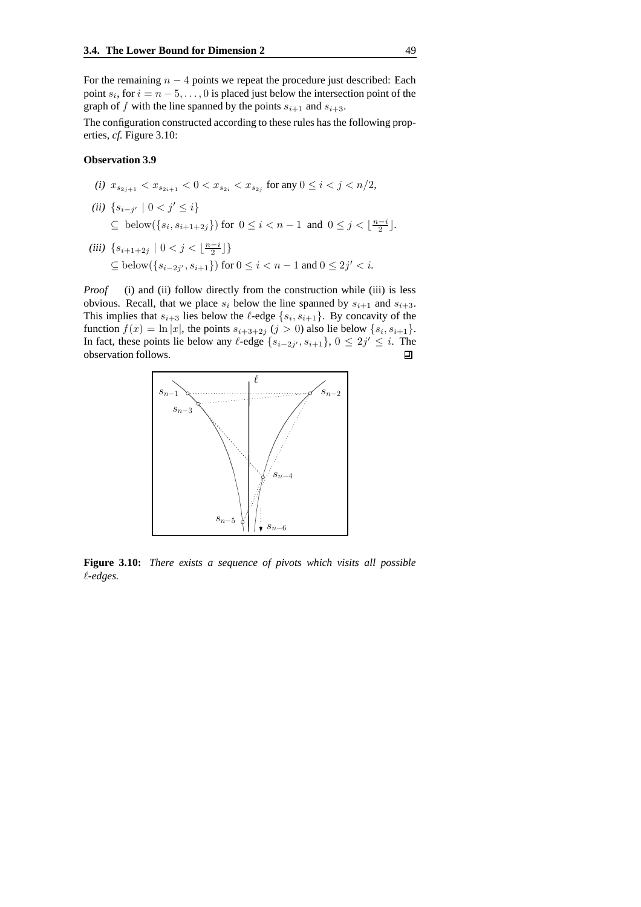For the remaining $n-4$ points we repeat the procedure just described: Each point $s_i$, for $i = n-5, \ldots, 0$ is placed just below the intersection point of the graph of $f$ with the line spanned by the points $s_{i+1}$ and $s_{i+3}$.

The configuration constructed according to these rules has the following properties, *cf.* Figure 3.10:

**Observation 3.9**

*(i)* $x_{s_{2j+1}} < x_{s_{2i+1}} < 0 < x_{s_{2i}} < x_{s_{2j}}$ for any $0 \leq i < j < n/2$,

*(ii)* $\{s_{i-j'} \mid 0 < j' \leq i\}$
$\subseteq$ below$(\{s_i, s_{i+1+2j}\})$ for $0 \leq i < n-1$ and $0 \leq j < \lfloor \frac{n-i}{2} \rfloor$.

*(iii)* $\{s_{i+1+2j} \mid 0 < j < \lfloor \frac{n-i}{2} \rfloor\}$
$\subseteq$ below$(\{s_{i-2j'}, s_{i+1}\})$ for $0 \leq i < n-1$ and $0 \leq 2j' < i$.

*Proof* (i) and (ii) follow directly from the construction while (iii) is less obvious. Recall, that we place $s_i$ below the line spanned by $s_{i+1}$ and $s_{i+3}$. This implies that $s_{i+3}$ lies below the $\ell$-edge $\{s_i, s_{i+1}\}$. By concavity of the function $f(x) = \ln |x|$, the points $s_{i+3+2j}$ $(j > 0)$ also lie below $\{s_i, s_{i+1}\}$. In fact, these points lie below any $\ell$-edge $\{s_{i-2j'}, s_{i+1}\}$, $0 \leq 2j' \leq i$. The observation follows. ∎

**Figure 3.10:** *There exists a sequence of pivots which visits all possible $\ell$-edges.*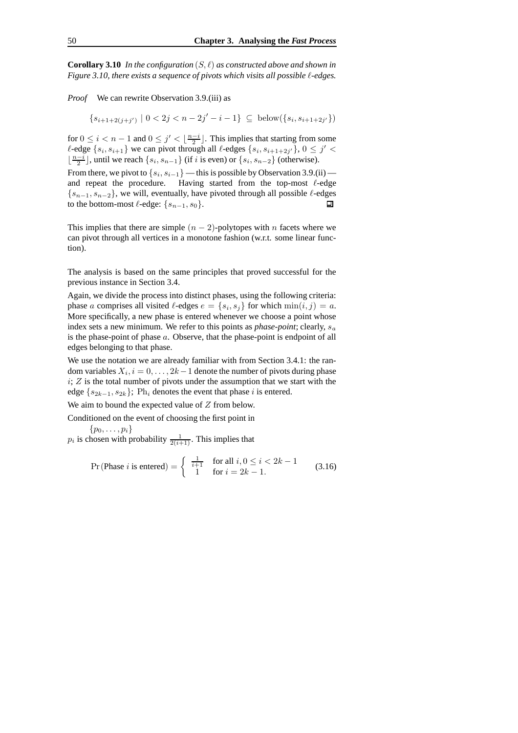**Corollary 3.10** *In the configuration $(S, \ell)$ as constructed above and shown in Figure 3.10, there exists a sequence of pivots which visits all possible $\ell$-edges.*

*Proof* We can rewrite Observation 3.9.(iii) as

$$\{s_{i+1+2(j+j')} \mid 0 < 2j < n - 2j' - i - 1\} \subseteq \text{below}(\{s_i, s_{i+1+2j'}\})$$

for $0 \leq i < n-1$ and $0 \leq j' < \lfloor \frac{n-i}{2} \rfloor$. This implies that starting from some $\ell$-edge $\{s_i, s_{i+1}\}$ we can pivot through all $\ell$-edges $\{s_i, s_{i+1+2j'}\}$, $0 \leq j' < \lfloor \frac{n-i}{2} \rfloor$, until we reach $\{s_i, s_{n-1}\}$ (if $i$ is even) or $\{s_i, s_{n-2}\}$ (otherwise).

From there, we pivot to $\{s_i, s_{i-1}\}$ — this is possible by Observation 3.9.(ii) — and repeat the procedure. Having started from the top-most $\ell$-edge $\{s_{n-1}, s_{n-2}\}$, we will, eventually, have pivoted through all possible $\ell$-edges to the bottom-most $\ell$-edge: $\{s_{n-1}, s_0\}$. ◻

This implies that there are simple $(n-2)$-polytopes with $n$ facets where we can pivot through all vertices in a monotone fashion (w.r.t. some linear function).

The analysis is based on the same principles that proved successful for the previous instance in Section 3.4.

Again, we divide the process into distinct phases, using the following criteria: phase $a$ comprises all visited $\ell$-edges $e = \{s_i, s_j\}$ for which $\min(i, j) = a$. More specifically, a new phase is entered whenever we choose a point whose index sets a new minimum. We refer to this points as *phase-point*; clearly, $s_a$ is the phase-point of phase $a$. Observe, that the phase-point is endpoint of all edges belonging to that phase.

We use the notation we are already familiar with from Section 3.4.1: the random variables $X_i, i = 0, \ldots, 2k-1$ denote the number of pivots during phase $i$; $Z$ is the total number of pivots under the assumption that we start with the edge $\{s_{2k-1}, s_{2k}\}$; $\text{Ph}_i$ denotes the event that phase $i$ is entered.

We aim to bound the expected value of $Z$ from below.

Conditioned on the event of choosing the first point in
$\{p_0, \ldots, p_i\}$
$p_i$ is chosen with probability $\frac{1}{2(i+1)}$. This implies that

$$\Pr(\text{Phase } i \text{ is entered}) = \begin{cases} \frac{1}{i+1} & \text{for all } i, 0 \leq i < 2k-1 \\ 1 & \text{for } i = 2k-1. \end{cases} \tag{3.16}$$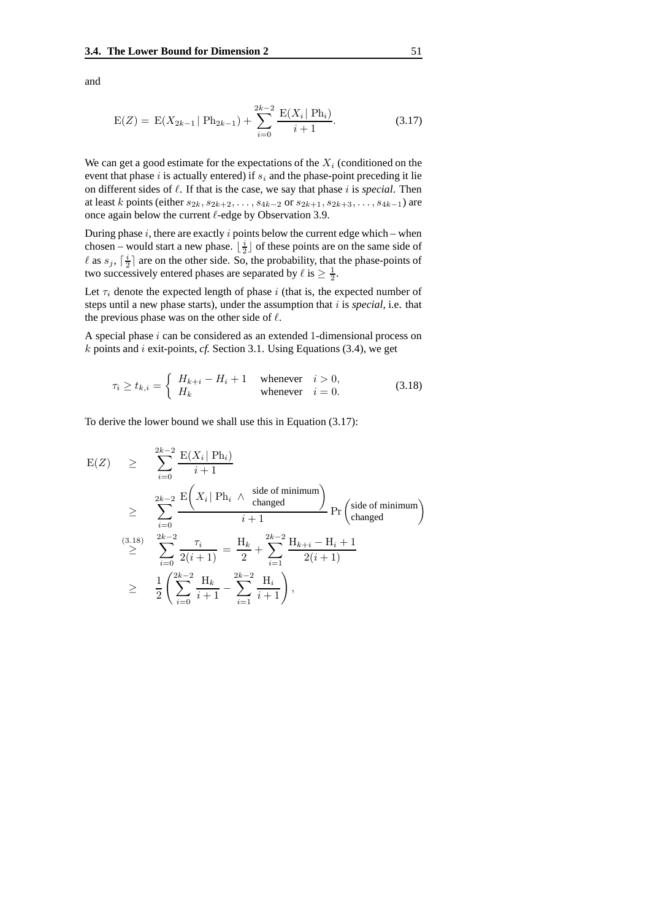and

$$\mathrm{E}(Z) = \mathrm{E}(X_{2k-1} \mid \mathrm{Ph}_{2k-1}) + \sum_{i=0}^{2k-2} \frac{\mathrm{E}(X_i \mid \mathrm{Ph}_i)}{i+1}. \tag{3.17}$$

We can get a good estimate for the expectations of the $X_i$ (conditioned on the event that phase $i$ is actually entered) if $s_i$ and the phase-point preceding it lie on different sides of $\ell$. If that is the case, we say that phase $i$ is *special*. Then at least $k$ points (either $s_{2k}, s_{2k+2}, \ldots, s_{4k-2}$ or $s_{2k+1}, s_{2k+3}, \ldots, s_{4k-1}$) are once again below the current $\ell$-edge by Observation 3.9.

During phase $i$, there are exactly $i$ points below the current edge which – when chosen – would start a new phase. $\lfloor \frac{i}{2} \rfloor$ of these points are on the same side of $\ell$ as $s_j$, $\lceil \frac{i}{2} \rceil$ are on the other side. So, the probability, that the phase-points of two successively entered phases are separated by $\ell$ is $\geq \frac{1}{2}$.

Let $\tau_i$ denote the expected length of phase $i$ (that is, the expected number of steps until a new phase starts), under the assumption that $i$ is *special*, i.e. that the previous phase was on the other side of $\ell$.

A special phase $i$ can be considered as an extended 1-dimensional process on $k$ points and $i$ exit-points, *cf.* Section 3.1. Using Equations (3.4), we get

$$\tau_i \geq t_{k,i} = \begin{cases} H_{k+i} - H_i + 1 & \text{whenever} \quad i > 0, \\ H_k & \text{whenever} \quad i = 0. \end{cases} \tag{3.18}$$

To derive the lower bound we shall use this in Equation (3.17):

$$\begin{aligned}
\mathrm{E}(Z) \quad &\geq \quad \sum_{i=0}^{2k-2} \frac{\mathrm{E}(X_i \mid \mathrm{Ph}_i)}{i+1} \\
&\geq \quad \sum_{i=0}^{2k-2} \frac{\mathrm{E}\Big(X_i \mid \mathrm{Ph}_i \wedge \begin{smallmatrix}\text{side of minimum}\\ \text{changed}\end{smallmatrix}\Big)}{i+1} \Pr\begin{pmatrix}\text{side of minimum}\\ \text{changed}\end{pmatrix} \\
&\overset{(3.18)}{\geq} \quad \sum_{i=0}^{2k-2} \frac{\tau_i}{2(i+1)} = \frac{\mathrm{H}_k}{2} + \sum_{i=1}^{2k-2} \frac{\mathrm{H}_{k+i} - \mathrm{H}_i + 1}{2(i+1)} \\
&\geq \quad \frac{1}{2} \left( \sum_{i=0}^{2k-2} \frac{\mathrm{H}_k}{i+1} - \sum_{i=1}^{2k-2} \frac{\mathrm{H}_i}{i+1} \right),
\end{aligned}$$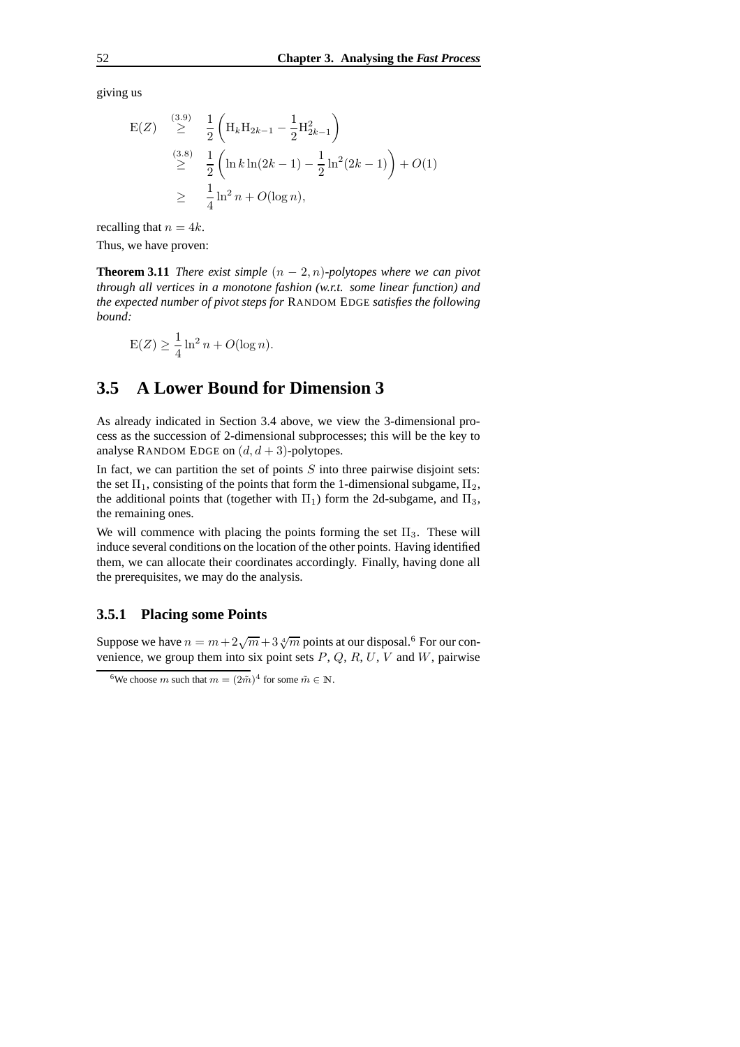giving us

$$
\begin{aligned}
\mathrm{E}(Z) &\stackrel{(3.9)}{\geq} \frac{1}{2}\left(\mathrm{H}_k \mathrm{H}_{2k-1} - \frac{1}{2}\mathrm{H}_{2k-1}^2\right) \\
&\stackrel{(3.8)}{\geq} \frac{1}{2}\left(\ln k \ln(2k-1) - \frac{1}{2}\ln^2(2k-1)\right) + O(1) \\
&\geq \frac{1}{4}\ln^2 n + O(\log n),
\end{aligned}
$$

recalling that $n = 4k$.

Thus, we have proven:

**Theorem 3.11** *There exist simple $(n-2, n)$-polytopes where we can pivot through all vertices in a monotone fashion (w.r.t. some linear function) and the expected number of pivot steps for* RANDOM EDGE *satisfies the following bound:*

$$
\mathrm{E}(Z) \geq \frac{1}{4}\ln^2 n + O(\log n).
$$

## 3.5 A Lower Bound for Dimension 3

As already indicated in Section 3.4 above, we view the 3-dimensional process as the succession of 2-dimensional subprocesses; this will be the key to analyse RANDOM EDGE on $(d, d+3)$-polytopes.

In fact, we can partition the set of points $S$ into three pairwise disjoint sets: the set $\Pi_1$, consisting of the points that form the 1-dimensional subgame, $\Pi_2$, the additional points that (together with $\Pi_1$) form the 2d-subgame, and $\Pi_3$, the remaining ones.

We will commence with placing the points forming the set $\Pi_3$. These will induce several conditions on the location of the other points. Having identified them, we can allocate their coordinates accordingly. Finally, having done all the prerequisites, we may do the analysis.

### 3.5.1 Placing some Points

Suppose we have $n = m + 2\sqrt{m} + 3\sqrt[4]{m}$ points at our disposal.[6] For our convenience, we group them into six point sets $P$, $Q$, $R$, $U$, $V$ and $W$, pairwise

[6] We choose $m$ such that $m = (2\tilde{m})^4$ for some $\tilde{m} \in \mathbb{N}$.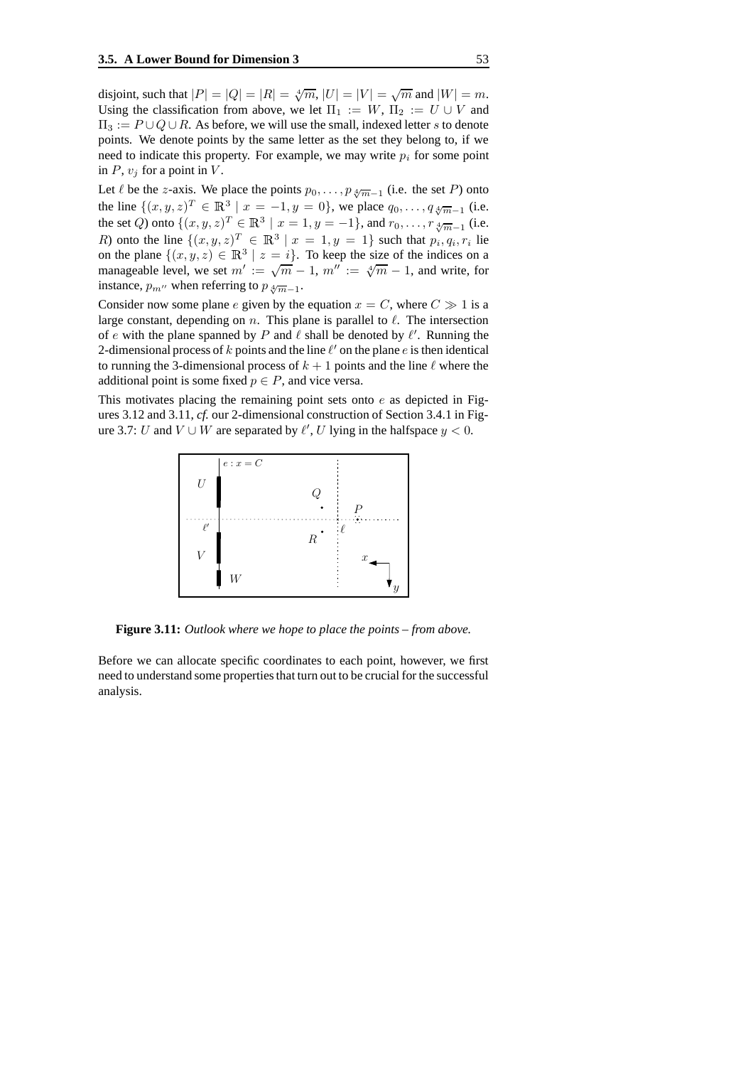disjoint, such that $|P| = |Q| = |R| = \sqrt[4]{m}$, $|U| = |V| = \sqrt{m}$ and $|W| = m$. Using the classification from above, we let $\Pi_1 := W$, $\Pi_2 := U \cup V$ and $\Pi_3 := P \cup Q \cup R$. As before, we will use the small, indexed letter $s$ to denote points. We denote points by the same letter as the set they belong to, if we need to indicate this property. For example, we may write $p_i$ for some point in $P$, $v_j$ for a point in $V$.

Let $\ell$ be the $z$-axis. We place the points $p_0, \ldots, p_{\sqrt[4]{m}-1}$ (i.e. the set $P$) onto the line $\{(x, y, z)^T \in \mathbb{R}^3 \mid x = -1, y = 0\}$, we place $q_0, \ldots, q_{\sqrt[4]{m}-1}$ (i.e. the set $Q$) onto $\{(x, y, z)^T \in \mathbb{R}^3 \mid x = 1, y = -1\}$, and $r_0, \ldots, r_{\sqrt[4]{m}-1}$ (i.e. $R$) onto the line $\{(x, y, z)^T \in \mathbb{R}^3 \mid x = 1, y = 1\}$ such that $p_i, q_i, r_i$ lie on the plane $\{(x, y, z) \in \mathbb{R}^3 \mid z = i\}$. To keep the size of the indices on a manageable level, we set $m' := \sqrt{m} - 1$, $m'' := \sqrt[4]{m} - 1$, and write, for instance, $p_{m''}$ when referring to $p_{\sqrt[4]{m}-1}$.

Consider now some plane $e$ given by the equation $x = C$, where $C \gg 1$ is a large constant, depending on $n$. This plane is parallel to $\ell$. The intersection of $e$ with the plane spanned by $P$ and $\ell$ shall be denoted by $\ell'$. Running the 2-dimensional process of $k$ points and the line $\ell'$ on the plane $e$ is then identical to running the 3-dimensional process of $k + 1$ points and the line $\ell$ where the additional point is some fixed $p \in P$, and vice versa.

This motivates placing the remaining point sets onto $e$ as depicted in Figures 3.12 and 3.11, *cf.* our 2-dimensional construction of Section 3.4.1 in Figure 3.7: $U$ and $V \cup W$ are separated by $\ell'$, $U$ lying in the halfspace $y < 0$.

**Figure 3.11:** *Outlook where we hope to place the points – from above.*

Before we can allocate specific coordinates to each point, however, we first need to understand some properties that turn out to be crucial for the successful analysis.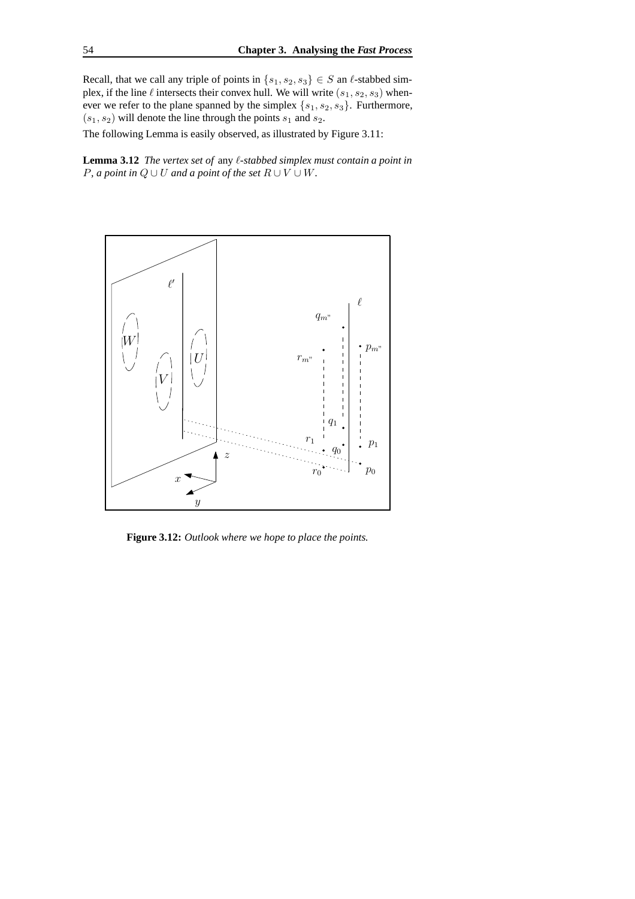Recall, that we call any triple of points in $\{s_1, s_2, s_3\} \in S$ an $\ell$-stabbed simplex, if the line $\ell$ intersects their convex hull. We will write $(s_1, s_2, s_3)$ whenever we refer to the plane spanned by the simplex $\{s_1, s_2, s_3\}$. Furthermore, $(s_1, s_2)$ will denote the line through the points $s_1$ and $s_2$.

The following Lemma is easily observed, as illustrated by Figure 3.11:

**Lemma 3.12** *The vertex set of* any *$\ell$-stabbed simplex must contain a point in $P$, a point in $Q \cup U$ and a point of the set $R \cup V \cup W$.*

**Figure 3.12:** *Outlook where we hope to place the points.*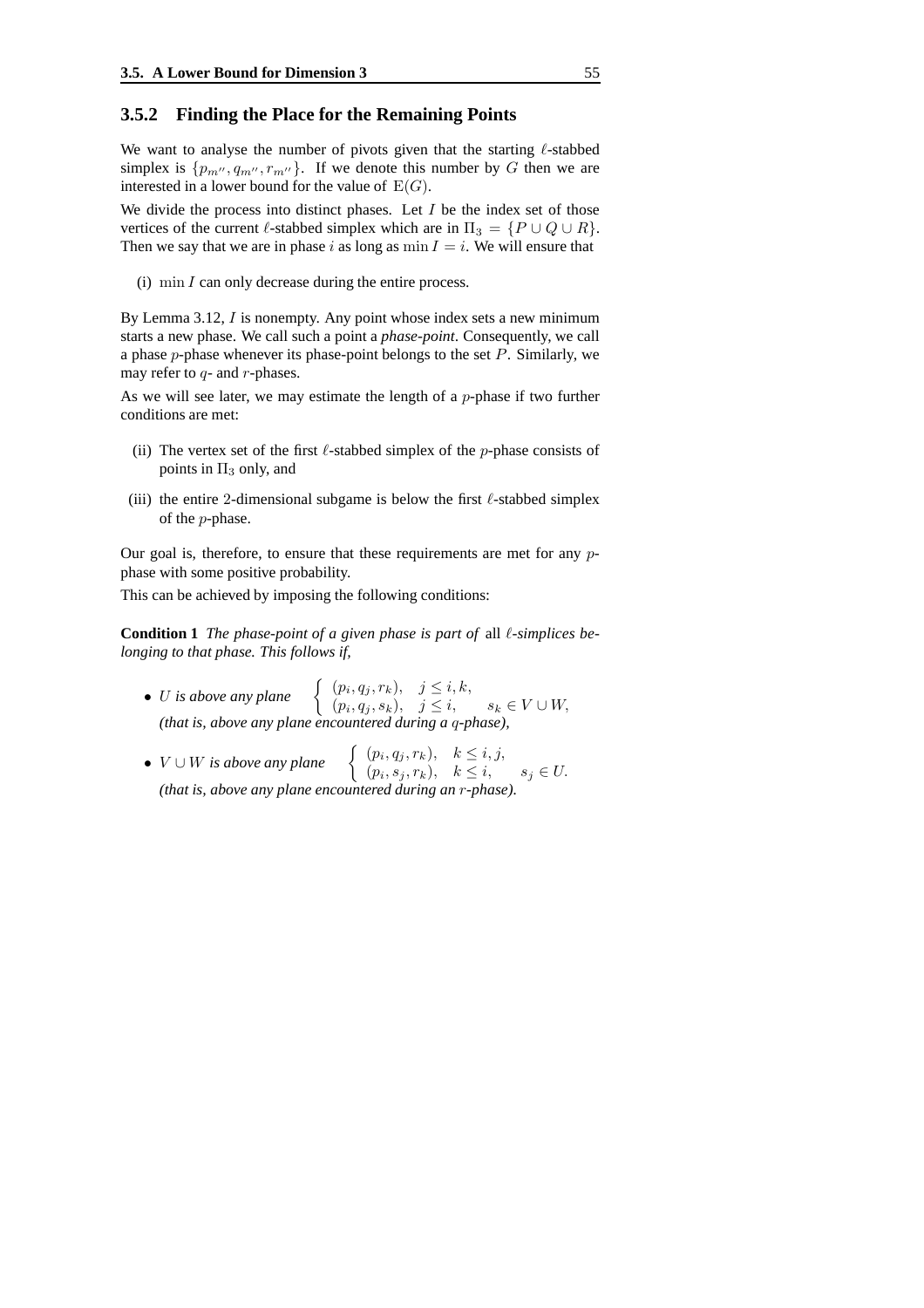### 3.5.2 Finding the Place for the Remaining Points

We want to analyse the number of pivots given that the starting $\ell$-stabbed simplex is $\{p_{m''}, q_{m''}, r_{m''}\}$. If we denote this number by $G$ then we are interested in a lower bound for the value of $\mathrm{E}(G)$.

We divide the process into distinct phases. Let $I$ be the index set of those vertices of the current $\ell$-stabbed simplex which are in $\Pi_3 = \{P \cup Q \cup R\}$. Then we say that we are in phase $i$ as long as $\min I = i$. We will ensure that

(i) $\min I$ can only decrease during the entire process.

By Lemma 3.12, $I$ is nonempty. Any point whose index sets a new minimum starts a new phase. We call such a point a *phase-point*. Consequently, we call a phase $p$-phase whenever its phase-point belongs to the set $P$. Similarly, we may refer to $q$- and $r$-phases.

As we will see later, we may estimate the length of a $p$-phase if two further conditions are met:

(ii) The vertex set of the first $\ell$-stabbed simplex of the $p$-phase consists of points in $\Pi_3$ only, and

(iii) the entire 2-dimensional subgame is below the first $\ell$-stabbed simplex of the $p$-phase.

Our goal is, therefore, to ensure that these requirements are met for any $p$-phase with some positive probability.

This can be achieved by imposing the following conditions:

**Condition 1** *The phase-point of a given phase is part of* all *$\ell$-simplices belonging to that phase. This follows if,*

- *$U$ is above any plane* $\begin{cases} (p_i, q_j, r_k), & j \leq i, k, \\ (p_i, q_j, s_k), & j \leq i, \qquad s_k \in V \cup W, \end{cases}$
  *(that is, above any plane encountered during a $q$-phase),*

- *$V \cup W$ is above any plane* $\begin{cases} (p_i, q_j, r_k), & k \leq i, j, \\ (p_i, s_j, r_k), & k \leq i, \qquad s_j \in U. \end{cases}$
  *(that is, above any plane encountered during an $r$-phase).*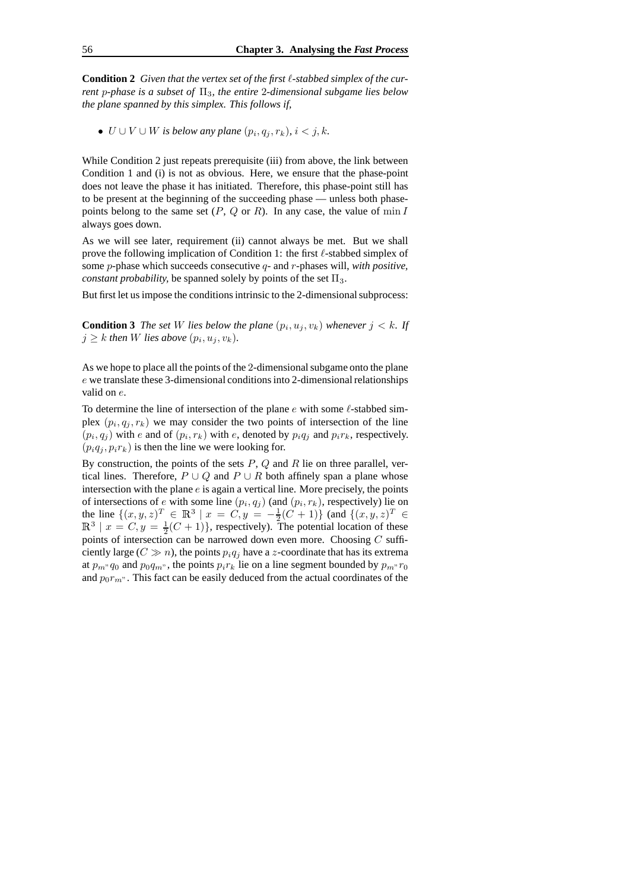**Condition 2** *Given that the vertex set of the first $\ell$-stabbed simplex of the current $p$-phase is a subset of $\Pi_3$, the entire 2-dimensional subgame lies below the plane spanned by this simplex. This follows if,*

- *$U \cup V \cup W$ is below any plane $(p_i, q_j, r_k)$, $i < j, k$.*

While Condition 2 just repeats prerequisite (iii) from above, the link between Condition 1 and (i) is not as obvious. Here, we ensure that the phase-point does not leave the phase it has initiated. Therefore, this phase-point still has to be present at the beginning of the succeeding phase — unless both phase-points belong to the same set ($P$, $Q$ or $R$). In any case, the value of $\min I$ always goes down.

As we will see later, requirement (ii) cannot always be met. But we shall prove the following implication of Condition 1: the first $\ell$-stabbed simplex of some $p$-phase which succeeds consecutive $q$- and $r$-phases will, *with positive, constant probability,* be spanned solely by points of the set $\Pi_3$.

But first let us impose the conditions intrinsic to the 2-dimensional subprocess:

**Condition 3** *The set $W$ lies below the plane $(p_i, u_j, v_k)$ whenever $j < k$. If $j \geq k$ then $W$ lies above $(p_i, u_j, v_k)$.*

As we hope to place all the points of the 2-dimensional subgame onto the plane $e$ we translate these 3-dimensional conditions into 2-dimensional relationships valid on $e$.

To determine the line of intersection of the plane $e$ with some $\ell$-stabbed simplex $(p_i, q_j, r_k)$ we may consider the two points of intersection of the line $(p_i, q_j)$ with $e$ and of $(p_i, r_k)$ with $e$, denoted by $p_i q_j$ and $p_i r_k$, respectively. $(p_i q_j, p_i r_k)$ is then the line we were looking for.

By construction, the points of the sets $P$, $Q$ and $R$ lie on three parallel, vertical lines. Therefore, $P \cup Q$ and $P \cup R$ both affinely span a plane whose intersection with the plane $e$ is again a vertical line. More precisely, the points of intersections of $e$ with some line $(p_i, q_j)$ (and $(p_i, r_k)$, respectively) lie on the line $\{(x, y, z)^T \in \mathbb{R}^3 \mid x = C, y = -\frac{1}{2}(C+1)\}$ (and $\{(x, y, z)^T \in \mathbb{R}^3 \mid x = C, y = \frac{1}{2}(C+1)\}$, respectively). The potential location of these points of intersection can be narrowed down even more. Choosing $C$ sufficiently large ($C \gg n$), the points $p_i q_j$ have a $z$-coordinate that has its extrema at $p_{m''} q_0$ and $p_0 q_{m''}$, the points $p_i r_k$ lie on a line segment bounded by $p_{m''} r_0$ and $p_0 r_{m''}$. This fact can be easily deduced from the actual coordinates of the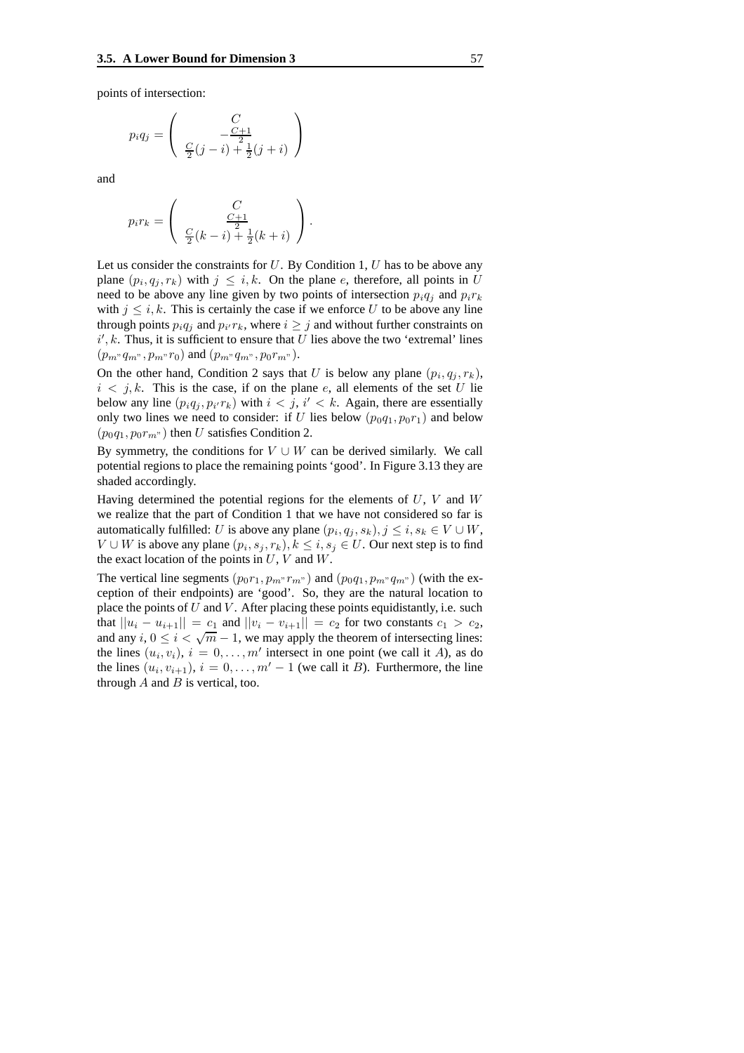points of intersection:

$$p_i q_j = \begin{pmatrix} C \\ -\frac{C+1}{2} \\ \frac{C}{2}(j-i) + \frac{1}{2}(j+i) \end{pmatrix}$$

and

$$p_i r_k = \begin{pmatrix} C \\ \frac{C+1}{2} \\ \frac{C}{2}(k-i) + \frac{1}{2}(k+i) \end{pmatrix}.$$

Let us consider the constraints for $U$. By Condition 1, $U$ has to be above any plane $(p_i, q_j, r_k)$ with $j \leq i, k$. On the plane $e$, therefore, all points in $U$ need to be above any line given by two points of intersection $p_i q_j$ and $p_i r_k$ with $j \leq i, k$. This is certainly the case if we enforce $U$ to be above any line through points $p_i q_j$ and $p_{i'} r_k$, where $i \geq j$ and without further constraints on $i', k$. Thus, it is sufficient to ensure that $U$ lies above the two 'extremal' lines $(p_{m''} q_{m''}, p_{m''} r_0)$ and $(p_{m''} q_{m''}, p_0 r_{m''})$.

On the other hand, Condition 2 says that $U$ is below any plane $(p_i, q_j, r_k)$, $i < j, k$. This is the case, if on the plane $e$, all elements of the set $U$ lie below any line $(p_i q_j, p_{i'} r_k)$ with $i < j$, $i' < k$. Again, there are essentially only two lines we need to consider: if $U$ lies below $(p_0 q_1, p_0 r_1)$ and below $(p_0 q_1, p_0 r_{m''})$ then $U$ satisfies Condition 2.

By symmetry, the conditions for $V \cup W$ can be derived similarly. We call potential regions to place the remaining points 'good'. In Figure 3.13 they are shaded accordingly.

Having determined the potential regions for the elements of $U$, $V$ and $W$ we realize that the part of Condition 1 that we have not considered so far is automatically fulfilled: $U$ is above any plane $(p_i, q_j, s_k), j \leq i, s_k \in V \cup W$, $V \cup W$ is above any plane $(p_i, s_j, r_k), k \leq i, s_j \in U$. Our next step is to find the exact location of the points in $U$, $V$ and $W$.

The vertical line segments $(p_0 r_1, p_{m''} r_{m''})$ and $(p_0 q_1, p_{m''} q_{m''})$ (with the exception of their endpoints) are 'good'. So, they are the natural location to place the points of $U$ and $V$. After placing these points equidistantly, i.e. such that $||u_i - u_{i+1}|| = c_1$ and $||v_i - v_{i+1}|| = c_2$ for two constants $c_1 > c_2$, and any $i$, $0 \leq i < \sqrt{m} - 1$, we may apply the theorem of intersecting lines: the lines $(u_i, v_i)$, $i = 0, \ldots, m'$ intersect in one point (we call it $A$), as do the lines $(u_i, v_{i+1})$, $i = 0, \ldots, m' - 1$ (we call it $B$). Furthermore, the line through $A$ and $B$ is vertical, too.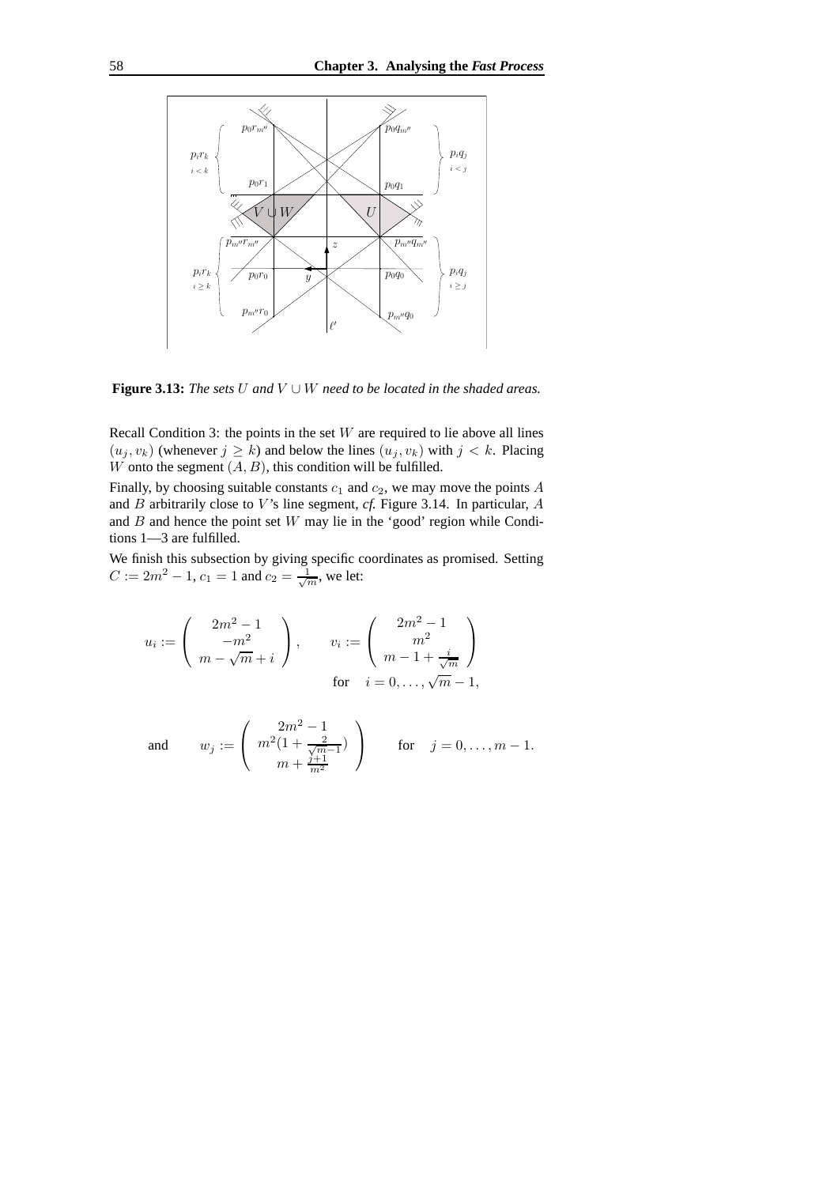**Figure 3.13:** *The sets $U$ and $V \cup W$ need to be located in the shaded areas.*

Recall Condition 3: the points in the set $W$ are required to lie above all lines $(u_j, v_k)$ (whenever $j \geq k$) and below the lines $(u_j, v_k)$ with $j < k$. Placing $W$ onto the segment $(A, B)$, this condition will be fulfilled.

Finally, by choosing suitable constants $c_1$ and $c_2$, we may move the points $A$ and $B$ arbitrarily close to $V$'s line segment, *cf.* Figure 3.14. In particular, $A$ and $B$ and hence the point set $W$ may lie in the 'good' region while Conditions 1—3 are fulfilled.

We finish this subsection by giving specific coordinates as promised. Setting $C := 2m^2 - 1$, $c_1 = 1$ and $c_2 = \frac{1}{\sqrt{m}}$, we let:

$$u_i := \begin{pmatrix} 2m^2 - 1 \\ -m^2 \\ m - \sqrt{m} + i \end{pmatrix}, \qquad v_i := \begin{pmatrix} 2m^2 - 1 \\ m^2 \\ m - 1 + \frac{i}{\sqrt{m}} \end{pmatrix} \qquad \text{for} \quad i = 0, \ldots, \sqrt{m} - 1,$$

$$\text{and} \qquad w_j := \begin{pmatrix} 2m^2 - 1 \\ m^2 (1 + \frac{2}{\sqrt{m} - 1}) \\ m + \frac{j+1}{m^2} \end{pmatrix} \qquad \text{for} \quad j = 0, \ldots, m - 1.$$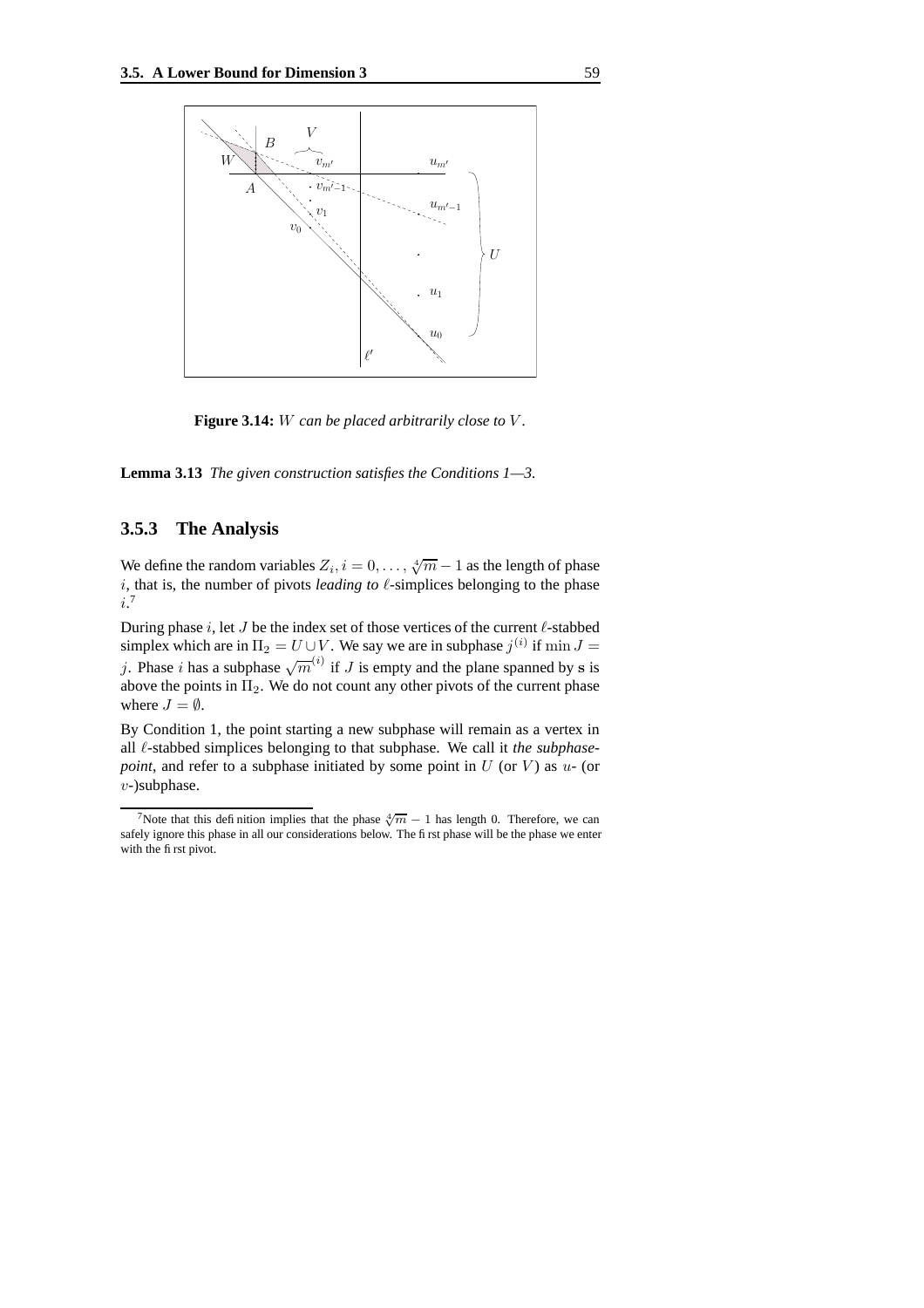**Figure 3.14:** *$W$ can be placed arbitrarily close to $V$.*

**Lemma 3.13** *The given construction satisfies the Conditions 1—3.*

### 3.5.3 The Analysis

We define the random variables $Z_i, i = 0, \ldots, \sqrt[4]{m} - 1$ as the length of phase $i$, that is, the number of pivots *leading to* $\ell$-simplices belonging to the phase $i$.[7]

During phase $i$, let $J$ be the index set of those vertices of the current $\ell$-stabbed simplex which are in $\Pi_2 = U \cup V$. We say we are in subphase $j^{(i)}$ if $\min J = j$. Phase $i$ has a subphase $\sqrt{m}^{(i)}$ if $J$ is empty and the plane spanned by $\mathbf{s}$ is above the points in $\Pi_2$. We do not count any other pivots of the current phase where $J = \emptyset$.

By Condition 1, the point starting a new subphase will remain as a vertex in all $\ell$-stabbed simplices belonging to that subphase. We call it *the subphase-point*, and refer to a subphase initiated by some point in $U$ (or $V$) as $u$- (or $v$-)subphase.

[7] Note that this definition implies that the phase $\sqrt[4]{m} - 1$ has length 0. Therefore, we can safely ignore this phase in all our considerations below. The first phase will be the phase we enter with the first pivot.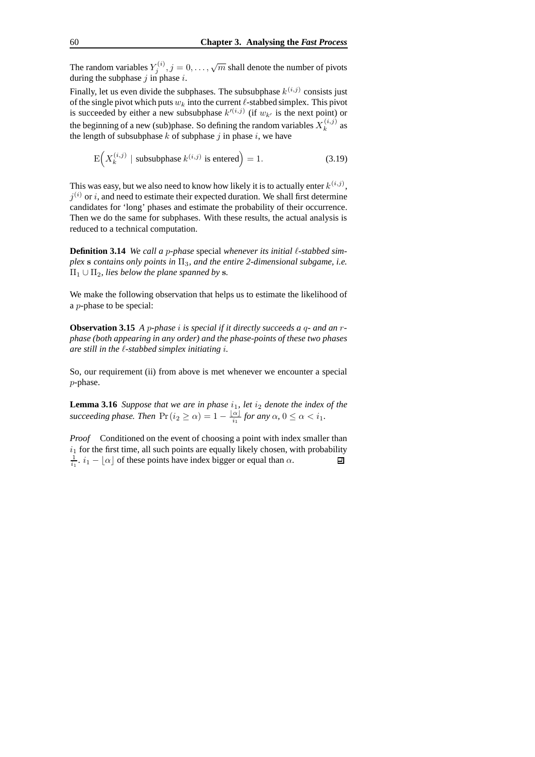The random variables $Y_j^{(i)}, j = 0, \ldots, \sqrt{m}$ shall denote the number of pivots during the subphase $j$ in phase $i$.

Finally, let us even divide the subphases. The subsubphase $k^{(i,j)}$ consists just of the single pivot which puts $w_k$ into the current $\ell$-stabbed simplex. This pivot is succeeded by either a new subsubphase $k'^{(i,j)}$ (if $w_{k'}$ is the next point) or the beginning of a new (sub)phase. So defining the random variables $X_k^{(i,j)}$ as the length of subsubphase $k$ of subphase $j$ in phase $i$, we have

$$\mathrm{E}\Big(X_k^{(i,j)} \mid \text{subsubphase } k^{(i,j)} \text{ is entered}\Big) = 1. \tag{3.19}$$

This was easy, but we also need to know how likely it is to actually enter $k^{(i,j)}$, $j^{(i)}$ or $i$, and need to estimate their expected duration. We shall first determine candidates for 'long' phases and estimate the probability of their occurrence. Then we do the same for subphases. With these results, the actual analysis is reduced to a technical computation.

**Definition 3.14** *We call a $p$-phase* special *whenever its initial $\ell$-stabbed simplex* $\mathbf{s}$ *contains only points in $\Pi_3$, and the entire 2-dimensional subgame, i.e. $\Pi_1 \cup \Pi_2$, lies below the plane spanned by* $\mathbf{s}$*.*

We make the following observation that helps us to estimate the likelihood of a $p$-phase to be special:

**Observation 3.15** *A $p$-phase $i$ is special if it directly succeeds a $q$- and an $r$-phase (both appearing in any order) and the phase-points of these two phases are still in the $\ell$-stabbed simplex initiating $i$.*

So, our requirement (ii) from above is met whenever we encounter a special $p$-phase.

**Lemma 3.16** *Suppose that we are in phase $i_1$, let $i_2$ denote the index of the succeeding phase. Then $\Pr(i_2 \geq \alpha) = 1 - \frac{\lfloor \alpha \rfloor}{i_1}$ for any $\alpha$, $0 \leq \alpha < i_1$.*

*Proof* Conditioned on the event of choosing a point with index smaller than $i_1$ for the first time, all such points are equally likely chosen, with probability $\frac{1}{i_1}$. $i_1 - \lfloor \alpha \rfloor$ of these points have index bigger or equal than $\alpha$. ∎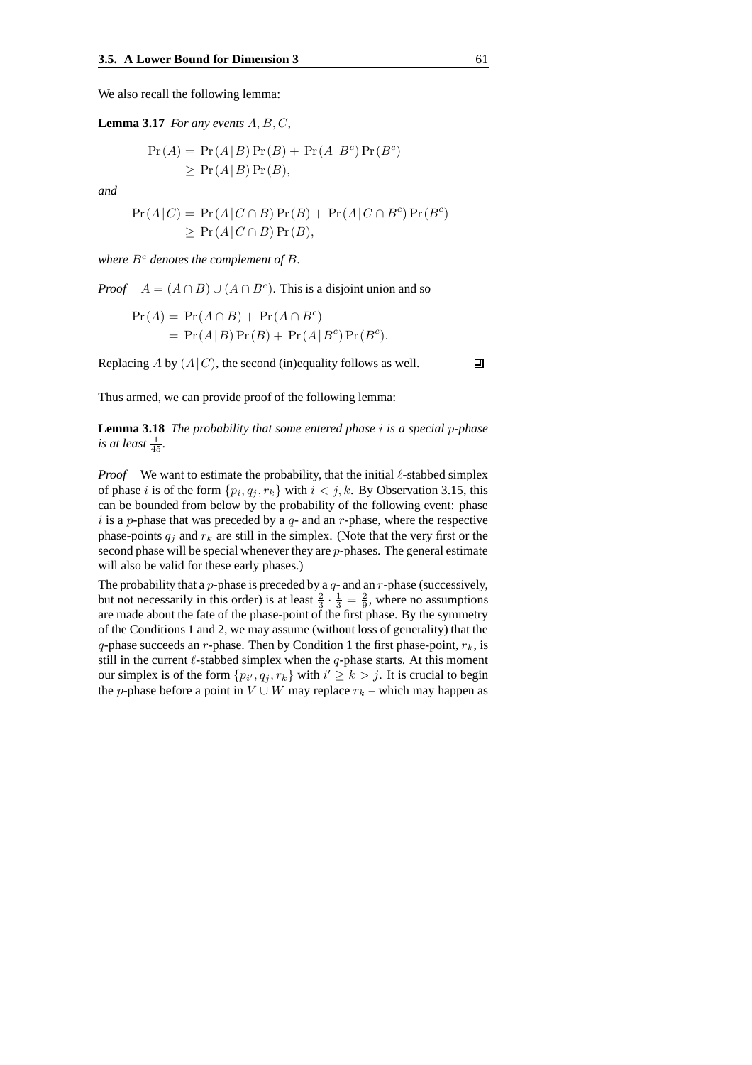We also recall the following lemma:

**Lemma 3.17** *For any events $A, B, C$,*

$$\begin{aligned}\Pr(A) &= \Pr(A|B)\Pr(B) + \Pr(A|B^c)\Pr(B^c)\\ &\geq \Pr(A|B)\Pr(B),\end{aligned}$$

*and*

$$\begin{aligned}\Pr(A|C) &= \Pr(A|C\cap B)\Pr(B) + \Pr(A|C\cap B^c)\Pr(B^c)\\ &\geq \Pr(A|C\cap B)\Pr(B),\end{aligned}$$

*where $B^c$ denotes the complement of $B$.*

*Proof* $A = (A\cap B)\cup(A\cap B^c)$. This is a disjoint union and so

$$\begin{aligned}\Pr(A) &= \Pr(A\cap B) + \Pr(A\cap B^c)\\ &= \Pr(A|B)\Pr(B) + \Pr(A|B^c)\Pr(B^c).\end{aligned}$$

Replacing $A$ by $(A|C)$, the second (in)equality follows as well. ∎

Thus armed, we can provide proof of the following lemma:

**Lemma 3.18** *The probability that some entered phase $i$ is a special $p$-phase is at least $\frac{1}{45}$.*

*Proof* We want to estimate the probability, that the initial $\ell$-stabbed simplex of phase $i$ is of the form $\{p_i, q_j, r_k\}$ with $i < j, k$. By Observation 3.15, this can be bounded from below by the probability of the following event: phase $i$ is a $p$-phase that was preceded by a $q$- and an $r$-phase, where the respective phase-points $q_j$ and $r_k$ are still in the simplex. (Note that the very first or the second phase will be special whenever they are $p$-phases. The general estimate will also be valid for these early phases.)

The probability that a $p$-phase is preceded by a $q$- and an $r$-phase (successively, but not necessarily in this order) is at least $\frac{2}{3}\cdot\frac{1}{3} = \frac{2}{9}$, where no assumptions are made about the fate of the phase-point of the first phase. By the symmetry of the Conditions 1 and 2, we may assume (without loss of generality) that the $q$-phase succeeds an $r$-phase. Then by Condition 1 the first phase-point, $r_k$, is still in the current $\ell$-stabbed simplex when the $q$-phase starts. At this moment our simplex is of the form $\{p_{i'}, q_j, r_k\}$ with $i' \geq k > j$. It is crucial to begin the $p$-phase before a point in $V \cup W$ may replace $r_k$ – which may happen as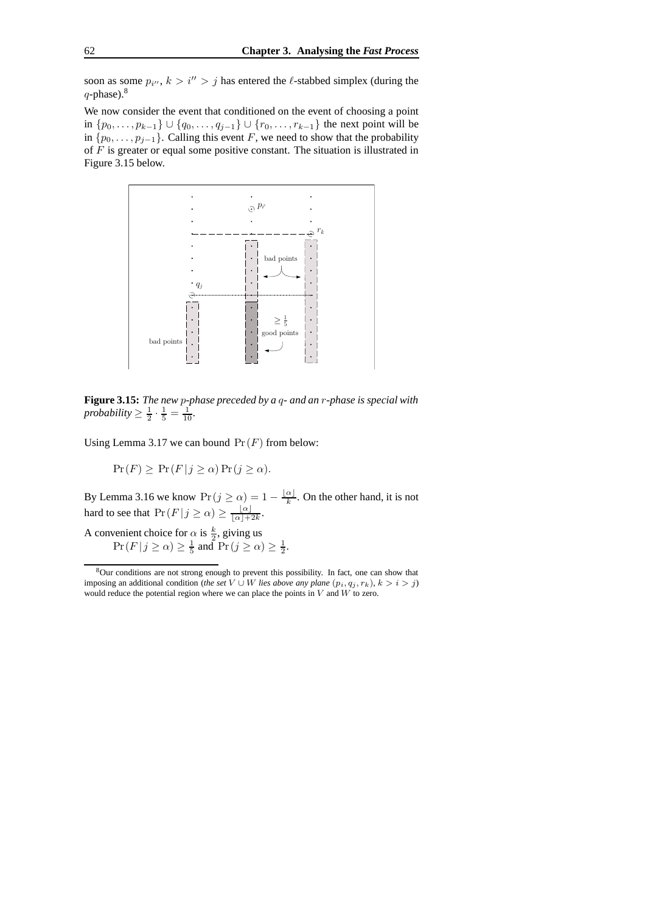soon as some $p_{i''}$, $k > i'' > j$ has entered the $\ell$-stabbed simplex (during the $q$-phase).[8]

We now consider the event that conditioned on the event of choosing a point in $\{p_0, \ldots, p_{k-1}\} \cup \{q_0, \ldots, q_{j-1}\} \cup \{r_0, \ldots, r_{k-1}\}$ the next point will be in $\{p_0, \ldots, p_{j-1}\}$. Calling this event $F$, we need to show that the probability of $F$ is greater or equal some positive constant. The situation is illustrated in Figure 3.15 below.

**Figure 3.15:** *The new $p$-phase preceded by a $q$- and an $r$-phase is special with probability $\geq \frac{1}{2} \cdot \frac{1}{5} = \frac{1}{10}$.*

Using Lemma 3.17 we can bound $\Pr(F)$ from below:

$$\Pr(F) \geq \Pr(F \,|\, j \geq \alpha) \Pr(j \geq \alpha).$$

By Lemma 3.16 we know $\Pr(j \geq \alpha) = 1 - \frac{\lfloor \alpha \rfloor}{k}$. On the other hand, it is not hard to see that $\Pr(F \,|\, j \geq \alpha) \geq \frac{\lfloor \alpha \rfloor}{\lfloor \alpha \rfloor + 2k}$.

A convenient choice for $\alpha$ is $\frac{k}{2}$, giving us
$\Pr(F \,|\, j \geq \alpha) \geq \frac{1}{5}$ and $\Pr(j \geq \alpha) \geq \frac{1}{2}$.

[8] Our conditions are not strong enough to prevent this possibility. In fact, one can show that imposing an additional condition (*the set $V \cup W$ lies above any plane $(p_i, q_j, r_k)$, $k > i > j$*) would reduce the potential region where we can place the points in $V$ and $W$ to zero.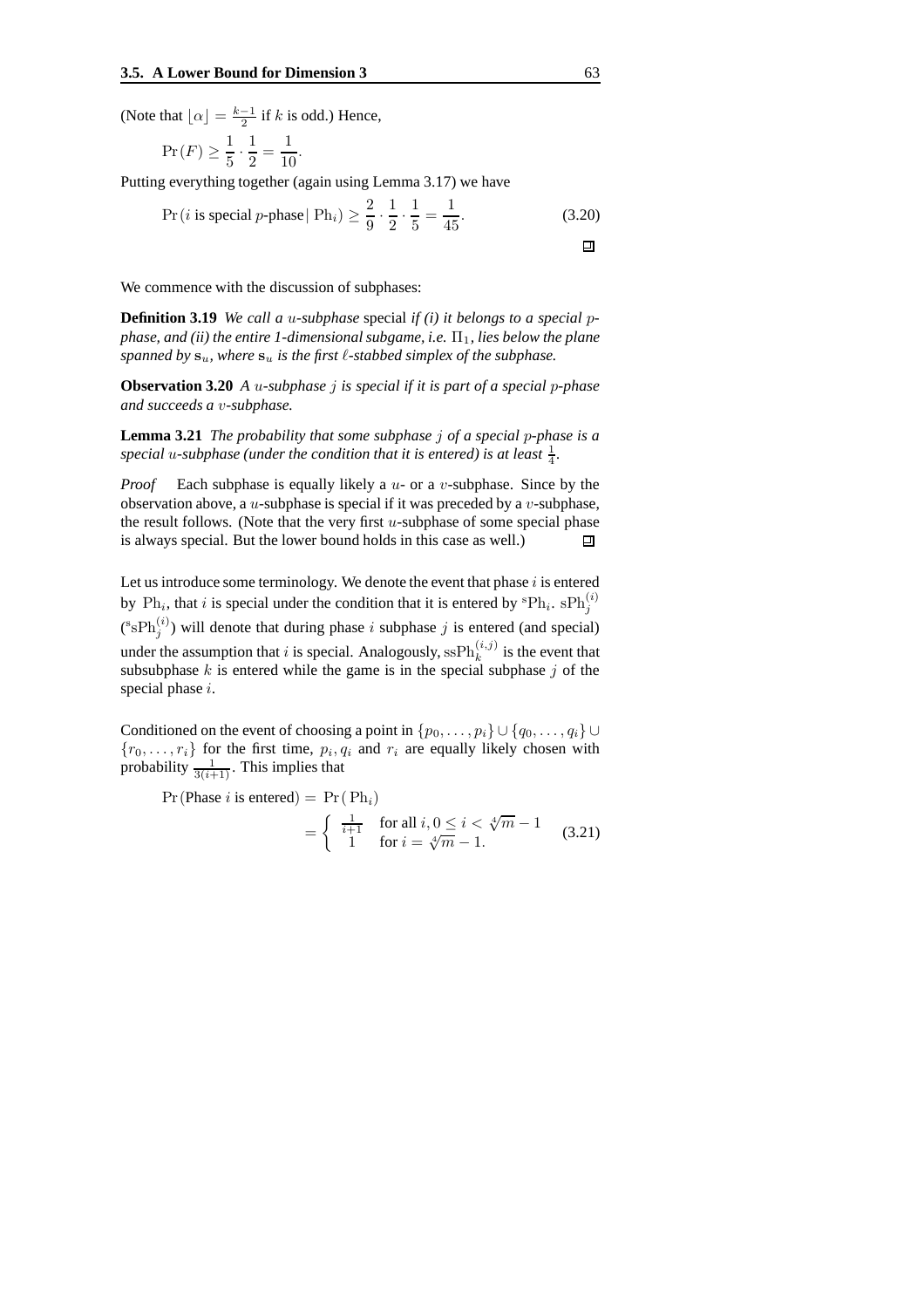(Note that $\lfloor \alpha \rfloor = \frac{k-1}{2}$ if $k$ is odd.) Hence,

$$\Pr(F) \geq \frac{1}{5} \cdot \frac{1}{2} = \frac{1}{10}.$$

Putting everything together (again using Lemma 3.17) we have

$$\Pr(i \text{ is special } p\text{-phase} \mid \text{Ph}_i) \geq \frac{2}{9} \cdot \frac{1}{2} \cdot \frac{1}{5} = \frac{1}{45}. \tag{3.20}$$

□

We commence with the discussion of subphases:

**Definition 3.19** *We call a $u$-subphase* special *if (i) it belongs to a special $p$-phase, and (ii) the entire 1-dimensional subgame, i.e. $\Pi_1$, lies below the plane spanned by $\mathbf{s}_u$, where $\mathbf{s}_u$ is the first $\ell$-stabbed simplex of the subphase.*

**Observation 3.20** *A $u$-subphase $j$ is special if it is part of a special $p$-phase and succeeds a $v$-subphase.*

**Lemma 3.21** *The probability that some subphase $j$ of a special $p$-phase is a special $u$-subphase (under the condition that it is entered) is at least $\frac{1}{4}$.*

*Proof* Each subphase is equally likely a $u$- or a $v$-subphase. Since by the observation above, a $u$-subphase is special if it was preceded by a $v$-subphase, the result follows. (Note that the very first $u$-subphase of some special phase is always special. But the lower bound holds in this case as well.) □

Let us introduce some terminology. We denote the event that phase $i$ is entered by $\text{Ph}_i$, that $i$ is special under the condition that it is entered by ${}^{\text{s}}\text{Ph}_i$. $\text{sPh}_j^{(i)}$ (${}^{\text{s}}\text{sPh}_j^{(i)}$) will denote that during phase $i$ subphase $j$ is entered (and special) under the assumption that $i$ is special. Analogously, $\text{ssPh}_k^{(i,j)}$ is the event that subsubphase $k$ is entered while the game is in the special subphase $j$ of the special phase $i$.

Conditioned on the event of choosing a point in $\{p_0, \ldots, p_i\} \cup \{q_0, \ldots, q_i\} \cup \{r_0, \ldots, r_i\}$ for the first time, $p_i, q_i$ and $r_i$ are equally likely chosen with probability $\frac{1}{3(i+1)}$. This implies that

$$\Pr(\text{Phase } i \text{ is entered}) = \Pr(\text{Ph}_i) = \begin{cases} \frac{1}{i+1} & \text{for all } i, 0 \leq i < \sqrt[4]{m} - 1 \\ 1 & \text{for } i = \sqrt[4]{m} - 1. \end{cases} \tag{3.21}$$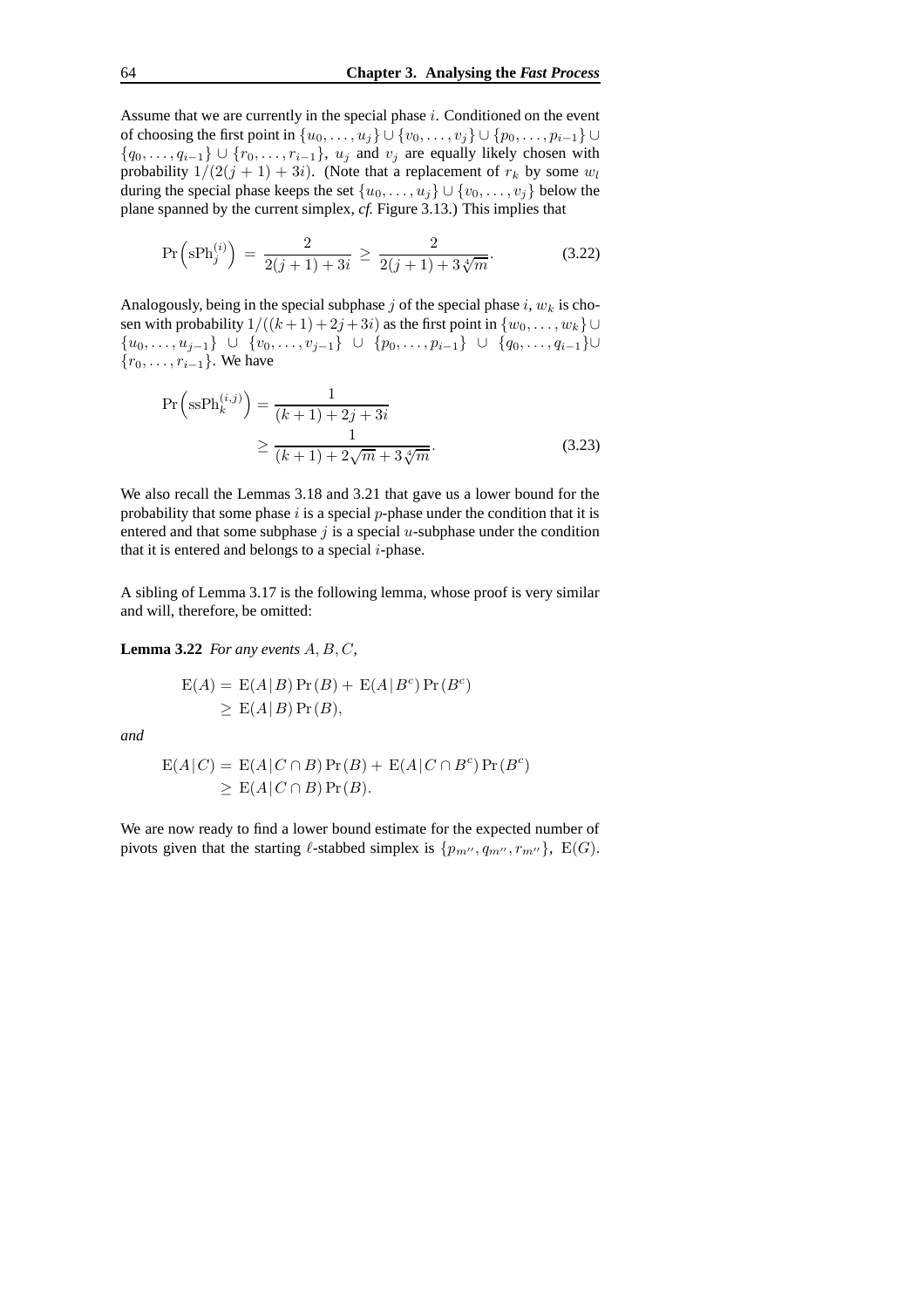Assume that we are currently in the special phase $i$. Conditioned on the event of choosing the first point in $\{u_0, \ldots, u_j\} \cup \{v_0, \ldots, v_j\} \cup \{p_0, \ldots, p_{i-1}\} \cup \{q_0, \ldots, q_{i-1}\} \cup \{r_0, \ldots, r_{i-1}\}$, $u_j$ and $v_j$ are equally likely chosen with probability $1/(2(j+1)+3i)$. (Note that a replacement of $r_k$ by some $w_l$ during the special phase keeps the set $\{u_0, \ldots, u_j\} \cup \{v_0, \ldots, v_j\}$ below the plane spanned by the current simplex, *cf.* Figure 3.13.) This implies that

$$\Pr\left(\mathrm{sPh}_j^{(i)}\right) = \frac{2}{2(j+1)+3i} \geq \frac{2}{2(j+1)+3\sqrt[4]{m}}. \tag{3.22}$$

Analogously, being in the special subphase $j$ of the special phase $i$, $w_k$ is chosen with probability $1/((k+1)+2j+3i)$ as the first point in $\{w_0, \ldots, w_k\} \cup \{u_0, \ldots, u_{j-1}\} \cup \{v_0, \ldots, v_{j-1}\} \cup \{p_0, \ldots, p_{i-1}\} \cup \{q_0, \ldots, q_{i-1}\} \cup \{r_0, \ldots, r_{i-1}\}$. We have

$$\begin{aligned}\Pr\left(\mathrm{ssPh}_k^{(i,j)}\right) &= \frac{1}{(k+1)+2j+3i} \\ &\geq \frac{1}{(k+1)+2\sqrt{m}+3\sqrt[4]{m}}.\end{aligned} \tag{3.23}$$

We also recall the Lemmas 3.18 and 3.21 that gave us a lower bound for the probability that some phase $i$ is a special $p$-phase under the condition that it is entered and that some subphase $j$ is a special $u$-subphase under the condition that it is entered and belongs to a special $i$-phase.

A sibling of Lemma 3.17 is the following lemma, whose proof is very similar and will, therefore, be omitted:

**Lemma 3.22** *For any events $A, B, C$,*

$$\begin{aligned}\mathrm{E}(A) &= \mathrm{E}(A\,|\,B)\Pr(B) + \mathrm{E}(A\,|\,B^c)\Pr(B^c) \\ &\geq \mathrm{E}(A\,|\,B)\Pr(B),\end{aligned}$$

*and*

$$\begin{aligned}\mathrm{E}(A\,|\,C) &= \mathrm{E}(A\,|\,C \cap B)\Pr(B) + \mathrm{E}(A\,|\,C \cap B^c)\Pr(B^c) \\ &\geq \mathrm{E}(A\,|\,C \cap B)\Pr(B).\end{aligned}$$

We are now ready to find a lower bound estimate for the expected number of pivots given that the starting $\ell$-stabbed simplex is $\{p_{m''}, q_{m''}, r_{m''}\}$, $\mathrm{E}(G)$.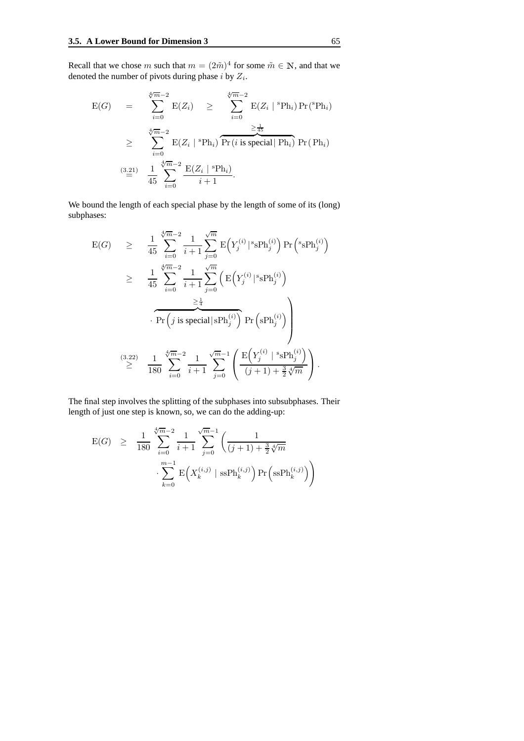Recall that we chose $m$ such that $m = (2\tilde{m})^4$ for some $\tilde{m} \in \mathbb{N}$, and that we denoted the number of pivots during phase $i$ by $Z_i$.

$$
\begin{aligned}
\mathrm{E}(G) \quad &= \quad \sum_{i=0}^{\sqrt[4]{m}-2} \mathrm{E}(Z_i) \quad \geq \quad \sum_{i=0}^{\sqrt[4]{m}-2} \mathrm{E}(Z_i \mid {}^{\mathrm{s}}\mathrm{Ph}_i) \Pr({}^{\mathrm{s}}\mathrm{Ph}_i) \\
&\geq \quad \sum_{i=0}^{\sqrt[4]{m}-2} \mathrm{E}(Z_i \mid {}^{\mathrm{s}}\mathrm{Ph}_i) \overbrace{\Pr(i \text{ is special} \mid \mathrm{Ph}_i)}^{\geq \frac{1}{45}} \Pr(\mathrm{Ph}_i) \\
&\stackrel{(3.21)}{=} \quad \frac{1}{45} \sum_{i=0}^{\sqrt[4]{m}-2} \frac{\mathrm{E}(Z_i \mid {}^{\mathrm{s}}\mathrm{Ph}_i)}{i+1}.
\end{aligned}
$$

We bound the length of each special phase by the length of some of its (long) subphases:

$$
\begin{aligned}
\mathrm{E}(G) \quad &\geq \quad \frac{1}{45} \sum_{i=0}^{\sqrt[4]{m}-2} \frac{1}{i+1} \sum_{j=0}^{\sqrt{m}} \mathrm{E}\Big(Y_j^{(i)} \,|\, {}^{\mathrm{s}}\mathrm{sPh}_j^{(i)}\Big) \Pr\Big({}^{\mathrm{s}}\mathrm{sPh}_j^{(i)}\Big) \\
&\geq \quad \frac{1}{45} \sum_{i=0}^{\sqrt[4]{m}-2} \frac{1}{i+1} \sum_{j=0}^{\sqrt{m}} \Bigg( \mathrm{E}\Big(Y_j^{(i)} \,|\, {}^{\mathrm{s}}\mathrm{sPh}_j^{(i)}\Big) \\
&\qquad \cdot \overbrace{\Pr\Big(j \text{ is special} \,|\, \mathrm{sPh}_j^{(i)}\Big)}^{\geq \frac{1}{4}} \Pr\Big(\mathrm{sPh}_j^{(i)}\Big) \Bigg) \\
&\stackrel{(3.22)}{\geq} \quad \frac{1}{180} \sum_{i=0}^{\sqrt[4]{m}-2} \frac{1}{i+1} \sum_{j=0}^{\sqrt{m}-1} \left( \frac{\mathrm{E}\Big(Y_j^{(i)} \mid {}^{\mathrm{s}}\mathrm{sPh}_j^{(i)}\Big)}{(j+1) + \frac{3}{2}\sqrt[4]{m}} \right).
\end{aligned}
$$

The final step involves the splitting of the subphases into subsubphases. Their length of just one step is known, so, we can do the adding-up:

$$
\begin{aligned}
\mathrm{E}(G) \quad \geq \quad &\frac{1}{180} \sum_{i=0}^{\sqrt[4]{m}-2} \frac{1}{i+1} \sum_{j=0}^{\sqrt{m}-1} \Bigg( \frac{1}{(j+1) + \frac{3}{2}\sqrt[4]{m}} \\
&\cdot \sum_{k=0}^{m-1} \mathrm{E}\Big(X_k^{(i,j)} \mid \mathrm{ssPh}_k^{(i,j)}\Big) \Pr\Big(\mathrm{ssPh}_k^{(i,j)}\Big) \Bigg)
\end{aligned}
$$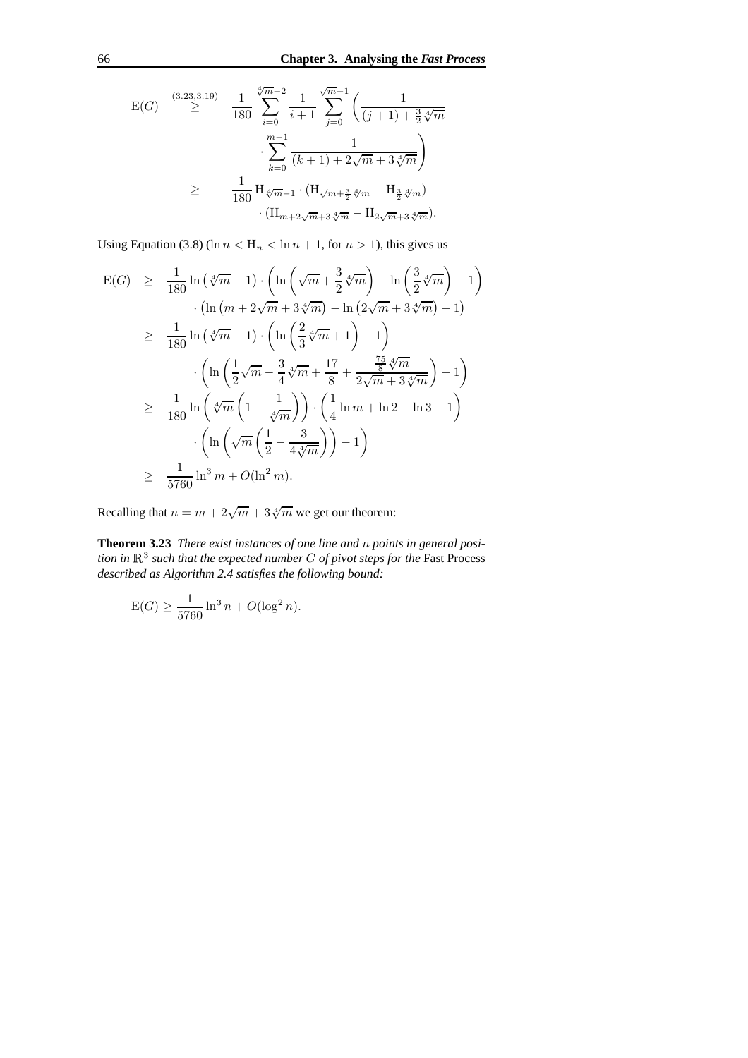$$
\begin{aligned}
\mathrm{E}(G) \quad &\overset{(3.23,3.19)}{\geq} \quad \frac{1}{180} \sum_{i=0}^{\sqrt[4]{m}-2} \frac{1}{i+1} \sum_{j=0}^{\sqrt{m}-1} \left( \frac{1}{(j+1) + \frac{3}{2}\sqrt[4]{m}} \right. \\
&\qquad\qquad \left. \cdot \sum_{k=0}^{m-1} \frac{1}{(k+1) + 2\sqrt{m} + 3\sqrt[4]{m}} \right) \\
&\geq \quad \frac{1}{180} \mathrm{H}_{\sqrt[4]{m}-1} \cdot (\mathrm{H}_{\sqrt{m}+\frac{3}{2}\sqrt[4]{m}} - \mathrm{H}_{\frac{3}{2}\sqrt[4]{m}}) \\
&\qquad\qquad \cdot (\mathrm{H}_{m+2\sqrt{m}+3\sqrt[4]{m}} - \mathrm{H}_{2\sqrt{m}+3\sqrt[4]{m}}).
\end{aligned}
$$

Using Equation (3.8) ($\ln n < \mathrm{H}_n < \ln n + 1$, for $n > 1$), this gives us

$$
\begin{aligned}
\mathrm{E}(G) \quad &\geq \quad \frac{1}{180} \ln\left(\sqrt[4]{m} - 1\right) \cdot \left( \ln\left(\sqrt{m} + \frac{3}{2}\sqrt[4]{m}\right) - \ln\left(\frac{3}{2}\sqrt[4]{m}\right) - 1 \right) \\
&\qquad \cdot \left( \ln\left(m + 2\sqrt{m} + 3\sqrt[4]{m}\right) - \ln\left(2\sqrt{m} + 3\sqrt[4]{m}\right) - 1 \right) \\
&\geq \quad \frac{1}{180} \ln\left(\sqrt[4]{m} - 1\right) \cdot \left( \ln\left(\frac{2}{3}\sqrt[4]{m} + 1\right) - 1 \right) \\
&\qquad \cdot \left( \ln\left(\frac{1}{2}\sqrt{m} - \frac{3}{4}\sqrt[4]{m} + \frac{17}{8} + \frac{\frac{75}{8}\sqrt[4]{m}}{2\sqrt{m} + 3\sqrt[4]{m}}\right) - 1 \right) \\
&\geq \quad \frac{1}{180} \ln\left(\sqrt[4]{m}\left(1 - \frac{1}{\sqrt[4]{m}}\right)\right) \cdot \left( \frac{1}{4}\ln m + \ln 2 - \ln 3 - 1 \right) \\
&\qquad \cdot \left( \ln\left(\sqrt{m}\left(\frac{1}{2} - \frac{3}{4\sqrt[4]{m}}\right)\right) - 1 \right) \\
&\geq \quad \frac{1}{5760} \ln^3 m + O(\ln^2 m).
\end{aligned}
$$

Recalling that $n = m + 2\sqrt{m} + 3\sqrt[4]{m}$ we get our theorem:

**Theorem 3.23** *There exist instances of one line and $n$ points in general position in $\mathbb{R}^3$ such that the expected number $G$ of pivot steps for the* Fast Process *described as Algorithm 2.4 satisfies the following bound:*

$$
\mathrm{E}(G) \geq \frac{1}{5760} \ln^3 n + O(\log^2 n).
$$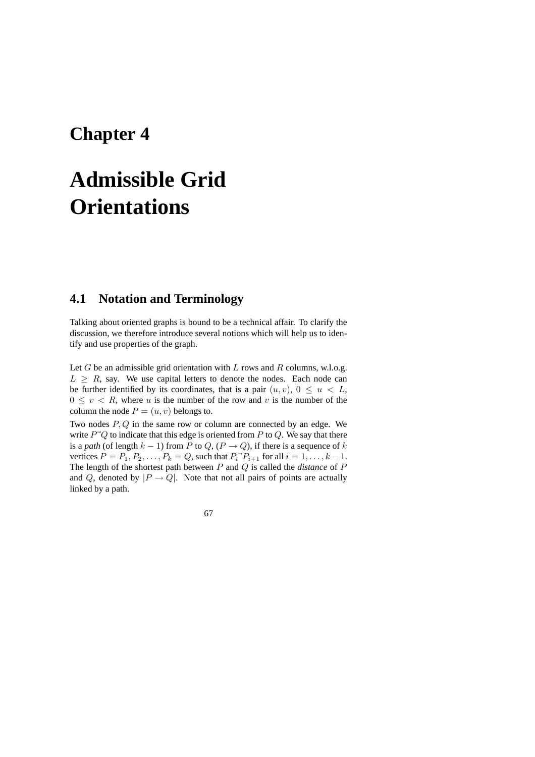# Chapter 4

# Admissible Grid Orientations

## 4.1 Notation and Terminology

Talking about oriented graphs is bound to be a technical affair. To clarify the discussion, we therefore introduce several notions which will help us to identify and use properties of the graph.

Let $G$ be an admissible grid orientation with $L$ rows and $R$ columns, w.l.o.g. $L \geq R$, say. We use capital letters to denote the nodes. Each node can be further identified by its coordinates, that is a pair $(u, v)$, $0 \leq u < L$, $0 \leq v < R$, where $u$ is the number of the row and $v$ is the number of the column the node $P = (u, v)$ belongs to.

Two nodes $P, Q$ in the same row or column are connected by an edge. We write $P \vec{\ } Q$ to indicate that this edge is oriented from $P$ to $Q$. We say that there is a *path* (of length $k-1$) from $P$ to $Q$, ($P \to Q$), if there is a sequence of $k$ vertices $P = P_1, P_2, \ldots, P_k = Q$, such that $P_i \vec{\ } P_{i+1}$ for all $i = 1, \ldots, k-1$. The length of the shortest path between $P$ and $Q$ is called the *distance* of $P$ and $Q$, denoted by $|P \to Q|$. Note that not all pairs of points are actually linked by a path.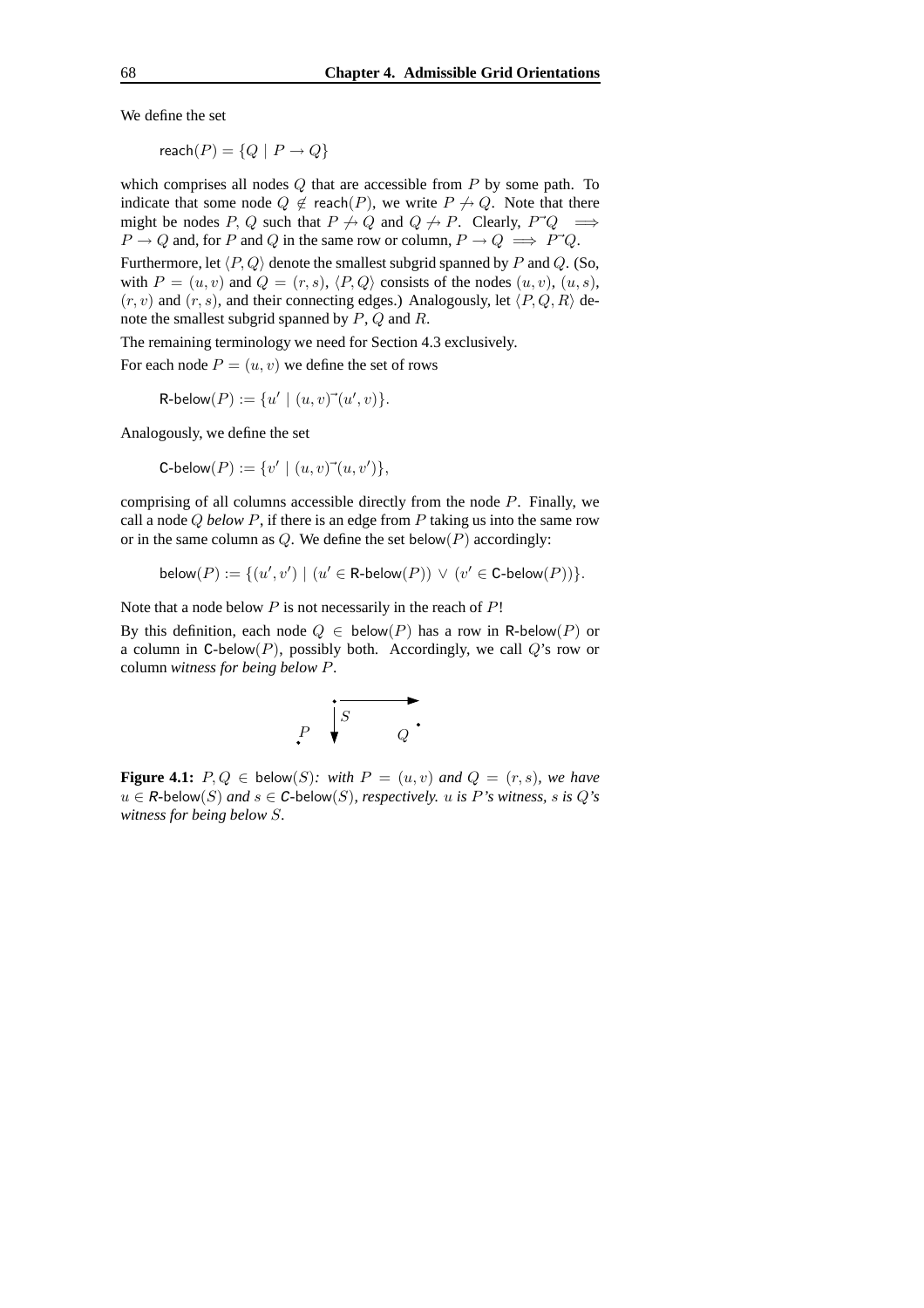We define the set

$$\mathsf{reach}(P) = \{Q \mid P \to Q\}$$

which comprises all nodes $Q$ that are accessible from $P$ by some path. To indicate that some node $Q \notin \mathsf{reach}(P)$, we write $P \not\to Q$. Note that there might be nodes $P, Q$ such that $P \not\to Q$ and $Q \not\to P$. Clearly, $P \vec{\ } Q \implies P \to Q$ and, for $P$ and $Q$ in the same row or column, $P \to Q \implies P \vec{\ } Q$.

Furthermore, let $\langle P, Q \rangle$ denote the smallest subgrid spanned by $P$ and $Q$. (So, with $P = (u, v)$ and $Q = (r, s)$, $\langle P, Q \rangle$ consists of the nodes $(u, v)$, $(u, s)$, $(r, v)$ and $(r, s)$, and their connecting edges.) Analogously, let $\langle P, Q, R \rangle$ denote the smallest subgrid spanned by $P$, $Q$ and $R$.

The remaining terminology we need for Section 4.3 exclusively.

For each node $P = (u, v)$ we define the set of rows

$$\mathsf{R\text{-}below}(P) := \{u' \mid (u, v) \vec{\ } (u', v)\}.$$

Analogously, we define the set

$$\mathsf{C\text{-}below}(P) := \{v' \mid (u, v) \vec{\ } (u, v')\},$$

comprising of all columns accessible directly from the node $P$. Finally, we call a node $Q$ *below* $P$, if there is an edge from $P$ taking us into the same row or in the same column as $Q$. We define the set $\mathsf{below}(P)$ accordingly:

$$\mathsf{below}(P) := \{(u', v') \mid (u' \in \mathsf{R\text{-}below}(P)) \vee (v' \in \mathsf{C\text{-}below}(P))\}.$$

Note that a node below $P$ is not necessarily in the reach of $P$!

By this definition, each node $Q \in \mathsf{below}(P)$ has a row in $\mathsf{R\text{-}below}(P)$ or a column in $\mathsf{C\text{-}below}(P)$, possibly both. Accordingly, we call $Q$'s row or column *witness for being below* $P$.

**Figure 4.1:** *$P, Q \in \mathsf{below}(S)$: with $P = (u, v)$ and $Q = (r, s)$, we have $u \in \mathsf{R\text{-}below}(S)$ and $s \in \mathsf{C\text{-}below}(S)$, respectively. $u$ is $P$'s witness, $s$ is $Q$'s witness for being below $S$.*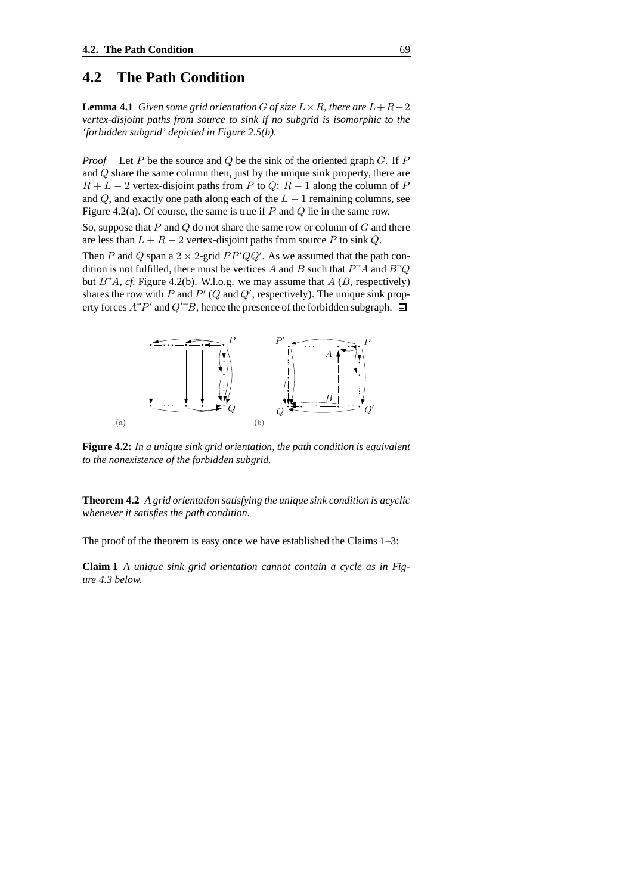## 4.2 The Path Condition

**Lemma 4.1** *Given some grid orientation $G$ of size $L \times R$, there are $L+R-2$ vertex-disjoint paths from source to sink if no subgrid is isomorphic to the 'forbidden subgrid' depicted in Figure 2.5(b).*

*Proof* Let $P$ be the source and $Q$ be the sink of the oriented graph $G$. If $P$ and $Q$ share the same column then, just by the unique sink property, there are $R + L - 2$ vertex-disjoint paths from $P$ to $Q$: $R - 1$ along the column of $P$ and $Q$, and exactly one path along each of the $L - 1$ remaining columns, see Figure 4.2(a). Of course, the same is true if $P$ and $Q$ lie in the same row.

So, suppose that $P$ and $Q$ do not share the same row or column of $G$ and there are less than $L + R - 2$ vertex-disjoint paths from source $P$ to sink $Q$.

Then $P$ and $Q$ span a $2 \times 2$-grid $PP'QQ'$. As we assumed that the path condition is not fulfilled, there must be vertices $A$ and $B$ such that $P \to A$ and $B \to Q$ but $B \to A$, *cf.* Figure 4.2(b). W.l.o.g. we may assume that $A$ ($B$, respectively) shares the row with $P$ and $P'$ ($Q$ and $Q'$, respectively). The unique sink property forces $A \to P'$ and $Q' \to B$, hence the presence of the forbidden subgraph. ◻

**Figure 4.2:** *In a unique sink grid orientation, the path condition is equivalent to the nonexistence of the forbidden subgrid.*

**Theorem 4.2** *A grid orientation satisfying the unique sink condition is acyclic whenever it satisfies the path condition.*

The proof of the theorem is easy once we have established the Claims 1–3:

**Claim 1** *A unique sink grid orientation cannot contain a cycle as in Figure 4.3 below.*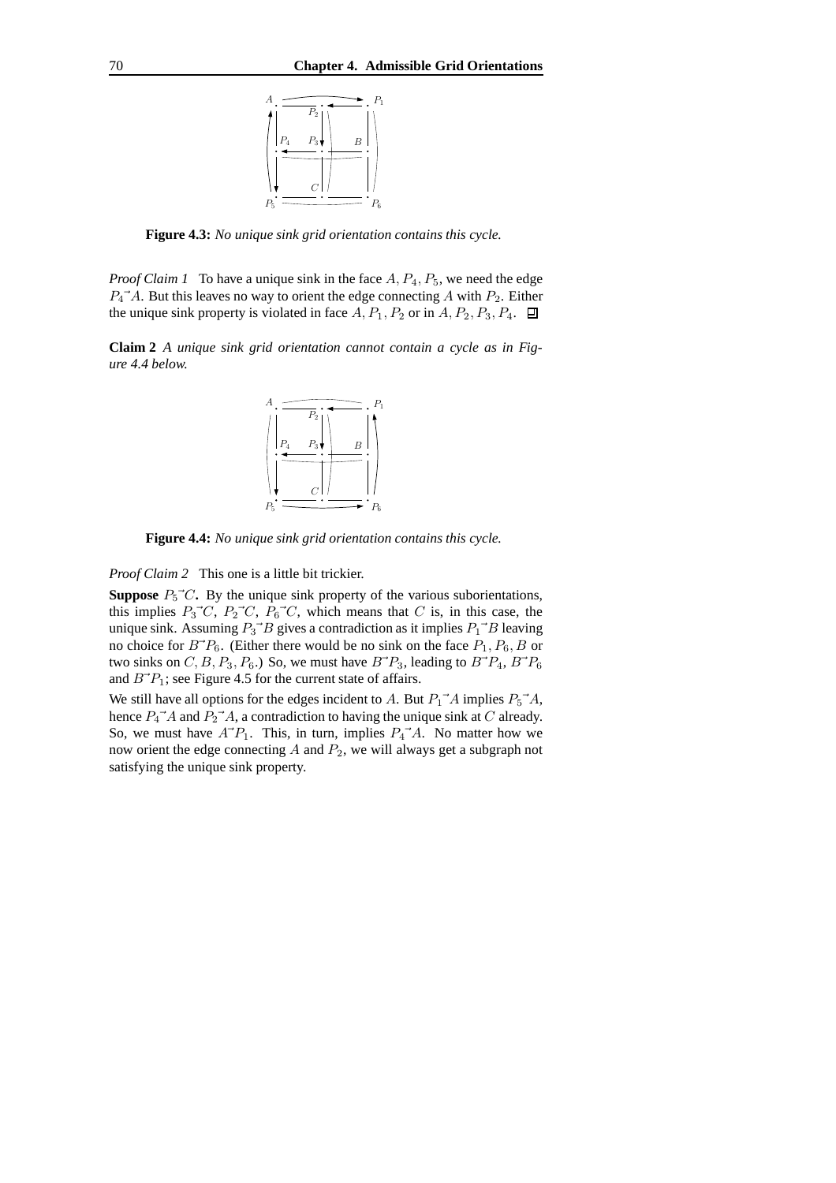**Figure 4.3:** *No unique sink grid orientation contains this cycle.*

*Proof Claim 1* To have a unique sink in the face $A, P_4, P_5$, we need the edge $P_4 \vec{\ } A$. But this leaves no way to orient the edge connecting $A$ with $P_2$. Either the unique sink property is violated in face $A, P_1, P_2$ or in $A, P_2, P_3, P_4$. ⊒

**Claim 2** *A unique sink grid orientation cannot contain a cycle as in Figure 4.4 below.*

**Figure 4.4:** *No unique sink grid orientation contains this cycle.*

*Proof Claim 2* This one is a little bit trickier.

**Suppose** $P_5 \vec{\ } C$**.** By the unique sink property of the various suborientations, this implies $P_3 \vec{\ } C$, $P_2 \vec{\ } C$, $P_6 \vec{\ } C$, which means that $C$ is, in this case, the unique sink. Assuming $P_3 \vec{\ } B$ gives a contradiction as it implies $P_1 \vec{\ } B$ leaving no choice for $B \vec{\ } P_6$. (Either there would be no sink on the face $P_1, P_6, B$ or two sinks on $C, B, P_3, P_6$.) So, we must have $B \vec{\ } P_3$, leading to $B \vec{\ } P_4$, $B \vec{\ } P_6$ and $B \vec{\ } P_1$; see Figure 4.5 for the current state of affairs.

We still have all options for the edges incident to $A$. But $P_1 \vec{\ } A$ implies $P_5 \vec{\ } A$, hence $P_4 \vec{\ } A$ and $P_2 \vec{\ } A$, a contradiction to having the unique sink at $C$ already. So, we must have $A \vec{\ } P_1$. This, in turn, implies $P_4 \vec{\ } A$. No matter how we now orient the edge connecting $A$ and $P_2$, we will always get a subgraph not satisfying the unique sink property.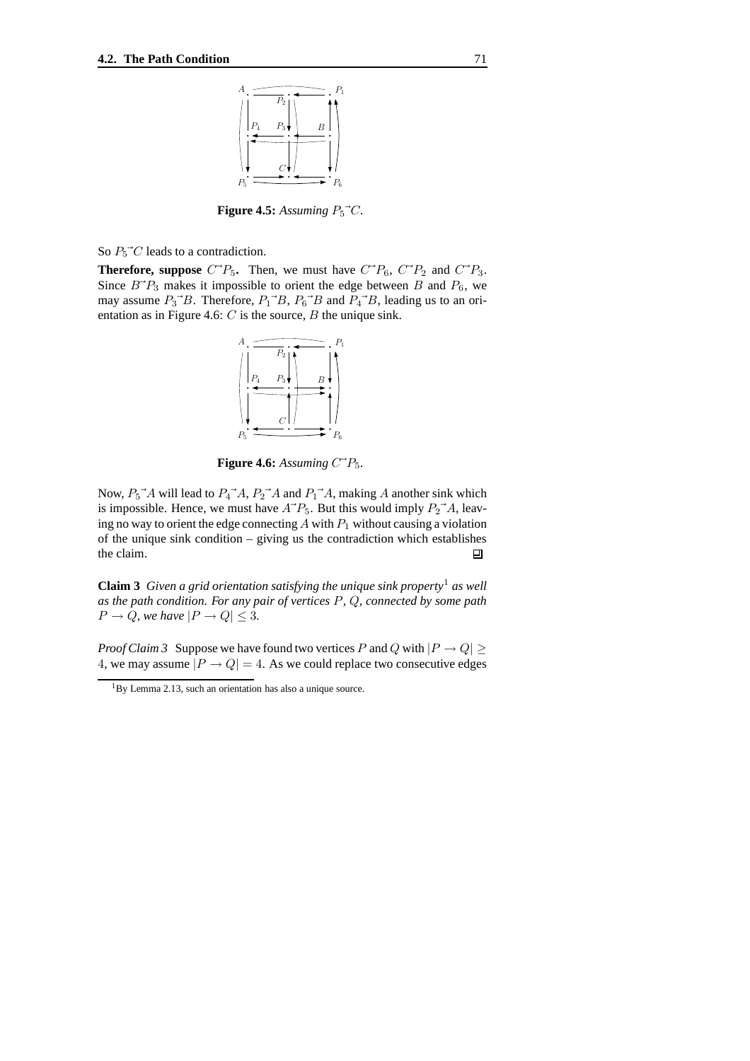**Figure 4.5:** *Assuming* $P_5 \vec{\ } C$.

So $P_5 \vec{\ } C$ leads to a contradiction.

**Therefore, suppose** $C \vec{\ } P_5$**.** Then, we must have $C \vec{\ } P_6$, $C \vec{\ } P_2$ and $C \vec{\ } P_3$. Since $B \vec{\ } P_3$ makes it impossible to orient the edge between $B$ and $P_6$, we may assume $P_3 \vec{\ } B$. Therefore, $P_1 \vec{\ } B$, $P_6 \vec{\ } B$ and $P_4 \vec{\ } B$, leading us to an orientation as in Figure 4.6: $C$ is the source, $B$ the unique sink.

**Figure 4.6:** *Assuming* $C \vec{\ } P_5$.

Now, $P_5 \vec{\ } A$ will lead to $P_4 \vec{\ } A$, $P_2 \vec{\ } A$ and $P_1 \vec{\ } A$, making $A$ another sink which is impossible. Hence, we must have $A \vec{\ } P_5$. But this would imply $P_2 \vec{\ } A$, leaving no way to orient the edge connecting $A$ with $P_1$ without causing a violation of the unique sink condition – giving us the contradiction which establishes the claim. ◻

**Claim 3** *Given a grid orientation satisfying the unique sink property*[1] *as well as the path condition. For any pair of vertices $P$, $Q$, connected by some path $P \to Q$, we have $|P \to Q| \leq 3$.*

*Proof Claim 3* Suppose we have found two vertices $P$ and $Q$ with $|P \to Q| \geq 4$, we may assume $|P \to Q| = 4$. As we could replace two consecutive edges

[1] By Lemma 2.13, such an orientation has also a unique source.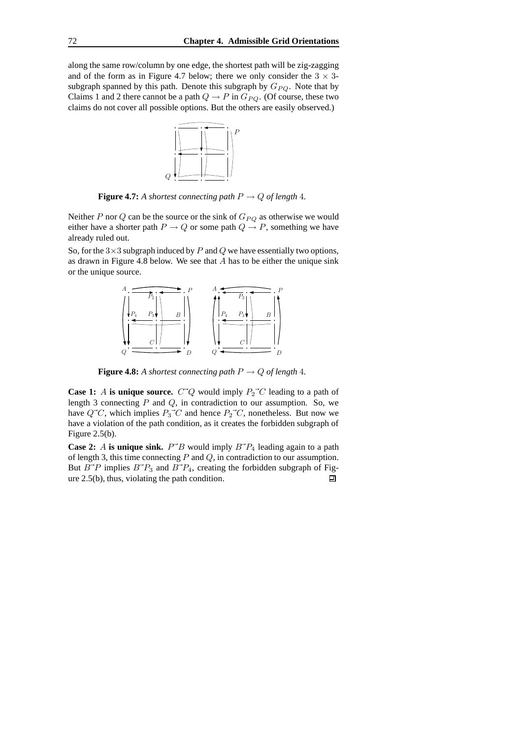along the same row/column by one edge, the shortest path will be zig-zagging and of the form as in Figure 4.7 below; there we only consider the $3 \times 3$-subgraph spanned by this path. Denote this subgraph by $G_{PQ}$. Note that by Claims 1 and 2 there cannot be a path $Q \to P$ in $G_{PQ}$. (Of course, these two claims do not cover all possible options. But the others are easily observed.)

**Figure 4.7:** *A shortest connecting path $P \to Q$ of length 4.*

Neither $P$ nor $Q$ can be the source or the sink of $G_{PQ}$ as otherwise we would either have a shorter path $P \to Q$ or some path $Q \to P$, something we have already ruled out.

So, for the $3\times 3$ subgraph induced by $P$ and $Q$ we have essentially two options, as drawn in Figure 4.8 below. We see that $A$ has to be either the unique sink or the unique source.

**Figure 4.8:** *A shortest connecting path $P \to Q$ of length 4.*

**Case 1:** $A$ **is unique source.** $C \vec{\ } Q$ would imply $P_2 \vec{\ } C$ leading to a path of length 3 connecting $P$ and $Q$, in contradiction to our assumption. So, we have $Q \vec{\ } C$, which implies $P_3 \vec{\ } C$ and hence $P_2 \vec{\ } C$, nonetheless. But now we have a violation of the path condition, as it creates the forbidden subgraph of Figure 2.5(b).

**Case 2:** $A$ **is unique sink.** $P \vec{\ } B$ would imply $B \vec{\ } P_4$ leading again to a path of length 3, this time connecting $P$ and $Q$, in contradiction to our assumption. But $B \vec{\ } P$ implies $B \vec{\ } P_3$ and $B \vec{\ } P_4$, creating the forbidden subgraph of Figure 2.5(b), thus, violating the path condition. ◻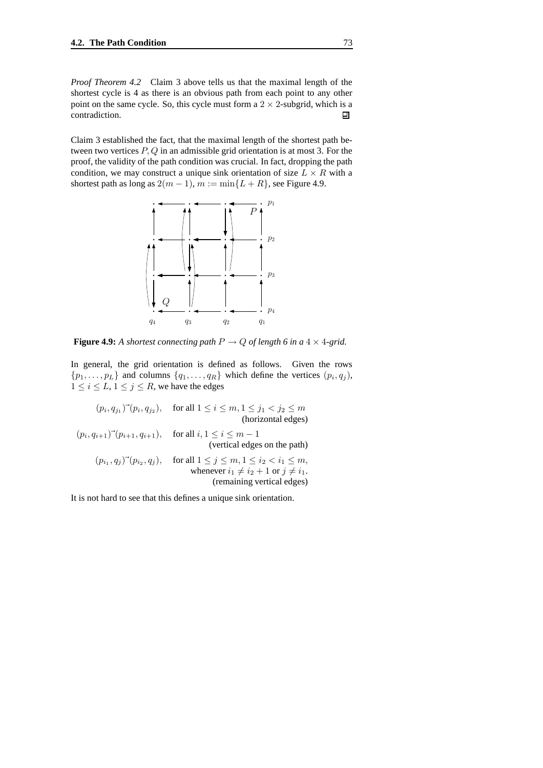*Proof Theorem 4.2* Claim 3 above tells us that the maximal length of the shortest cycle is 4 as there is an obvious path from each point to any other point on the same cycle. So, this cycle must form a $2 \times 2$-subgrid, which is a contradiction. ◻

Claim 3 established the fact, that the maximal length of the shortest path between two vertices $P, Q$ in an admissible grid orientation is at most 3. For the proof, the validity of the path condition was crucial. In fact, dropping the path condition, we may construct a unique sink orientation of size $L \times R$ with a shortest path as long as $2(m-1)$, $m := \min\{L + R\}$, see Figure 4.9.

**Figure 4.9:** *A shortest connecting path $P \to Q$ of length 6 in a $4 \times 4$-grid.*

In general, the grid orientation is defined as follows. Given the rows $\{p_1, \ldots, p_L\}$ and columns $\{q_1, \ldots, q_R\}$ which define the vertices $(p_i, q_j)$, $1 \leq i \leq L$, $1 \leq j \leq R$, we have the edges

$$(p_i, q_{j_1}) \vec{\ } (p_i, q_{j_2}), \quad \text{for all } 1 \leq i \leq m, 1 \leq j_1 < j_2 \leq m \quad \text{(horizontal edges)}$$

$$(p_i, q_{i+1}) \vec{\ } (p_{i+1}, q_{i+1}), \quad \text{for all } i, 1 \leq i \leq m-1 \quad \text{(vertical edges on the path)}$$

$$(p_{i_1}, q_j) \vec{\ } (p_{i_2}, q_j), \quad \text{for all } 1 \leq j \leq m, 1 \leq i_2 < i_1 \leq m, \text{ whenever } i_1 \neq i_2 + 1 \text{ or } j \neq i_1. \quad \text{(remaining vertical edges)}$$

It is not hard to see that this defines a unique sink orientation.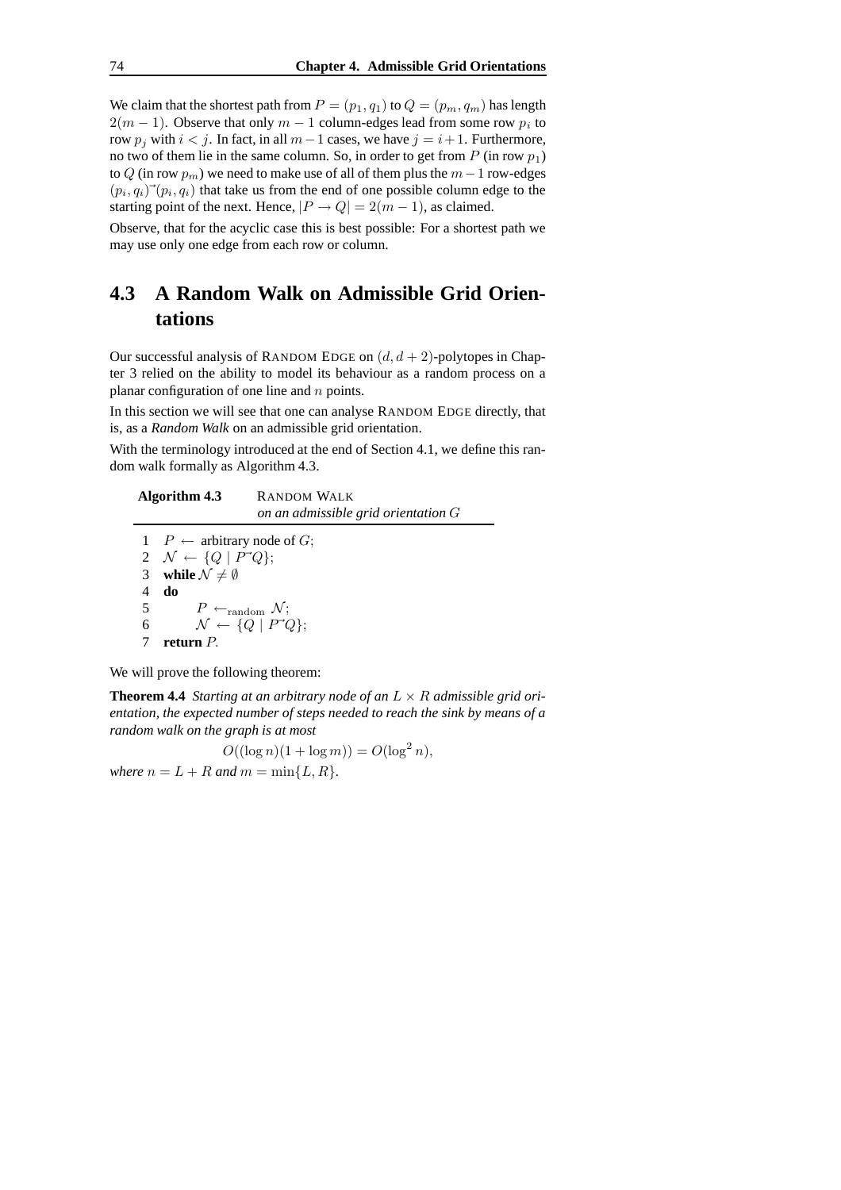We claim that the shortest path from $P = (p_1, q_1)$ to $Q = (p_m, q_m)$ has length $2(m-1)$. Observe that only $m-1$ column-edges lead from some row $p_i$ to row $p_j$ with $i < j$. In fact, in all $m-1$ cases, we have $j = i+1$. Furthermore, no two of them lie in the same column. So, in order to get from $P$ (in row $p_1$) to $Q$ (in row $p_m$) we need to make use of all of them plus the $m-1$ row-edges $(p_i, q_i)\vec{\ }(p_i, q_i)$ that take us from the end of one possible column edge to the starting point of the next. Hence, $|P \to Q| = 2(m-1)$, as claimed.

Observe, that for the acyclic case this is best possible: For a shortest path we may use only one edge from each row or column.

## 4.3 A Random Walk on Admissible Grid Orientations

Our successful analysis of Random Edge on $(d, d+2)$-polytopes in Chapter 3 relied on the ability to model its behaviour as a random process on a planar configuration of one line and $n$ points.

In this section we will see that one can analyse Random Edge directly, that is, as a *Random Walk* on an admissible grid orientation.

With the terminology introduced at the end of Section 4.1, we define this random walk formally as Algorithm 4.3.

**Algorithm 4.3** Random Walk
*on an admissible grid orientation $G$*

```
1  P ← arbitrary node of G;
2  N ← {Q | P→Q};
3  while N ≠ ∅
4  do
5       P ←random N;
6       N ← {Q | P→Q};
7  return P.
```

We will prove the following theorem:

**Theorem 4.4** *Starting at an arbitrary node of an $L \times R$ admissible grid orientation, the expected number of steps needed to reach the sink by means of a random walk on the graph is at most*

$$O((\log n)(1 + \log m)) = O(\log^2 n),$$

*where $n = L + R$ and $m = \min\{L, R\}$.*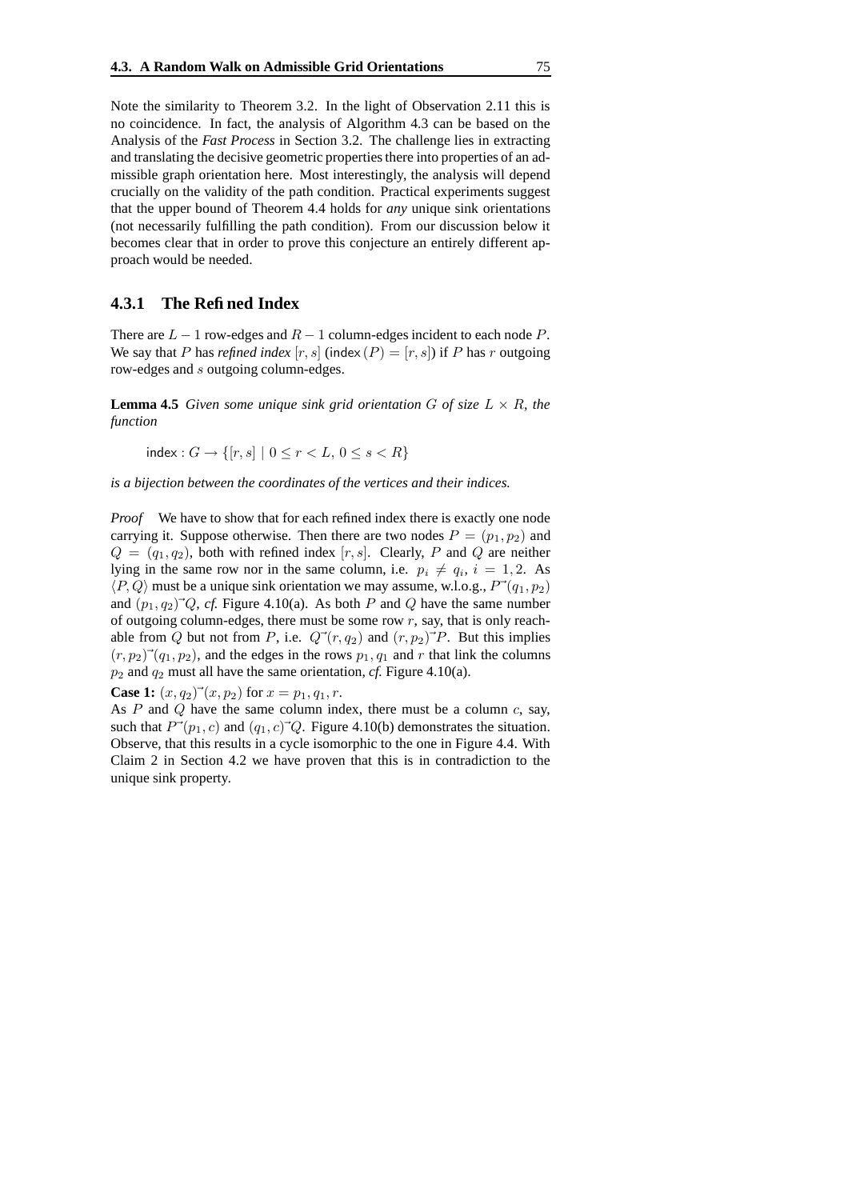Note the similarity to Theorem 3.2. In the light of Observation 2.11 this is no coincidence. In fact, the analysis of Algorithm 4.3 can be based on the Analysis of the *Fast Process* in Section 3.2. The challenge lies in extracting and translating the decisive geometric properties there into properties of an admissible graph orientation here. Most interestingly, the analysis will depend crucially on the validity of the path condition. Practical experiments suggest that the upper bound of Theorem 4.4 holds for *any* unique sink orientations (not necessarily fulfilling the path condition). From our discussion below it becomes clear that in order to prove this conjecture an entirely different approach would be needed.

### 4.3.1 The Refined Index

There are $L - 1$ row-edges and $R - 1$ column-edges incident to each node $P$. We say that $P$ has *refined index* $[r, s]$ ($\mathsf{index}\,(P) = [r, s]$) if $P$ has $r$ outgoing row-edges and $s$ outgoing column-edges.

**Lemma 4.5** *Given some unique sink grid orientation $G$ of size $L \times R$, the function*

$$\mathsf{index} : G \to \{[r, s] \mid 0 \le r < L,\ 0 \le s < R\}$$

*is a bijection between the coordinates of the vertices and their indices.*

*Proof* We have to show that for each refined index there is exactly one node carrying it. Suppose otherwise. Then there are two nodes $P = (p_1, p_2)$ and $Q = (q_1, q_2)$, both with refined index $[r, s]$. Clearly, $P$ and $Q$ are neither lying in the same row nor in the same column, i.e. $p_i \neq q_i$, $i = 1, 2$. As $\langle P, Q\rangle$ must be a unique sink orientation we may assume, w.l.o.g., $P \vec{\ } (q_1, p_2)$ and $(p_1, q_2) \vec{\ } Q$, *cf.* Figure 4.10(a). As both $P$ and $Q$ have the same number of outgoing column-edges, there must be some row $r$, say, that is only reachable from $Q$ but not from $P$, i.e. $Q \vec{\ } (r, q_2)$ and $(r, p_2) \vec{\ } P$. But this implies $(r, p_2) \vec{\ } (q_1, p_2)$, and the edges in the rows $p_1, q_1$ and $r$ that link the columns $p_2$ and $q_2$ must all have the same orientation, *cf.* Figure 4.10(a).

**Case 1:** $(x, q_2) \vec{\ } (x, p_2)$ for $x = p_1, q_1, r$.
As $P$ and $Q$ have the same column index, there must be a column $c$, say, such that $P \vec{\ } (p_1, c)$ and $(q_1, c) \vec{\ } Q$. Figure 4.10(b) demonstrates the situation. Observe, that this results in a cycle isomorphic to the one in Figure 4.4. With Claim 2 in Section 4.2 we have proven that this is in contradiction to the unique sink property.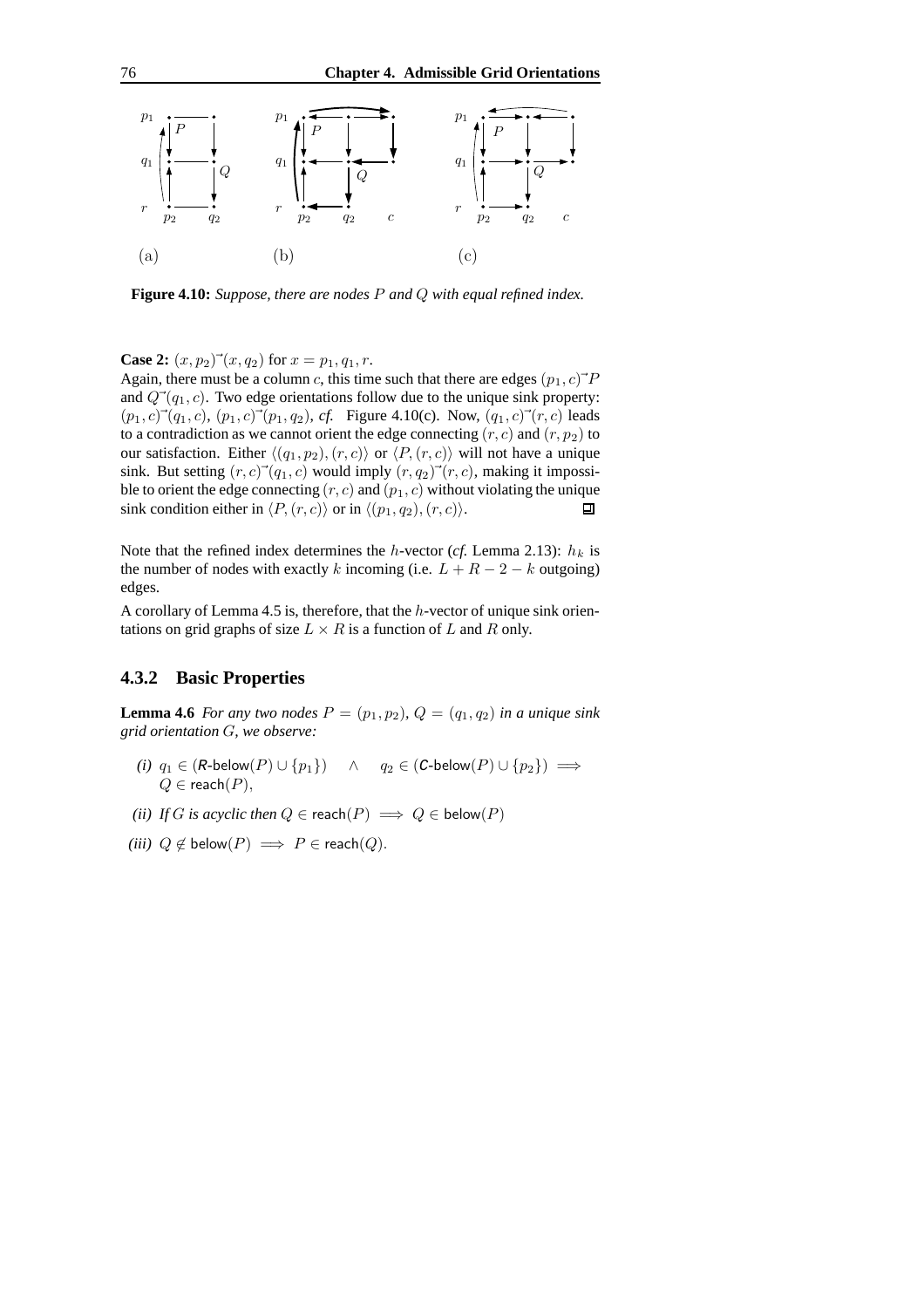Figure 4.10: *Suppose, there are nodes $P$ and $Q$ with equal refined index.*

**Case 2:** $(x, p_2) \vec{\ } (x, q_2)$ for $x = p_1, q_1, r$.

Again, there must be a column $c$, this time such that there are edges $(p_1, c) \vec{\ } P$ and $Q \vec{\ } (q_1, c)$. Two edge orientations follow due to the unique sink property: $(p_1, c) \vec{\ } (q_1, c)$, $(p_1, c) \vec{\ } (p_1, q_2)$, *cf.* Figure 4.10(c). Now, $(q_1, c) \vec{\ } (r, c)$ leads to a contradiction as we cannot orient the edge connecting $(r, c)$ and $(r, p_2)$ to our satisfaction. Either $\langle (q_1, p_2), (r, c) \rangle$ or $\langle P, (r, c) \rangle$ will not have a unique sink. But setting $(r, c) \vec{\ } (q_1, c)$ would imply $(r, q_2) \vec{\ } (r, c)$, making it impossible to orient the edge connecting $(r, c)$ and $(p_1, c)$ without violating the unique sink condition either in $\langle P, (r, c) \rangle$ or in $\langle (p_1, q_2), (r, c) \rangle$. ◻

Note that the refined index determines the $h$-vector (*cf.* Lemma 2.13): $h_k$ is the number of nodes with exactly $k$ incoming (i.e. $L + R - 2 - k$ outgoing) edges.

A corollary of Lemma 4.5 is, therefore, that the $h$-vector of unique sink orientations on grid graphs of size $L \times R$ is a function of $L$ and $R$ only.

### 4.3.2 Basic Properties

**Lemma 4.6** *For any two nodes $P = (p_1, p_2)$, $Q = (q_1, q_2)$ in a unique sink grid orientation $G$, we observe:*

*(i)* $q_1 \in (R\text{-below}(P) \cup \{p_1\}) \quad \wedge \quad q_2 \in (C\text{-below}(P) \cup \{p_2\}) \implies Q \in \mathsf{reach}(P)$,

*(ii) If $G$ is acyclic then* $Q \in \mathsf{reach}(P) \implies Q \in \mathsf{below}(P)$

*(iii)* $Q \notin \mathsf{below}(P) \implies P \in \mathsf{reach}(Q)$.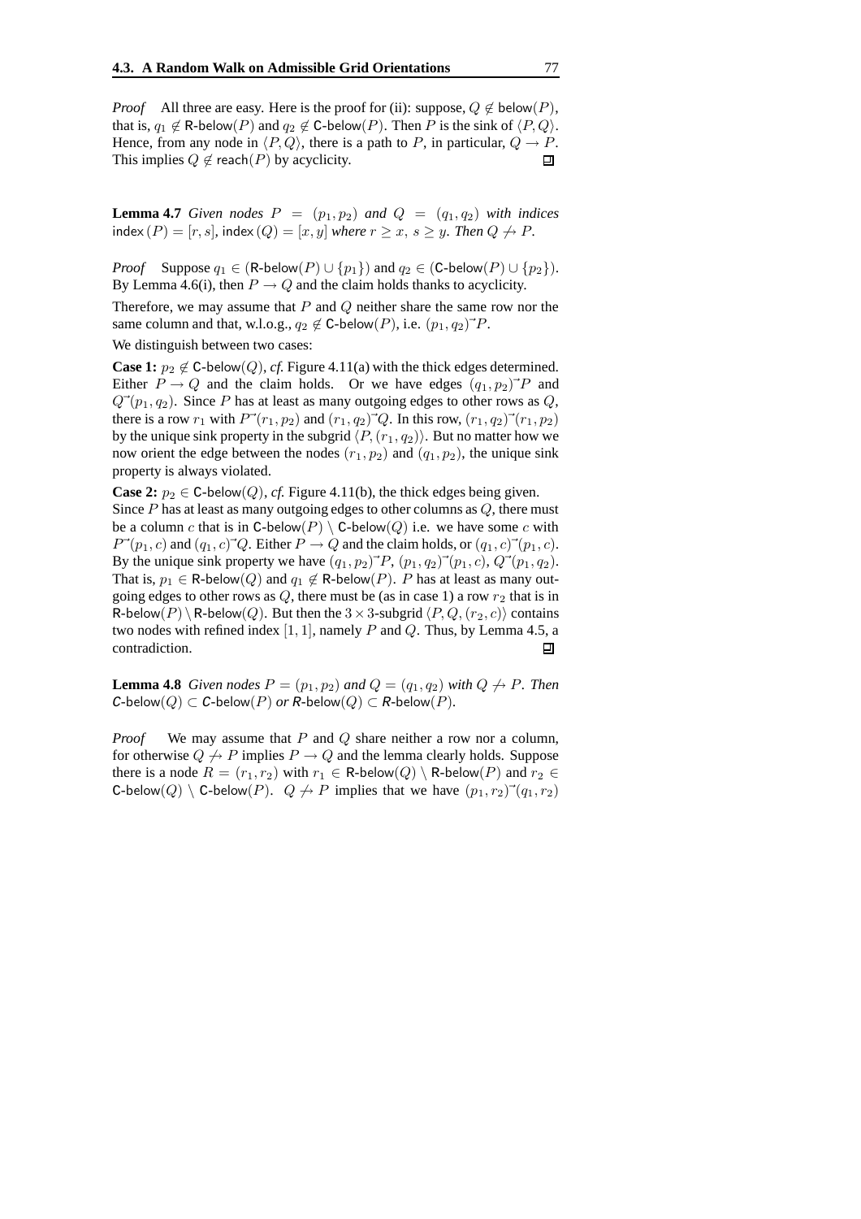*Proof* All three are easy. Here is the proof for (ii): suppose, $Q \notin \mathsf{below}(P)$, that is, $q_1 \notin \mathsf{R\text{-}below}(P)$ and $q_2 \notin \mathsf{C\text{-}below}(P)$. Then $P$ is the sink of $\langle P, Q\rangle$. Hence, from any node in $\langle P, Q\rangle$, there is a path to $P$, in particular, $Q \to P$. This implies $Q \notin \mathsf{reach}(P)$ by acyclicity. ◻

**Lemma 4.7** *Given nodes* $P = (p_1, p_2)$ *and* $Q = (q_1, q_2)$ *with indices* $\mathsf{index}(P) = [r, s]$, $\mathsf{index}(Q) = [x, y]$ *where* $r \geq x,\ s \geq y$. *Then* $Q \not\to P$.

*Proof* Suppose $q_1 \in (\mathsf{R\text{-}below}(P) \cup \{p_1\})$ and $q_2 \in (\mathsf{C\text{-}below}(P) \cup \{p_2\})$. By Lemma 4.6(i), then $P \to Q$ and the claim holds thanks to acyclicity.

Therefore, we may assume that $P$ and $Q$ neither share the same row nor the same column and that, w.l.o.g., $q_2 \notin \mathsf{C\text{-}below}(P)$, i.e. $(p_1, q_2) \vec{\ } P$.

We distinguish between two cases:

**Case 1:** $p_2 \notin \mathsf{C\text{-}below}(Q)$, *cf.* Figure 4.11(a) with the thick edges determined. Either $P \to Q$ and the claim holds. Or we have edges $(q_1, p_2) \vec{\ } P$ and $Q \vec{\ } (p_1, q_2)$. Since $P$ has at least as many outgoing edges to other rows as $Q$, there is a row $r_1$ with $P \vec{\ } (r_1, p_2)$ and $(r_1, q_2) \vec{\ } Q$. In this row, $(r_1, q_2) \vec{\ } (r_1, p_2)$ by the unique sink property in the subgrid $\langle P, (r_1, q_2)\rangle$. But no matter how we now orient the edge between the nodes $(r_1, p_2)$ and $(q_1, p_2)$, the unique sink property is always violated.

**Case 2:** $p_2 \in \mathsf{C\text{-}below}(Q)$, *cf.* Figure 4.11(b), the thick edges being given. Since $P$ has at least as many outgoing edges to other columns as $Q$, there must be a column $c$ that is in $\mathsf{C\text{-}below}(P) \setminus \mathsf{C\text{-}below}(Q)$ i.e. we have some $c$ with $P \vec{\ } (p_1, c)$ and $(q_1, c) \vec{\ } Q$. Either $P \to Q$ and the claim holds, or $(q_1, c) \vec{\ } (p_1, c)$. By the unique sink property we have $(q_1, p_2) \vec{\ } P$, $(p_1, q_2) \vec{\ } (p_1, c)$, $Q \vec{\ } (p_1, q_2)$. That is, $p_1 \in \mathsf{R\text{-}below}(Q)$ and $q_1 \notin \mathsf{R\text{-}below}(P)$. $P$ has at least as many outgoing edges to other rows as $Q$, there must be (as in case 1) a row $r_2$ that is in $\mathsf{R\text{-}below}(P) \setminus \mathsf{R\text{-}below}(Q)$. But then the $3 \times 3$-subgrid $\langle P, Q, (r_2, c)\rangle$ contains two nodes with refined index $[1, 1]$, namely $P$ and $Q$. Thus, by Lemma 4.5, a contradiction. ◻

**Lemma 4.8** *Given nodes* $P = (p_1, p_2)$ *and* $Q = (q_1, q_2)$ *with* $Q \not\to P$. *Then* $\mathsf{C\text{-}below}(Q) \subset \mathsf{C\text{-}below}(P)$ *or* $\mathsf{R\text{-}below}(Q) \subset \mathsf{R\text{-}below}(P)$.

*Proof* We may assume that $P$ and $Q$ share neither a row nor a column, for otherwise $Q \not\to P$ implies $P \to Q$ and the lemma clearly holds. Suppose there is a node $R = (r_1, r_2)$ with $r_1 \in \mathsf{R\text{-}below}(Q) \setminus \mathsf{R\text{-}below}(P)$ and $r_2 \in \mathsf{C\text{-}below}(Q) \setminus \mathsf{C\text{-}below}(P)$. $Q \not\to P$ implies that we have $(p_1, r_2) \vec{\ } (q_1, r_2)$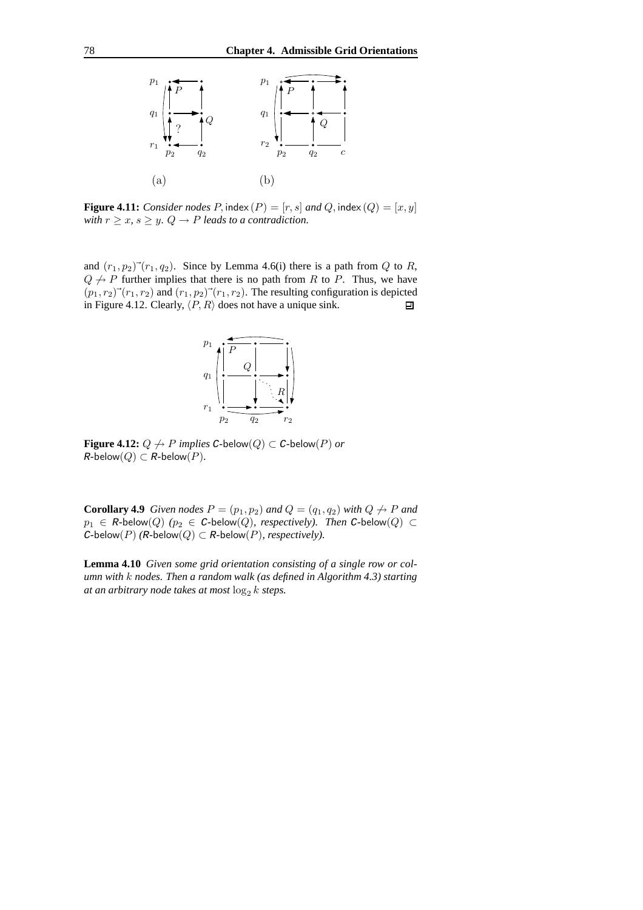**Figure 4.11:** *Consider nodes* $P$, $\mathsf{index}(P) = [r, s]$ *and* $Q$, $\mathsf{index}(Q) = [x, y]$ *with* $r \geq x$, $s \geq y$. $Q \to P$ *leads to a contradiction.*

and $(r_1, p_2) \vec{\ } (r_1, q_2)$. Since by Lemma 4.6(i) there is a path from $Q$ to $R$, $Q \not\to P$ further implies that there is no path from $R$ to $P$. Thus, we have $(p_1, r_2) \vec{\ } (r_1, r_2)$ and $(r_1, p_2) \vec{\ } (r_1, r_2)$. The resulting configuration is depicted in Figure 4.12. Clearly, $\langle P, R \rangle$ does not have a unique sink. ∎

**Figure 4.12:** $Q \not\to P$ *implies* $\mathsf{C}\text{-below}(Q) \subset \mathsf{C}\text{-below}(P)$ *or* $\mathsf{R}\text{-below}(Q) \subset \mathsf{R}\text{-below}(P)$.

**Corollary 4.9** *Given nodes* $P = (p_1, p_2)$ *and* $Q = (q_1, q_2)$ *with* $Q \not\to P$ *and* $p_1 \in \mathsf{R}\text{-below}(Q)$ *(*$p_2 \in \mathsf{C}\text{-below}(Q)$*, respectively). Then* $\mathsf{C}\text{-below}(Q) \subset \mathsf{C}\text{-below}(P)$ *(*$\mathsf{R}\text{-below}(Q) \subset \mathsf{R}\text{-below}(P)$*, respectively).*

**Lemma 4.10** *Given some grid orientation consisting of a single row or column with* $k$ *nodes. Then a random walk (as defined in Algorithm 4.3) starting at an arbitrary node takes at most* $\log_2 k$ *steps.*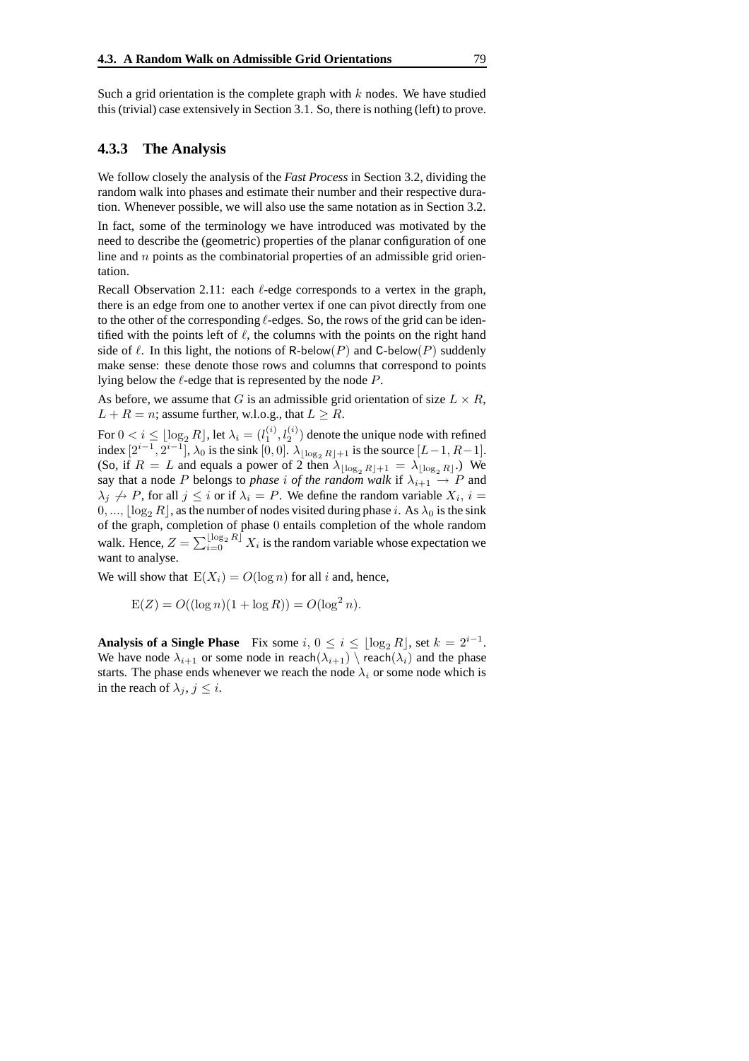Such a grid orientation is the complete graph with $k$ nodes. We have studied this (trivial) case extensively in Section 3.1. So, there is nothing (left) to prove.

### 4.3.3 The Analysis

We follow closely the analysis of the *Fast Process* in Section 3.2, dividing the random walk into phases and estimate their number and their respective duration. Whenever possible, we will also use the same notation as in Section 3.2.

In fact, some of the terminology we have introduced was motivated by the need to describe the (geometric) properties of the planar configuration of one line and $n$ points as the combinatorial properties of an admissible grid orientation.

Recall Observation 2.11: each $\ell$-edge corresponds to a vertex in the graph, there is an edge from one to another vertex if one can pivot directly from one to the other of the corresponding $\ell$-edges. So, the rows of the grid can be identified with the points left of $\ell$, the columns with the points on the right hand side of $\ell$. In this light, the notions of $\mathsf{R}\text{-below}(P)$ and $\mathsf{C}\text{-below}(P)$ suddenly make sense: these denote those rows and columns that correspond to points lying below the $\ell$-edge that is represented by the node $P$.

As before, we assume that $G$ is an admissible grid orientation of size $L \times R$, $L + R = n$; assume further, w.l.o.g., that $L \geq R$.

For $0 < i \leq \lfloor \log_2 R \rfloor$, let $\lambda_i = (l_1^{(i)}, l_2^{(i)})$ denote the unique node with refined index $[2^{i-1}, 2^{i-1}]$, $\lambda_0$ is the sink $[0, 0]$. $\lambda_{\lfloor \log_2 R \rfloor + 1}$ is the source $[L-1, R-1]$. (So, if $R = L$ and equals a power of 2 then $\lambda_{\lfloor \log_2 R \rfloor + 1} = \lambda_{\lfloor \log_2 R \rfloor}$.) We say that a node $P$ belongs to *phase $i$ of the random walk* if $\lambda_{i+1} \to P$ and $\lambda_j \not\to P$, for all $j \leq i$ or if $\lambda_i = P$. We define the random variable $X_i$, $i = 0, ..., \lfloor \log_2 R \rfloor$, as the number of nodes visited during phase $i$. As $\lambda_0$ is the sink of the graph, completion of phase $0$ entails completion of the whole random walk. Hence, $Z = \sum_{i=0}^{\lfloor \log_2 R \rfloor} X_i$ is the random variable whose expectation we want to analyse.

We will show that $\mathrm{E}(X_i) = O(\log n)$ for all $i$ and, hence,

$$\mathrm{E}(Z) = O((\log n)(1 + \log R)) = O(\log^2 n).$$

**Analysis of a Single Phase** Fix some $i$, $0 \leq i \leq \lfloor \log_2 R \rfloor$, set $k = 2^{i-1}$. We have node $\lambda_{i+1}$ or some node in $\mathsf{reach}(\lambda_{i+1}) \setminus \mathsf{reach}(\lambda_i)$ and the phase starts. The phase ends whenever we reach the node $\lambda_i$ or some node which is in the reach of $\lambda_j$, $j \leq i$.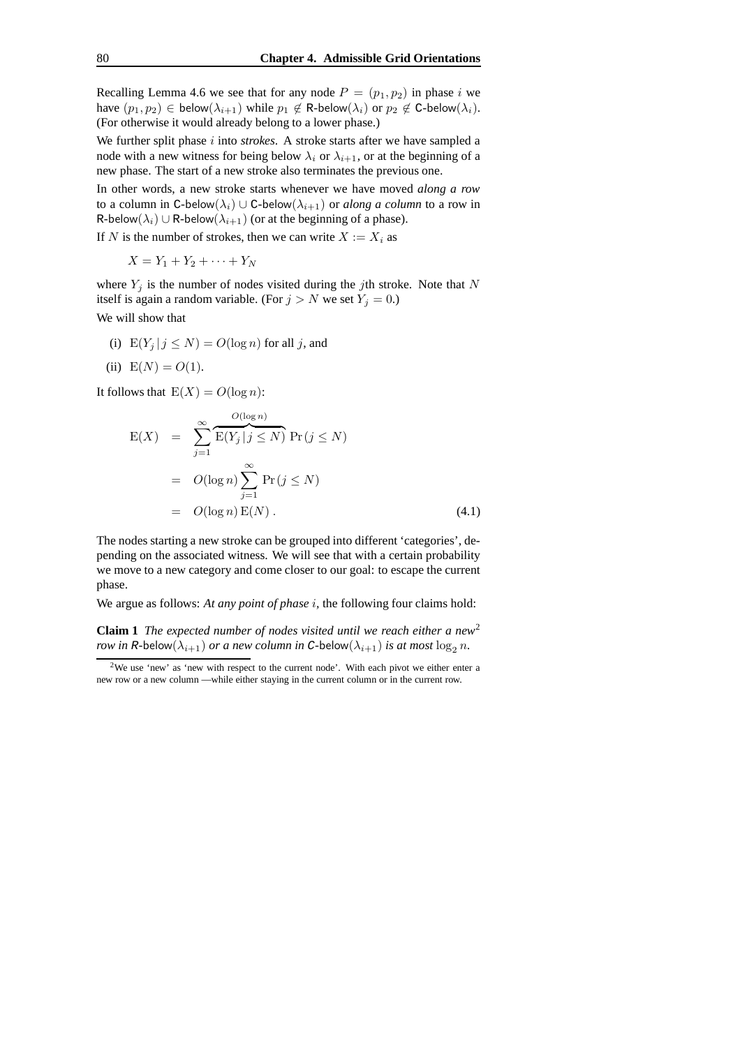Recalling Lemma 4.6 we see that for any node $P = (p_1, p_2)$ in phase $i$ we have $(p_1, p_2) \in \mathsf{below}(\lambda_{i+1})$ while $p_1 \notin \mathsf{R\text{-}below}(\lambda_i)$ or $p_2 \notin \mathsf{C\text{-}below}(\lambda_i)$. (For otherwise it would already belong to a lower phase.)

We further split phase $i$ into *strokes*. A stroke starts after we have sampled a node with a new witness for being below $\lambda_i$ or $\lambda_{i+1}$, or at the beginning of a new phase. The start of a new stroke also terminates the previous one.

In other words, a new stroke starts whenever we have moved *along a row* to a column in $\mathsf{C\text{-}below}(\lambda_i) \cup \mathsf{C\text{-}below}(\lambda_{i+1})$ or *along a column* to a row in $\mathsf{R\text{-}below}(\lambda_i) \cup \mathsf{R\text{-}below}(\lambda_{i+1})$ (or at the beginning of a phase).

If $N$ is the number of strokes, then we can write $X := X_i$ as

$$X = Y_1 + Y_2 + \cdots + Y_N$$

where $Y_j$ is the number of nodes visited during the $j$th stroke. Note that $N$ itself is again a random variable. (For $j > N$ we set $Y_j = 0$.)

We will show that

(i) $\mathrm{E}(Y_j \,|\, j \leq N) = O(\log n)$ for all $j$, and

(ii) $\mathrm{E}(N) = O(1)$.

It follows that $\mathrm{E}(X) = O(\log n)$:

$$\begin{aligned}
\mathrm{E}(X) &= \sum_{j=1}^{\infty} \overbrace{\mathrm{E}(Y_j \,|\, j \leq N)}^{O(\log n)} \Pr(j \leq N) \\
&= O(\log n) \sum_{j=1}^{\infty} \Pr(j \leq N) \\
&= O(\log n)\, \mathrm{E}(N)\,. \qquad (4.1)
\end{aligned}$$

The nodes starting a new stroke can be grouped into different 'categories', depending on the associated witness. We will see that with a certain probability we move to a new category and come closer to our goal: to escape the current phase.

We argue as follows: *At any point of phase $i$,* the following four claims hold:

**Claim 1** *The expected number of nodes visited until we reach either a new*[2] *row in $\mathsf{R\text{-}below}(\lambda_{i+1})$ or a new column in $\mathsf{C\text{-}below}(\lambda_{i+1})$ is at most $\log_2 n$.*

[2] We use 'new' as 'new with respect to the current node'. With each pivot we either enter a new row or a new column —while either staying in the current column or in the current row.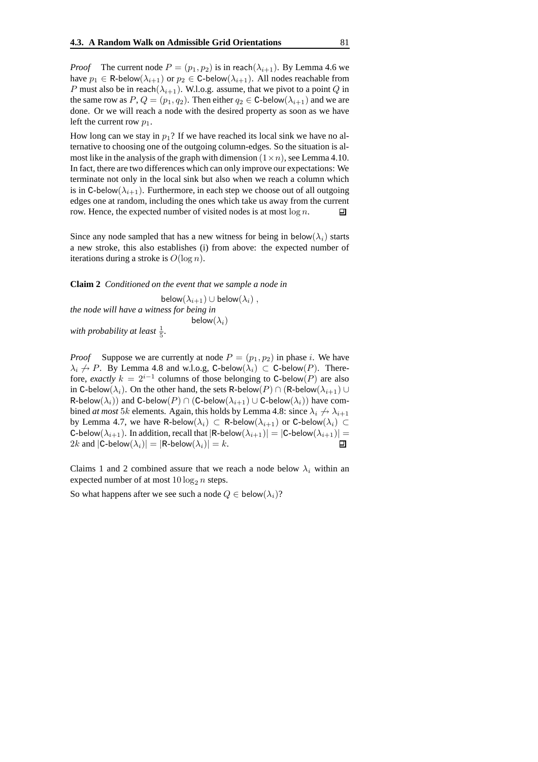*Proof* The current node $P = (p_1, p_2)$ is in $\mathsf{reach}(\lambda_{i+1})$. By Lemma 4.6 we have $p_1 \in \mathsf{R\text{-}below}(\lambda_{i+1})$ or $p_2 \in \mathsf{C\text{-}below}(\lambda_{i+1})$. All nodes reachable from $P$ must also be in $\mathsf{reach}(\lambda_{i+1})$. W.l.o.g. assume, that we pivot to a point $Q$ in the same row as $P$, $Q = (p_1, q_2)$. Then either $q_2 \in \mathsf{C\text{-}below}(\lambda_{i+1})$ and we are done. Or we will reach a node with the desired property as soon as we have left the current row $p_1$.

How long can we stay in $p_1$? If we have reached its local sink we have no alternative to choosing one of the outgoing column-edges. So the situation is almost like in the analysis of the graph with dimension $(1 \times n)$, see Lemma 4.10. In fact, there are two differences which can only improve our expectations: We terminate not only in the local sink but also when we reach a column which is in $\mathsf{C\text{-}below}(\lambda_{i+1})$. Furthermore, in each step we choose out of all outgoing edges one at random, including the ones which take us away from the current row. Hence, the expected number of visited nodes is at most $\log n$. ∎

Since any node sampled that has a new witness for being in $\mathsf{below}(\lambda_i)$ starts a new stroke, this also establishes (i) from above: the expected number of iterations during a stroke is $O(\log n)$.

**Claim 2** *Conditioned on the event that we sample a node in*

$$\mathsf{below}(\lambda_{i+1}) \cup \mathsf{below}(\lambda_i) \,,$$

*the node will have a witness for being in*

$$\mathsf{below}(\lambda_i)$$

*with probability at least* $\frac{1}{5}$.

*Proof* Suppose we are currently at node $P = (p_1, p_2)$ in phase $i$. We have $\lambda_i \not\to P$. By Lemma 4.8 and w.l.o.g, $\mathsf{C\text{-}below}(\lambda_i) \subset \mathsf{C\text{-}below}(P)$. Therefore, *exactly* $k = 2^{i-1}$ columns of those belonging to $\mathsf{C\text{-}below}(P)$ are also in $\mathsf{C\text{-}below}(\lambda_i)$. On the other hand, the sets $\mathsf{R\text{-}below}(P) \cap (\mathsf{R\text{-}below}(\lambda_{i+1}) \cup \mathsf{R\text{-}below}(\lambda_i))$ and $\mathsf{C\text{-}below}(P) \cap (\mathsf{C\text{-}below}(\lambda_{i+1}) \cup \mathsf{C\text{-}below}(\lambda_i))$ have combined *at most* $5k$ elements. Again, this holds by Lemma 4.8: since $\lambda_i \not\to \lambda_{i+1}$ by Lemma 4.7, we have $\mathsf{R\text{-}below}(\lambda_i) \subset \mathsf{R\text{-}below}(\lambda_{i+1})$ or $\mathsf{C\text{-}below}(\lambda_i) \subset \mathsf{C\text{-}below}(\lambda_{i+1})$. In addition, recall that $|\mathsf{R\text{-}below}(\lambda_{i+1})| = |\mathsf{C\text{-}below}(\lambda_{i+1})| = 2k$ and $|\mathsf{C\text{-}below}(\lambda_i)| = |\mathsf{R\text{-}below}(\lambda_i)| = k$. ∎

Claims 1 and 2 combined assure that we reach a node below $\lambda_i$ within an expected number of at most $10 \log_2 n$ steps.

So what happens after we see such a node $Q \in \mathsf{below}(\lambda_i)$?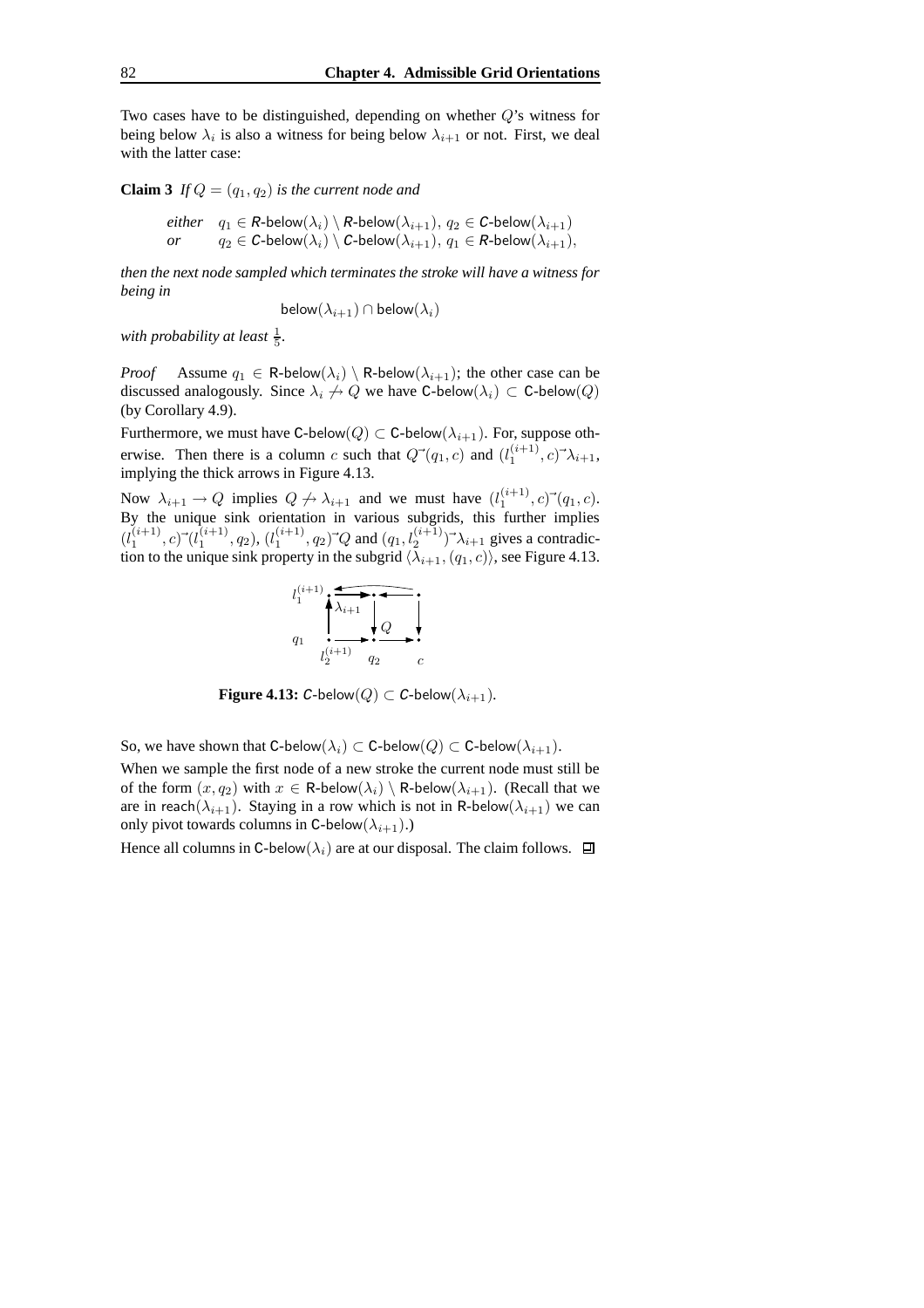Two cases have to be distinguished, depending on whether $Q$'s witness for being below $\lambda_i$ is also a witness for being below $\lambda_{i+1}$ or not. First, we deal with the latter case:

**Claim 3** *If $Q = (q_1, q_2)$ is the current node and*

*either* $\quad q_1 \in \textsf{R}\text{-}\mathsf{below}(\lambda_i) \setminus \textsf{R}\text{-}\mathsf{below}(\lambda_{i+1}),\ q_2 \in \textsf{C}\text{-}\mathsf{below}(\lambda_{i+1})$
*or* $\quad q_2 \in \textsf{C}\text{-}\mathsf{below}(\lambda_i) \setminus \textsf{C}\text{-}\mathsf{below}(\lambda_{i+1}),\ q_1 \in \textsf{R}\text{-}\mathsf{below}(\lambda_{i+1}),$

*then the next node sampled which terminates the stroke will have a witness for being in*

$$\mathsf{below}(\lambda_{i+1}) \cap \mathsf{below}(\lambda_i)$$

*with probability at least* $\frac{1}{5}$*.*

*Proof* Assume $q_1 \in \mathsf{R}\text{-}\mathsf{below}(\lambda_i) \setminus \mathsf{R}\text{-}\mathsf{below}(\lambda_{i+1})$; the other case can be discussed analogously. Since $\lambda_i \not\to Q$ we have $\mathsf{C}\text{-}\mathsf{below}(\lambda_i) \subset \mathsf{C}\text{-}\mathsf{below}(Q)$ (by Corollary 4.9).

Furthermore, we must have $\mathsf{C}\text{-}\mathsf{below}(Q) \subset \mathsf{C}\text{-}\mathsf{below}(\lambda_{i+1})$. For, suppose otherwise. Then there is a column $c$ such that $Q \vec{\ } (q_1, c)$ and $(l_1^{(i+1)}, c) \vec{\ } \lambda_{i+1}$, implying the thick arrows in Figure 4.13.

Now $\lambda_{i+1} \to Q$ implies $Q \not\to \lambda_{i+1}$ and we must have $(l_1^{(i+1)}, c) \vec{\ } (q_1, c)$. By the unique sink orientation in various subgrids, this further implies $(l_1^{(i+1)}, c) \vec{\ } (l_1^{(i+1)}, q_2)$, $(l_1^{(i+1)}, q_2) \vec{\ } Q$ and $(q_1, l_2^{(i+1)}) \vec{\ } \lambda_{i+1}$ gives a contradiction to the unique sink property in the subgrid $\langle \lambda_{i+1}, (q_1, c) \rangle$, see Figure 4.13.

**Figure 4.13:** $\textsf{C}\text{-}\mathsf{below}(Q) \subset \textsf{C}\text{-}\mathsf{below}(\lambda_{i+1})$.

So, we have shown that $\mathsf{C}\text{-}\mathsf{below}(\lambda_i) \subset \mathsf{C}\text{-}\mathsf{below}(Q) \subset \mathsf{C}\text{-}\mathsf{below}(\lambda_{i+1})$.

When we sample the first node of a new stroke the current node must still be of the form $(x, q_2)$ with $x \in \mathsf{R}\text{-}\mathsf{below}(\lambda_i) \setminus \mathsf{R}\text{-}\mathsf{below}(\lambda_{i+1})$. (Recall that we are in $\mathsf{reach}(\lambda_{i+1})$. Staying in a row which is not in $\mathsf{R}\text{-}\mathsf{below}(\lambda_{i+1})$ we can only pivot towards columns in $\mathsf{C}\text{-}\mathsf{below}(\lambda_{i+1})$.)

Hence all columns in $\mathsf{C}\text{-}\mathsf{below}(\lambda_i)$ are at our disposal. The claim follows. ◻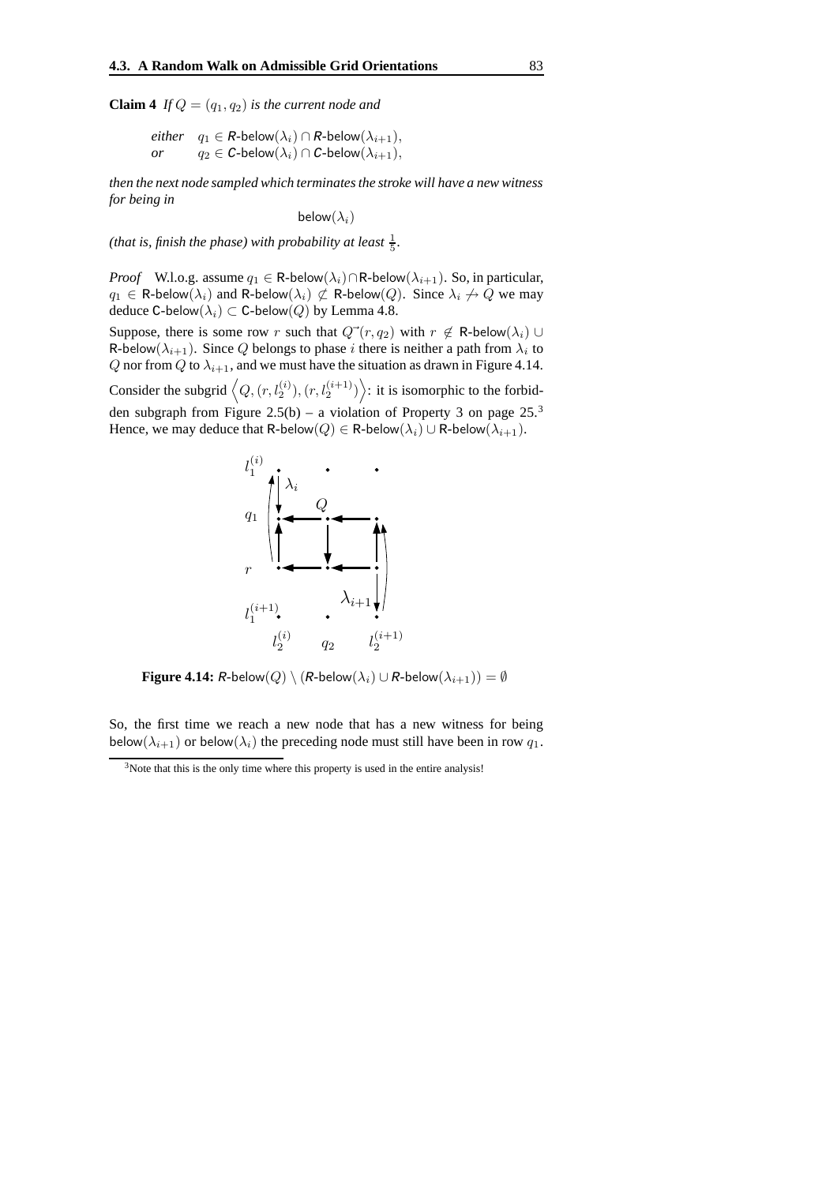**Claim 4** *If $Q = (q_1, q_2)$ is the current node and*

*either* $\quad q_1 \in \textsf{R}\text{-}\mathsf{below}(\lambda_i) \cap \textsf{R}\text{-}\mathsf{below}(\lambda_{i+1}),$
*or* $\quad q_2 \in \textsf{C}\text{-}\mathsf{below}(\lambda_i) \cap \textsf{C}\text{-}\mathsf{below}(\lambda_{i+1}),$

*then the next node sampled which terminates the stroke will have a new witness for being in*

$$\mathsf{below}(\lambda_i)$$

*(that is, finish the phase) with probability at least $\frac{1}{5}$.*

*Proof* W.l.o.g. assume $q_1 \in \mathsf{R}\text{-}\mathsf{below}(\lambda_i) \cap \mathsf{R}\text{-}\mathsf{below}(\lambda_{i+1})$. So, in particular, $q_1 \in \mathsf{R}\text{-}\mathsf{below}(\lambda_i)$ and $\mathsf{R}\text{-}\mathsf{below}(\lambda_i) \not\subset \mathsf{R}\text{-}\mathsf{below}(Q)$. Since $\lambda_i \not\to Q$ we may deduce $\mathsf{C}\text{-}\mathsf{below}(\lambda_i) \subset \mathsf{C}\text{-}\mathsf{below}(Q)$ by Lemma 4.8.

Suppose, there is some row $r$ such that $Q \vec{\ } (r, q_2)$ with $r \notin \mathsf{R}\text{-}\mathsf{below}(\lambda_i) \cup \mathsf{R}\text{-}\mathsf{below}(\lambda_{i+1})$. Since $Q$ belongs to phase $i$ there is neither a path from $\lambda_i$ to $Q$ nor from $Q$ to $\lambda_{i+1}$, and we must have the situation as drawn in Figure 4.14.

Consider the subgrid $\left\langle Q, (r, l_2^{(i)}), (r, l_2^{(i+1)}) \right\rangle$: it is isomorphic to the forbidden subgraph from Figure 2.5(b) – a violation of Property 3 on page 25.[3] Hence, we may deduce that $\mathsf{R}\text{-}\mathsf{below}(Q) \in \mathsf{R}\text{-}\mathsf{below}(\lambda_i) \cup \mathsf{R}\text{-}\mathsf{below}(\lambda_{i+1})$.

**Figure 4.14:** $\textsf{R}\text{-}\mathsf{below}(Q) \setminus (\textsf{R}\text{-}\mathsf{below}(\lambda_i) \cup \textsf{R}\text{-}\mathsf{below}(\lambda_{i+1})) = \emptyset$

So, the first time we reach a new node that has a new witness for being $\mathsf{below}(\lambda_{i+1})$ or $\mathsf{below}(\lambda_i)$ the preceding node must still have been in row $q_1$.

[3] Note that this is the only time where this property is used in the entire analysis!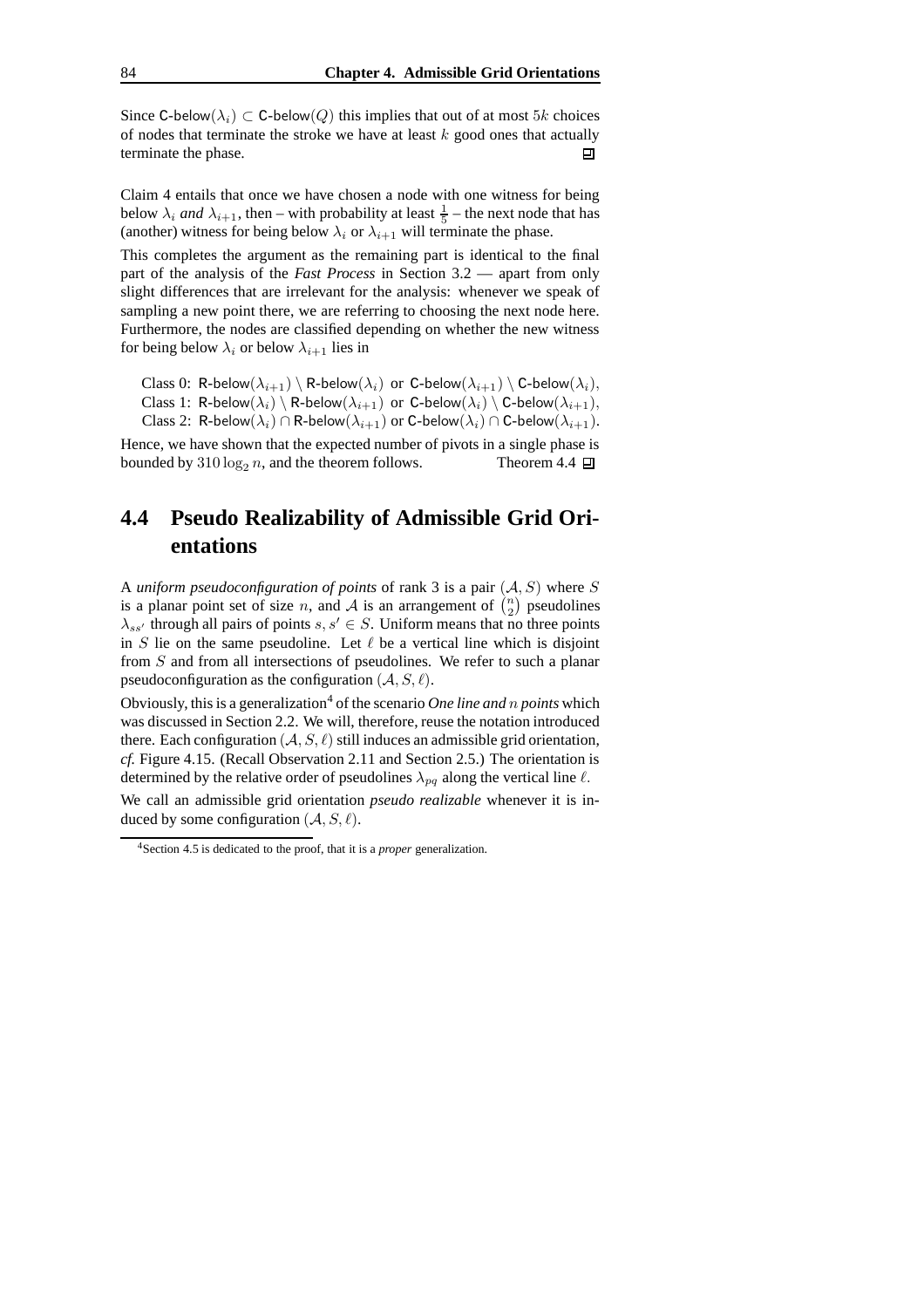Since $\mathsf{C}\text{-below}(\lambda_i) \subset \mathsf{C}\text{-below}(Q)$ this implies that out of at most $5k$ choices of nodes that terminate the stroke we have at least $k$ good ones that actually terminate the phase. ⊡

Claim 4 entails that once we have chosen a node with one witness for being below $\lambda_i$ *and* $\lambda_{i+1}$, then – with probability at least $\frac{1}{5}$ – the next node that has (another) witness for being below $\lambda_i$ or $\lambda_{i+1}$ will terminate the phase.

This completes the argument as the remaining part is identical to the final part of the analysis of the *Fast Process* in Section 3.2 — apart from only slight differences that are irrelevant for the analysis: whenever we speak of sampling a new point there, we are referring to choosing the next node here. Furthermore, the nodes are classified depending on whether the new witness for being below $\lambda_i$ or below $\lambda_{i+1}$ lies in

Class 0: $\mathsf{R}\text{-below}(\lambda_{i+1}) \setminus \mathsf{R}\text{-below}(\lambda_i)$ or $\mathsf{C}\text{-below}(\lambda_{i+1}) \setminus \mathsf{C}\text{-below}(\lambda_i)$,
Class 1: $\mathsf{R}\text{-below}(\lambda_i) \setminus \mathsf{R}\text{-below}(\lambda_{i+1})$ or $\mathsf{C}\text{-below}(\lambda_i) \setminus \mathsf{C}\text{-below}(\lambda_{i+1})$,
Class 2: $\mathsf{R}\text{-below}(\lambda_i) \cap \mathsf{R}\text{-below}(\lambda_{i+1})$ or $\mathsf{C}\text{-below}(\lambda_i) \cap \mathsf{C}\text{-below}(\lambda_{i+1})$.

Hence, we have shown that the expected number of pivots in a single phase is bounded by $310 \log_2 n$, and the theorem follows. Theorem 4.4 ⊡

## 4.4 Pseudo Realizability of Admissible Grid Orientations

A *uniform pseudoconfiguration of points* of rank 3 is a pair $(\mathcal{A}, S)$ where $S$ is a planar point set of size $n$, and $\mathcal{A}$ is an arrangement of $\binom{n}{2}$ pseudolines $\lambda_{ss'}$ through all pairs of points $s, s' \in S$. Uniform means that no three points in $S$ lie on the same pseudoline. Let $\ell$ be a vertical line which is disjoint from $S$ and from all intersections of pseudolines. We refer to such a planar pseudoconfiguration as the configuration $(\mathcal{A}, S, \ell)$.

Obviously, this is a generalization[4] of the scenario *One line and $n$ points* which was discussed in Section 2.2. We will, therefore, reuse the notation introduced there. Each configuration $(\mathcal{A}, S, \ell)$ still induces an admissible grid orientation, *cf.* Figure 4.15. (Recall Observation 2.11 and Section 2.5.) The orientation is determined by the relative order of pseudolines $\lambda_{pq}$ along the vertical line $\ell$.

We call an admissible grid orientation *pseudo realizable* whenever it is induced by some configuration $(\mathcal{A}, S, \ell)$.

[4] Section 4.5 is dedicated to the proof, that it is a *proper* generalization.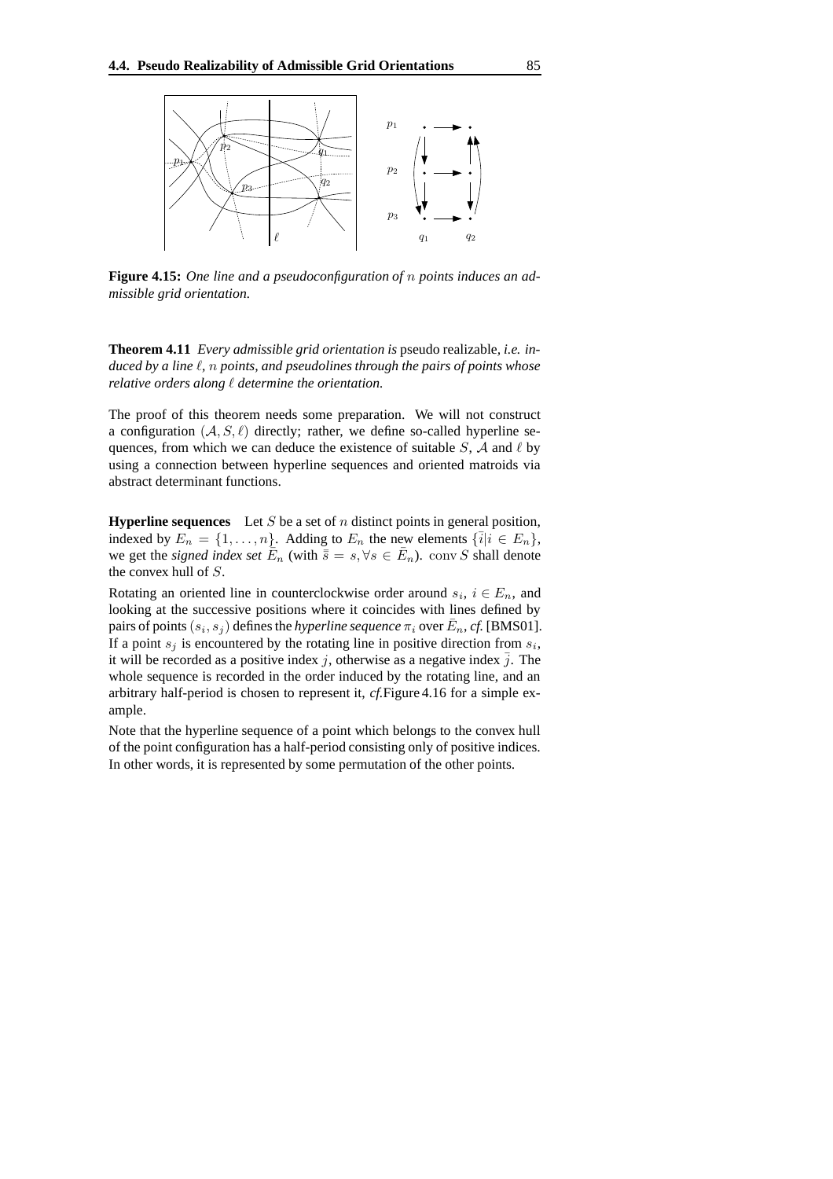**Figure 4.15:** *One line and a pseudoconfiguration of $n$ points induces an admissible grid orientation.*

**Theorem 4.11** *Every admissible grid orientation is* pseudo realizable, *i.e. induced by a line $\ell$, $n$ points, and pseudolines through the pairs of points whose relative orders along $\ell$ determine the orientation.*

The proof of this theorem needs some preparation. We will not construct a configuration $(\mathcal{A}, S, \ell)$ directly; rather, we define so-called hyperline sequences, from which we can deduce the existence of suitable $S$, $\mathcal{A}$ and $\ell$ by using a connection between hyperline sequences and oriented matroids via abstract determinant functions.

**Hyperline sequences** Let $S$ be a set of $n$ distinct points in general position, indexed by $E_n = \{1, \ldots, n\}$. Adding to $E_n$ the new elements $\{\bar{i} | i \in E_n\}$, we get the *signed index set* $\bar{E}_n$ (with $\bar{\bar{s}} = s, \forall s \in \bar{E}_n$). $\operatorname{conv} S$ shall denote the convex hull of $S$.

Rotating an oriented line in counterclockwise order around $s_i$, $i \in E_n$, and looking at the successive positions where it coincides with lines defined by pairs of points $(s_i, s_j)$ defines the *hyperline sequence* $\pi_i$ over $\bar{E}_n$, *cf.* [BMS01]. If a point $s_j$ is encountered by the rotating line in positive direction from $s_i$, it will be recorded as a positive index $j$, otherwise as a negative index $\bar{j}$. The whole sequence is recorded in the order induced by the rotating line, and an arbitrary half-period is chosen to represent it, *cf.*Figure 4.16 for a simple example.

Note that the hyperline sequence of a point which belongs to the convex hull of the point configuration has a half-period consisting only of positive indices. In other words, it is represented by some permutation of the other points.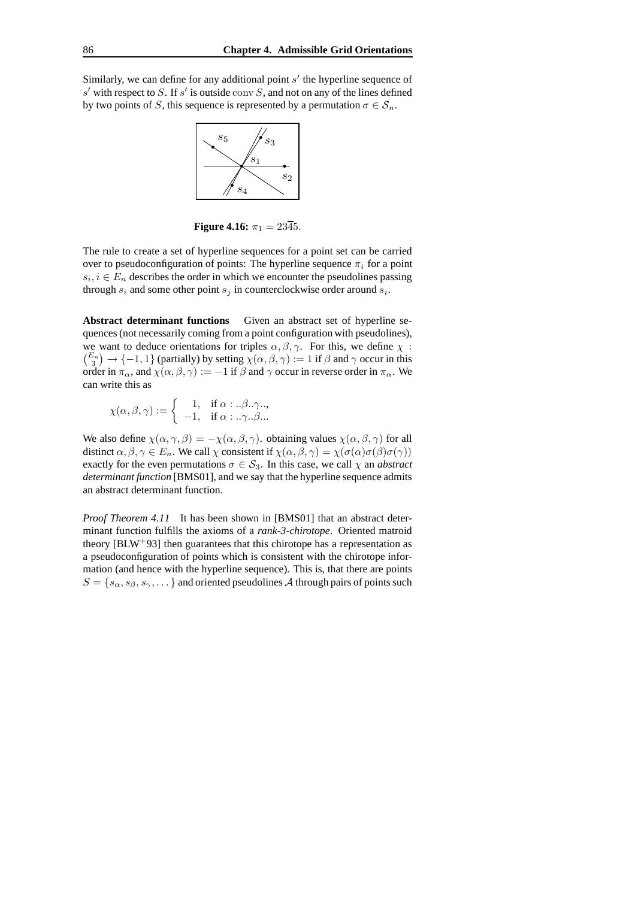Similarly, we can define for any additional point $s'$ the hyperline sequence of $s'$ with respect to $S$. If $s'$ is outside $\operatorname{conv} S$, and not on any of the lines defined by two points of $S$, this sequence is represented by a permutation $\sigma \in \mathcal{S}_n$.

**Figure 4.16:** $\pi_1 = 23\overline{4}5$.

The rule to create a set of hyperline sequences for a point set can be carried over to pseudoconfiguration of points: The hyperline sequence $\pi_i$ for a point $s_i, i \in E_n$ describes the order in which we encounter the pseudolines passing through $s_i$ and some other point $s_j$ in counterclockwise order around $s_i$.

**Abstract determinant functions** Given an abstract set of hyperline sequences (not necessarily coming from a point configuration with pseudolines), we want to deduce orientations for triples $\alpha, \beta, \gamma$. For this, we define $\chi : \binom{E_n}{3} \to \{-1, 1\}$ (partially) by setting $\chi(\alpha, \beta, \gamma) := 1$ if $\beta$ and $\gamma$ occur in this order in $\pi_\alpha$, and $\chi(\alpha, \beta, \gamma) := -1$ if $\beta$ and $\gamma$ occur in reverse order in $\pi_\alpha$. We can write this as

$$\chi(\alpha, \beta, \gamma) := \begin{cases} 1, & \text{if } \alpha : ..\beta..\gamma.., \\ -1, & \text{if } \alpha : ..\gamma..\beta... \end{cases}$$

We also define $\chi(\alpha, \gamma, \beta) = -\chi(\alpha, \beta, \gamma)$. obtaining values $\chi(\alpha, \beta, \gamma)$ for all distinct $\alpha, \beta, \gamma \in E_n$. We call $\chi$ consistent if $\chi(\alpha, \beta, \gamma) = \chi(\sigma(\alpha)\sigma(\beta)\sigma(\gamma))$ exactly for the even permutations $\sigma \in \mathcal{S}_3$. In this case, we call $\chi$ an *abstract determinant function* [BMS01], and we say that the hyperline sequence admits an abstract determinant function.

*Proof Theorem 4.11* It has been shown in [BMS01] that an abstract determinant function fulfills the axioms of a *rank-3-chirotope*. Oriented matroid theory [BLW$^+$93] then guarantees that this chirotope has a representation as a pseudoconfiguration of points which is consistent with the chirotope information (and hence with the hyperline sequence). This is, that there are points $S = \{s_\alpha, s_\beta, s_\gamma, \dots\}$ and oriented pseudolines $\mathcal{A}$ through pairs of points such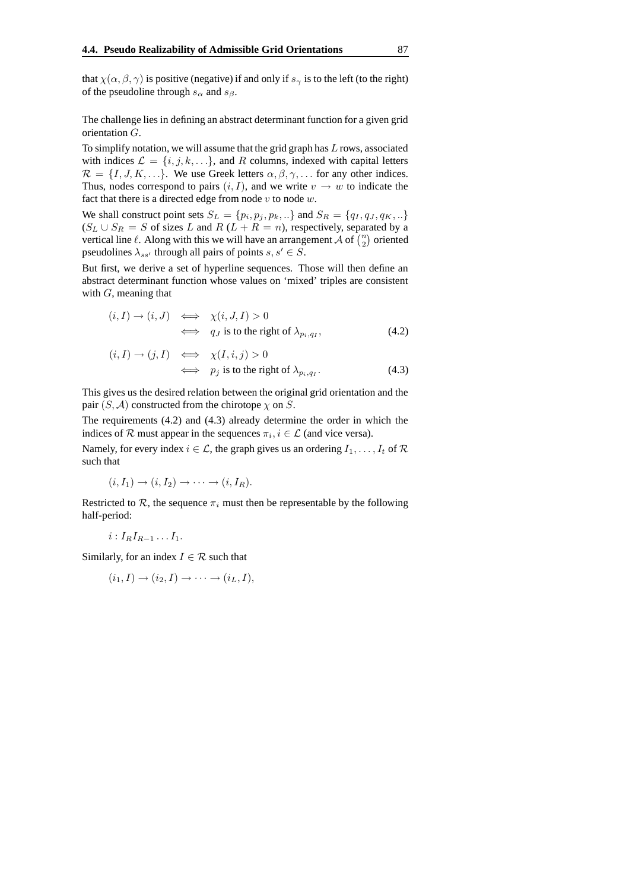that $\chi(\alpha, \beta, \gamma)$ is positive (negative) if and only if $s_\gamma$ is to the left (to the right) of the pseudoline through $s_\alpha$ and $s_\beta$.

The challenge lies in defining an abstract determinant function for a given grid orientation $G$.

To simplify notation, we will assume that the grid graph has $L$ rows, associated with indices $\mathcal{L} = \{i, j, k, \ldots\}$, and $R$ columns, indexed with capital letters $\mathcal{R} = \{I, J, K, \ldots\}$. We use Greek letters $\alpha, \beta, \gamma, \ldots$ for any other indices. Thus, nodes correspond to pairs $(i, I)$, and we write $v \to w$ to indicate the fact that there is a directed edge from node $v$ to node $w$.

We shall construct point sets $S_L = \{p_i, p_j, p_k, ..\}$ and $S_R = \{q_I, q_J, q_K, ..\}$ ($S_L \cup S_R = S$ of sizes $L$ and $R$ ($L + R = n$), respectively, separated by a vertical line $\ell$. Along with this we will have an arrangement $\mathcal{A}$ of $\binom{n}{2}$ oriented pseudolines $\lambda_{ss'}$ through all pairs of points $s, s' \in S$.

But first, we derive a set of hyperline sequences. Those will then define an abstract determinant function whose values on 'mixed' triples are consistent with $G$, meaning that

$$\begin{aligned}
(i, I) \to (i, J) \quad &\iff \quad \chi(i, J, I) > 0 \\
&\iff \quad q_J \text{ is to the right of } \lambda_{p_i, q_I}, \qquad (4.2)
\end{aligned}$$

$$\begin{aligned}
(i, I) \to (j, I) \quad &\iff \quad \chi(I, i, j) > 0 \\
&\iff \quad p_j \text{ is to the right of } \lambda_{p_i, q_I}. \qquad (4.3)
\end{aligned}$$

This gives us the desired relation between the original grid orientation and the pair $(S, \mathcal{A})$ constructed from the chirotope $\chi$ on $S$.

The requirements (4.2) and (4.3) already determine the order in which the indices of $\mathcal{R}$ must appear in the sequences $\pi_i, i \in \mathcal{L}$ (and vice versa).

Namely, for every index $i \in \mathcal{L}$, the graph gives us an ordering $I_1, \ldots, I_t$ of $\mathcal{R}$ such that

$$(i, I_1) \to (i, I_2) \to \cdots \to (i, I_R).$$

Restricted to $\mathcal{R}$, the sequence $\pi_i$ must then be representable by the following half-period:

$$i : I_R I_{R-1} \ldots I_1.$$

Similarly, for an index $I \in \mathcal{R}$ such that

$$(i_1, I) \to (i_2, I) \to \cdots \to (i_L, I),$$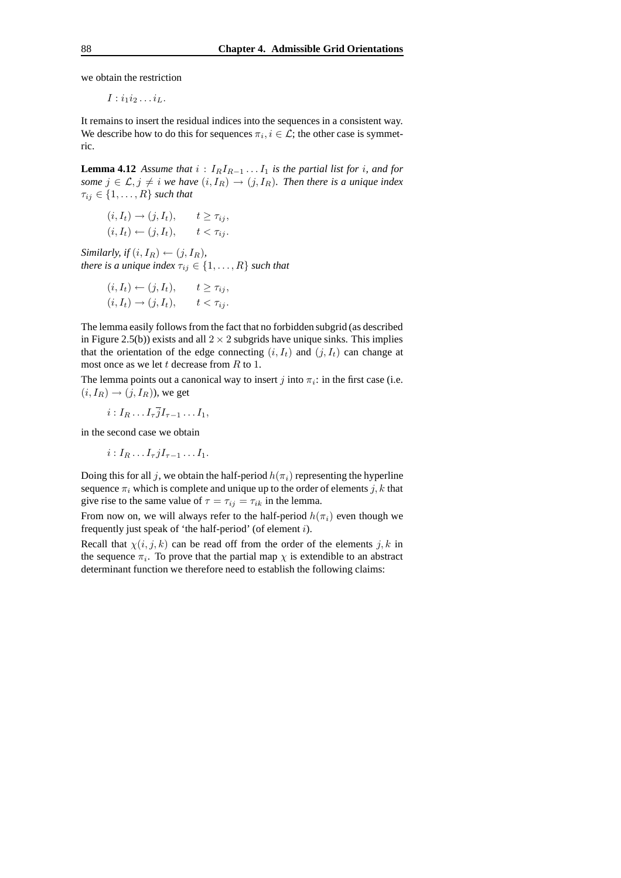we obtain the restriction

$$I : i_1 i_2 \dots i_L.$$

It remains to insert the residual indices into the sequences in a consistent way. We describe how to do this for sequences $\pi_i, i \in \mathcal{L}$; the other case is symmetric.

**Lemma 4.12** *Assume that $i : I_R I_{R-1} \dots I_1$ is the partial list for $i$, and for some $j \in \mathcal{L}, j \neq i$ we have $(i, I_R) \rightarrow (j, I_R)$. Then there is a unique index $\tau_{ij} \in \{1, \dots, R\}$ such that*

$$\begin{aligned} (i, I_t) &\rightarrow (j, I_t), \qquad t \geq \tau_{ij}, \\ (i, I_t) &\leftarrow (j, I_t), \qquad t < \tau_{ij}. \end{aligned}$$

*Similarly, if $(i, I_R) \leftarrow (j, I_R)$,*
*there is a unique index $\tau_{ij} \in \{1, \dots, R\}$ such that*

$$\begin{aligned} (i, I_t) &\leftarrow (j, I_t), \qquad t \geq \tau_{ij}, \\ (i, I_t) &\rightarrow (j, I_t), \qquad t < \tau_{ij}. \end{aligned}$$

The lemma easily follows from the fact that no forbidden subgrid (as described in Figure 2.5(b)) exists and all $2 \times 2$ subgrids have unique sinks. This implies that the orientation of the edge connecting $(i, I_t)$ and $(j, I_t)$ can change at most once as we let $t$ decrease from $R$ to 1.

The lemma points out a canonical way to insert $j$ into $\pi_i$: in the first case (i.e. $(i, I_R) \rightarrow (j, I_R)$), we get

$$i : I_R \dots I_\tau \overline{j} I_{\tau-1} \dots I_1,$$

in the second case we obtain

$$i : I_R \dots I_\tau j I_{\tau-1} \dots I_1.$$

Doing this for all $j$, we obtain the half-period $h(\pi_i)$ representing the hyperline sequence $\pi_i$ which is complete and unique up to the order of elements $j, k$ that give rise to the same value of $\tau = \tau_{ij} = \tau_{ik}$ in the lemma.

From now on, we will always refer to the half-period $h(\pi_i)$ even though we frequently just speak of 'the half-period' (of element $i$).

Recall that $\chi(i, j, k)$ can be read off from the order of the elements $j, k$ in the sequence $\pi_i$. To prove that the partial map $\chi$ is extendible to an abstract determinant function we therefore need to establish the following claims: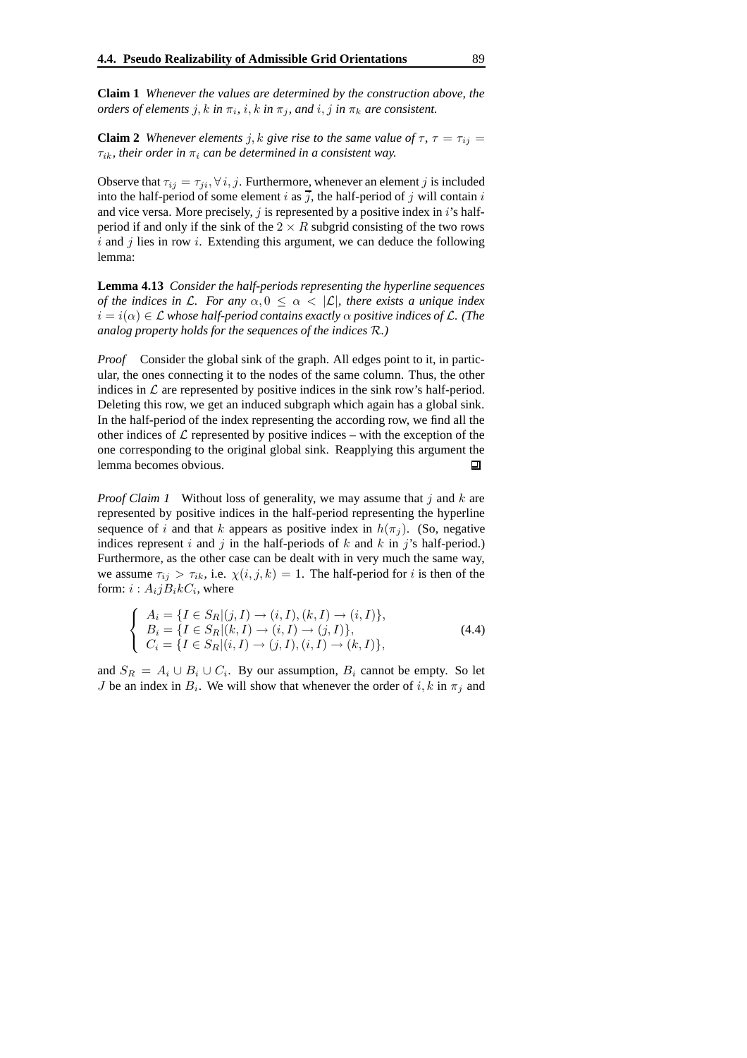**Claim 1** *Whenever the values are determined by the construction above, the orders of elements $j, k$ in $\pi_i$, $i, k$ in $\pi_j$, and $i, j$ in $\pi_k$ are consistent.*

**Claim 2** *Whenever elements $j, k$ give rise to the same value of $\tau$, $\tau = \tau_{ij} = \tau_{ik}$, their order in $\pi_i$ can be determined in a consistent way.*

Observe that $\tau_{ij} = \tau_{ji}, \forall\, i, j$. Furthermore, whenever an element $j$ is included into the half-period of some element $i$ as $\overline{j}$, the half-period of $j$ will contain $i$ and vice versa. More precisely, $j$ is represented by a positive index in $i$'s half-period if and only if the sink of the $2 \times R$ subgrid consisting of the two rows $i$ and $j$ lies in row $i$. Extending this argument, we can deduce the following lemma:

**Lemma 4.13** *Consider the half-periods representing the hyperline sequences of the indices in $\mathcal{L}$. For any $\alpha, 0 \leq \alpha < |\mathcal{L}|$, there exists a unique index $i = i(\alpha) \in \mathcal{L}$ whose half-period contains exactly $\alpha$ positive indices of $\mathcal{L}$. (The analog property holds for the sequences of the indices $\mathcal{R}$.)*

*Proof* Consider the global sink of the graph. All edges point to it, in particular, the ones connecting it to the nodes of the same column. Thus, the other indices in $\mathcal{L}$ are represented by positive indices in the sink row's half-period. Deleting this row, we get an induced subgraph which again has a global sink. In the half-period of the index representing the according row, we find all the other indices of $\mathcal{L}$ represented by positive indices – with the exception of the one corresponding to the original global sink. Reapplying this argument the lemma becomes obvious. □

*Proof Claim 1* Without loss of generality, we may assume that $j$ and $k$ are represented by positive indices in the half-period representing the hyperline sequence of $i$ and that $k$ appears as positive index in $h(\pi_j)$. (So, negative indices represent $i$ and $j$ in the half-periods of $k$ and $k$ in $j$'s half-period.) Furthermore, as the other case can be dealt with in very much the same way, we assume $\tau_{ij} > \tau_{ik}$, i.e. $\chi(i, j, k) = 1$. The half-period for $i$ is then of the form: $i : A_i j B_i k C_i$, where

$$\left\{ \begin{array}{l} A_i = \{I \in S_R | (j, I) \to (i, I), (k, I) \to (i, I)\}, \\ B_i = \{I \in S_R | (k, I) \to (i, I) \to (j, I)\}, \\ C_i = \{I \in S_R | (i, I) \to (j, I), (i, I) \to (k, I)\}, \end{array} \right. \tag{4.4}$$

and $S_R = A_i \cup B_i \cup C_i$. By our assumption, $B_i$ cannot be empty. So let $J$ be an index in $B_i$. We will show that whenever the order of $i, k$ in $\pi_j$ and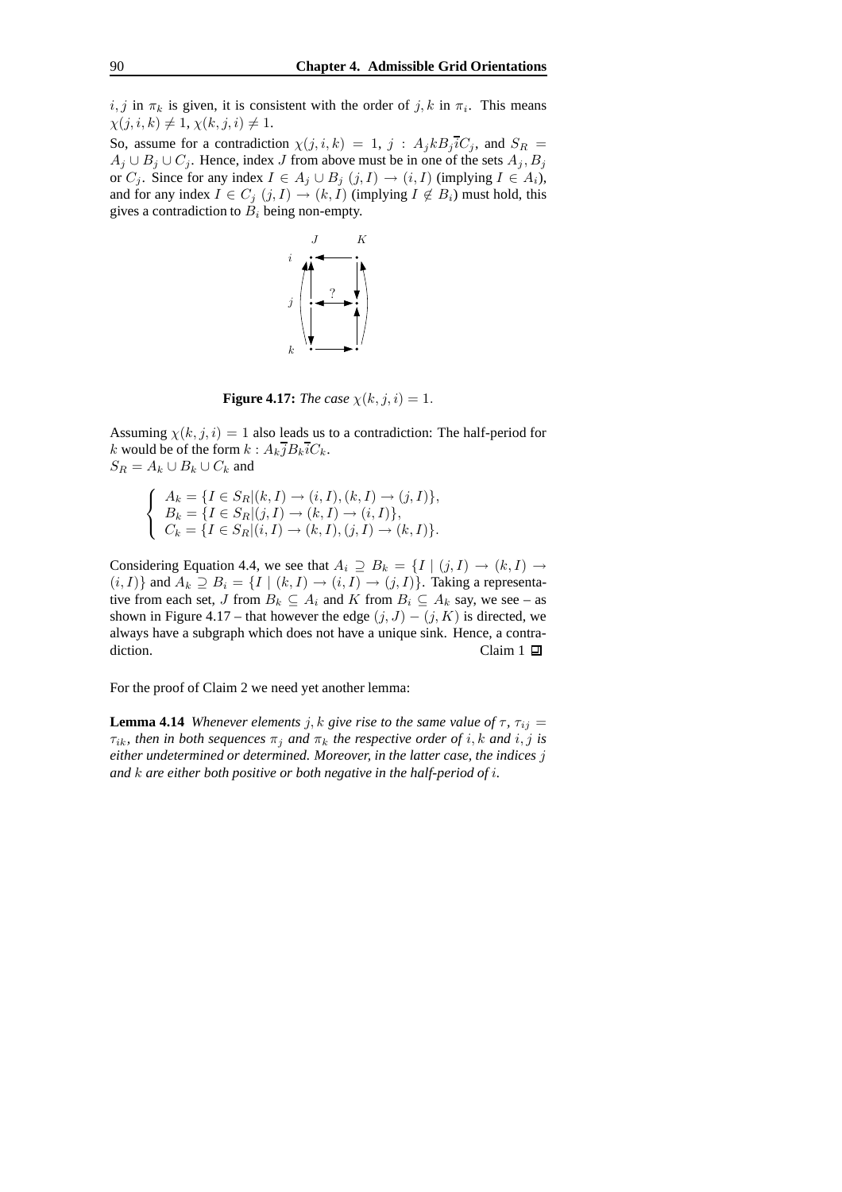$i, j$ in $\pi_k$ is given, it is consistent with the order of $j, k$ in $\pi_i$. This means $\chi(j, i, k) \neq 1$, $\chi(k, j, i) \neq 1$.

So, assume for a contradiction $\chi(j, i, k) = 1$, $j : A_j k B_j \overline{i} C_j$, and $S_R = A_j \cup B_j \cup C_j$. Hence, index $J$ from above must be in one of the sets $A_j, B_j$ or $C_j$. Since for any index $I \in A_j \cup B_j$ $(j, I) \to (i, I)$ (implying $I \in A_i$), and for any index $I \in C_j$ $(j, I) \to (k, I)$ (implying $I \notin B_i$) must hold, this gives a contradiction to $B_i$ being non-empty.

**Figure 4.17:** *The case $\chi(k, j, i) = 1$.*

Assuming $\chi(k, j, i) = 1$ also leads us to a contradiction: The half-period for $k$ would be of the form $k : A_k \overline{j} B_k \overline{i} C_k$.
$S_R = A_k \cup B_k \cup C_k$ and

$$\begin{cases} A_k = \{I \in S_R | (k, I) \to (i, I), (k, I) \to (j, I)\}, \\ B_k = \{I \in S_R | (j, I) \to (k, I) \to (i, I)\}, \\ C_k = \{I \in S_R | (i, I) \to (k, I), (j, I) \to (k, I)\}. \end{cases}$$

Considering Equation 4.4, we see that $A_i \supseteq B_k = \{I \mid (j, I) \to (k, I) \to (i, I)\}$ and $A_k \supseteq B_i = \{I \mid (k, I) \to (i, I) \to (j, I)\}$. Taking a representative from each set, $J$ from $B_k \subseteq A_i$ and $K$ from $B_i \subseteq A_k$ say, we see – as shown in Figure 4.17 – that however the edge $(j, J) - (j, K)$ is directed, we always have a subgraph which does not have a unique sink. Hence, a contradiction. Claim 1 ◻

For the proof of Claim 2 we need yet another lemma:

**Lemma 4.14** *Whenever elements $j, k$ give rise to the same value of $\tau$, $\tau_{ij} = \tau_{ik}$, then in both sequences $\pi_j$ and $\pi_k$ the respective order of $i, k$ and $i, j$ is either undetermined or determined. Moreover, in the latter case, the indices $j$ and $k$ are either both positive or both negative in the half-period of $i$.*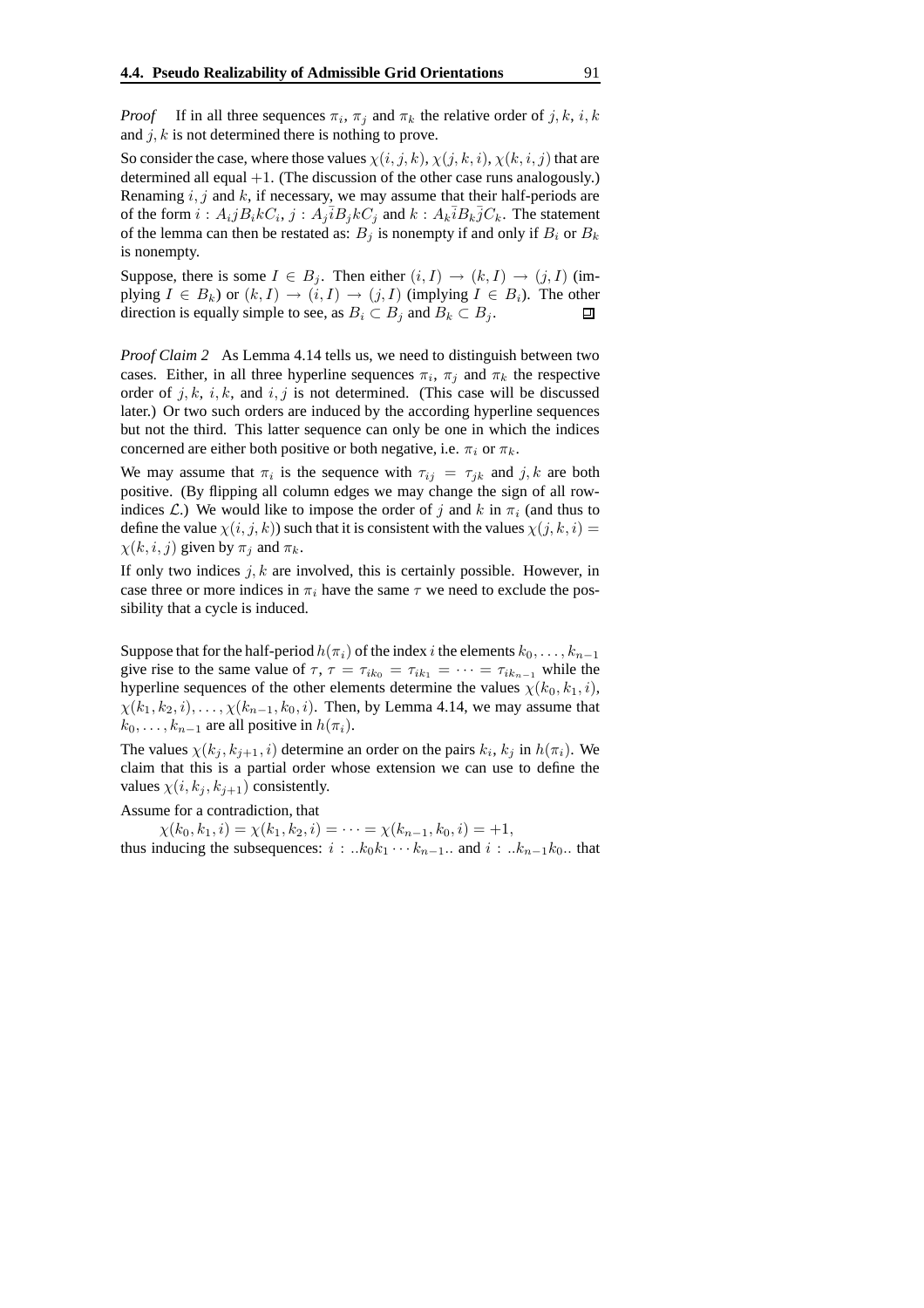*Proof* If in all three sequences $\pi_i$, $\pi_j$ and $\pi_k$ the relative order of $j, k$, $i, k$ and $j, k$ is not determined there is nothing to prove.

So consider the case, where those values $\chi(i,j,k)$, $\chi(j,k,i)$, $\chi(k,i,j)$ that are determined all equal $+1$. (The discussion of the other case runs analogously.) Renaming $i, j$ and $k$, if necessary, we may assume that their half-periods are of the form $i : A_i j B_i k C_i$, $j : A_j \bar{i} B_j k C_j$ and $k : A_k \bar{i} B_k \bar{j} C_k$. The statement of the lemma can then be restated as: $B_j$ is nonempty if and only if $B_i$ or $B_k$ is nonempty.

Suppose, there is some $I \in B_j$. Then either $(i, I) \to (k, I) \to (j, I)$ (implying $I \in B_k$) or $(k, I) \to (i, I) \to (j, I)$ (implying $I \in B_i$). The other direction is equally simple to see, as $B_i \subset B_j$ and $B_k \subset B_j$. ∎

*Proof Claim 2* As Lemma 4.14 tells us, we need to distinguish between two cases. Either, in all three hyperline sequences $\pi_i$, $\pi_j$ and $\pi_k$ the respective order of $j, k$, $i, k$, and $i, j$ is not determined. (This case will be discussed later.) Or two such orders are induced by the according hyperline sequences but not the third. This latter sequence can only be one in which the indices concerned are either both positive or both negative, i.e. $\pi_i$ or $\pi_k$.

We may assume that $\pi_i$ is the sequence with $\tau_{ij} = \tau_{jk}$ and $j, k$ are both positive. (By flipping all column edges we may change the sign of all row-indices $\mathcal{L}$.) We would like to impose the order of $j$ and $k$ in $\pi_i$ (and thus to define the value $\chi(i,j,k)$) such that it is consistent with the values $\chi(j,k,i) = \chi(k,i,j)$ given by $\pi_j$ and $\pi_k$.

If only two indices $j, k$ are involved, this is certainly possible. However, in case three or more indices in $\pi_i$ have the same $\tau$ we need to exclude the possibility that a cycle is induced.

Suppose that for the half-period $h(\pi_i)$ of the index $i$ the elements $k_0, \ldots, k_{n-1}$ give rise to the same value of $\tau$, $\tau = \tau_{ik_0} = \tau_{ik_1} = \cdots = \tau_{ik_{n-1}}$ while the hyperline sequences of the other elements determine the values $\chi(k_0, k_1, i)$, $\chi(k_1, k_2, i), \ldots, \chi(k_{n-1}, k_0, i)$. Then, by Lemma 4.14, we may assume that $k_0, \ldots, k_{n-1}$ are all positive in $h(\pi_i)$.

The values $\chi(k_j, k_{j+1}, i)$ determine an order on the pairs $k_i, k_j$ in $h(\pi_i)$. We claim that this is a partial order whose extension we can use to define the values $\chi(i, k_j, k_{j+1})$ consistently.

Assume for a contradiction, that

$$\chi(k_0, k_1, i) = \chi(k_1, k_2, i) = \cdots = \chi(k_{n-1}, k_0, i) = +1,$$

thus inducing the subsequences: $i : ..k_0 k_1 \cdots k_{n-1}..$ and $i : ..k_{n-1} k_0..$ that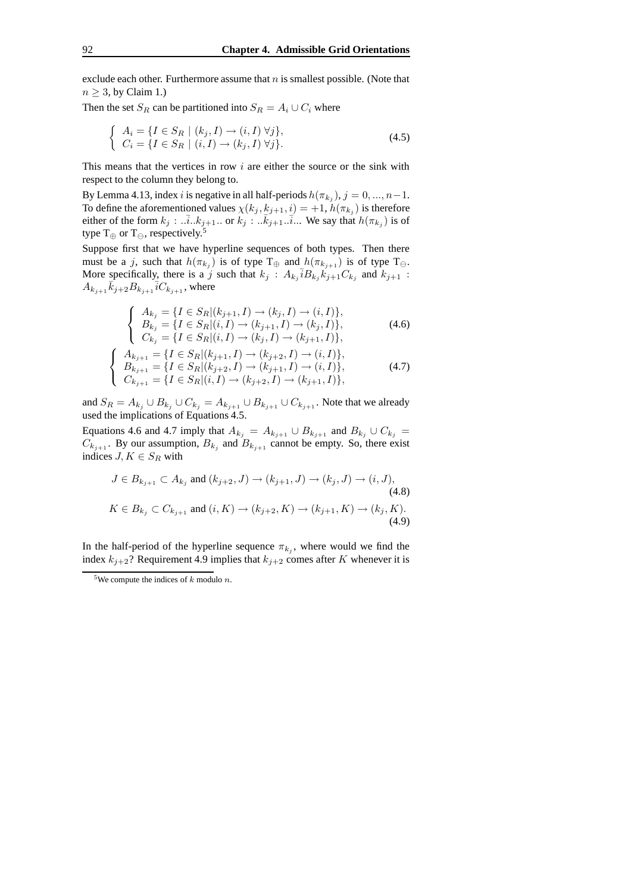exclude each other. Furthermore assume that $n$ is smallest possible. (Note that $n \geq 3$, by Claim 1.)

Then the set $S_R$ can be partitioned into $S_R = A_i \cup C_i$ where

$$\left\{ \begin{array}{l} A_i = \{I \in S_R \mid (k_j, I) \rightarrow (i, I) \; \forall j\}, \\ C_i = \{I \in S_R \mid (i, I) \rightarrow (k_j, I) \; \forall j\}. \end{array} \right. \tag{4.5}$$

This means that the vertices in row $i$ are either the source or the sink with respect to the column they belong to.

By Lemma 4.13, index $i$ is negative in all half-periods $h(\pi_{k_j})$, $j = 0, ..., n-1$. To define the aforementioned values $\chi(k_j, k_{j+1}, i) = +1$, $h(\pi_{k_j})$ is therefore either of the form $k_j : ..\bar{i}..k_{j+1}..$ or $k_j : ..\bar{k}_{j+1}..\bar{i}...$ We say that $h(\pi_{k_j})$ is of type $\mathrm{T}_\oplus$ or $\mathrm{T}_\ominus$, respectively.[5]

Suppose first that we have hyperline sequences of both types. Then there must be a $j$, such that $h(\pi_{k_j})$ is of type $\mathrm{T}_\oplus$ and $h(\pi_{k_{j+1}})$ is of type $\mathrm{T}_\ominus$. More specifically, there is a $j$ such that $k_j : A_{k_j}\bar{i}B_{k_j}k_{j+1}C_{k_j}$ and $k_{j+1} : A_{k_{j+1}}\bar{k}_{j+2}B_{k_{j+1}}\bar{i}C_{k_{j+1}}$, where

$$\left\{ \begin{array}{l} A_{k_j} = \{I \in S_R | (k_{j+1}, I) \rightarrow (k_j, I) \rightarrow (i, I)\}, \\ B_{k_j} = \{I \in S_R | (i, I) \rightarrow (k_{j+1}, I) \rightarrow (k_j, I)\}, \\ C_{k_j} = \{I \in S_R | (i, I) \rightarrow (k_j, I) \rightarrow (k_{j+1}, I)\}, \end{array} \right. \tag{4.6}$$

$$\left\{ \begin{array}{l} A_{k_{j+1}} = \{I \in S_R | (k_{j+1}, I) \rightarrow (k_{j+2}, I) \rightarrow (i, I)\}, \\ B_{k_{j+1}} = \{I \in S_R | (k_{j+2}, I) \rightarrow (k_{j+1}, I) \rightarrow (i, I)\}, \\ C_{k_{j+1}} = \{I \in S_R | (i, I) \rightarrow (k_{j+2}, I) \rightarrow (k_{j+1}, I)\}, \end{array} \right. \tag{4.7}$$

and $S_R = A_{k_j} \cup B_{k_j} \cup C_{k_j} = A_{k_{j+1}} \cup B_{k_{j+1}} \cup C_{k_{j+1}}$. Note that we already used the implications of Equations 4.5.

Equations 4.6 and 4.7 imply that $A_{k_j} = A_{k_{j+1}} \cup B_{k_{j+1}}$ and $B_{k_j} \cup C_{k_j} = C_{k_{j+1}}$. By our assumption, $B_{k_j}$ and $B_{k_{j+1}}$ cannot be empty. So, there exist indices $J, K \in S_R$ with

$$J \in B_{k_{j+1}} \subset A_{k_j} \text{ and } (k_{j+2}, J) \rightarrow (k_{j+1}, J) \rightarrow (k_j, J) \rightarrow (i, J), \tag{4.8}$$

$$K \in B_{k_j} \subset C_{k_{j+1}} \text{ and } (i, K) \rightarrow (k_{j+2}, K) \rightarrow (k_{j+1}, K) \rightarrow (k_j, K). \tag{4.9}$$

In the half-period of the hyperline sequence $\pi_{k_j}$, where would we find the index $k_{j+2}$? Requirement 4.9 implies that $k_{j+2}$ comes after $K$ whenever it is

[5] We compute the indices of $k$ modulo $n$.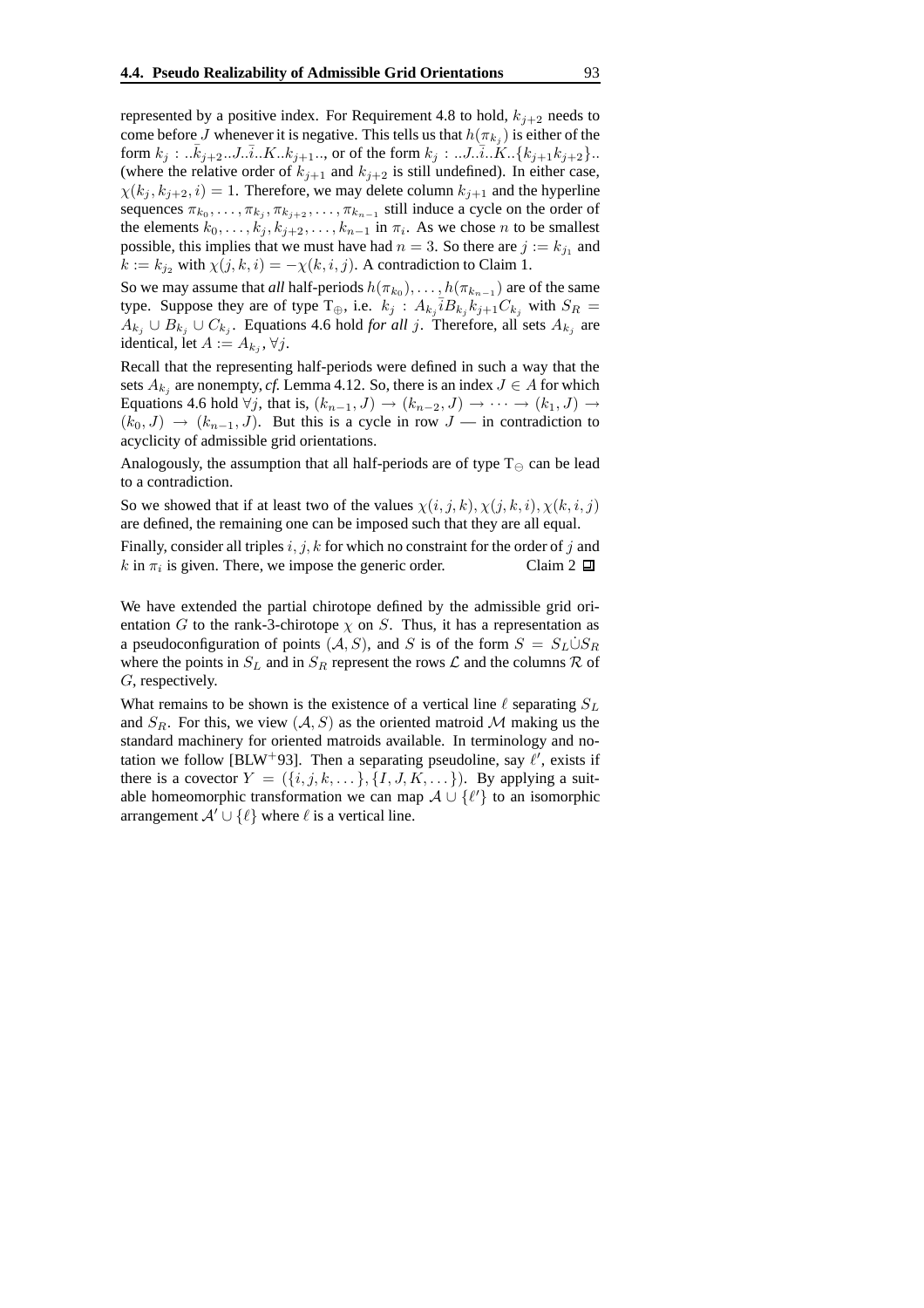represented by a positive index. For Requirement 4.8 to hold, $k_{j+2}$ needs to come before $J$ whenever it is negative. This tells us that $h(\pi_{k_j})$ is either of the form $k_j : ..\bar{k}_{j+2}..J..\bar{i}..K..k_{j+1}..$, or of the form $k_j : ..J..\bar{i}..K..\{k_{j+1}k_{j+2}\}..$ (where the relative order of $k_{j+1}$ and $k_{j+2}$ is still undefined). In either case, $\chi(k_j, k_{j+2}, i) = 1$. Therefore, we may delete column $k_{j+1}$ and the hyperline sequences $\pi_{k_0}, \ldots, \pi_{k_j}, \pi_{k_{j+2}}, \ldots, \pi_{k_{n-1}}$ still induce a cycle on the order of the elements $k_0, \ldots, k_j, k_{j+2}, \ldots, k_{n-1}$ in $\pi_i$. As we chose $n$ to be smallest possible, this implies that we must have had $n = 3$. So there are $j := k_{j_1}$ and $k := k_{j_2}$ with $\chi(j, k, i) = -\chi(k, i, j)$. A contradiction to Claim 1.

So we may assume that *all* half-periods $h(\pi_{k_0}), \ldots, h(\pi_{k_{n-1}})$ are of the same type. Suppose they are of type $\mathrm{T}_{\oplus}$, i.e. $k_j : A_{k_j}\bar{i}B_{k_j}k_{j+1}C_{k_j}$ with $S_R = A_{k_j} \cup B_{k_j} \cup C_{k_j}$. Equations 4.6 hold *for all* $j$. Therefore, all sets $A_{k_j}$ are identical, let $A := A_{k_j}, \forall j$.

Recall that the representing half-periods were defined in such a way that the sets $A_{k_j}$ are nonempty, *cf.* Lemma 4.12. So, there is an index $J \in A$ for which Equations 4.6 hold $\forall j$, that is, $(k_{n-1}, J) \to (k_{n-2}, J) \to \cdots \to (k_1, J) \to (k_0, J) \to (k_{n-1}, J)$. But this is a cycle in row $J$ — in contradiction to acyclicity of admissible grid orientations.

Analogously, the assumption that all half-periods are of type $\mathrm{T}_{\ominus}$ can be lead to a contradiction.

So we showed that if at least two of the values $\chi(i, j, k), \chi(j, k, i), \chi(k, i, j)$ are defined, the remaining one can be imposed such that they are all equal.

Finally, consider all triples $i, j, k$ for which no constraint for the order of $j$ and $k$ in $\pi_i$ is given. There, we impose the generic order. Claim 2 ◻

We have extended the partial chirotope defined by the admissible grid orientation $G$ to the rank-3-chirotope $\chi$ on $S$. Thus, it has a representation as a pseudoconfiguration of points $(\mathcal{A}, S)$, and $S$ is of the form $S = S_L \dot{\cup} S_R$ where the points in $S_L$ and in $S_R$ represent the rows $\mathcal{L}$ and the columns $\mathcal{R}$ of $G$, respectively.

What remains to be shown is the existence of a vertical line $\ell$ separating $S_L$ and $S_R$. For this, we view $(\mathcal{A}, S)$ as the oriented matroid $\mathcal{M}$ making us the standard machinery for oriented matroids available. In terminology and notation we follow [BLW+93]. Then a separating pseudoline, say $\ell'$, exists if there is a covector $Y = (\{i, j, k, \ldots\}, \{I, J, K, \ldots\})$. By applying a suitable homeomorphic transformation we can map $\mathcal{A} \cup \{\ell'\}$ to an isomorphic arrangement $\mathcal{A}' \cup \{\ell\}$ where $\ell$ is a vertical line.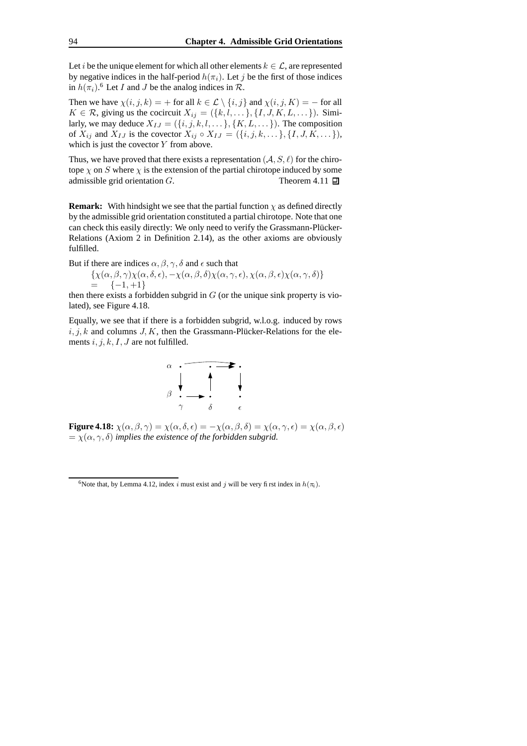Let $i$ be the unique element for which all other elements $k \in \mathcal{L}$, are represented by negative indices in the half-period $h(\pi_i)$. Let $j$ be the first of those indices in $h(\pi_i)$.[6] Let $I$ and $J$ be the analog indices in $\mathcal{R}$.

Then we have $\chi(i, j, k) = +$ for all $k \in \mathcal{L} \setminus \{i, j\}$ and $\chi(i, j, K) = -$ for all $K \in \mathcal{R}$, giving us the cocircuit $X_{ij} = (\{k, l, \dots\}, \{I, J, K, L, \dots\})$. Similarly, we may deduce $X_{IJ} = (\{i, j, k, l, \dots\}, \{K, L, \dots\})$. The composition of $X_{ij}$ and $X_{IJ}$ is the covector $X_{ij} \circ X_{IJ} = (\{i, j, k, \dots\}, \{I, J, K, \dots\})$, which is just the covector $Y$ from above.

Thus, we have proved that there exists a representation $(\mathcal{A}, S, \ell)$ for the chirotope $\chi$ on $S$ where $\chi$ is the extension of the partial chirotope induced by some admissible grid orientation $G$. Theorem 4.11 ◻

**Remark:** With hindsight we see that the partial function $\chi$ as defined directly by the admissible grid orientation constituted a partial chirotope. Note that one can check this easily directly: We only need to verify the Grassmann-Plücker-Relations (Axiom 2 in Definition 2.14), as the other axioms are obviously fulfilled.

But if there are indices $\alpha, \beta, \gamma, \delta$ and $\epsilon$ such that

$$\{\chi(\alpha, \beta, \gamma)\chi(\alpha, \delta, \epsilon), -\chi(\alpha, \beta, \delta)\chi(\alpha, \gamma, \epsilon), \chi(\alpha, \beta, \epsilon)\chi(\alpha, \gamma, \delta)\} = \{-1, +1\}$$

then there exists a forbidden subgrid in $G$ (or the unique sink property is violated), see Figure 4.18.

Equally, we see that if there is a forbidden subgrid, w.l.o.g. induced by rows $i, j, k$ and columns $J, K$, then the Grassmann-Plücker-Relations for the elements $i, j, k, I, J$ are not fulfilled.

**Figure 4.18:** $\chi(\alpha, \beta, \gamma) = \chi(\alpha, \delta, \epsilon) = -\chi(\alpha, \beta, \delta) = \chi(\alpha, \gamma, \epsilon) = \chi(\alpha, \beta, \epsilon) = \chi(\alpha, \gamma, \delta)$ *implies the existence of the forbidden subgrid.*

[6] Note that, by Lemma 4.12, index $i$ must exist and $j$ will be very first index in $h(\pi_i)$.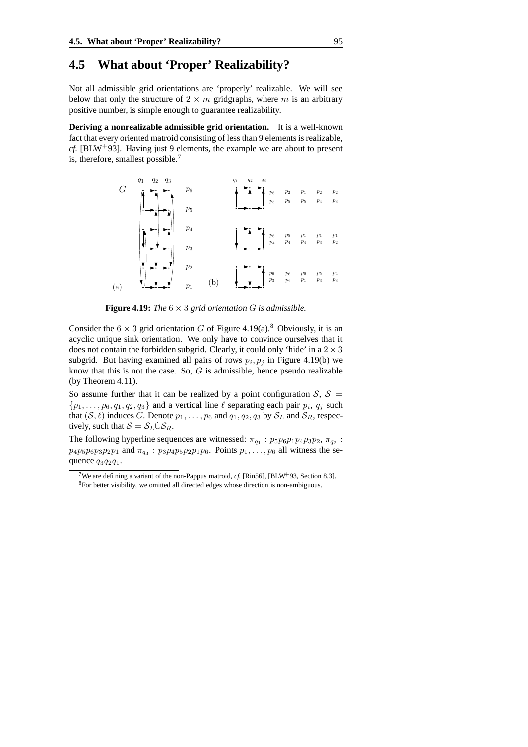## 4.5 What about 'Proper' Realizability?

Not all admissible grid orientations are 'properly' realizable. We will see below that only the structure of $2 \times m$ gridgraphs, where $m$ is an arbitrary positive number, is simple enough to guarantee realizability.

**Deriving a nonrealizable admissible grid orientation.** It is a well-known fact that every oriented matroid consisting of less than 9 elements is realizable, *cf.* [BLW[+]93]. Having just 9 elements, the example we are about to present is, therefore, smallest possible.[7]

**Figure 4.19:** *The* $6 \times 3$ *grid orientation* $G$ *is admissible.*

Consider the $6 \times 3$ grid orientation $G$ of Figure 4.19(a).[8] Obviously, it is an acyclic unique sink orientation. We only have to convince ourselves that it does not contain the forbidden subgrid. Clearly, it could only 'hide' in a $2 \times 3$ subgrid. But having examined all pairs of rows $p_i, p_j$ in Figure 4.19(b) we know that this is not the case. So, $G$ is admissible, hence pseudo realizable (by Theorem 4.11).

So assume further that it can be realized by a point configuration $\mathcal{S}$, $\mathcal{S} = \{p_1, \ldots, p_6, q_1, q_2, q_3\}$ and a vertical line $\ell$ separating each pair $p_i$, $q_j$ such that $(\mathcal{S}, \ell)$ induces $G$. Denote $p_1, \ldots, p_6$ and $q_1, q_2, q_3$ by $\mathcal{S}_L$ and $\mathcal{S}_R$, respectively, such that $\mathcal{S} = \mathcal{S}_L \dot\cup \mathcal{S}_R$.

The following hyperline sequences are witnessed: $\pi_{q_1} : p_5p_6p_1p_4p_3p_2$, $\pi_{q_2} : p_4p_5p_6p_3p_2p_1$ and $\pi_{q_3} : p_3p_4p_5p_2p_1p_6$. Points $p_1, \ldots, p_6$ all witness the sequence $q_3q_2q_1$.

---

[7] We are defining a variant of the non-Pappus matroid, *cf.* [Rin56], [BLW[+]93, Section 8.3].

[8] For better visibility, we omitted all directed edges whose direction is non-ambiguous.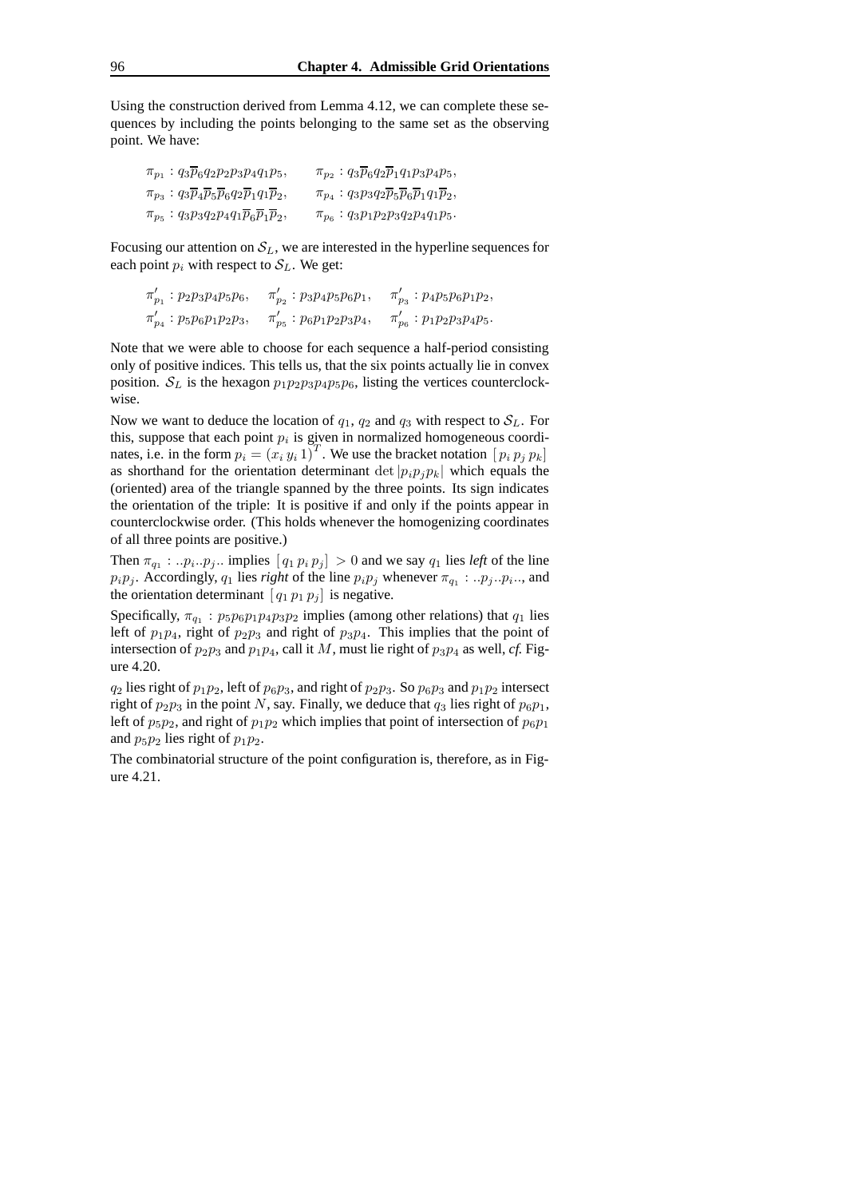Using the construction derived from Lemma 4.12, we can complete these sequences by including the points belonging to the same set as the observing point. We have:

$$\begin{aligned}
&\pi_{p_1} : q_3\overline{p}_6q_2p_2p_3p_4q_1p_5, && \pi_{p_2} : q_3\overline{p}_6q_2\overline{p}_1q_1p_3p_4p_5,\\
&\pi_{p_3} : q_3\overline{p}_4\overline{p}_5\overline{p}_6q_2\overline{p}_1q_1\overline{p}_2, && \pi_{p_4} : q_3p_3q_2\overline{p}_5\overline{p}_6\overline{p}_1q_1\overline{p}_2,\\
&\pi_{p_5} : q_3p_3q_2p_4q_1\overline{p}_6\overline{p}_1\overline{p}_2, && \pi_{p_6} : q_3p_1p_2p_3q_2p_4q_1p_5.
\end{aligned}$$

Focusing our attention on $\mathcal{S}_L$, we are interested in the hyperline sequences for each point $p_i$ with respect to $\mathcal{S}_L$. We get:

$$\begin{aligned}
&\pi'_{p_1} : p_2p_3p_4p_5p_6, \quad && \pi'_{p_2} : p_3p_4p_5p_6p_1, \quad && \pi'_{p_3} : p_4p_5p_6p_1p_2,\\
&\pi'_{p_4} : p_5p_6p_1p_2p_3, \quad && \pi'_{p_5} : p_6p_1p_2p_3p_4, \quad && \pi'_{p_6} : p_1p_2p_3p_4p_5.
\end{aligned}$$

Note that we were able to choose for each sequence a half-period consisting only of positive indices. This tells us, that the six points actually lie in convex position. $\mathcal{S}_L$ is the hexagon $p_1p_2p_3p_4p_5p_6$, listing the vertices counterclockwise.

Now we want to deduce the location of $q_1$, $q_2$ and $q_3$ with respect to $\mathcal{S}_L$. For this, suppose that each point $p_i$ is given in normalized homogeneous coordinates, i.e. in the form $p_i = (x_i\, y_i\, 1)^T$. We use the bracket notation $[\,p_i\, p_j\, p_k]$ as shorthand for the orientation determinant $\det|p_ip_jp_k|$ which equals the (oriented) area of the triangle spanned by the three points. Its sign indicates the orientation of the triple: It is positive if and only if the points appear in counterclockwise order. (This holds whenever the homogenizing coordinates of all three points are positive.)

Then $\pi_{q_1} : ..p_i..p_j..$ implies $[\,q_1\, p_i\, p_j] > 0$ and we say $q_1$ lies *left* of the line $p_ip_j$. Accordingly, $q_1$ lies *right* of the line $p_ip_j$ whenever $\pi_{q_1} : ..p_j..p_i..$, and the orientation determinant $[\,q_1\, p_1\, p_j]$ is negative.

Specifically, $\pi_{q_1} : p_5p_6p_1p_4p_3p_2$ implies (among other relations) that $q_1$ lies left of $p_1p_4$, right of $p_2p_3$ and right of $p_3p_4$. This implies that the point of intersection of $p_2p_3$ and $p_1p_4$, call it $M$, must lie right of $p_3p_4$ as well, *cf.* Figure 4.20.

$q_2$ lies right of $p_1p_2$, left of $p_6p_3$, and right of $p_2p_3$. So $p_6p_3$ and $p_1p_2$ intersect right of $p_2p_3$ in the point $N$, say. Finally, we deduce that $q_3$ lies right of $p_6p_1$, left of $p_5p_2$, and right of $p_1p_2$ which implies that point of intersection of $p_6p_1$ and $p_5p_2$ lies right of $p_1p_2$.

The combinatorial structure of the point configuration is, therefore, as in Figure 4.21.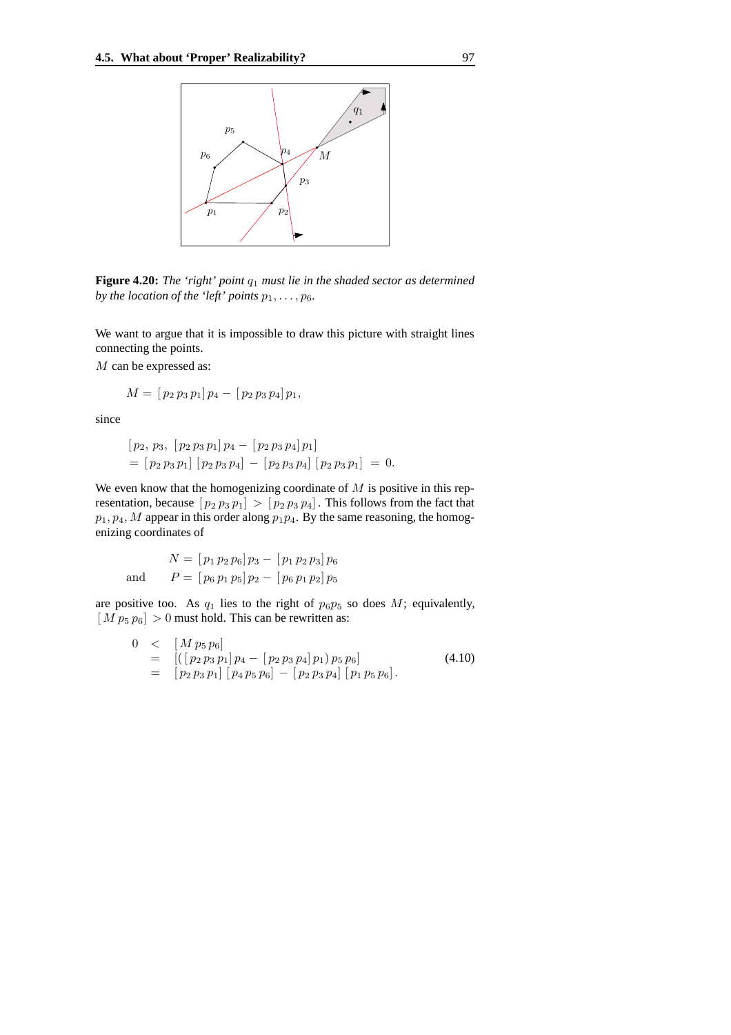**Figure 4.20:** *The 'right' point $q_1$ must lie in the shaded sector as determined by the location of the 'left' points $p_1, \ldots, p_6$.*

We want to argue that it is impossible to draw this picture with straight lines connecting the points.

$M$ can be expressed as:

$$M = [p_2\, p_3\, p_1]\, p_4 - [p_2\, p_3\, p_4]\, p_1,$$

since

$$\begin{aligned} &[p_2,\, p_3,\, [p_2\, p_3\, p_1]\, p_4 - [p_2\, p_3\, p_4]\, p_1] \\ &= [p_2\, p_3\, p_1]\,[p_2\, p_3\, p_4] - [p_2\, p_3\, p_4]\,[p_2\, p_3\, p_1] \;=\; 0. \end{aligned}$$

We even know that the homogenizing coordinate of $M$ is positive in this representation, because $[p_2\, p_3\, p_1] > [p_2\, p_3\, p_4]$. This follows from the fact that $p_1, p_4, M$ appear in this order along $p_1 p_4$. By the same reasoning, the homogenizing coordinates of

$$\begin{aligned} N &= [p_1\, p_2\, p_6]\, p_3 - [p_1\, p_2\, p_3]\, p_6 \\ \text{and} \qquad P &= [p_6\, p_1\, p_5]\, p_2 - [p_6\, p_1\, p_2]\, p_5 \end{aligned}$$

are positive too. As $q_1$ lies to the right of $p_6 p_5$ so does $M$; equivalently, $[M\, p_5\, p_6] > 0$ must hold. This can be rewritten as:

$$\begin{aligned} 0 &< [M\, p_5\, p_6] \\ &= [([p_2\, p_3\, p_1]\, p_4 - [p_2\, p_3\, p_4]\, p_1)\, p_5\, p_6] \\ &= [p_2\, p_3\, p_1]\,[p_4\, p_5\, p_6] - [p_2\, p_3\, p_4]\,[p_1\, p_5\, p_6]\,. \end{aligned} \tag{4.10}$$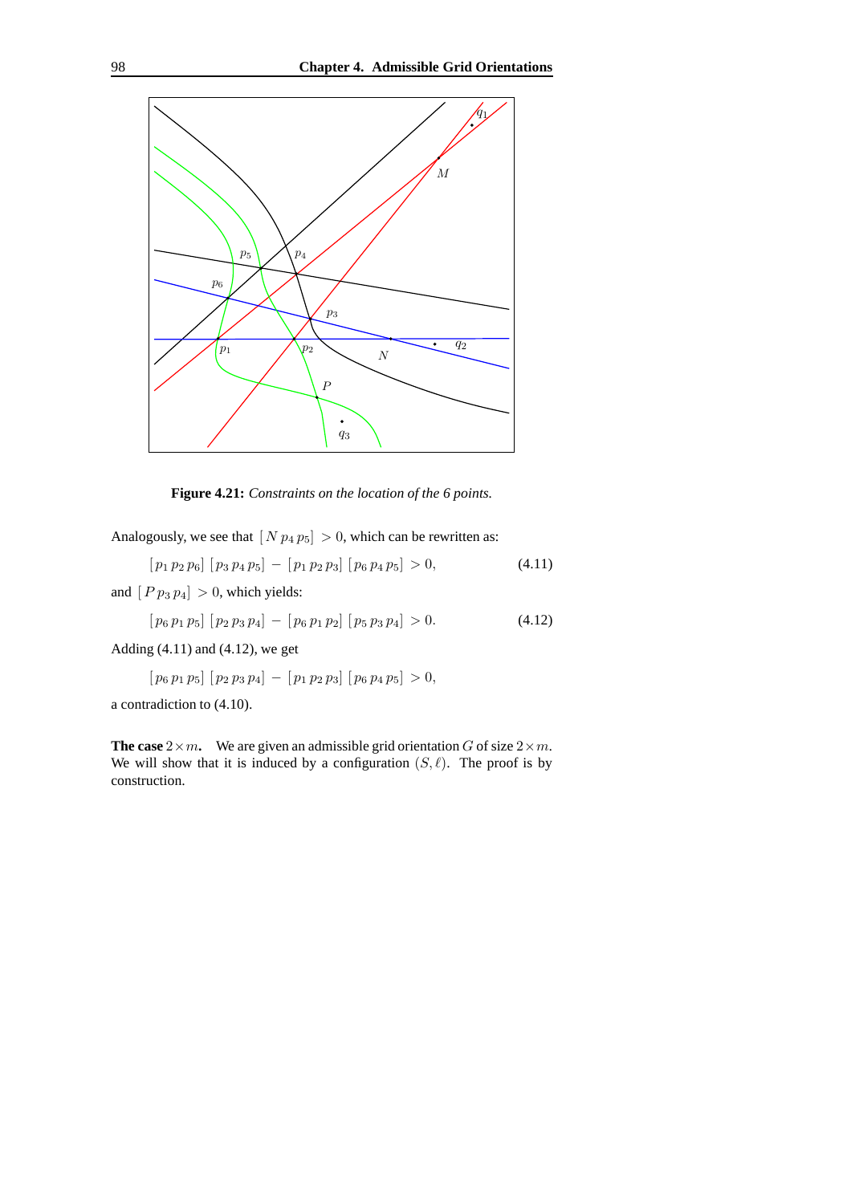**Figure 4.21:** *Constraints on the location of the 6 points.*

Analogously, we see that $[N\, p_4\, p_5] > 0$, which can be rewritten as:

$$[p_1\, p_2\, p_6]\, [p_3\, p_4\, p_5] - [p_1\, p_2\, p_3]\, [p_6\, p_4\, p_5] > 0, \tag{4.11}$$

and $[P\, p_3\, p_4] > 0$, which yields:

$$[p_6\, p_1\, p_5]\, [p_2\, p_3\, p_4] - [p_6\, p_1\, p_2]\, [p_5\, p_3\, p_4] > 0. \tag{4.12}$$

Adding (4.11) and (4.12), we get

$$[p_6\, p_1\, p_5]\, [p_2\, p_3\, p_4] - [p_1\, p_2\, p_3]\, [p_6\, p_4\, p_5] > 0,$$

a contradiction to (4.10).

**The case $2 \times m$.** We are given an admissible grid orientation $G$ of size $2 \times m$. We will show that it is induced by a configuration $(S, \ell)$. The proof is by construction.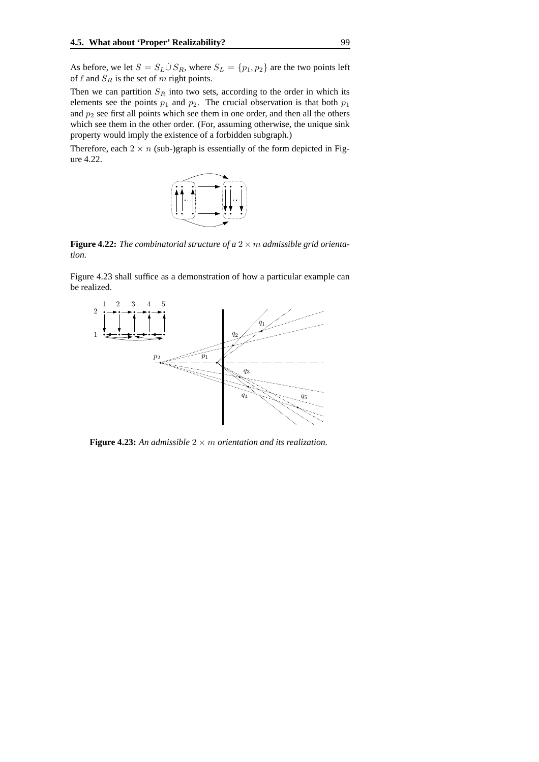As before, we let $S = S_L \dot{\cup} S_R$, where $S_L = \{p_1, p_2\}$ are the two points left of $\ell$ and $S_R$ is the set of $m$ right points.

Then we can partition $S_R$ into two sets, according to the order in which its elements see the points $p_1$ and $p_2$. The crucial observation is that both $p_1$ and $p_2$ see first all points which see them in one order, and then all the others which see them in the other order. (For, assuming otherwise, the unique sink property would imply the existence of a forbidden subgraph.)

Therefore, each $2 \times n$ (sub-)graph is essentially of the form depicted in Figure 4.22.

**Figure 4.22:** *The combinatorial structure of a $2 \times m$ admissible grid orientation.*

Figure 4.23 shall suffice as a demonstration of how a particular example can be realized.

**Figure 4.23:** *An admissible $2 \times m$ orientation and its realization.*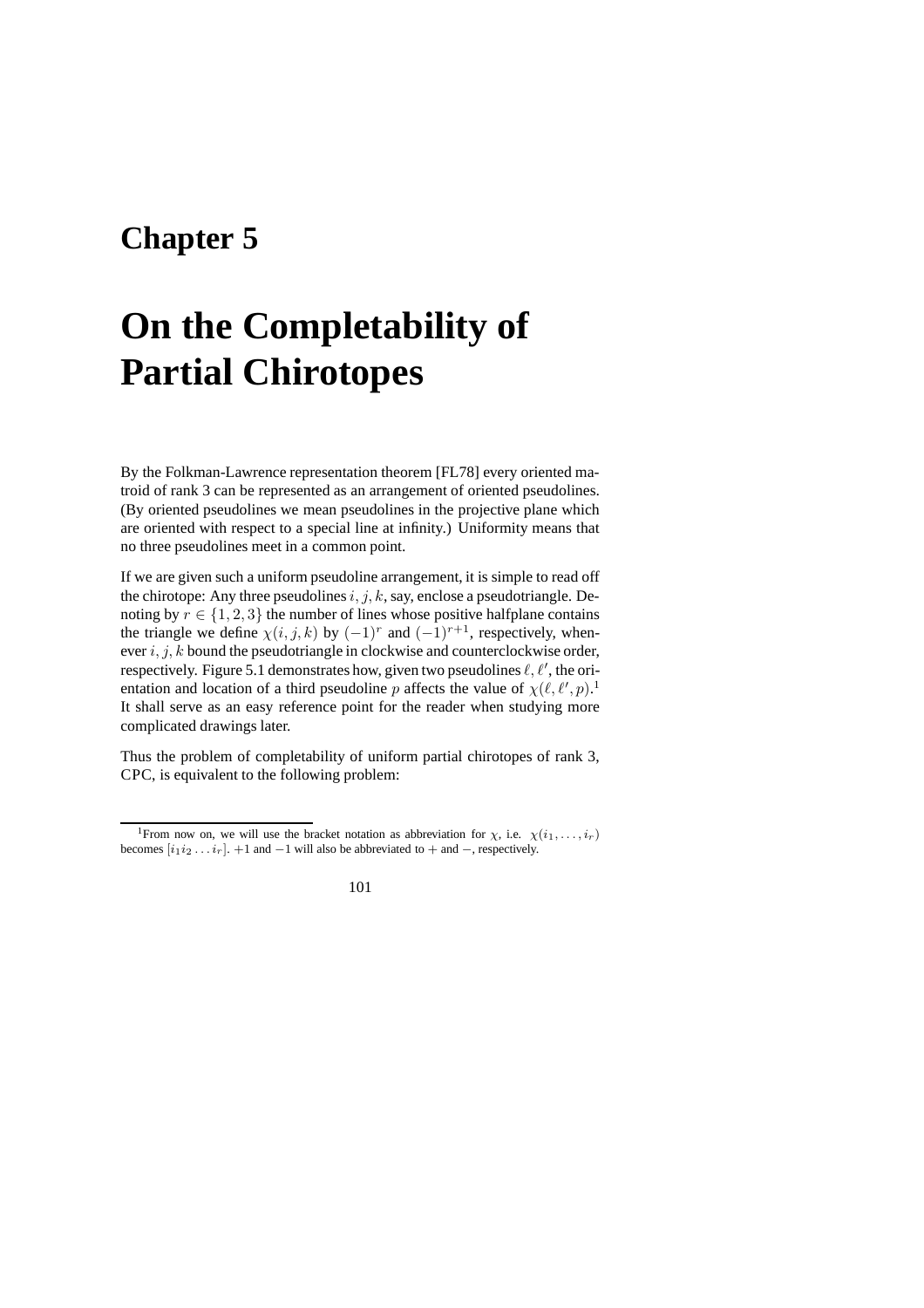# Chapter 5

# On the Completability of Partial Chirotopes

By the Folkman-Lawrence representation theorem [FL78] every oriented matroid of rank 3 can be represented as an arrangement of oriented pseudolines. (By oriented pseudolines we mean pseudolines in the projective plane which are oriented with respect to a special line at infinity.) Uniformity means that no three pseudolines meet in a common point.

If we are given such a uniform pseudoline arrangement, it is simple to read off the chirotope: Any three pseudolines $i, j, k$, say, enclose a pseudotriangle. Denoting by $r \in \{1, 2, 3\}$ the number of lines whose positive halfplane contains the triangle we define $\chi(i, j, k)$ by $(-1)^r$ and $(-1)^{r+1}$, respectively, whenever $i, j, k$ bound the pseudotriangle in clockwise and counterclockwise order, respectively. Figure 5.1 demonstrates how, given two pseudolines $\ell, \ell'$, the orientation and location of a third pseudoline $p$ affects the value of $\chi(\ell, \ell', p)$.[1] It shall serve as an easy reference point for the reader when studying more complicated drawings later.

Thus the problem of completability of uniform partial chirotopes of rank 3, CPC, is equivalent to the following problem:

[1] From now on, we will use the bracket notation as abbreviation for $\chi$, i.e. $\chi(i_1, \ldots, i_r)$ becomes $[i_1 i_2 \ldots i_r]$. $+1$ and $-1$ will also be abbreviated to $+$ and $-$, respectively.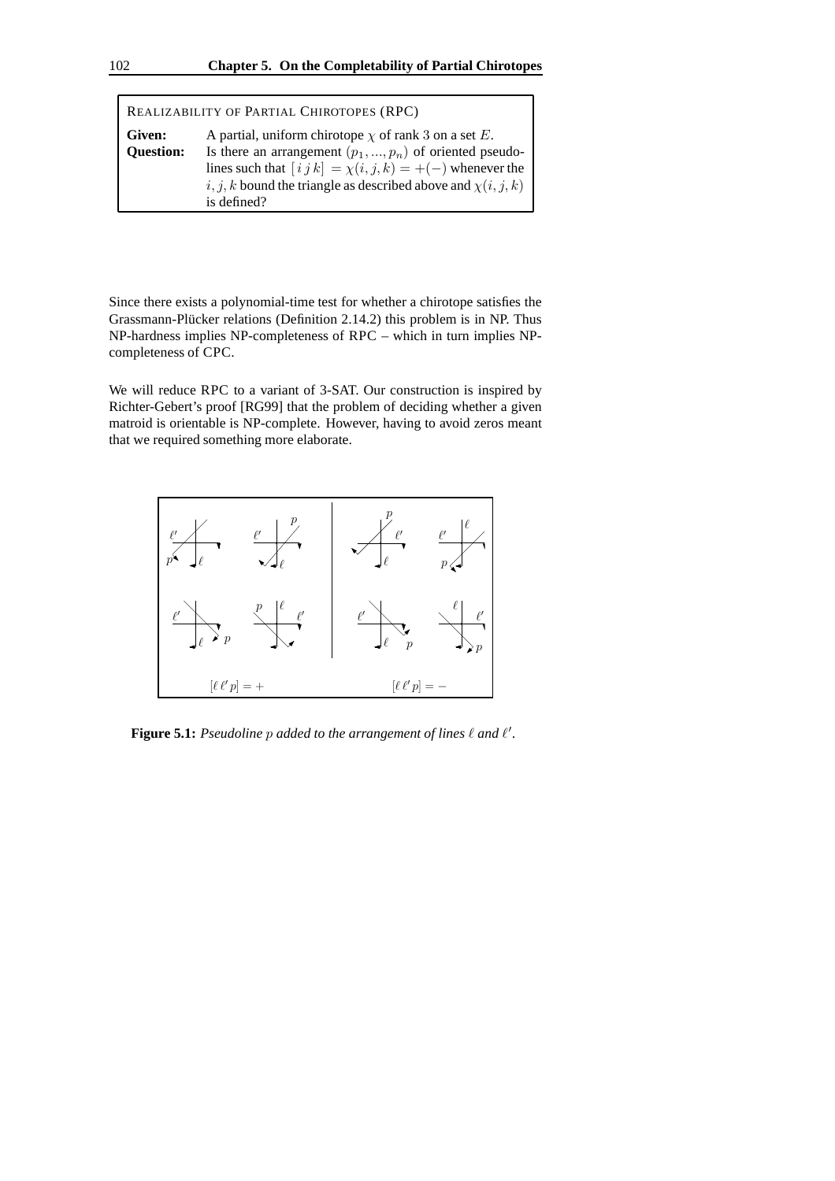| REALIZABILITY OF PARTIAL CHIROTOPES (RPC) | |
|---|---|
| **Given:** | A partial, uniform chirotope $\chi$ of rank 3 on a set $E$. |
| **Question:** | Is there an arrangement $(p_1, ..., p_n)$ of oriented pseudolines such that $[i\,j\,k] = \chi(i,j,k) = +(-)$ whenever the $i, j, k$ bound the triangle as described above and $\chi(i,j,k)$ is defined? |

Since there exists a polynomial-time test for whether a chirotope satisfies the Grassmann-Plücker relations (Definition 2.14.2) this problem is in NP. Thus NP-hardness implies NP-completeness of RPC – which in turn implies NP-completeness of CPC.

We will reduce RPC to a variant of 3-SAT. Our construction is inspired by Richter-Gebert's proof [RG99] that the problem of deciding whether a given matroid is orientable is NP-complete. However, having to avoid zeros meant that we required something more elaborate.

**Figure 5.1:** *Pseudoline $p$ added to the arrangement of lines $\ell$ and $\ell'$.*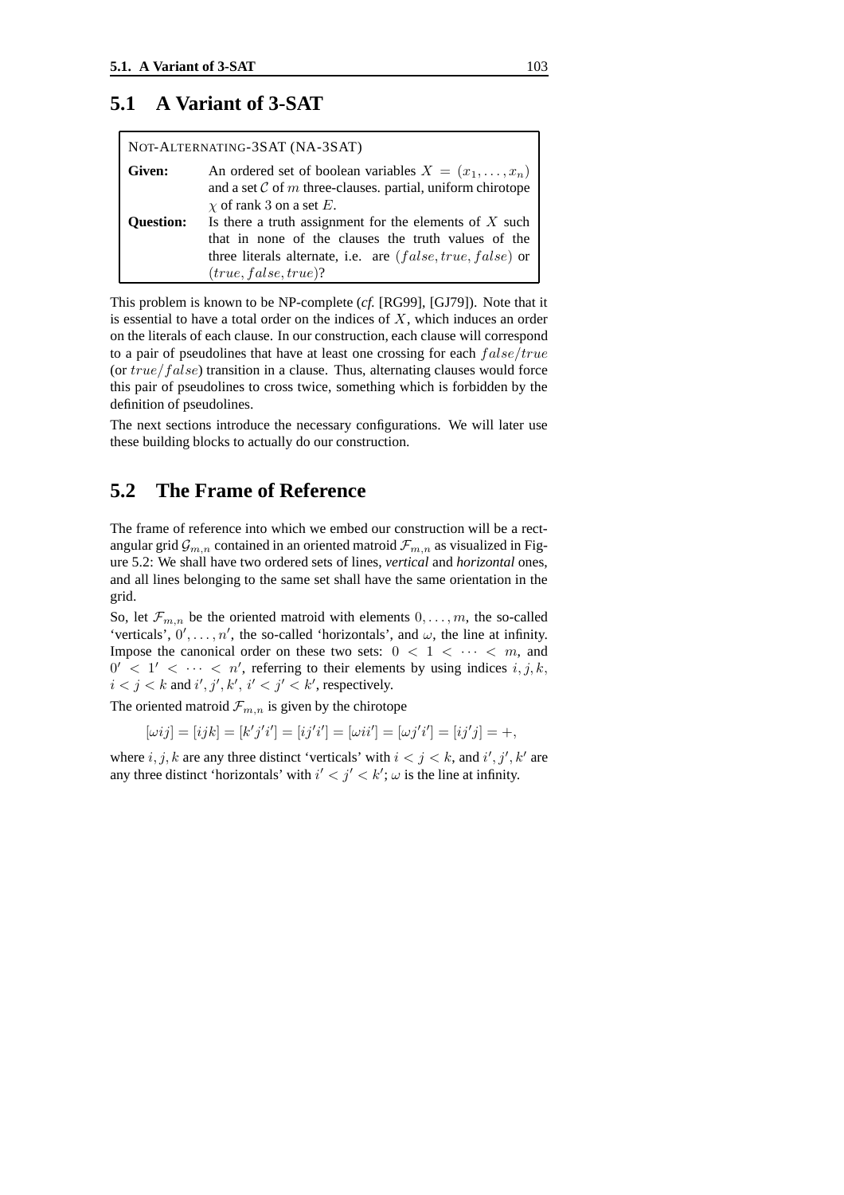## 5.1 A Variant of 3-SAT

NOT-ALTERNATING-3SAT (NA-3SAT)

| | |
|---|---|
| **Given:** | An ordered set of boolean variables $X = (x_1, \ldots, x_n)$ and a set $\mathcal{C}$ of $m$ three-clauses. partial, uniform chirotope $\chi$ of rank 3 on a set $E$. |
| **Question:** | Is there a truth assignment for the elements of $X$ such that in none of the clauses the truth values of the three literals alternate, i.e. are $(false, true, false)$ or $(true, false, true)$? |

This problem is known to be NP-complete (*cf.* [RG99], [GJ79]). Note that it is essential to have a total order on the indices of $X$, which induces an order on the literals of each clause. In our construction, each clause will correspond to a pair of pseudolines that have at least one crossing for each $false/true$ (or $true/false$) transition in a clause. Thus, alternating clauses would force this pair of pseudolines to cross twice, something which is forbidden by the definition of pseudolines.

The next sections introduce the necessary configurations. We will later use these building blocks to actually do our construction.

## 5.2 The Frame of Reference

The frame of reference into which we embed our construction will be a rectangular grid $\mathcal{G}_{m,n}$ contained in an oriented matroid $\mathcal{F}_{m,n}$ as visualized in Figure 5.2: We shall have two ordered sets of lines, *vertical* and *horizontal* ones, and all lines belonging to the same set shall have the same orientation in the grid.

So, let $\mathcal{F}_{m,n}$ be the oriented matroid with elements $0, \ldots, m$, the so-called 'verticals', $0', \ldots, n'$, the so-called 'horizontals', and $\omega$, the line at infinity. Impose the canonical order on these two sets: $0 < 1 < \cdots < m$, and $0' < 1' < \cdots < n'$, referring to their elements by using indices $i, j, k$, $i < j < k$ and $i', j', k'$, $i' < j' < k'$, respectively.

The oriented matroid $\mathcal{F}_{m,n}$ is given by the chirotope

$$[\omega ij] = [ijk] = [k'j'i'] = [ij'i'] = [\omega ii'] = [\omega j'i'] = [ij'j] = +,$$

where $i, j, k$ are any three distinct 'verticals' with $i < j < k$, and $i', j', k'$ are any three distinct 'horizontals' with $i' < j' < k'$; $\omega$ is the line at infinity.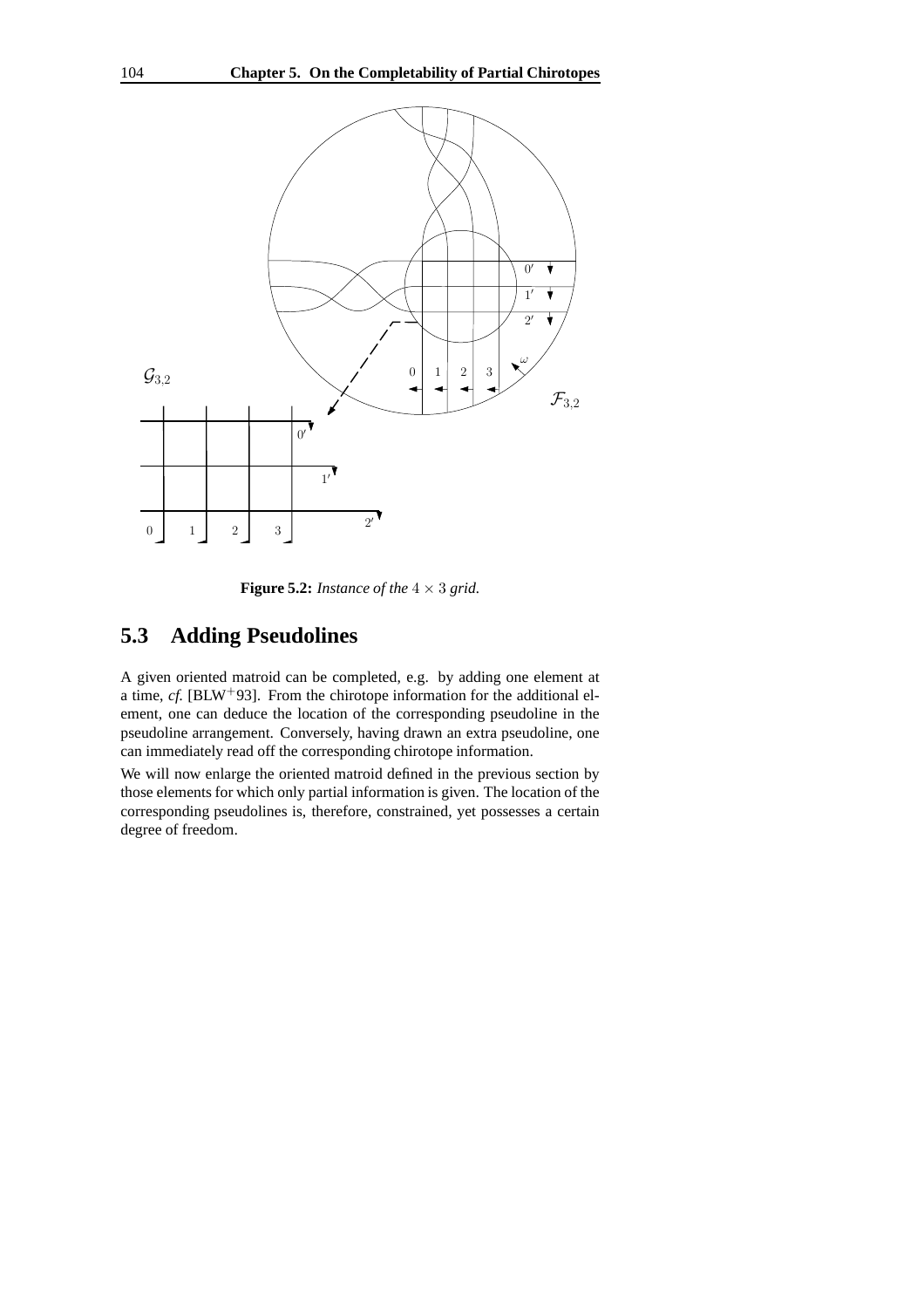**Figure 5.2:** *Instance of the* $4 \times 3$ *grid.*

## 5.3 Adding Pseudolines

A given oriented matroid can be completed, e.g. by adding one element at a time, *cf.* [BLW$^+$93]. From the chirotope information for the additional element, one can deduce the location of the corresponding pseudoline in the pseudoline arrangement. Conversely, having drawn an extra pseudoline, one can immediately read off the corresponding chirotope information.

We will now enlarge the oriented matroid defined in the previous section by those elements for which only partial information is given. The location of the corresponding pseudolines is, therefore, constrained, yet possesses a certain degree of freedom.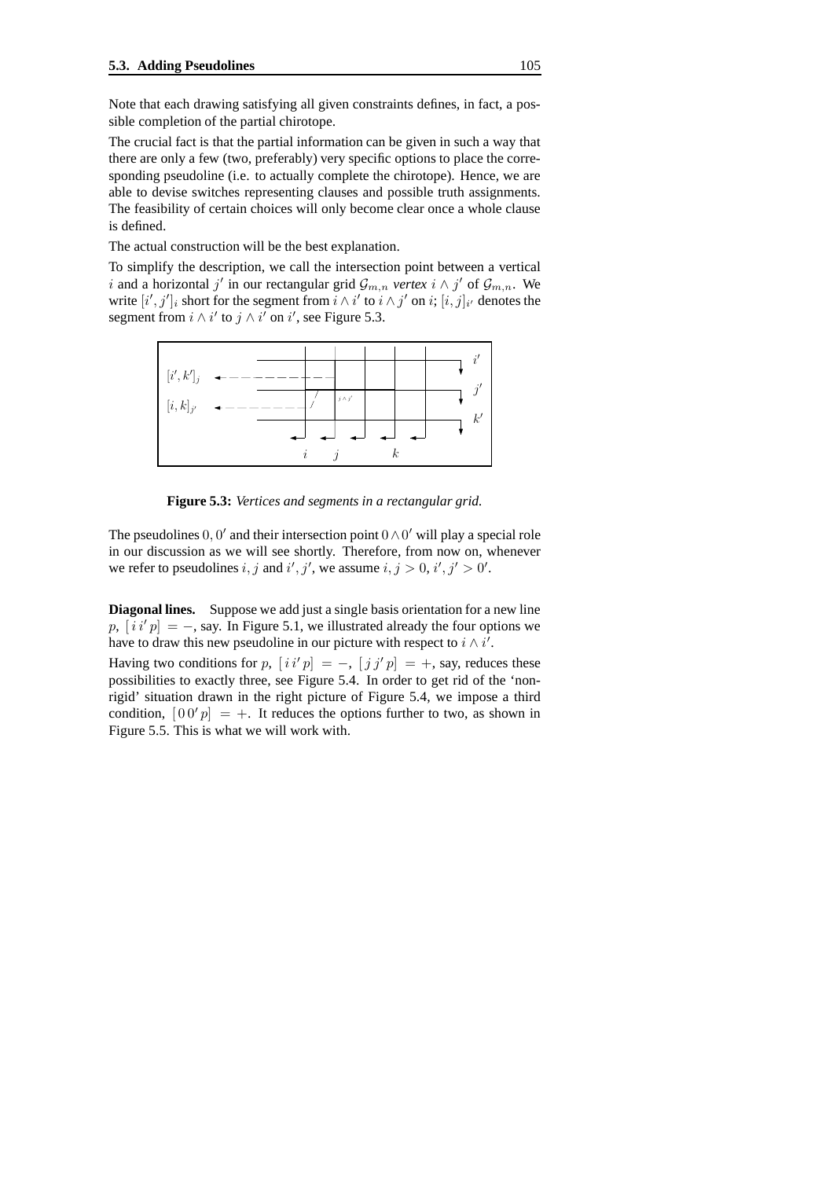Note that each drawing satisfying all given constraints defines, in fact, a possible completion of the partial chirotope.

The crucial fact is that the partial information can be given in such a way that there are only a few (two, preferably) very specific options to place the corresponding pseudoline (i.e. to actually complete the chirotope). Hence, we are able to devise switches representing clauses and possible truth assignments. The feasibility of certain choices will only become clear once a whole clause is defined.

The actual construction will be the best explanation.

To simplify the description, we call the intersection point between a vertical $i$ and a horizontal $j'$ in our rectangular grid $\mathcal{G}_{m,n}$ *vertex* $i \wedge j'$ of $\mathcal{G}_{m,n}$. We write $[i', j']_i$ short for the segment from $i \wedge i'$ to $i \wedge j'$ on $i$; $[i, j]_{i'}$ denotes the segment from $i \wedge i'$ to $j \wedge i'$ on $i'$, see Figure 5.3.

**Figure 5.3:** *Vertices and segments in a rectangular grid.*

The pseudolines $0, 0'$ and their intersection point $0 \wedge 0'$ will play a special role in our discussion as we will see shortly. Therefore, from now on, whenever we refer to pseudolines $i, j$ and $i', j'$, we assume $i, j > 0$, $i', j' > 0'$.

**Diagonal lines.** Suppose we add just a single basis orientation for a new line $p$, $[\, i\, i'\, p] = -$, say. In Figure 5.1, we illustrated already the four options we have to draw this new pseudoline in our picture with respect to $i \wedge i'$.

Having two conditions for $p$, $[\, i\, i'\, p] = -$, $[\, j\, j'\, p] = +$, say, reduces these possibilities to exactly three, see Figure 5.4. In order to get rid of the 'non-rigid' situation drawn in the right picture of Figure 5.4, we impose a third condition, $[\, 0\, 0'\, p] = +$. It reduces the options further to two, as shown in Figure 5.5. This is what we will work with.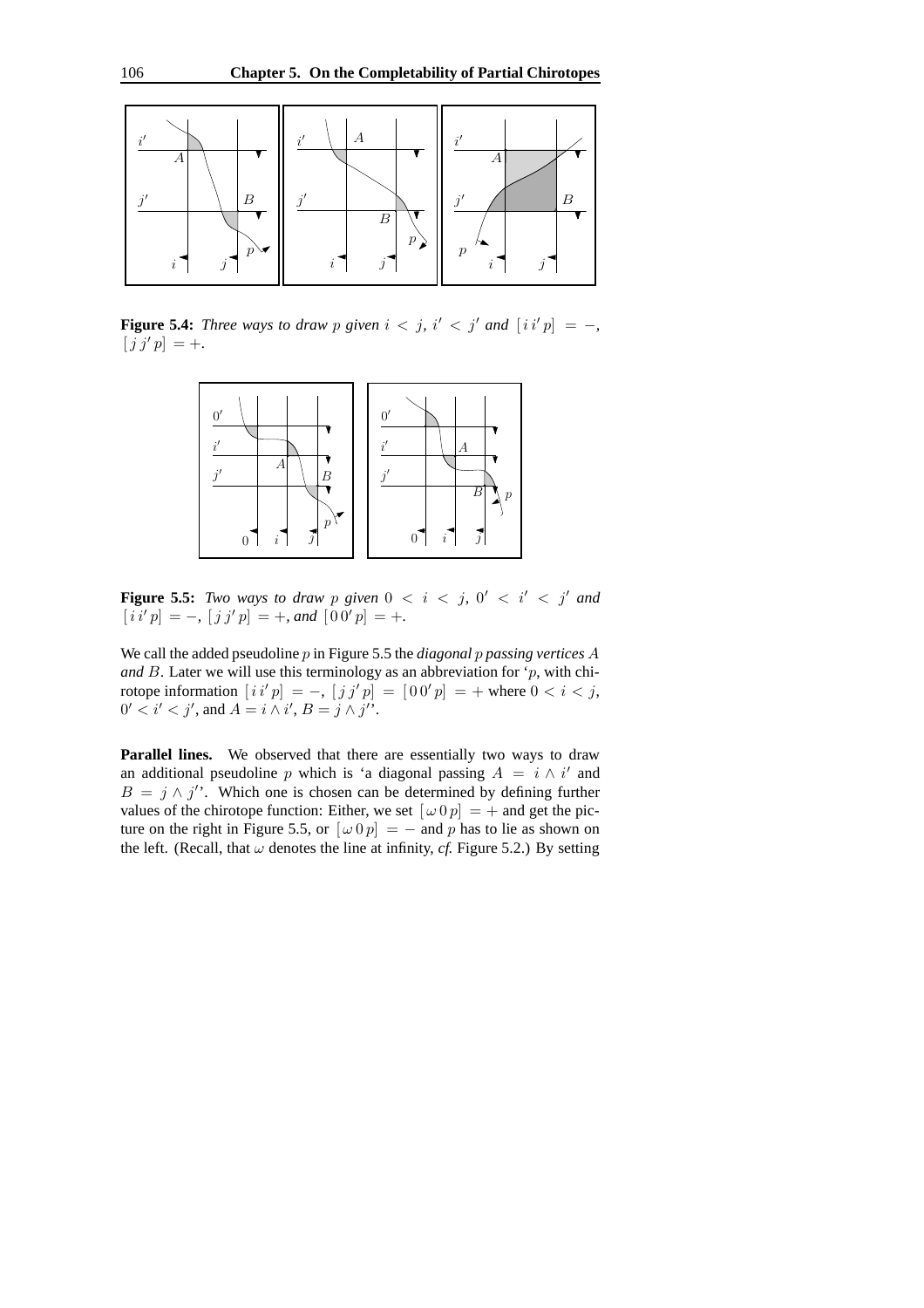**Figure 5.4:** *Three ways to draw $p$ given $i < j$, $i' < j'$ and $[\,i\,i'\,p] = -$, $[\,j\,j'\,p] = +$.*

**Figure 5.5:** *Two ways to draw $p$ given $0 < i < j$, $0' < i' < j'$ and $[\,i\,i'\,p] = -$, $[\,j\,j'\,p] = +$, and $[\,0\,0'\,p] = +$.*

We call the added pseudoline $p$ in Figure 5.5 the *diagonal $p$ passing vertices $A$ and $B$*. Later we will use this terminology as an abbreviation for '$p$, with chirotope information $[\,i\,i'\,p] = -$, $[\,j\,j'\,p] = [\,0\,0'\,p] = +$ where $0 < i < j$, $0' < i' < j'$, and $A = i \wedge i'$, $B = j \wedge j'$'.

**Parallel lines.** We observed that there are essentially two ways to draw an additional pseudoline $p$ which is 'a diagonal passing $A = i \wedge i'$ and $B = j \wedge j'$'. Which one is chosen can be determined by defining further values of the chirotope function: Either, we set $[\,\omega\,0\,p] = +$ and get the picture on the right in Figure 5.5, or $[\,\omega\,0\,p] = -$ and $p$ has to lie as shown on the left. (Recall, that $\omega$ denotes the line at infinity, *cf.* Figure 5.2.) By setting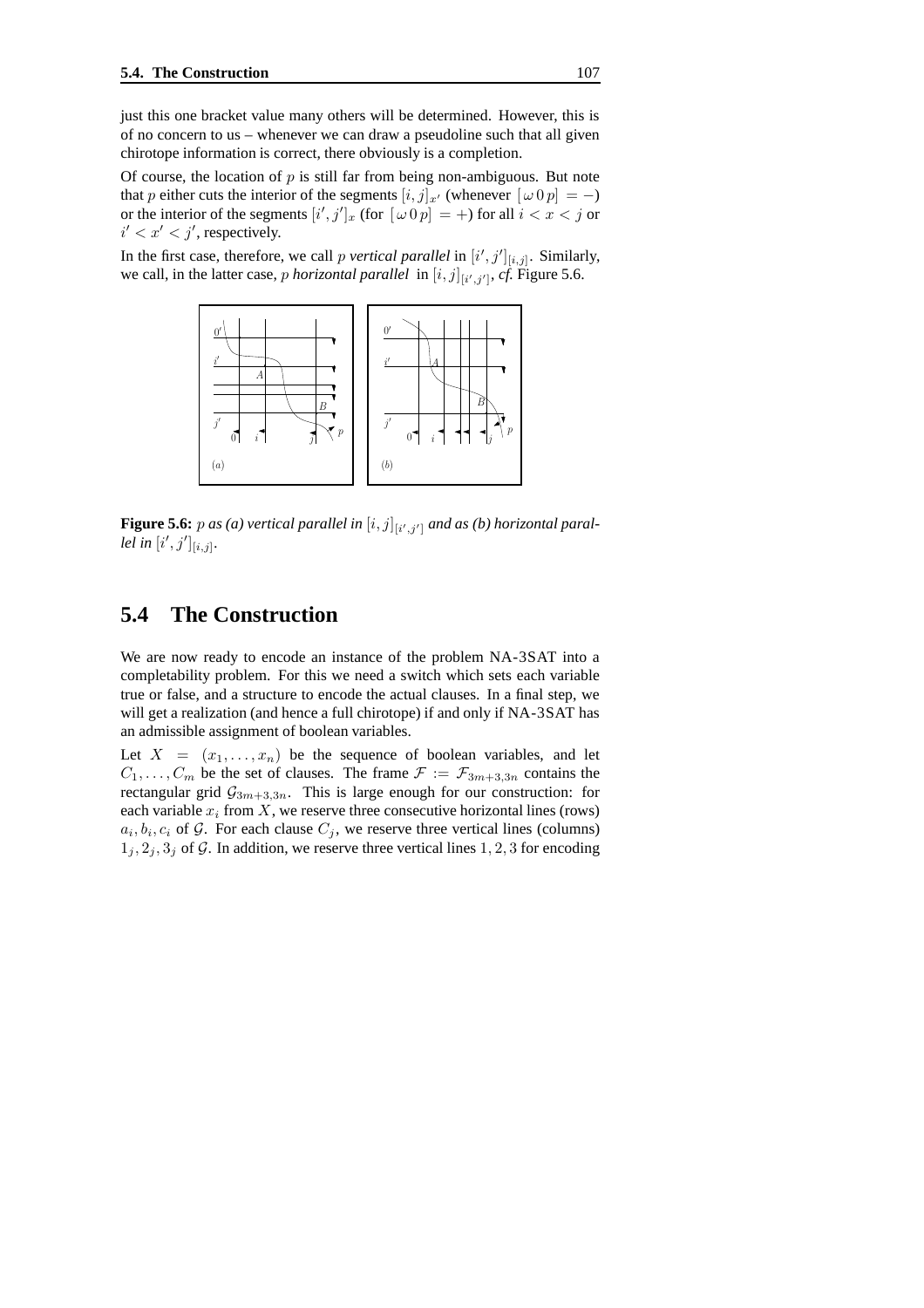just this one bracket value many others will be determined. However, this is of no concern to us – whenever we can draw a pseudoline such that all given chirotope information is correct, there obviously is a completion.

Of course, the location of $p$ is still far from being non-ambiguous. But note that $p$ either cuts the interior of the segments $[i, j]_{x'}$ (whenever $[\,\omega\, 0\, p] = -$) or the interior of the segments $[i', j']_x$ (for $[\,\omega\, 0\, p] = +$) for all $i < x < j$ or $i' < x' < j'$, respectively.

In the first case, therefore, we call $p$ *vertical parallel* in $[i', j']_{[i,j]}$. Similarly, we call, in the latter case, $p$ *horizontal parallel* in $[i, j]_{[i',j']}$, *cf.* Figure 5.6.

**Figure 5.6:** *$p$ as (a) vertical parallel in $[i, j]_{[i',j']}$ and as (b) horizontal parallel in $[i', j']_{[i,j]}$.*

## 5.4 The Construction

We are now ready to encode an instance of the problem NA-3SAT into a completability problem. For this we need a switch which sets each variable true or false, and a structure to encode the actual clauses. In a final step, we will get a realization (and hence a full chirotope) if and only if NA-3SAT has an admissible assignment of boolean variables.

Let $X = (x_1, \ldots, x_n)$ be the sequence of boolean variables, and let $C_1, \ldots, C_m$ be the set of clauses. The frame $\mathcal{F} := \mathcal{F}_{3m+3,3n}$ contains the rectangular grid $\mathcal{G}_{3m+3,3n}$. This is large enough for our construction: for each variable $x_i$ from $X$, we reserve three consecutive horizontal lines (rows) $a_i, b_i, c_i$ of $\mathcal{G}$. For each clause $C_j$, we reserve three vertical lines (columns) $1_j, 2_j, 3_j$ of $\mathcal{G}$. In addition, we reserve three vertical lines $1, 2, 3$ for encoding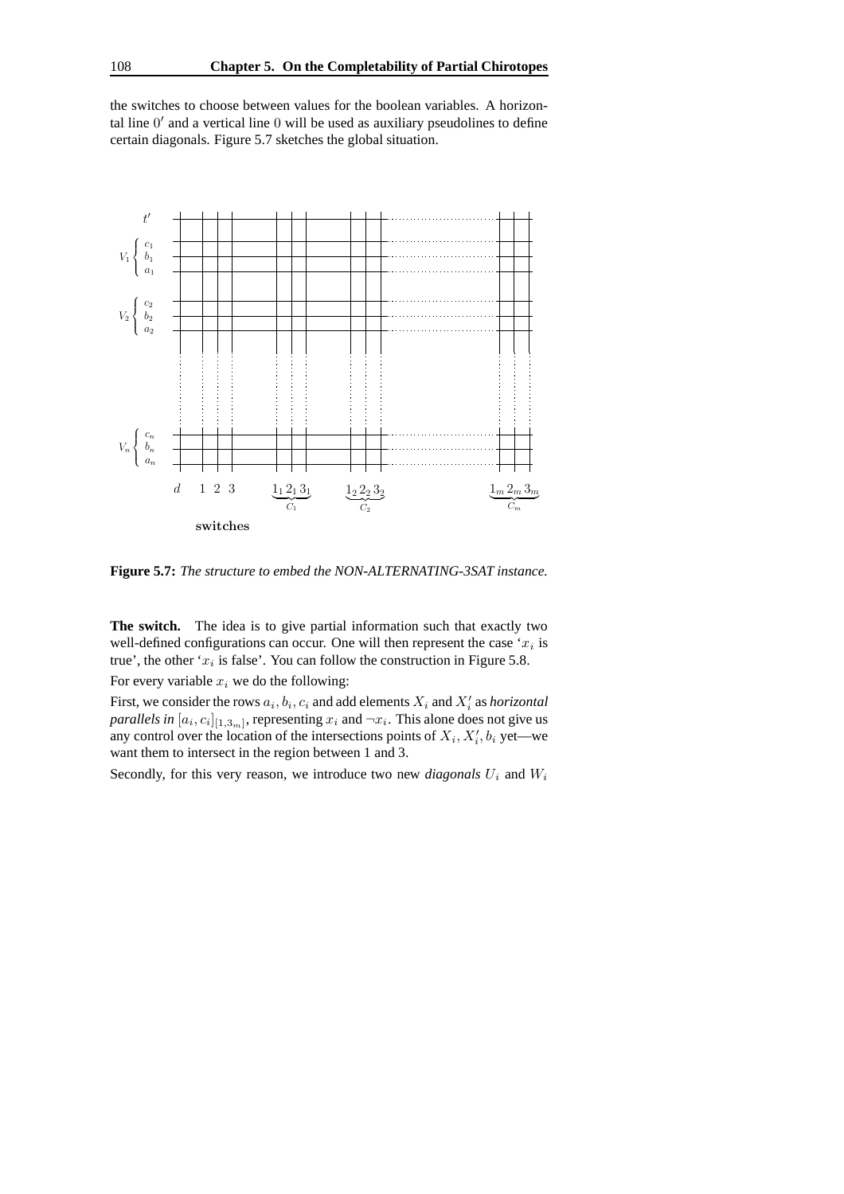the switches to choose between values for the boolean variables. A horizontal line $0'$ and a vertical line $0$ will be used as auxiliary pseudolines to define certain diagonals. Figure 5.7 sketches the global situation.

**Figure 5.7:** *The structure to embed the NON-ALTERNATING-3SAT instance.*

**The switch.** The idea is to give partial information such that exactly two well-defined configurations can occur. One will then represent the case '$x_i$ is true', the other '$x_i$ is false'. You can follow the construction in Figure 5.8.

For every variable $x_i$ we do the following:

First, we consider the rows $a_i, b_i, c_i$ and add elements $X_i$ and $X_i'$ as *horizontal parallels in* $[a_i, c_i]_{[1,3_m]}$, representing $x_i$ and $\neg x_i$. This alone does not give us any control over the location of the intersections points of $X_i, X_i', b_i$ yet—we want them to intersect in the region between 1 and 3.

Secondly, for this very reason, we introduce two new *diagonals* $U_i$ and $W_i$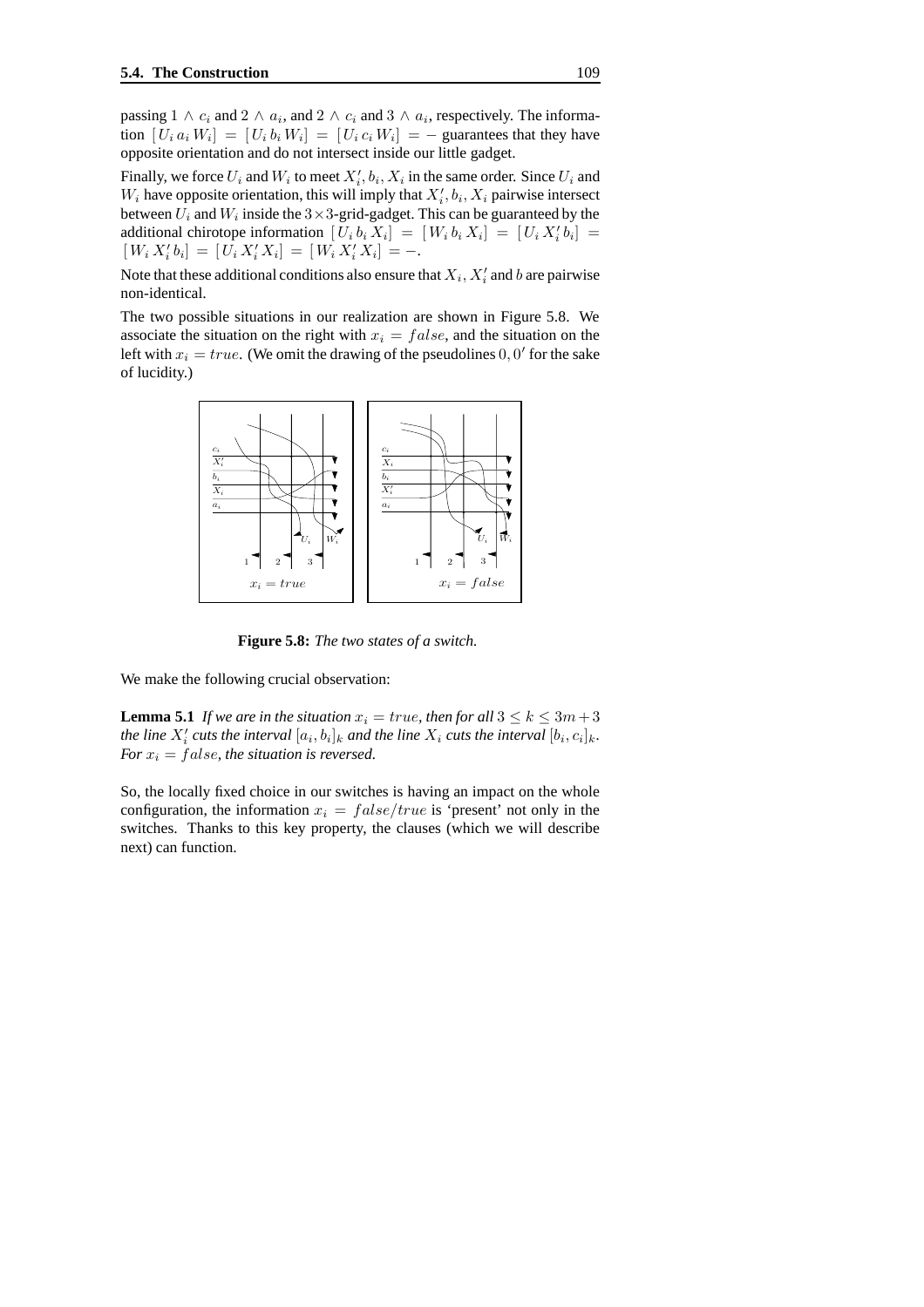passing $1 \wedge c_i$ and $2 \wedge a_i$, and $2 \wedge c_i$ and $3 \wedge a_i$, respectively. The information $[U_i\, a_i\, W_i] = [U_i\, b_i\, W_i] = [U_i\, c_i\, W_i] = -$ guarantees that they have opposite orientation and do not intersect inside our little gadget.

Finally, we force $U_i$ and $W_i$ to meet $X_i', b_i, X_i$ in the same order. Since $U_i$ and $W_i$ have opposite orientation, this will imply that $X_i', b_i, X_i$ pairwise intersect between $U_i$ and $W_i$ inside the $3\times3$-grid-gadget. This can be guaranteed by the additional chirotope information $[U_i\, b_i\, X_i] = [W_i\, b_i\, X_i] = [U_i\, X_i'\, b_i] = [W_i\, X_i'\, b_i] = [U_i\, X_i'\, X_i] = [W_i\, X_i'\, X_i] = -$.

Note that these additional conditions also ensure that $X_i$, $X_i'$ and $b$ are pairwise non-identical.

The two possible situations in our realization are shown in Figure 5.8. We associate the situation on the right with $x_i = false$, and the situation on the left with $x_i = true$. (We omit the drawing of the pseudolines $0, 0'$ for the sake of lucidity.)

**Figure 5.8:** *The two states of a switch.*

We make the following crucial observation:

**Lemma 5.1** *If we are in the situation $x_i = true$, then for all $3 \leq k \leq 3m+3$ the line $X_i'$ cuts the interval $[a_i, b_i]_k$ and the line $X_i$ cuts the interval $[b_i, c_i]_k$. For $x_i = false$, the situation is reversed.*

So, the locally fixed choice in our switches is having an impact on the whole configuration, the information $x_i = false/true$ is 'present' not only in the switches. Thanks to this key property, the clauses (which we will describe next) can function.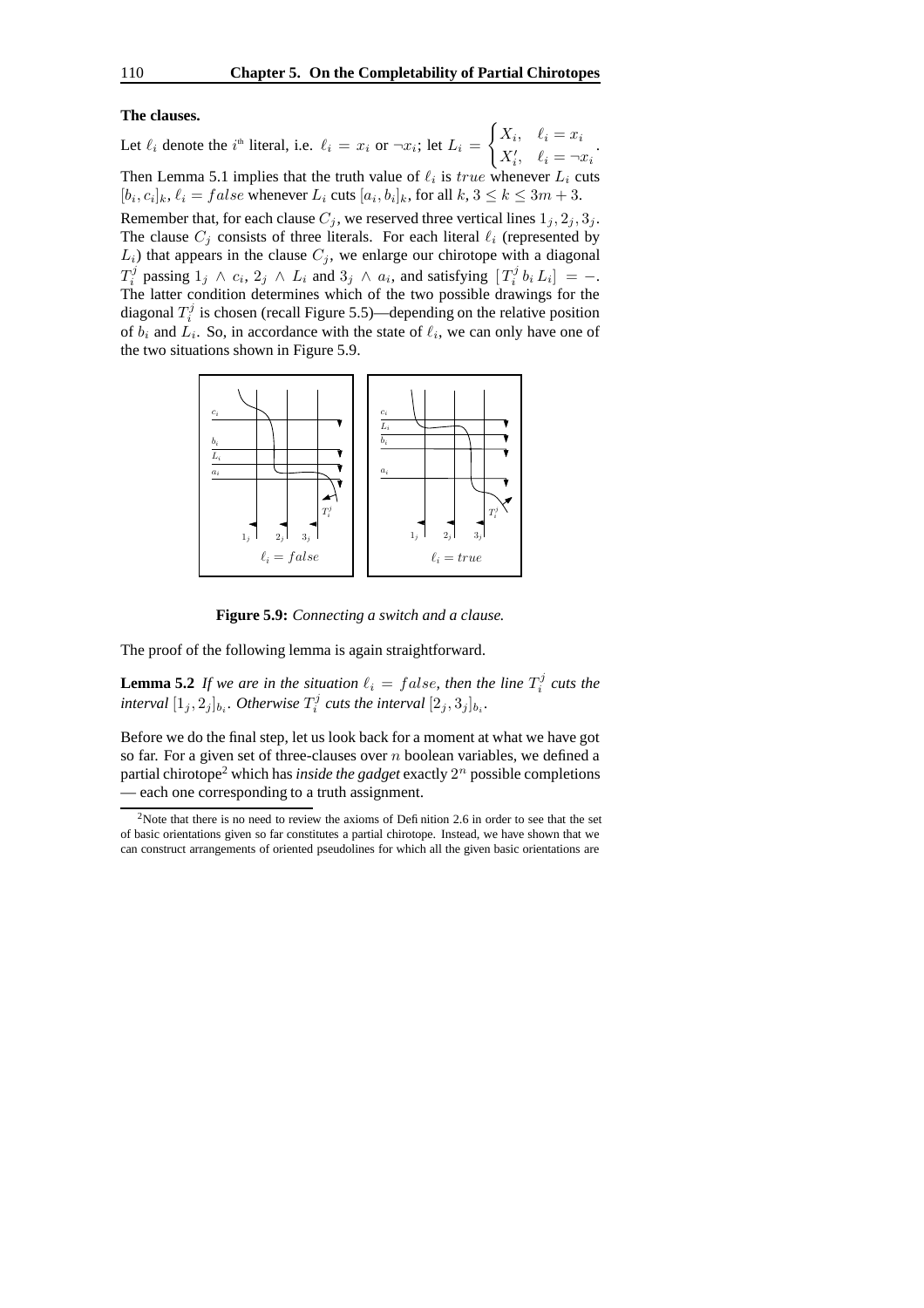**The clauses.**

Let $\ell_i$ denote the $i^{\text{th}}$ literal, i.e. $\ell_i = x_i$ or $\neg x_i$; let $L_i = \begin{cases} X_i, & \ell_i = x_i \\ X_i', & \ell_i = \neg x_i \end{cases}$.

Then Lemma 5.1 implies that the truth value of $\ell_i$ is $true$ whenever $L_i$ cuts $[b_i, c_i]_k$, $\ell_i = false$ whenever $L_i$ cuts $[a_i, b_i]_k$, for all $k$, $3 \leq k \leq 3m + 3$.

Remember that, for each clause $C_j$, we reserved three vertical lines $1_j, 2_j, 3_j$. The clause $C_j$ consists of three literals. For each literal $\ell_i$ (represented by $L_i$) that appears in the clause $C_j$, we enlarge our chirotope with a diagonal $T_i^j$ passing $1_j \wedge c_i$, $2_j \wedge L_i$ and $3_j \wedge a_i$, and satisfying $[T_i^j \, b_i \, L_i] = -$. The latter condition determines which of the two possible drawings for the diagonal $T_i^j$ is chosen (recall Figure 5.5)—depending on the relative position of $b_i$ and $L_i$. So, in accordance with the state of $\ell_i$, we can only have one of the two situations shown in Figure 5.9.

**Figure 5.9:** *Connecting a switch and a clause.*

The proof of the following lemma is again straightforward.

**Lemma 5.2** *If we are in the situation $\ell_i = false$, then the line $T_i^j$ cuts the interval $[1_j, 2_j]_{b_i}$. Otherwise $T_i^j$ cuts the interval $[2_j, 3_j]_{b_i}$.*

Before we do the final step, let us look back for a moment at what we have got so far. For a given set of three-clauses over $n$ boolean variables, we defined a partial chirotope[2] which has *inside the gadget* exactly $2^n$ possible completions — each one corresponding to a truth assignment.

[2] Note that there is no need to review the axioms of Definition 2.6 in order to see that the set of basic orientations given so far constitutes a partial chirotope. Instead, we have shown that we can construct arrangements of oriented pseudolines for which all the given basic orientations are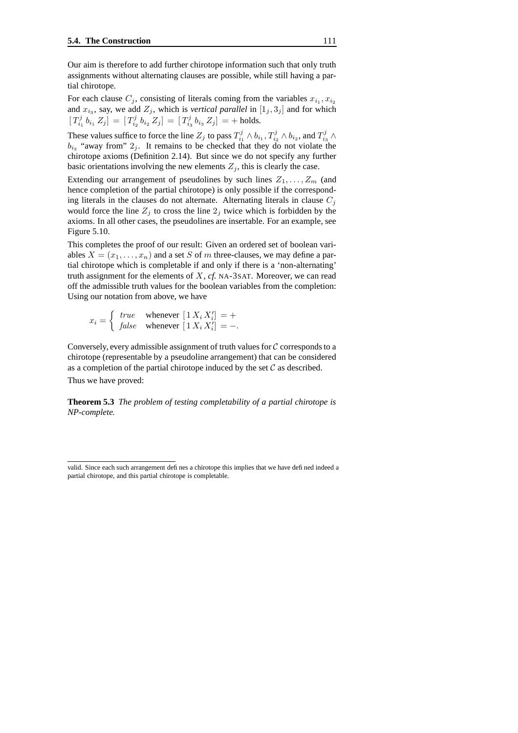Our aim is therefore to add further chirotope information such that only truth assignments without alternating clauses are possible, while still having a partial chirotope.

For each clause $C_j$, consisting of literals coming from the variables $x_{i_1}, x_{i_2}$ and $x_{i_3}$, say, we add $Z_j$, which is *vertical parallel* in $[1_j, 3_j]$ and for which $[\,T^j_{i_1}\, b_{i_1}\, Z_j] = [\,T^j_{i_2}\, b_{i_2}\, Z_j] = [\,T^j_{i_3}\, b_{i_3}\, Z_j] = +$ holds.

These values suffice to force the line $Z_j$ to pass $T^j_{i_1} \wedge b_{i_1}, T^j_{i_2} \wedge b_{i_2}$, and $T^j_{i_3} \wedge b_{i_3}$ "away from" $2_j$. It remains to be checked that they do not violate the chirotope axioms (Definition 2.14). But since we do not specify any further basic orientations involving the new elements $Z_j$, this is clearly the case.

Extending our arrangement of pseudolines by such lines $Z_1, \ldots, Z_m$ (and hence completion of the partial chirotope) is only possible if the corresponding literals in the clauses do not alternate. Alternating literals in clause $C_j$ would force the line $Z_j$ to cross the line $2_j$ twice which is forbidden by the axioms. In all other cases, the pseudolines are insertable. For an example, see Figure 5.10.

This completes the proof of our result: Given an ordered set of boolean variables $X = (x_1, \ldots, x_n)$ and a set $S$ of $m$ three-clauses, we may define a partial chirotope which is completable if and only if there is a 'non-alternating' truth assignment for the elements of $X$, *cf.* NA-3SAT. Moreover, we can read off the admissible truth values for the boolean variables from the completion: Using our notation from above, we have

$$x_i = \begin{cases} true & \text{whenever } [\,1\, X_i\, X_i'] = + \\ false & \text{whenever } [\,1\, X_i\, X_i'] = -. \end{cases}$$

Conversely, every admissible assignment of truth values for $\mathcal{C}$ corresponds to a chirotope (representable by a pseudoline arrangement) that can be considered as a completion of the partial chirotope induced by the set $\mathcal{C}$ as described.

Thus we have proved:

**Theorem 5.3** *The problem of testing completability of a partial chirotope is NP-complete.*

---

valid. Since each such arrangement defines a chirotope this implies that we have defined indeed a partial chirotope, and this partial chirotope is completable.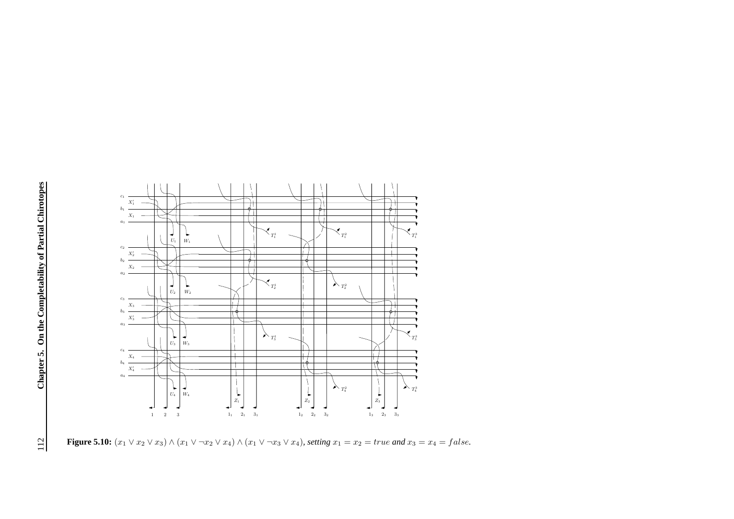**Figure 5.10:** $(x_1 \vee x_2 \vee x_3) \wedge (x_1 \vee \neg x_2 \vee x_4) \wedge (x_1 \vee \neg x_3 \vee x_4)$, *setting* $x_1 = x_2 = true$ *and* $x_3 = x_4 = false$.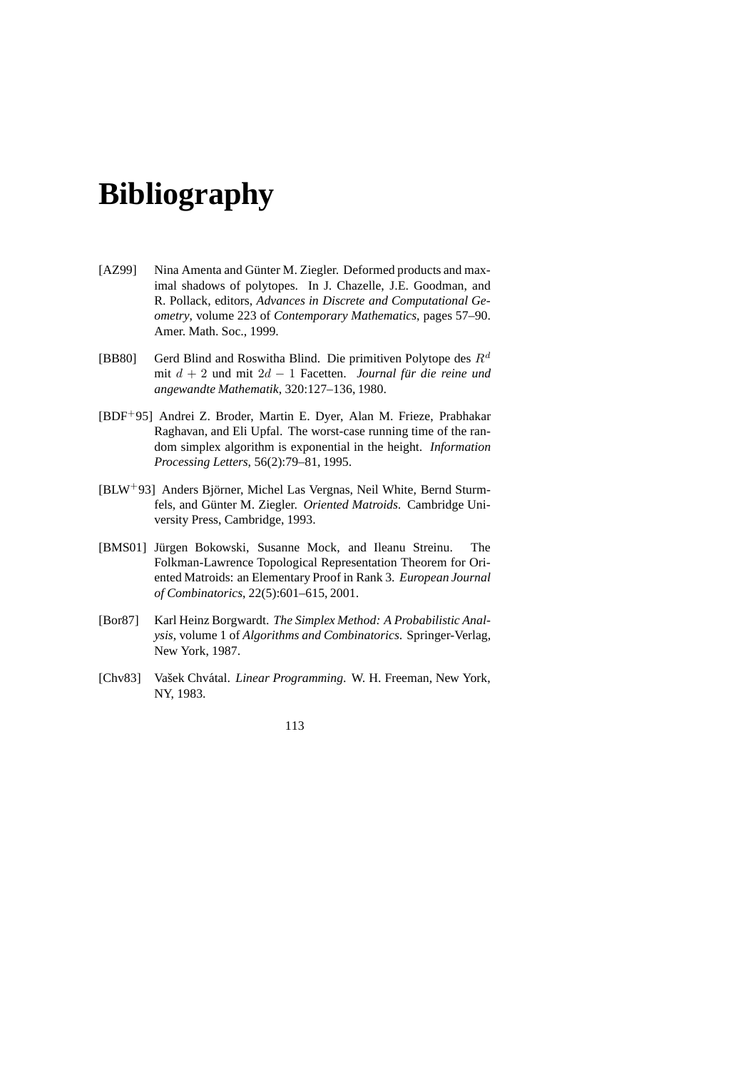# Bibliography

[AZ99] Nina Amenta and Günter M. Ziegler. Deformed products and maximal shadows of polytopes. In J. Chazelle, J.E. Goodman, and R. Pollack, editors, *Advances in Discrete and Computational Geometry*, volume 223 of *Contemporary Mathematics*, pages 57–90. Amer. Math. Soc., 1999.

[BB80] Gerd Blind and Roswitha Blind. Die primitiven Polytope des $R^d$ mit $d + 2$ und mit $2d - 1$ Facetten. *Journal für die reine und angewandte Mathematik*, 320:127–136, 1980.

[BDF$^+$95] Andrei Z. Broder, Martin E. Dyer, Alan M. Frieze, Prabhakar Raghavan, and Eli Upfal. The worst-case running time of the random simplex algorithm is exponential in the height. *Information Processing Letters*, 56(2):79–81, 1995.

[BLW$^+$93] Anders Björner, Michel Las Vergnas, Neil White, Bernd Sturmfels, and Günter M. Ziegler. *Oriented Matroids*. Cambridge University Press, Cambridge, 1993.

[BMS01] Jürgen Bokowski, Susanne Mock, and Ileanu Streinu. The Folkman-Lawrence Topological Representation Theorem for Oriented Matroids: an Elementary Proof in Rank 3. *European Journal of Combinatorics*, 22(5):601–615, 2001.

[Bor87] Karl Heinz Borgwardt. *The Simplex Method: A Probabilistic Analysis*, volume 1 of *Algorithms and Combinatorics*. Springer-Verlag, New York, 1987.

[Chv83] Vašek Chvátal. *Linear Programming*. W. H. Freeman, New York, NY, 1983.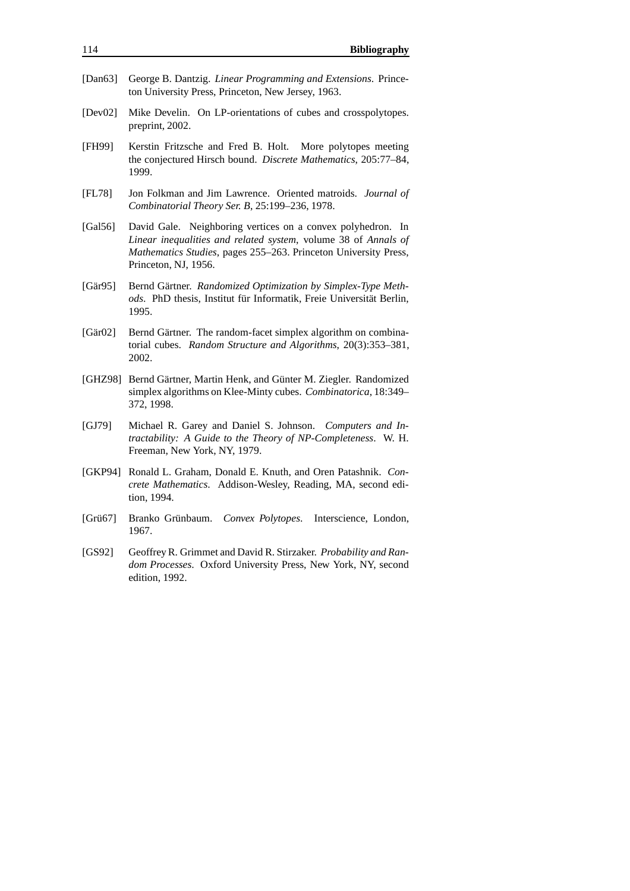[Dan63] George B. Dantzig. *Linear Programming and Extensions*. Princeton University Press, Princeton, New Jersey, 1963.

[Dev02] Mike Develin. On LP-orientations of cubes and crosspolytopes. preprint, 2002.

[FH99] Kerstin Fritzsche and Fred B. Holt. More polytopes meeting the conjectured Hirsch bound. *Discrete Mathematics*, 205:77–84, 1999.

[FL78] Jon Folkman and Jim Lawrence. Oriented matroids. *Journal of Combinatorial Theory Ser. B*, 25:199–236, 1978.

[Gal56] David Gale. Neighboring vertices on a convex polyhedron. In *Linear inequalities and related system*, volume 38 of *Annals of Mathematics Studies*, pages 255–263. Princeton University Press, Princeton, NJ, 1956.

[Gär95] Bernd Gärtner. *Randomized Optimization by Simplex-Type Methods*. PhD thesis, Institut für Informatik, Freie Universität Berlin, 1995.

[Gär02] Bernd Gärtner. The random-facet simplex algorithm on combinatorial cubes. *Random Structure and Algorithms*, 20(3):353–381, 2002.

[GHZ98] Bernd Gärtner, Martin Henk, and Günter M. Ziegler. Randomized simplex algorithms on Klee-Minty cubes. *Combinatorica*, 18:349–372, 1998.

[GJ79] Michael R. Garey and Daniel S. Johnson. *Computers and Intractability: A Guide to the Theory of NP-Completeness*. W. H. Freeman, New York, NY, 1979.

[GKP94] Ronald L. Graham, Donald E. Knuth, and Oren Patashnik. *Concrete Mathematics*. Addison-Wesley, Reading, MA, second edition, 1994.

[Grü67] Branko Grünbaum. *Convex Polytopes*. Interscience, London, 1967.

[GS92] Geoffrey R. Grimmet and David R. Stirzaker. *Probability and Random Processes*. Oxford University Press, New York, NY, second edition, 1992.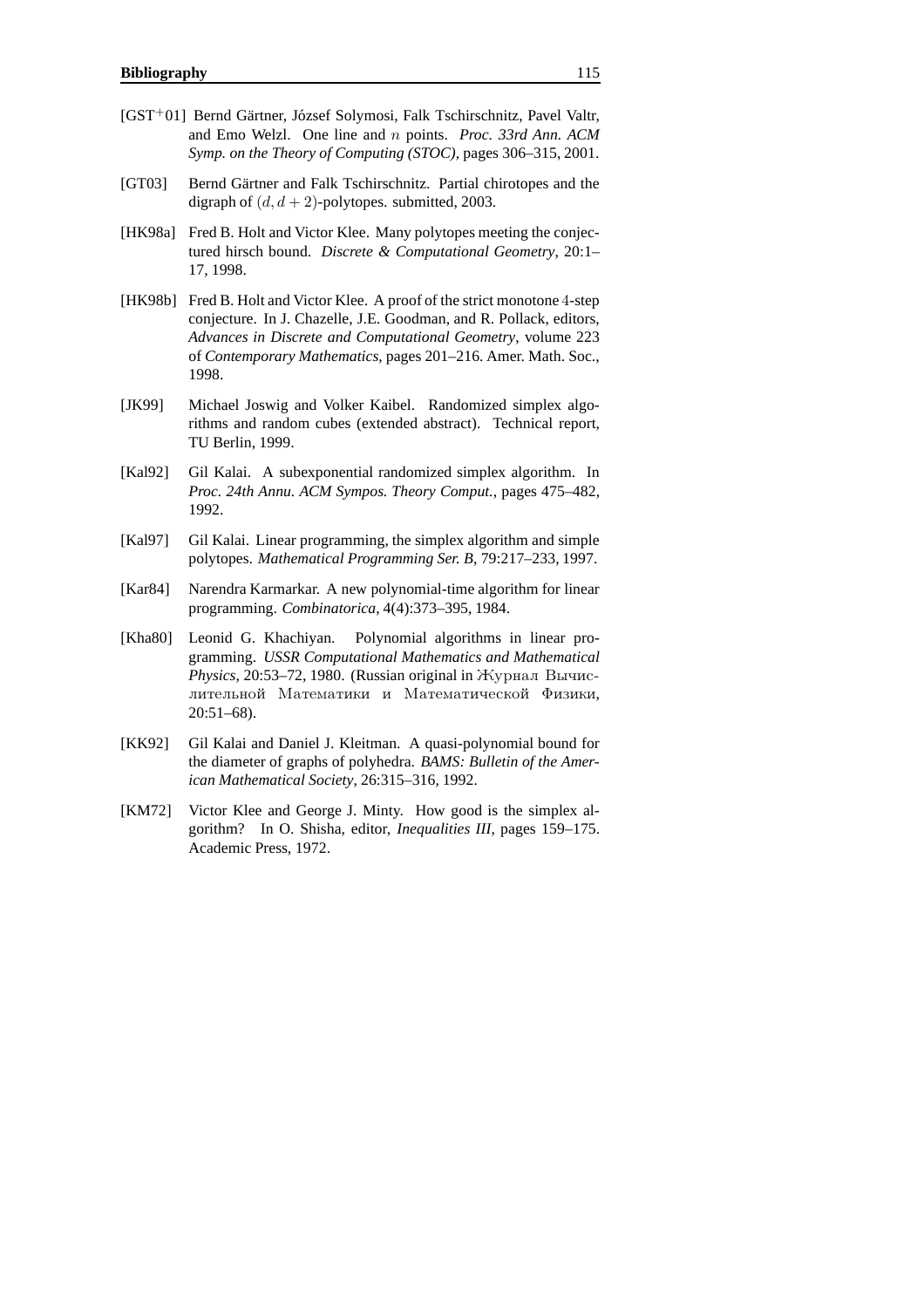[GST+01] Bernd Gärtner, József Solymosi, Falk Tschirschnitz, Pavel Valtr, and Emo Welzl. One line and $n$ points. *Proc. 33rd Ann. ACM Symp. on the Theory of Computing (STOC)*, pages 306–315, 2001.

[GT03] Bernd Gärtner and Falk Tschirschnitz. Partial chirotopes and the digraph of $(d, d+2)$-polytopes. submitted, 2003.

[HK98a] Fred B. Holt and Victor Klee. Many polytopes meeting the conjectured hirsch bound. *Discrete & Computational Geometry*, 20:1–17, 1998.

[HK98b] Fred B. Holt and Victor Klee. A proof of the strict monotone 4-step conjecture. In J. Chazelle, J.E. Goodman, and R. Pollack, editors, *Advances in Discrete and Computational Geometry*, volume 223 of *Contemporary Mathematics*, pages 201–216. Amer. Math. Soc., 1998.

[JK99] Michael Joswig and Volker Kaibel. Randomized simplex algorithms and random cubes (extended abstract). Technical report, TU Berlin, 1999.

[Kal92] Gil Kalai. A subexponential randomized simplex algorithm. In *Proc. 24th Annu. ACM Sympos. Theory Comput.*, pages 475–482, 1992.

[Kal97] Gil Kalai. Linear programming, the simplex algorithm and simple polytopes. *Mathematical Programming Ser. B*, 79:217–233, 1997.

[Kar84] Narendra Karmarkar. A new polynomial-time algorithm for linear programming. *Combinatorica*, 4(4):373–395, 1984.

[Kha80] Leonid G. Khachiyan. Polynomial algorithms in linear programming. *USSR Computational Mathematics and Mathematical Physics*, 20:53–72, 1980. (Russian original in Журнал Вычислительной Математики и Математической Физики, 20:51–68).

[KK92] Gil Kalai and Daniel J. Kleitman. A quasi-polynomial bound for the diameter of graphs of polyhedra. *BAMS: Bulletin of the American Mathematical Society*, 26:315–316, 1992.

[KM72] Victor Klee and George J. Minty. How good is the simplex algorithm? In O. Shisha, editor, *Inequalities III*, pages 159–175. Academic Press, 1972.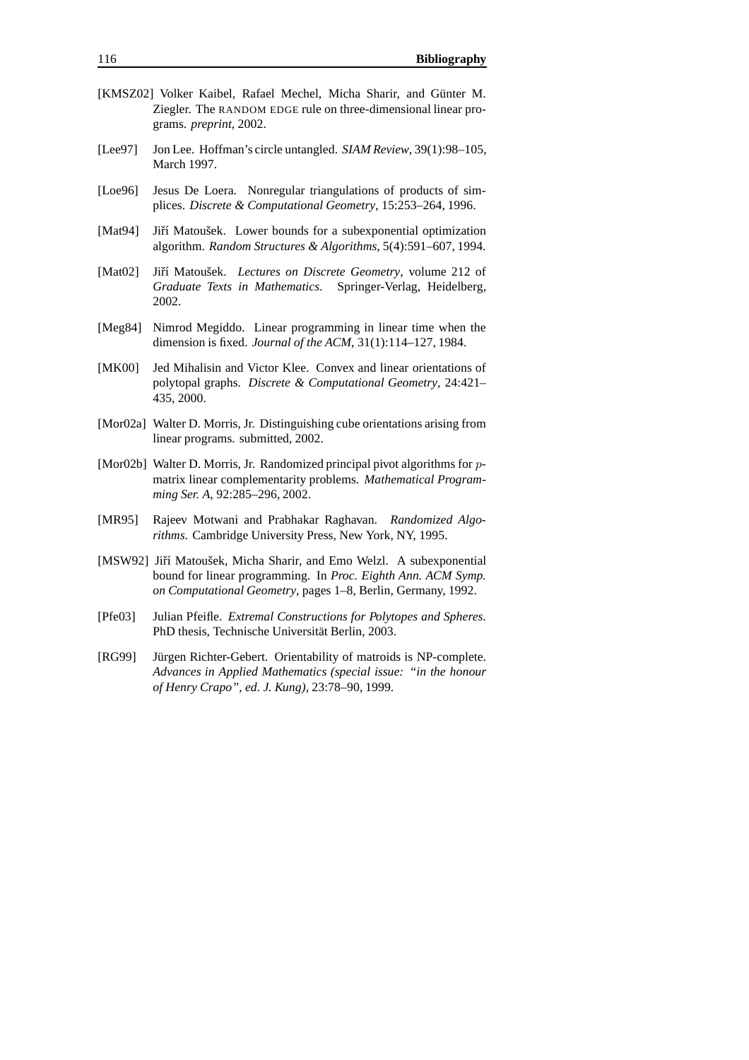[KMSZ02] Volker Kaibel, Rafael Mechel, Micha Sharir, and Günter M. Ziegler. The RANDOM EDGE rule on three-dimensional linear programs. *preprint*, 2002.

[Lee97] Jon Lee. Hoffman's circle untangled. *SIAM Review*, 39(1):98–105, March 1997.

[Loe96] Jesus De Loera. Nonregular triangulations of products of simplices. *Discrete & Computational Geometry*, 15:253–264, 1996.

[Mat94] Jiří Matoušek. Lower bounds for a subexponential optimization algorithm. *Random Structures & Algorithms*, 5(4):591–607, 1994.

[Mat02] Jiří Matoušek. *Lectures on Discrete Geometry*, volume 212 of *Graduate Texts in Mathematics*. Springer-Verlag, Heidelberg, 2002.

[Meg84] Nimrod Megiddo. Linear programming in linear time when the dimension is fixed. *Journal of the ACM*, 31(1):114–127, 1984.

[MK00] Jed Mihalisin and Victor Klee. Convex and linear orientations of polytopal graphs. *Discrete & Computational Geometry*, 24:421–435, 2000.

[Mor02a] Walter D. Morris, Jr. Distinguishing cube orientations arising from linear programs. submitted, 2002.

[Mor02b] Walter D. Morris, Jr. Randomized principal pivot algorithms for $p$-matrix linear complementarity problems. *Mathematical Programming Ser. A*, 92:285–296, 2002.

[MR95] Rajeev Motwani and Prabhakar Raghavan. *Randomized Algorithms*. Cambridge University Press, New York, NY, 1995.

[MSW92] Jiří Matoušek, Micha Sharir, and Emo Welzl. A subexponential bound for linear programming. In *Proc. Eighth Ann. ACM Symp. on Computational Geometry*, pages 1–8, Berlin, Germany, 1992.

[Pfe03] Julian Pfeifle. *Extremal Constructions for Polytopes and Spheres*. PhD thesis, Technische Universität Berlin, 2003.

[RG99] Jürgen Richter-Gebert. Orientability of matroids is NP-complete. *Advances in Applied Mathematics (special issue: "in the honour of Henry Crapo", ed. J. Kung)*, 23:78–90, 1999.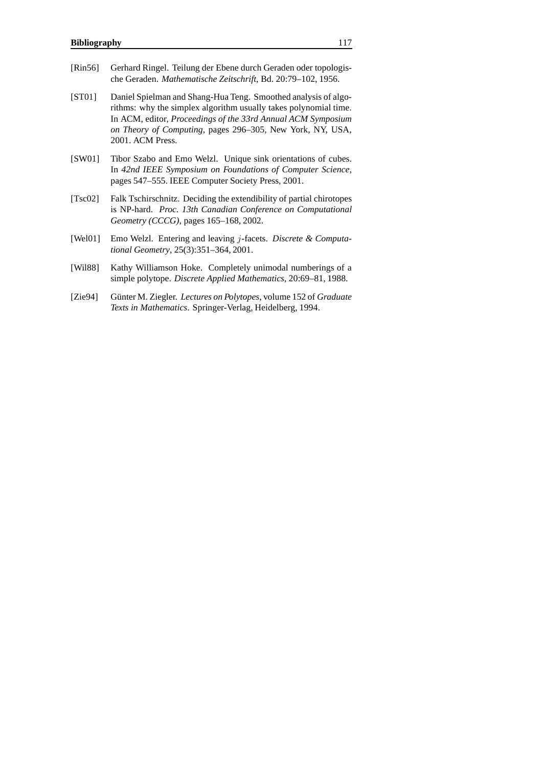[Rin56] Gerhard Ringel. Teilung der Ebene durch Geraden oder topologische Geraden. *Mathematische Zeitschrift*, Bd. 20:79–102, 1956.

[ST01] Daniel Spielman and Shang-Hua Teng. Smoothed analysis of algorithms: why the simplex algorithm usually takes polynomial time. In ACM, editor, *Proceedings of the 33rd Annual ACM Symposium on Theory of Computing*, pages 296–305, New York, NY, USA, 2001. ACM Press.

[SW01] Tibor Szabo and Emo Welzl. Unique sink orientations of cubes. In *42nd IEEE Symposium on Foundations of Computer Science*, pages 547–555. IEEE Computer Society Press, 2001.

[Tsc02] Falk Tschirschnitz. Deciding the extendibility of partial chirotopes is NP-hard. *Proc. 13th Canadian Conference on Computational Geometry (CCCG)*, pages 165–168, 2002.

[Wel01] Emo Welzl. Entering and leaving $j$-facets. *Discrete & Computational Geometry*, 25(3):351–364, 2001.

[Wil88] Kathy Williamson Hoke. Completely unimodal numberings of a simple polytope. *Discrete Applied Mathematics*, 20:69–81, 1988.

[Zie94] Günter M. Ziegler. *Lectures on Polytopes*, volume 152 of *Graduate Texts in Mathematics*. Springer-Verlag, Heidelberg, 1994.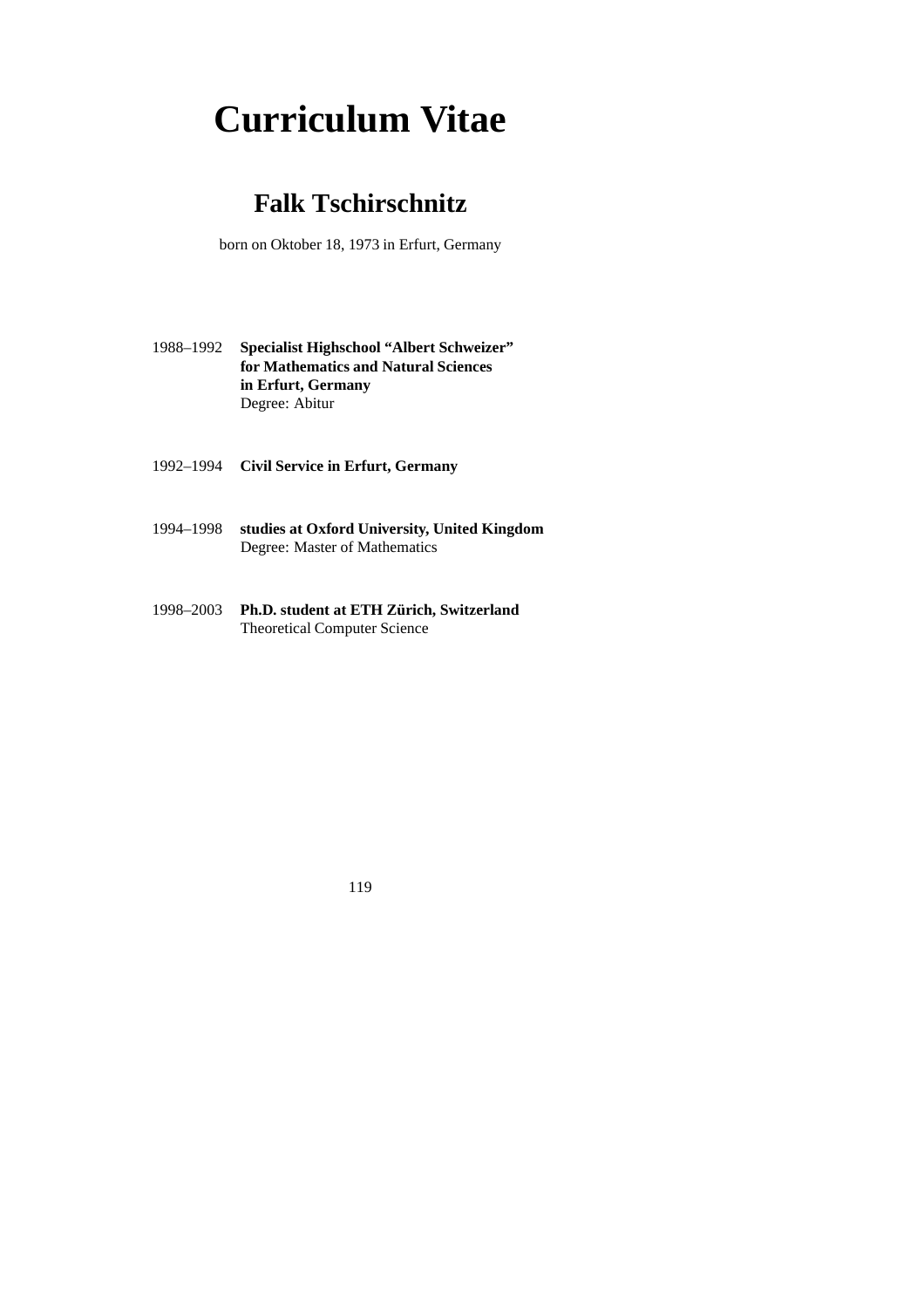# Curriculum Vitae

## Falk Tschirschnitz

born on Oktober 18, 1973 in Erfurt, Germany

1988–1992 **Specialist Highschool "Albert Schweizer" for Mathematics and Natural Sciences in Erfurt, Germany**
Degree: Abitur

1992–1994 **Civil Service in Erfurt, Germany**

1994–1998 **studies at Oxford University, United Kingdom**
Degree: Master of Mathematics

1998–2003 **Ph.D. student at ETH Zürich, Switzerland**
Theoretical Computer Science